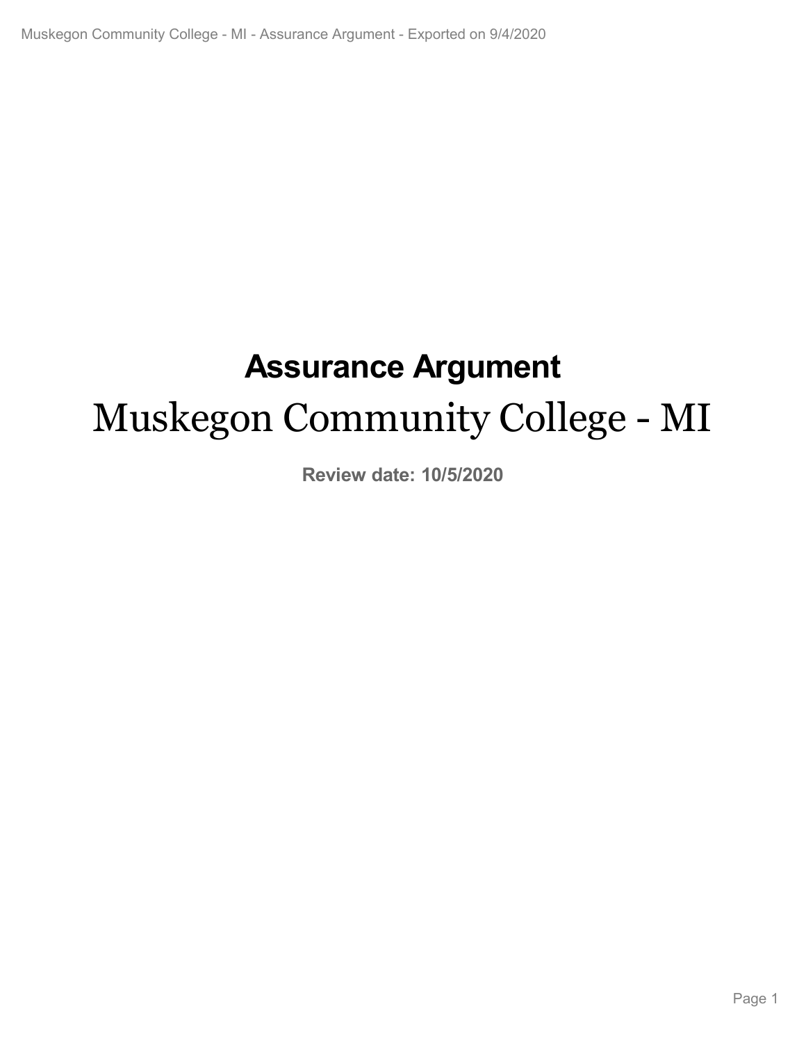# Assurance Argument

# Muskegon Community College - MI

**Review date: 10/5/2020**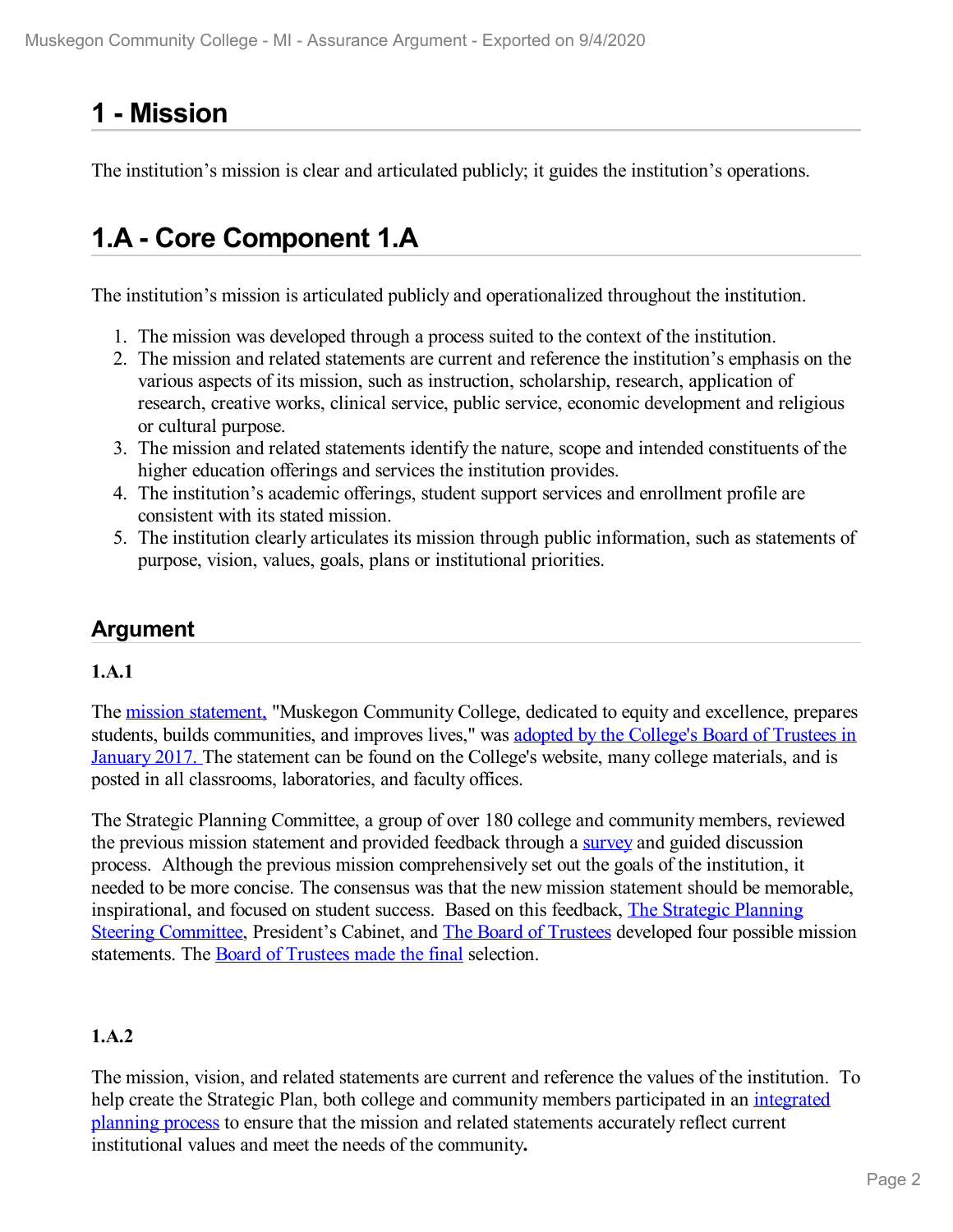# 1 - Mission

The institution's mission is clear and articulated publicly; it guides the institution's operations.

# 1.A - Core Component 1.A

The institution's mission is articulated publicly and operationalized throughout the institution.

1. The mission was developed through a process suited to the context of the institution.
2. The mission and related statements are current and reference the institution's emphasis on the various aspects of its mission, such as instruction, scholarship, research, application of research, creative works, clinical service, public service, economic development and religious or cultural purpose.
3. The mission and related statements identify the nature, scope and intended constituents of the higher education offerings and services the institution provides.
4. The institution's academic offerings, student support services and enrollment profile are consistent with its stated mission.
5. The institution clearly articulates its mission through public information, such as statements of purpose, vision, values, goals, plans or institutional priorities.

## Argument

**1.A.1**

The mission statement, "Muskegon Community College, dedicated to equity and excellence, prepares students, builds communities, and improves lives," was adopted by the College's Board of Trustees in January 2017. The statement can be found on the College's website, many college materials, and is posted in all classrooms, laboratories, and faculty offices.

The Strategic Planning Committee, a group of over 180 college and community members, reviewed the previous mission statement and provided feedback through a survey and guided discussion process. Although the previous mission comprehensively set out the goals of the institution, it needed to be more concise. The consensus was that the new mission statement should be memorable, inspirational, and focused on student success. Based on this feedback, The Strategic Planning Steering Committee, President's Cabinet, and The Board of Trustees developed four possible mission statements. The Board of Trustees made the final selection.

**1.A.2**

The mission, vision, and related statements are current and reference the values of the institution. To help create the Strategic Plan, both college and community members participated in an integrated planning process to ensure that the mission and related statements accurately reflect current institutional values and meet the needs of the community.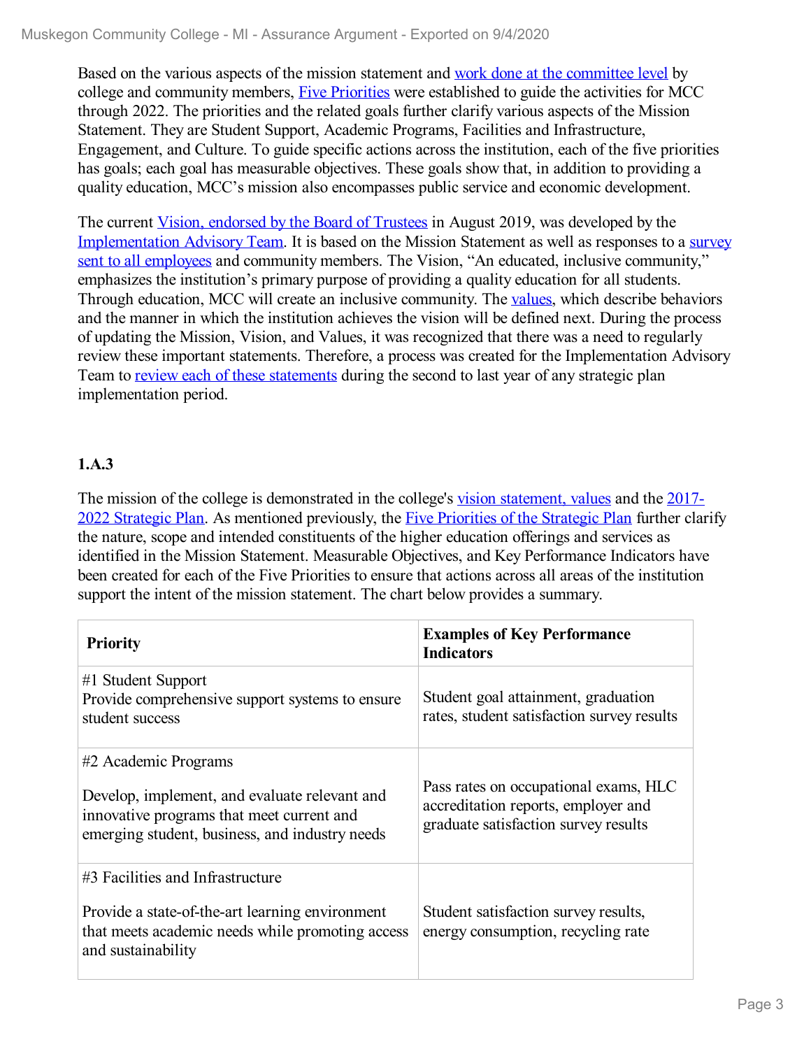Based on the various aspects of the mission statement and work done at the committee level by college and community members, Five Priorities were established to guide the activities for MCC through 2022. The priorities and the related goals further clarify various aspects of the Mission Statement. They are Student Support, Academic Programs, Facilities and Infrastructure, Engagement, and Culture. To guide specific actions across the institution, each of the five priorities has goals; each goal has measurable objectives. These goals show that, in addition to providing a quality education, MCC's mission also encompasses public service and economic development.

The current Vision, endorsed by the Board of Trustees in August 2019, was developed by the Implementation Advisory Team. It is based on the Mission Statement as well as responses to a survey sent to all employees and community members. The Vision, "An educated, inclusive community," emphasizes the institution's primary purpose of providing a quality education for all students. Through education, MCC will create an inclusive community. The values, which describe behaviors and the manner in which the institution achieves the vision will be defined next. During the process of updating the Mission, Vision, and Values, it was recognized that there was a need to regularly review these important statements. Therefore, a process was created for the Implementation Advisory Team to review each of these statements during the second to last year of any strategic plan implementation period.

### 1.A.3

The mission of the college is demonstrated in the college's vision statement, values and the 2017-2022 Strategic Plan. As mentioned previously, the Five Priorities of the Strategic Plan further clarify the nature, scope and intended constituents of the higher education offerings and services as identified in the Mission Statement. Measurable Objectives, and Key Performance Indicators have been created for each of the Five Priorities to ensure that actions across all areas of the institution support the intent of the mission statement. The chart below provides a summary.

| Priority | Examples of Key Performance Indicators |
|---|---|
| #1 Student Support<br>Provide comprehensive support systems to ensure student success | Student goal attainment, graduation rates, student satisfaction survey results |
| #2 Academic Programs<br><br>Develop, implement, and evaluate relevant and innovative programs that meet current and emerging student, business, and industry needs | Pass rates on occupational exams, HLC accreditation reports, employer and graduate satisfaction survey results |
| #3 Facilities and Infrastructure<br><br>Provide a state-of-the-art learning environment that meets academic needs while promoting access and sustainability | Student satisfaction survey results, energy consumption, recycling rate |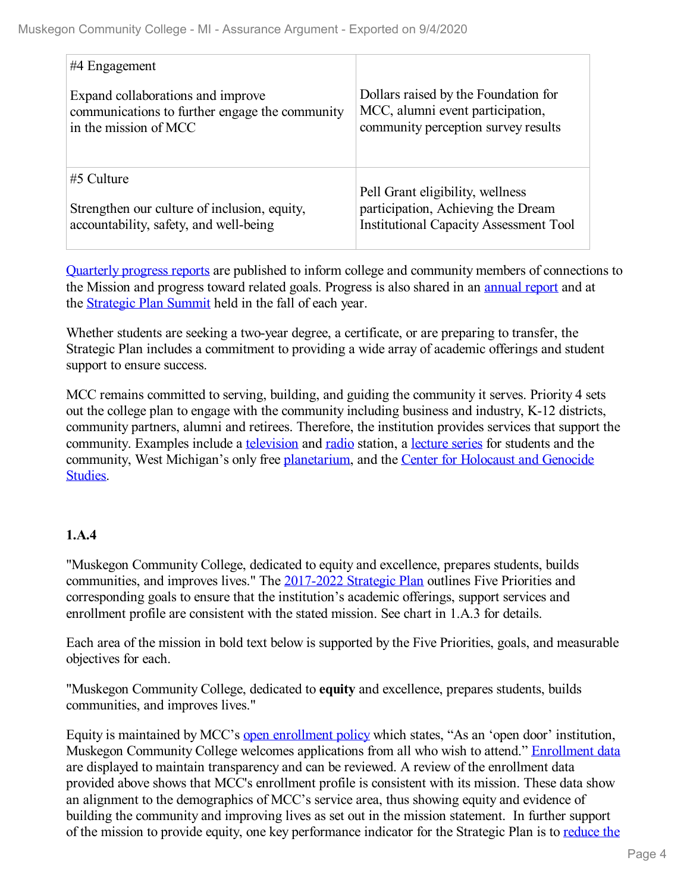| #4 Engagement<br><br>Expand collaborations and improve communications to further engage the community in the mission of MCC | Dollars raised by the Foundation for MCC, alumni event participation, community perception survey results |
|---|---|
| #5 Culture<br><br>Strengthen our culture of inclusion, equity, accountability, safety, and well-being | Pell Grant eligibility, wellness participation, Achieving the Dream Institutional Capacity Assessment Tool |

Quarterly progress reports are published to inform college and community members of connections to the Mission and progress toward related goals. Progress is also shared in an annual report and at the Strategic Plan Summit held in the fall of each year.

Whether students are seeking a two-year degree, a certificate, or are preparing to transfer, the Strategic Plan includes a commitment to providing a wide array of academic offerings and student support to ensure success.

MCC remains committed to serving, building, and guiding the community it serves. Priority 4 sets out the college plan to engage with the community including business and industry, K-12 districts, community partners, alumni and retirees. Therefore, the institution provides services that support the community. Examples include a television and radio station, a lecture series for students and the community, West Michigan's only free planetarium, and the Center for Holocaust and Genocide Studies.

**1.A.4**

"Muskegon Community College, dedicated to equity and excellence, prepares students, builds communities, and improves lives." The 2017-2022 Strategic Plan outlines Five Priorities and corresponding goals to ensure that the institution's academic offerings, support services and enrollment profile are consistent with the stated mission. See chart in 1.A.3 for details.

Each area of the mission in bold text below is supported by the Five Priorities, goals, and measurable objectives for each.

"Muskegon Community College, dedicated to **equity** and excellence, prepares students, builds communities, and improves lives."

Equity is maintained by MCC's open enrollment policy which states, "As an 'open door' institution, Muskegon Community College welcomes applications from all who wish to attend." Enrollment data are displayed to maintain transparency and can be reviewed. A review of the enrollment data provided above shows that MCC's enrollment profile is consistent with its mission. These data show an alignment to the demographics of MCC's service area, thus showing equity and evidence of building the community and improving lives as set out in the mission statement. In further support of the mission to provide equity, one key performance indicator for the Strategic Plan is to reduce the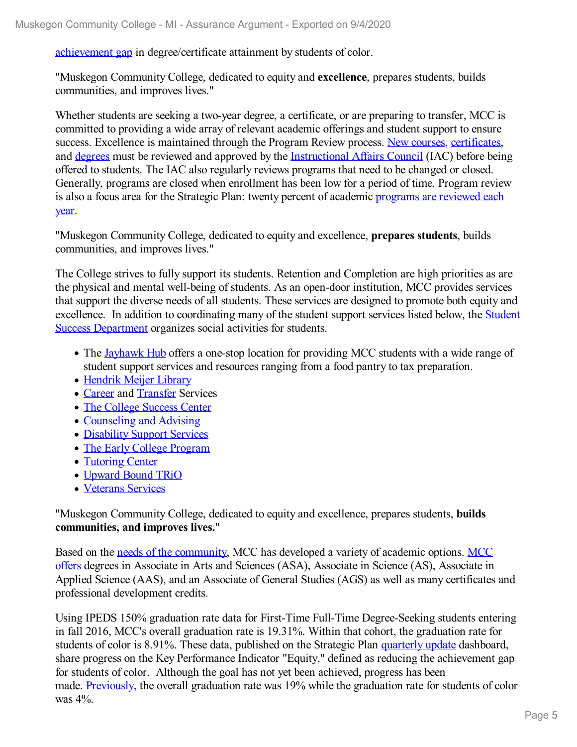achievement gap in degree/certificate attainment by students of color.

"Muskegon Community College, dedicated to equity and **excellence**, prepares students, builds communities, and improves lives."

Whether students are seeking a two-year degree, a certificate, or are preparing to transfer, MCC is committed to providing a wide array of relevant academic offerings and student support to ensure success. Excellence is maintained through the Program Review process. New courses, certificates, and degrees must be reviewed and approved by the Instructional Affairs Council (IAC) before being offered to students. The IAC also regularly reviews programs that need to be changed or closed. Generally, programs are closed when enrollment has been low for a period of time. Program review is also a focus area for the Strategic Plan: twenty percent of academic programs are reviewed each year.

"Muskegon Community College, dedicated to equity and excellence, **prepares students**, builds communities, and improves lives."

The College strives to fully support its students. Retention and Completion are high priorities as are the physical and mental well-being of students. As an open-door institution, MCC provides services that support the diverse needs of all students. These services are designed to promote both equity and excellence. In addition to coordinating many of the student support services listed below, the Student Success Department organizes social activities for students.

- The Jayhawk Hub offers a one-stop location for providing MCC students with a wide range of student support services and resources ranging from a food pantry to tax preparation.
- Hendrik Meijer Library
- Career and Transfer Services
- The College Success Center
- Counseling and Advising
- Disability Support Services
- The Early College Program
- Tutoring Center
- Upward Bound TRiO
- Veterans Services

"Muskegon Community College, dedicated to equity and excellence, prepares students, **builds communities, and improves lives.**"

Based on the needs of the community, MCC has developed a variety of academic options. MCC offers degrees in Associate in Arts and Sciences (ASA), Associate in Science (AS), Associate in Applied Science (AAS), and an Associate of General Studies (AGS) as well as many certificates and professional development credits.

Using IPEDS 150% graduation rate data for First-Time Full-Time Degree-Seeking students entering in fall 2016, MCC's overall graduation rate is 19.31%. Within that cohort, the graduation rate for students of color is 8.91%. These data, published on the Strategic Plan quarterly update dashboard, share progress on the Key Performance Indicator "Equity," defined as reducing the achievement gap for students of color. Although the goal has not yet been achieved, progress has been made. Previously, the overall graduation rate was 19% while the graduation rate for students of color was 4%.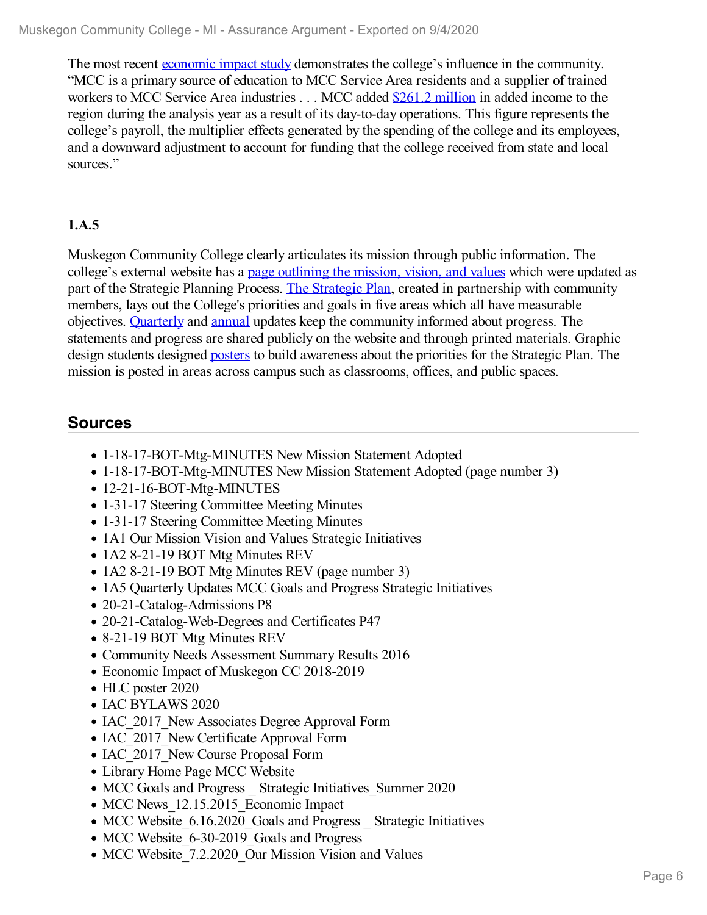The most recent economic impact study demonstrates the college's influence in the community. "MCC is a primary source of education to MCC Service Area residents and a supplier of trained workers to MCC Service Area industries . . . MCC added $261.2 million in added income to the region during the analysis year as a result of its day-to-day operations. This figure represents the college's payroll, the multiplier effects generated by the spending of the college and its employees, and a downward adjustment to account for funding that the college received from state and local sources."

### 1.A.5

Muskegon Community College clearly articulates its mission through public information. The college's external website has a page outlining the mission, vision, and values which were updated as part of the Strategic Planning Process. The Strategic Plan, created in partnership with community members, lays out the College's priorities and goals in five areas which all have measurable objectives. Quarterly and annual updates keep the community informed about progress. The statements and progress are shared publicly on the website and through printed materials. Graphic design students designed posters to build awareness about the priorities for the Strategic Plan. The mission is posted in areas across campus such as classrooms, offices, and public spaces.

## Sources

- 1-18-17-BOT-Mtg-MINUTES New Mission Statement Adopted
- 1-18-17-BOT-Mtg-MINUTES New Mission Statement Adopted (page number 3)
- 12-21-16-BOT-Mtg-MINUTES
- 1-31-17 Steering Committee Meeting Minutes
- 1-31-17 Steering Committee Meeting Minutes
- 1A1 Our Mission Vision and Values Strategic Initiatives
- 1A2 8-21-19 BOT Mtg Minutes REV
- 1A2 8-21-19 BOT Mtg Minutes REV (page number 3)
- 1A5 Quarterly Updates MCC Goals and Progress Strategic Initiatives
- 20-21-Catalog-Admissions P8
- 20-21-Catalog-Web-Degrees and Certificates P47
- 8-21-19 BOT Mtg Minutes REV
- Community Needs Assessment Summary Results 2016
- Economic Impact of Muskegon CC 2018-2019
- HLC poster 2020
- IAC BYLAWS 2020
- IAC_2017_New Associates Degree Approval Form
- IAC_2017_New Certificate Approval Form
- IAC_2017_New Course Proposal Form
- Library Home Page MCC Website
- MCC Goals and Progress _ Strategic Initiatives_Summer 2020
- MCC News_12.15.2015_Economic Impact
- MCC Website_6.16.2020_Goals and Progress _ Strategic Initiatives
- MCC Website_6-30-2019_Goals and Progress
- MCC Website_7.2.2020_Our Mission Vision and Values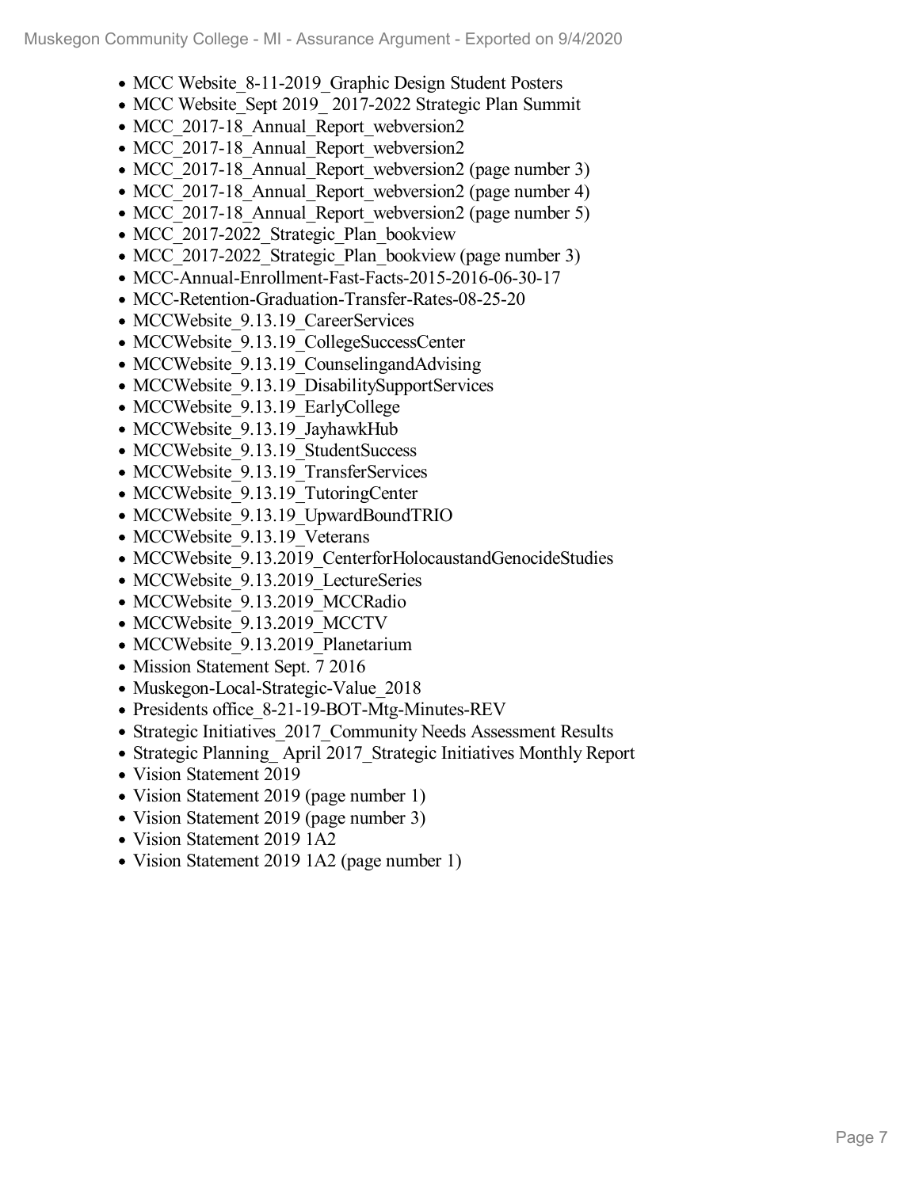- MCC Website_8-11-2019_Graphic Design Student Posters
- MCC Website_Sept 2019_ 2017-2022 Strategic Plan Summit
- MCC_2017-18_Annual_Report_webversion2
- MCC_2017-18_Annual_Report_webversion2
- MCC_2017-18_Annual_Report_webversion2 (page number 3)
- MCC_2017-18_Annual_Report_webversion2 (page number 4)
- MCC_2017-18_Annual_Report_webversion2 (page number 5)
- MCC_2017-2022_Strategic_Plan_bookview
- MCC_2017-2022_Strategic_Plan_bookview (page number 3)
- MCC-Annual-Enrollment-Fast-Facts-2015-2016-06-30-17
- MCC-Retention-Graduation-Transfer-Rates-08-25-20
- MCCWebsite_9.13.19_CareerServices
- MCCWebsite_9.13.19_CollegeSuccessCenter
- MCCWebsite_9.13.19_CounselingandAdvising
- MCCWebsite_9.13.19_DisabilitySupportServices
- MCCWebsite_9.13.19_EarlyCollege
- MCCWebsite_9.13.19_JayhawkHub
- MCCWebsite_9.13.19_StudentSuccess
- MCCWebsite_9.13.19_TransferServices
- MCCWebsite_9.13.19_TutoringCenter
- MCCWebsite_9.13.19_UpwardBoundTRIO
- MCCWebsite_9.13.19_Veterans
- MCCWebsite_9.13.2019_CenterforHolocaustandGenocideStudies
- MCCWebsite_9.13.2019_LectureSeries
- MCCWebsite_9.13.2019_MCCRadio
- MCCWebsite_9.13.2019_MCCTV
- MCCWebsite_9.13.2019_Planetarium
- Mission Statement Sept. 7 2016
- Muskegon-Local-Strategic-Value_2018
- Presidents office_8-21-19-BOT-Mtg-Minutes-REV
- Strategic Initiatives_2017_Community Needs Assessment Results
- Strategic Planning_ April 2017_Strategic Initiatives Monthly Report
- Vision Statement 2019
- Vision Statement 2019 (page number 1)
- Vision Statement 2019 (page number 3)
- Vision Statement 2019 1A2
- Vision Statement 2019 1A2 (page number 1)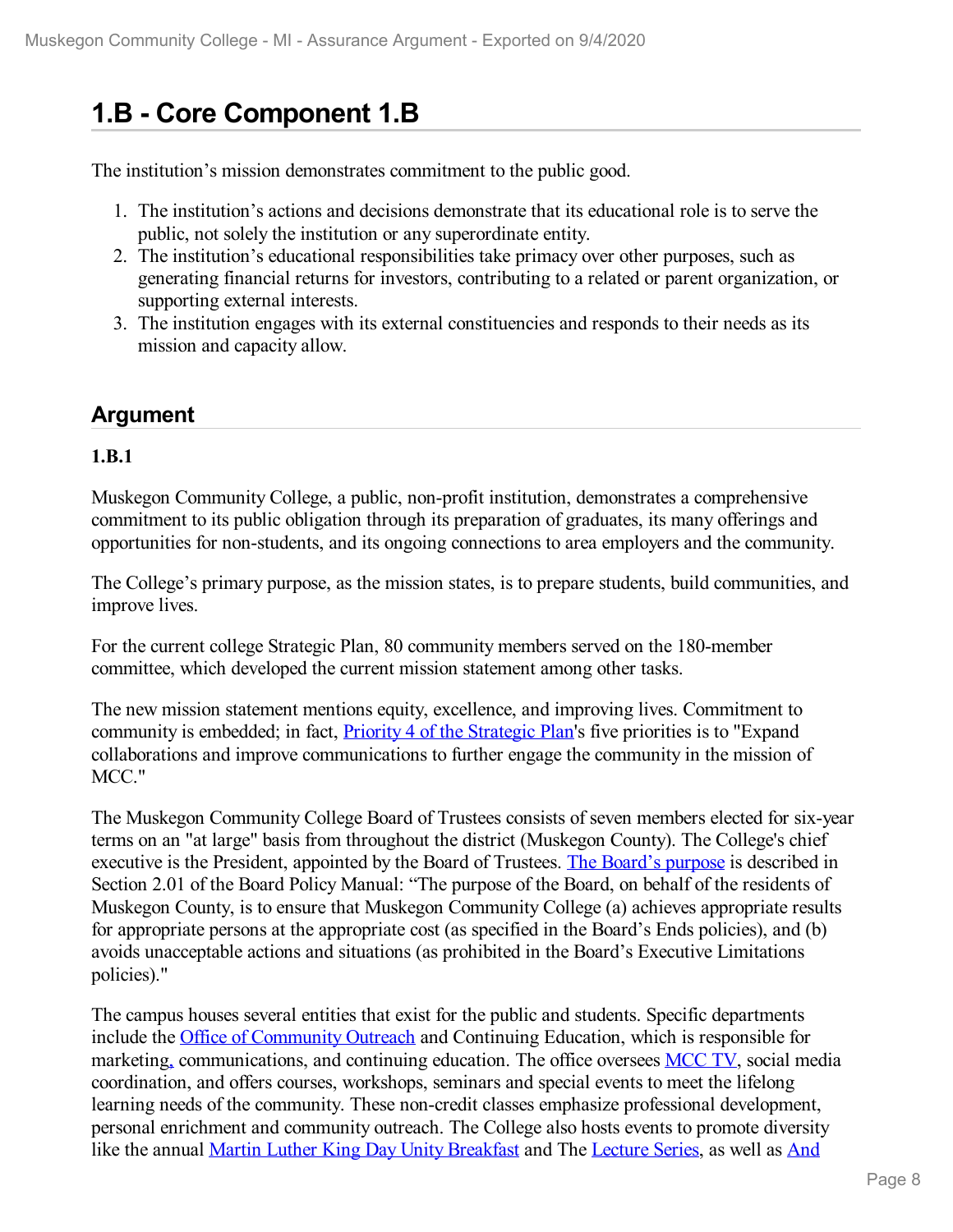# 1.B - Core Component 1.B

The institution's mission demonstrates commitment to the public good.

1. The institution's actions and decisions demonstrate that its educational role is to serve the public, not solely the institution or any superordinate entity.
2. The institution's educational responsibilities take primacy over other purposes, such as generating financial returns for investors, contributing to a related or parent organization, or supporting external interests.
3. The institution engages with its external constituencies and responds to their needs as its mission and capacity allow.

## Argument

**1.B.1**

Muskegon Community College, a public, non-profit institution, demonstrates a comprehensive commitment to its public obligation through its preparation of graduates, its many offerings and opportunities for non-students, and its ongoing connections to area employers and the community.

The College's primary purpose, as the mission states, is to prepare students, build communities, and improve lives.

For the current college Strategic Plan, 80 community members served on the 180-member committee, which developed the current mission statement among other tasks.

The new mission statement mentions equity, excellence, and improving lives. Commitment to community is embedded; in fact, Priority 4 of the Strategic Plan's five priorities is to "Expand collaborations and improve communications to further engage the community in the mission of MCC."

The Muskegon Community College Board of Trustees consists of seven members elected for six-year terms on an "at large" basis from throughout the district (Muskegon County). The College's chief executive is the President, appointed by the Board of Trustees. The Board's purpose is described in Section 2.01 of the Board Policy Manual: "The purpose of the Board, on behalf of the residents of Muskegon County, is to ensure that Muskegon Community College (a) achieves appropriate results for appropriate persons at the appropriate cost (as specified in the Board's Ends policies), and (b) avoids unacceptable actions and situations (as prohibited in the Board's Executive Limitations policies)."

The campus houses several entities that exist for the public and students. Specific departments include the Office of Community Outreach and Continuing Education, which is responsible for marketing, communications, and continuing education. The office oversees MCC TV, social media coordination, and offers courses, workshops, seminars and special events to meet the lifelong learning needs of the community. These non-credit classes emphasize professional development, personal enrichment and community outreach. The College also hosts events to promote diversity like the annual Martin Luther King Day Unity Breakfast and The Lecture Series, as well as And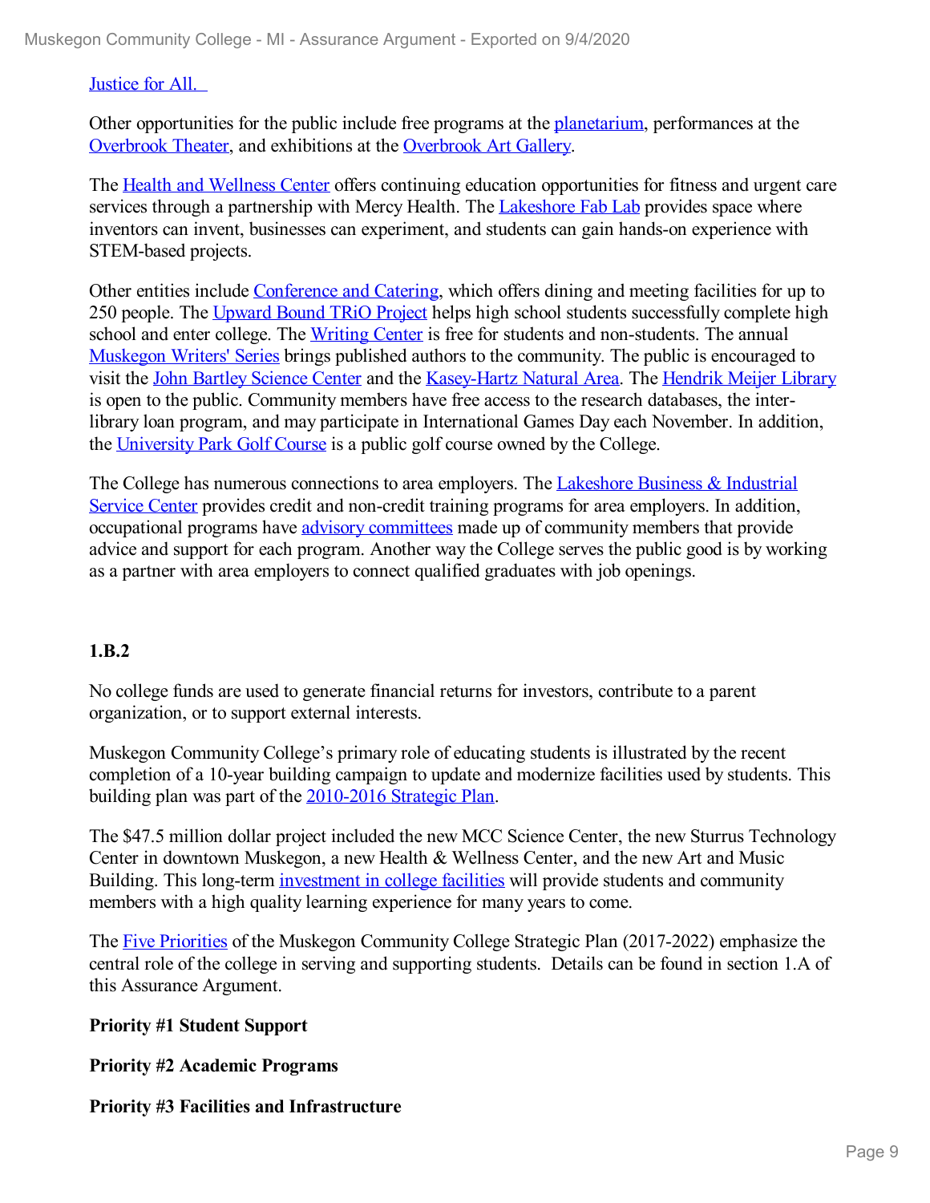Justice for All.

Other opportunities for the public include free programs at the planetarium, performances at the Overbrook Theater, and exhibitions at the Overbrook Art Gallery.

The Health and Wellness Center offers continuing education opportunities for fitness and urgent care services through a partnership with Mercy Health. The Lakeshore Fab Lab provides space where inventors can invent, businesses can experiment, and students can gain hands-on experience with STEM-based projects.

Other entities include Conference and Catering, which offers dining and meeting facilities for up to 250 people. The Upward Bound TRiO Project helps high school students successfully complete high school and enter college. The Writing Center is free for students and non-students. The annual Muskegon Writers' Series brings published authors to the community. The public is encouraged to visit the John Bartley Science Center and the Kasey-Hartz Natural Area. The Hendrik Meijer Library is open to the public. Community members have free access to the research databases, the inter-library loan program, and may participate in International Games Day each November. In addition, the University Park Golf Course is a public golf course owned by the College.

The College has numerous connections to area employers. The Lakeshore Business & Industrial Service Center provides credit and non-credit training programs for area employers. In addition, occupational programs have advisory committees made up of community members that provide advice and support for each program. Another way the College serves the public good is by working as a partner with area employers to connect qualified graduates with job openings.

**1.B.2**

No college funds are used to generate financial returns for investors, contribute to a parent organization, or to support external interests.

Muskegon Community College's primary role of educating students is illustrated by the recent completion of a 10-year building campaign to update and modernize facilities used by students. This building plan was part of the 2010-2016 Strategic Plan.

The $47.5 million dollar project included the new MCC Science Center, the new Sturrus Technology Center in downtown Muskegon, a new Health & Wellness Center, and the new Art and Music Building. This long-term investment in college facilities will provide students and community members with a high quality learning experience for many years to come.

The Five Priorities of the Muskegon Community College Strategic Plan (2017-2022) emphasize the central role of the college in serving and supporting students. Details can be found in section 1.A of this Assurance Argument.

**Priority #1 Student Support**

**Priority #2 Academic Programs**

**Priority #3 Facilities and Infrastructure**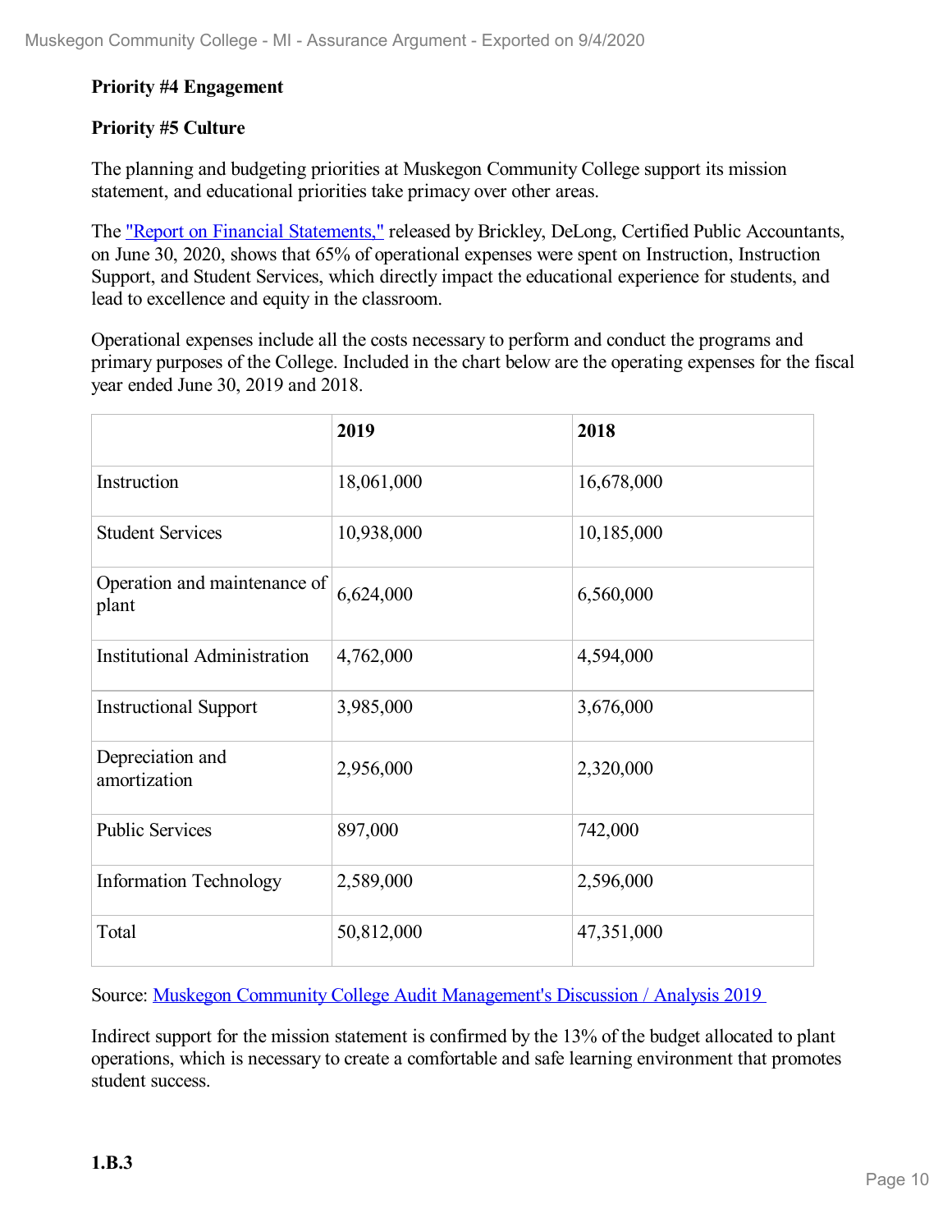**Priority #4 Engagement**

**Priority #5 Culture**

The planning and budgeting priorities at Muskegon Community College support its mission statement, and educational priorities take primacy over other areas.

The "Report on Financial Statements," released by Brickley, DeLong, Certified Public Accountants, on June 30, 2020, shows that 65% of operational expenses were spent on Instruction, Instruction Support, and Student Services, which directly impact the educational experience for students, and lead to excellence and equity in the classroom.

Operational expenses include all the costs necessary to perform and conduct the programs and primary purposes of the College. Included in the chart below are the operating expenses for the fiscal year ended June 30, 2019 and 2018.

| | 2019 | 2018 |
|---|---|---|
| Instruction | 18,061,000 | 16,678,000 |
| Student Services | 10,938,000 | 10,185,000 |
| Operation and maintenance of plant | 6,624,000 | 6,560,000 |
| Institutional Administration | 4,762,000 | 4,594,000 |
| Instructional Support | 3,985,000 | 3,676,000 |
| Depreciation and amortization | 2,956,000 | 2,320,000 |
| Public Services | 897,000 | 742,000 |
| Information Technology | 2,589,000 | 2,596,000 |
| Total | 50,812,000 | 47,351,000 |

Source: Muskegon Community College Audit Management's Discussion / Analysis 2019

Indirect support for the mission statement is confirmed by the 13% of the budget allocated to plant operations, which is necessary to create a comfortable and safe learning environment that promotes student success.

**1.B.3**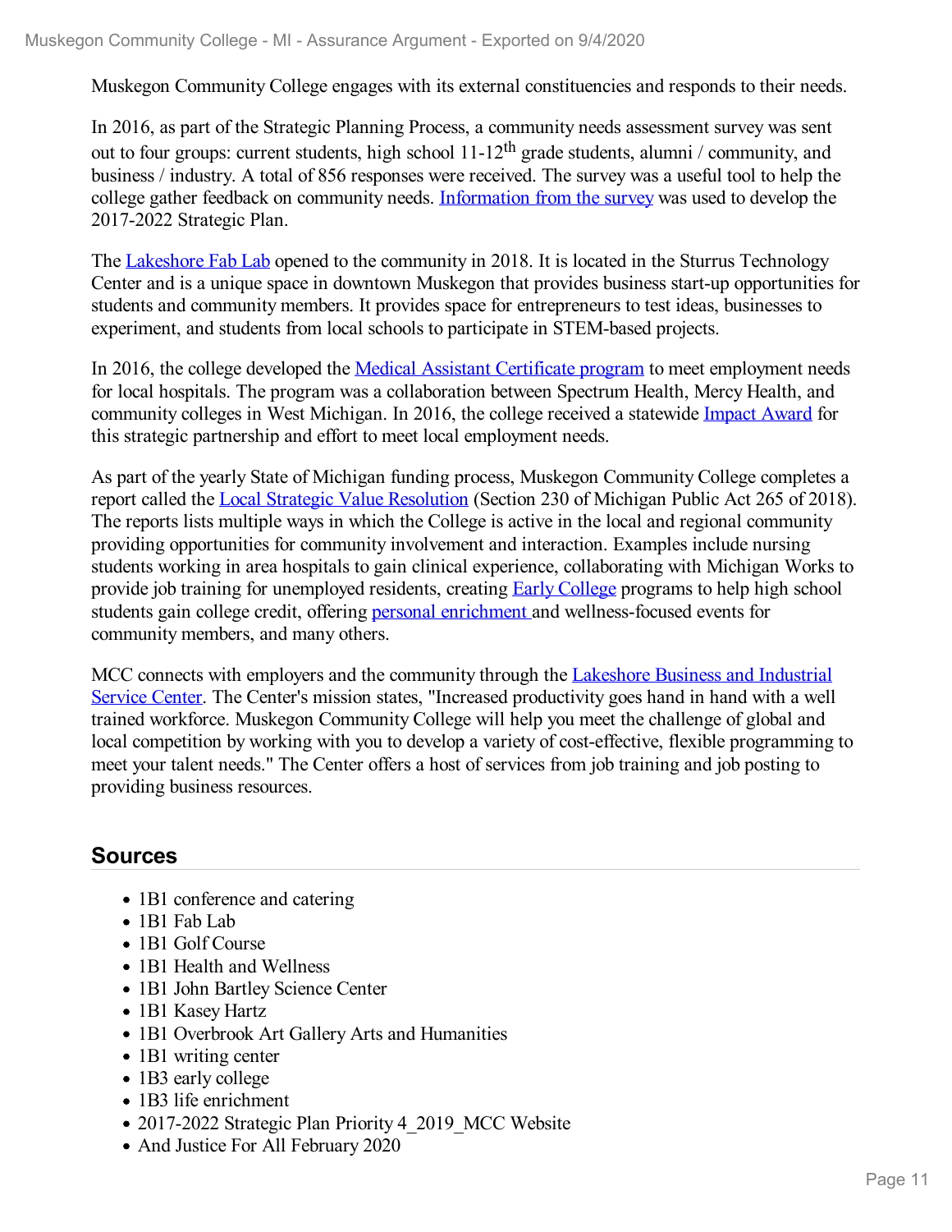Muskegon Community College engages with its external constituencies and responds to their needs.

In 2016, as part of the Strategic Planning Process, a community needs assessment survey was sent out to four groups: current students, high school 11-12th grade students, alumni / community, and business / industry. A total of 856 responses were received. The survey was a useful tool to help the college gather feedback on community needs. Information from the survey was used to develop the 2017-2022 Strategic Plan.

The Lakeshore Fab Lab opened to the community in 2018. It is located in the Sturrus Technology Center and is a unique space in downtown Muskegon that provides business start-up opportunities for students and community members. It provides space for entrepreneurs to test ideas, businesses to experiment, and students from local schools to participate in STEM-based projects.

In 2016, the college developed the Medical Assistant Certificate program to meet employment needs for local hospitals. The program was a collaboration between Spectrum Health, Mercy Health, and community colleges in West Michigan. In 2016, the college received a statewide Impact Award for this strategic partnership and effort to meet local employment needs.

As part of the yearly State of Michigan funding process, Muskegon Community College completes a report called the Local Strategic Value Resolution (Section 230 of Michigan Public Act 265 of 2018). The reports lists multiple ways in which the College is active in the local and regional community providing opportunities for community involvement and interaction. Examples include nursing students working in area hospitals to gain clinical experience, collaborating with Michigan Works to provide job training for unemployed residents, creating Early College programs to help high school students gain college credit, offering personal enrichment and wellness-focused events for community members, and many others.

MCC connects with employers and the community through the Lakeshore Business and Industrial Service Center. The Center's mission states, "Increased productivity goes hand in hand with a well trained workforce. Muskegon Community College will help you meet the challenge of global and local competition by working with you to develop a variety of cost-effective, flexible programming to meet your talent needs." The Center offers a host of services from job training and job posting to providing business resources.

## Sources

- 1B1 conference and catering
- 1B1 Fab Lab
- 1B1 Golf Course
- 1B1 Health and Wellness
- 1B1 John Bartley Science Center
- 1B1 Kasey Hartz
- 1B1 Overbrook Art Gallery Arts and Humanities
- 1B1 writing center
- 1B3 early college
- 1B3 life enrichment
- 2017-2022 Strategic Plan Priority 4_2019_MCC Website
- And Justice For All February 2020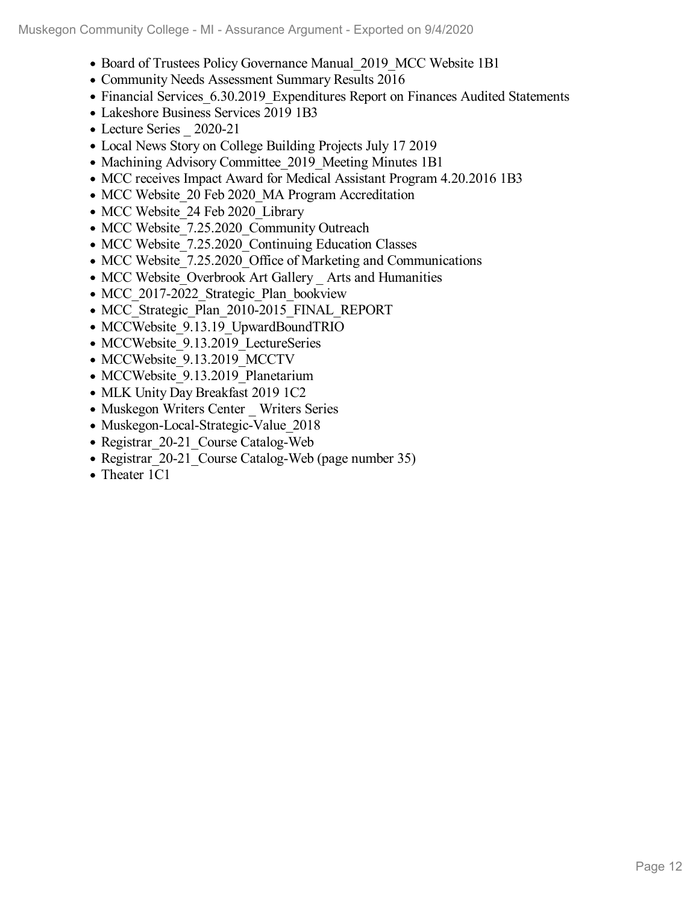- Board of Trustees Policy Governance Manual_2019_MCC Website 1B1
- Community Needs Assessment Summary Results 2016
- Financial Services_6.30.2019_Expenditures Report on Finances Audited Statements
- Lakeshore Business Services 2019 1B3
- Lecture Series _ 2020-21
- Local News Story on College Building Projects July 17 2019
- Machining Advisory Committee_2019_Meeting Minutes 1B1
- MCC receives Impact Award for Medical Assistant Program 4.20.2016 1B3
- MCC Website_20 Feb 2020_MA Program Accreditation
- MCC Website_24 Feb 2020_Library
- MCC Website_7.25.2020_Community Outreach
- MCC Website_7.25.2020_Continuing Education Classes
- MCC Website_7.25.2020_Office of Marketing and Communications
- MCC Website_Overbrook Art Gallery _ Arts and Humanities
- MCC_2017-2022_Strategic_Plan_bookview
- MCC_Strategic_Plan_2010-2015_FINAL_REPORT
- MCCWebsite_9.13.19_UpwardBoundTRIO
- MCCWebsite_9.13.2019_LectureSeries
- MCCWebsite_9.13.2019_MCCTV
- MCCWebsite_9.13.2019_Planetarium
- MLK Unity Day Breakfast 2019 1C2
- Muskegon Writers Center _ Writers Series
- Muskegon-Local-Strategic-Value_2018
- Registrar_20-21_Course Catalog-Web
- Registrar_20-21_Course Catalog-Web (page number 35)
- Theater 1C1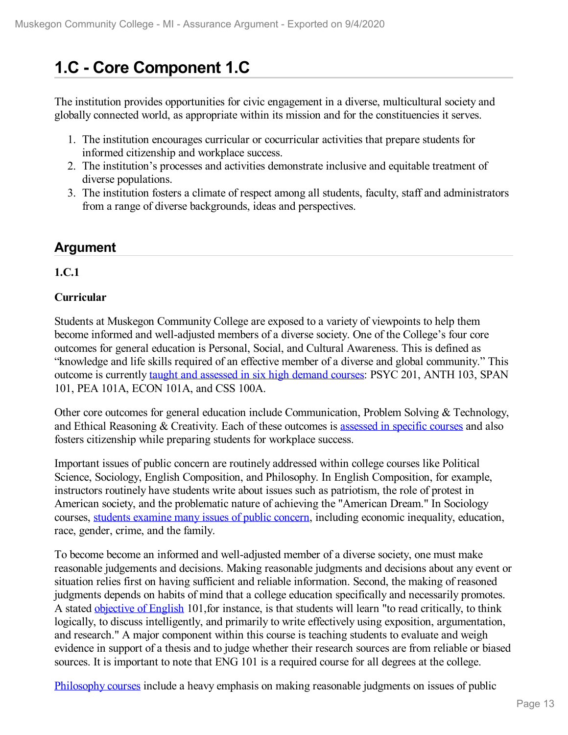# 1.C - Core Component 1.C

The institution provides opportunities for civic engagement in a diverse, multicultural society and globally connected world, as appropriate within its mission and for the constituencies it serves.

1. The institution encourages curricular or cocurricular activities that prepare students for informed citizenship and workplace success.
2. The institution's processes and activities demonstrate inclusive and equitable treatment of diverse populations.
3. The institution fosters a climate of respect among all students, faculty, staff and administrators from a range of diverse backgrounds, ideas and perspectives.

## Argument

**1.C.1**

**Curricular**

Students at Muskegon Community College are exposed to a variety of viewpoints to help them become informed and well-adjusted members of a diverse society. One of the College's four core outcomes for general education is Personal, Social, and Cultural Awareness. This is defined as "knowledge and life skills required of an effective member of a diverse and global community." This outcome is currently taught and assessed in six high demand courses: PSYC 201, ANTH 103, SPAN 101, PEA 101A, ECON 101A, and CSS 100A.

Other core outcomes for general education include Communication, Problem Solving & Technology, and Ethical Reasoning & Creativity. Each of these outcomes is assessed in specific courses and also fosters citizenship while preparing students for workplace success.

Important issues of public concern are routinely addressed within college courses like Political Science, Sociology, English Composition, and Philosophy. In English Composition, for example, instructors routinely have students write about issues such as patriotism, the role of protest in American society, and the problematic nature of achieving the "American Dream." In Sociology courses, students examine many issues of public concern, including economic inequality, education, race, gender, crime, and the family.

To become become an informed and well-adjusted member of a diverse society, one must make reasonable judgements and decisions. Making reasonable judgments and decisions about any event or situation relies first on having sufficient and reliable information. Second, the making of reasoned judgments depends on habits of mind that a college education specifically and necessarily promotes. A stated objective of English 101,for instance, is that students will learn "to read critically, to think logically, to discuss intelligently, and primarily to write effectively using exposition, argumentation, and research." A major component within this course is teaching students to evaluate and weigh evidence in support of a thesis and to judge whether their research sources are from reliable or biased sources. It is important to note that ENG 101 is a required course for all degrees at the college.

Philosophy courses include a heavy emphasis on making reasonable judgments on issues of public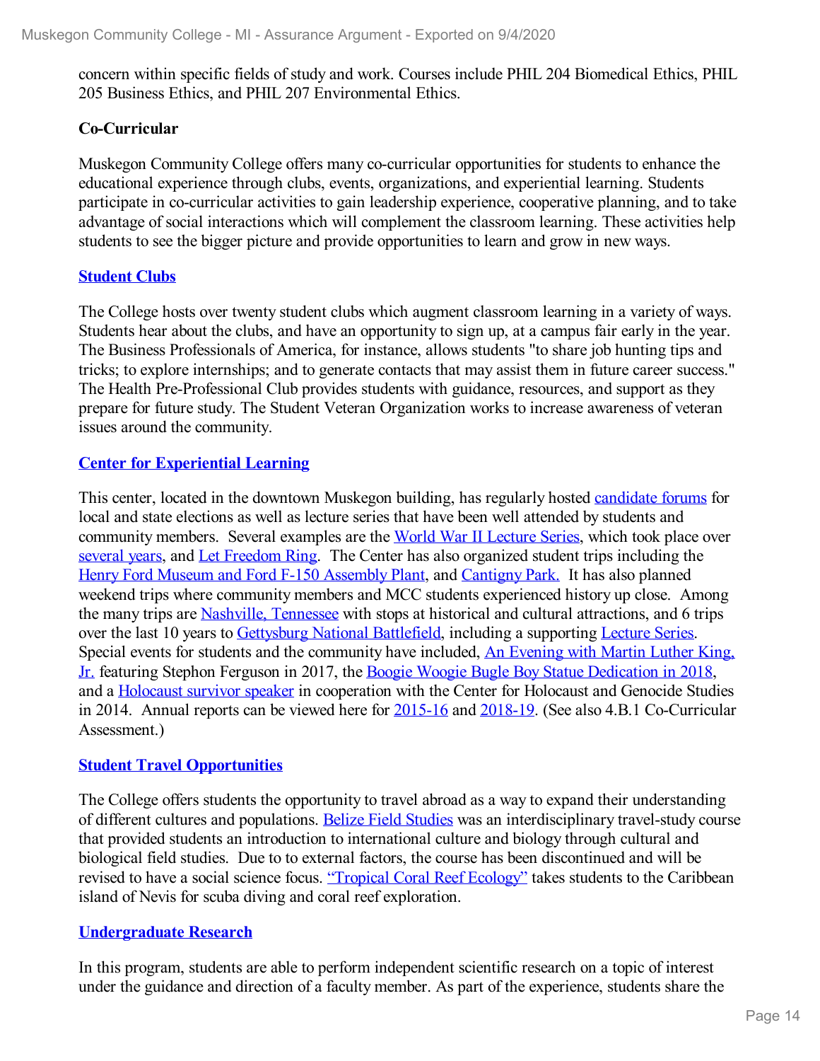concern within specific fields of study and work. Courses include PHIL 204 Biomedical Ethics, PHIL 205 Business Ethics, and PHIL 207 Environmental Ethics.

**Co-Curricular**

Muskegon Community College offers many co-curricular opportunities for students to enhance the educational experience through clubs, events, organizations, and experiential learning. Students participate in co-curricular activities to gain leadership experience, cooperative planning, and to take advantage of social interactions which will complement the classroom learning. These activities help students to see the bigger picture and provide opportunities to learn and grow in new ways.

**Student Clubs**

The College hosts over twenty student clubs which augment classroom learning in a variety of ways. Students hear about the clubs, and have an opportunity to sign up, at a campus fair early in the year. The Business Professionals of America, for instance, allows students "to share job hunting tips and tricks; to explore internships; and to generate contacts that may assist them in future career success." The Health Pre-Professional Club provides students with guidance, resources, and support as they prepare for future study. The Student Veteran Organization works to increase awareness of veteran issues around the community.

**Center for Experiential Learning**

This center, located in the downtown Muskegon building, has regularly hosted candidate forums for local and state elections as well as lecture series that have been well attended by students and community members. Several examples are the World War II Lecture Series, which took place over several years, and Let Freedom Ring. The Center has also organized student trips including the Henry Ford Museum and Ford F-150 Assembly Plant, and Cantigny Park. It has also planned weekend trips where community members and MCC students experienced history up close. Among the many trips are Nashville, Tennessee with stops at historical and cultural attractions, and 6 trips over the last 10 years to Gettysburg National Battlefield, including a supporting Lecture Series. Special events for students and the community have included, An Evening with Martin Luther King, Jr. featuring Stephon Ferguson in 2017, the Boogie Woogie Bugle Boy Statue Dedication in 2018, and a Holocaust survivor speaker in cooperation with the Center for Holocaust and Genocide Studies in 2014. Annual reports can be viewed here for 2015-16 and 2018-19. (See also 4.B.1 Co-Curricular Assessment.)

**Student Travel Opportunities**

The College offers students the opportunity to travel abroad as a way to expand their understanding of different cultures and populations. Belize Field Studies was an interdisciplinary travel-study course that provided students an introduction to international culture and biology through cultural and biological field studies. Due to to external factors, the course has been discontinued and will be revised to have a social science focus. "Tropical Coral Reef Ecology" takes students to the Caribbean island of Nevis for scuba diving and coral reef exploration.

**Undergraduate Research**

In this program, students are able to perform independent scientific research on a topic of interest under the guidance and direction of a faculty member. As part of the experience, students share the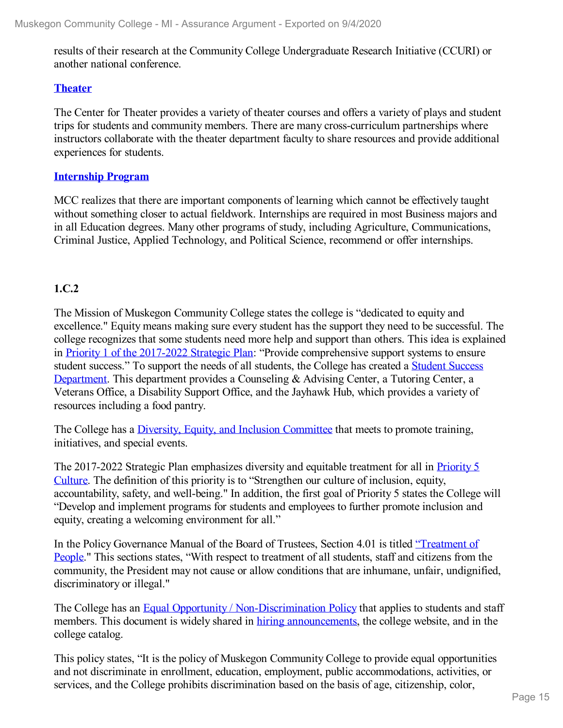results of their research at the Community College Undergraduate Research Initiative (CCURI) or another national conference.

**Theater**

The Center for Theater provides a variety of theater courses and offers a variety of plays and student trips for students and community members. There are many cross-curriculum partnerships where instructors collaborate with the theater department faculty to share resources and provide additional experiences for students.

**Internship Program**

MCC realizes that there are important components of learning which cannot be effectively taught without something closer to actual fieldwork. Internships are required in most Business majors and in all Education degrees. Many other programs of study, including Agriculture, Communications, Criminal Justice, Applied Technology, and Political Science, recommend or offer internships.

**1.C.2**

The Mission of Muskegon Community College states the college is "dedicated to equity and excellence." Equity means making sure every student has the support they need to be successful. The college recognizes that some students need more help and support than others. This idea is explained in Priority 1 of the 2017-2022 Strategic Plan: "Provide comprehensive support systems to ensure student success." To support the needs of all students, the College has created a Student Success Department. This department provides a Counseling & Advising Center, a Tutoring Center, a Veterans Office, a Disability Support Office, and the Jayhawk Hub, which provides a variety of resources including a food pantry.

The College has a Diversity, Equity, and Inclusion Committee that meets to promote training, initiatives, and special events.

The 2017-2022 Strategic Plan emphasizes diversity and equitable treatment for all in Priority 5 Culture. The definition of this priority is to "Strengthen our culture of inclusion, equity, accountability, safety, and well-being." In addition, the first goal of Priority 5 states the College will "Develop and implement programs for students and employees to further promote inclusion and equity, creating a welcoming environment for all."

In the Policy Governance Manual of the Board of Trustees, Section 4.01 is titled "Treatment of People." This sections states, "With respect to treatment of all students, staff and citizens from the community, the President may not cause or allow conditions that are inhumane, unfair, undignified, discriminatory or illegal."

The College has an Equal Opportunity / Non-Discrimination Policy that applies to students and staff members. This document is widely shared in hiring announcements, the college website, and in the college catalog.

This policy states, "It is the policy of Muskegon Community College to provide equal opportunities and not discriminate in enrollment, education, employment, public accommodations, activities, or services, and the College prohibits discrimination based on the basis of age, citizenship, color,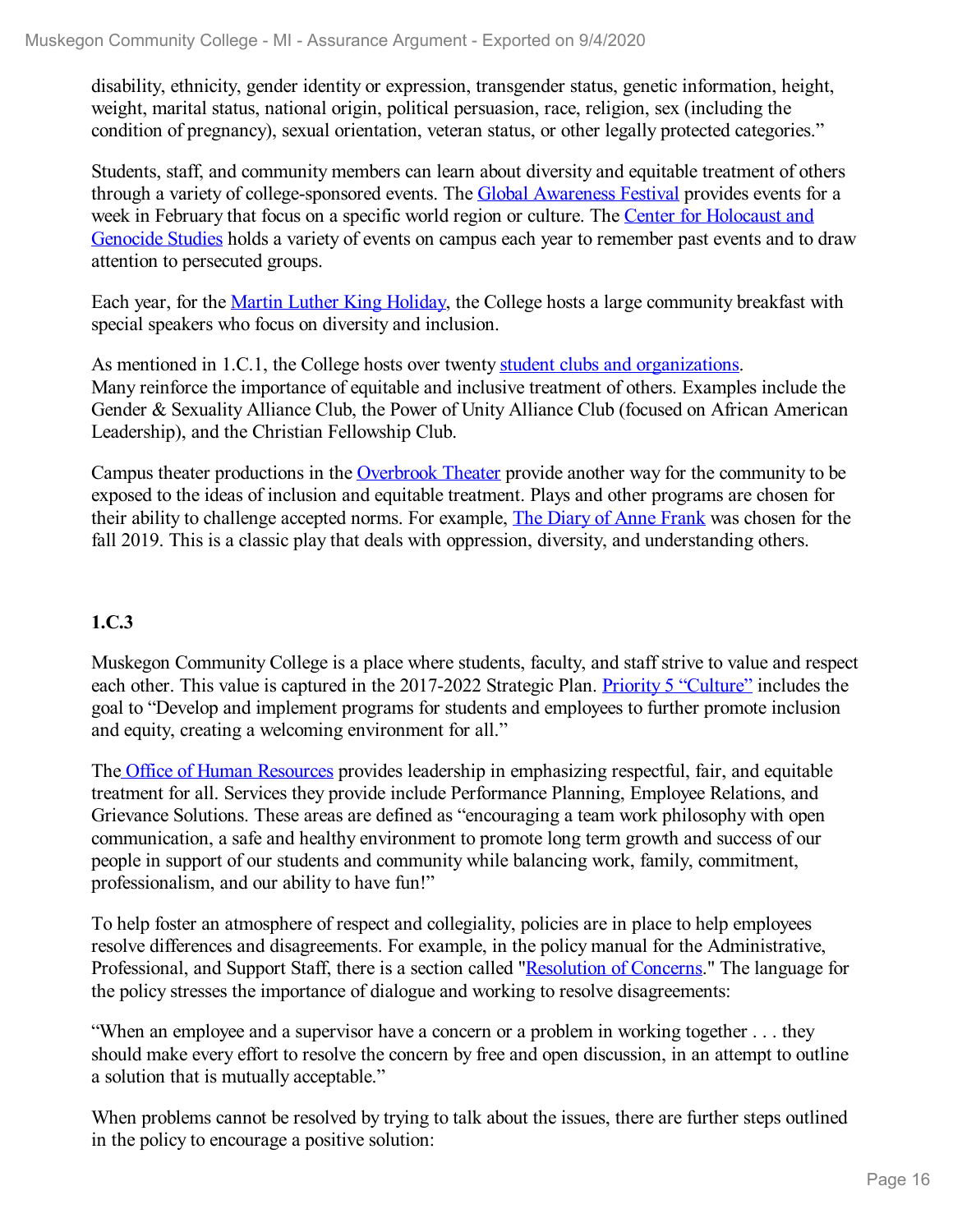disability, ethnicity, gender identity or expression, transgender status, genetic information, height, weight, marital status, national origin, political persuasion, race, religion, sex (including the condition of pregnancy), sexual orientation, veteran status, or other legally protected categories."

Students, staff, and community members can learn about diversity and equitable treatment of others through a variety of college-sponsored events. The Global Awareness Festival provides events for a week in February that focus on a specific world region or culture. The Center for Holocaust and Genocide Studies holds a variety of events on campus each year to remember past events and to draw attention to persecuted groups.

Each year, for the Martin Luther King Holiday, the College hosts a large community breakfast with special speakers who focus on diversity and inclusion.

As mentioned in 1.C.1, the College hosts over twenty student clubs and organizations. Many reinforce the importance of equitable and inclusive treatment of others. Examples include the Gender & Sexuality Alliance Club, the Power of Unity Alliance Club (focused on African American Leadership), and the Christian Fellowship Club.

Campus theater productions in the Overbrook Theater provide another way for the community to be exposed to the ideas of inclusion and equitable treatment. Plays and other programs are chosen for their ability to challenge accepted norms. For example, The Diary of Anne Frank was chosen for the fall 2019. This is a classic play that deals with oppression, diversity, and understanding others.

### 1.C.3

Muskegon Community College is a place where students, faculty, and staff strive to value and respect each other. This value is captured in the 2017-2022 Strategic Plan. Priority 5 "Culture" includes the goal to "Develop and implement programs for students and employees to further promote inclusion and equity, creating a welcoming environment for all."

The Office of Human Resources provides leadership in emphasizing respectful, fair, and equitable treatment for all. Services they provide include Performance Planning, Employee Relations, and Grievance Solutions. These areas are defined as "encouraging a team work philosophy with open communication, a safe and healthy environment to promote long term growth and success of our people in support of our students and community while balancing work, family, commitment, professionalism, and our ability to have fun!"

To help foster an atmosphere of respect and collegiality, policies are in place to help employees resolve differences and disagreements. For example, in the policy manual for the Administrative, Professional, and Support Staff, there is a section called "Resolution of Concerns." The language for the policy stresses the importance of dialogue and working to resolve disagreements:

"When an employee and a supervisor have a concern or a problem in working together . . . they should make every effort to resolve the concern by free and open discussion, in an attempt to outline a solution that is mutually acceptable."

When problems cannot be resolved by trying to talk about the issues, there are further steps outlined in the policy to encourage a positive solution: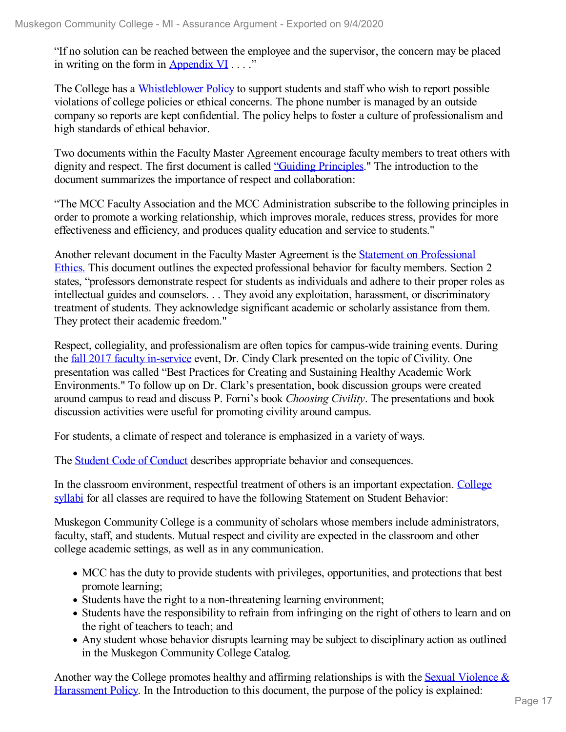“If no solution can be reached between the employee and the supervisor, the concern may be placed in writing on the form in Appendix VI . . . .”

The College has a Whistleblower Policy to support students and staff who wish to report possible violations of college policies or ethical concerns. The phone number is managed by an outside company so reports are kept confidential. The policy helps to foster a culture of professionalism and high standards of ethical behavior.

Two documents within the Faculty Master Agreement encourage faculty members to treat others with dignity and respect. The first document is called “Guiding Principles." The introduction to the document summarizes the importance of respect and collaboration:

“The MCC Faculty Association and the MCC Administration subscribe to the following principles in order to promote a working relationship, which improves morale, reduces stress, provides for more effectiveness and efficiency, and produces quality education and service to students."

Another relevant document in the Faculty Master Agreement is the Statement on Professional Ethics. This document outlines the expected professional behavior for faculty members. Section 2 states, “professors demonstrate respect for students as individuals and adhere to their proper roles as intellectual guides and counselors. . . They avoid any exploitation, harassment, or discriminatory treatment of students. They acknowledge significant academic or scholarly assistance from them. They protect their academic freedom."

Respect, collegiality, and professionalism are often topics for campus-wide training events. During the fall 2017 faculty in-service event, Dr. Cindy Clark presented on the topic of Civility. One presentation was called “Best Practices for Creating and Sustaining Healthy Academic Work Environments." To follow up on Dr. Clark’s presentation, book discussion groups were created around campus to read and discuss P. Forni’s book *Choosing Civility*. The presentations and book discussion activities were useful for promoting civility around campus.

For students, a climate of respect and tolerance is emphasized in a variety of ways.

The Student Code of Conduct describes appropriate behavior and consequences.

In the classroom environment, respectful treatment of others is an important expectation. College syllabi for all classes are required to have the following Statement on Student Behavior:

Muskegon Community College is a community of scholars whose members include administrators, faculty, staff, and students. Mutual respect and civility are expected in the classroom and other college academic settings, as well as in any communication.

- MCC has the duty to provide students with privileges, opportunities, and protections that best promote learning;
- Students have the right to a non-threatening learning environment;
- Students have the responsibility to refrain from infringing on the right of others to learn and on the right of teachers to teach; and
- Any student whose behavior disrupts learning may be subject to disciplinary action as outlined in the Muskegon Community College Catalog.

Another way the College promotes healthy and affirming relationships is with the Sexual Violence & Harassment Policy. In the Introduction to this document, the purpose of the policy is explained: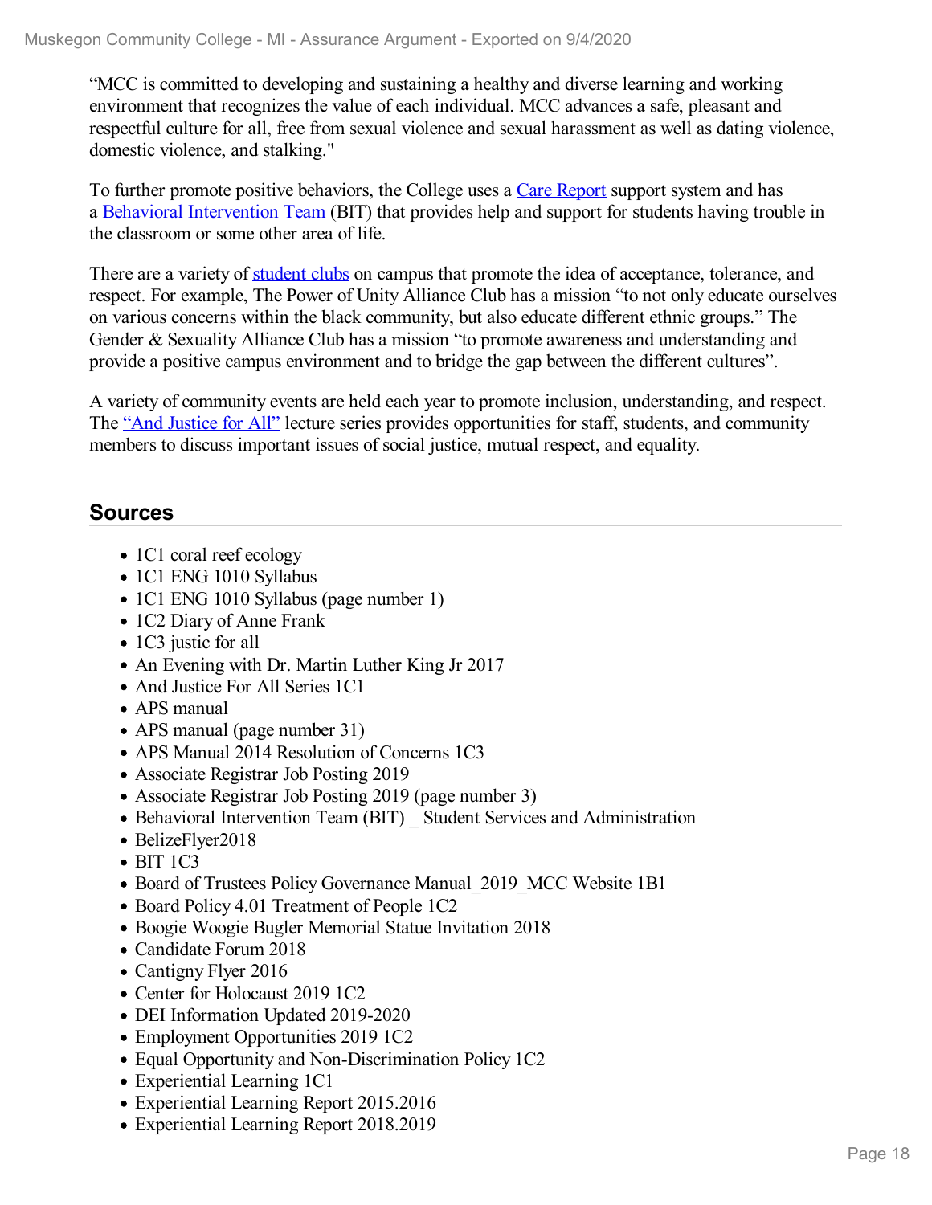"MCC is committed to developing and sustaining a healthy and diverse learning and working environment that recognizes the value of each individual. MCC advances a safe, pleasant and respectful culture for all, free from sexual violence and sexual harassment as well as dating violence, domestic violence, and stalking."

To further promote positive behaviors, the College uses a Care Report support system and has a Behavioral Intervention Team (BIT) that provides help and support for students having trouble in the classroom or some other area of life.

There are a variety of student clubs on campus that promote the idea of acceptance, tolerance, and respect. For example, The Power of Unity Alliance Club has a mission "to not only educate ourselves on various concerns within the black community, but also educate different ethnic groups." The Gender & Sexuality Alliance Club has a mission "to promote awareness and understanding and provide a positive campus environment and to bridge the gap between the different cultures".

A variety of community events are held each year to promote inclusion, understanding, and respect. The "And Justice for All" lecture series provides opportunities for staff, students, and community members to discuss important issues of social justice, mutual respect, and equality.

## Sources

- 1C1 coral reef ecology
- 1C1 ENG 1010 Syllabus
- 1C1 ENG 1010 Syllabus (page number 1)
- 1C2 Diary of Anne Frank
- 1C3 justic for all
- An Evening with Dr. Martin Luther King Jr 2017
- And Justice For All Series 1C1
- APS manual
- APS manual (page number 31)
- APS Manual 2014 Resolution of Concerns 1C3
- Associate Registrar Job Posting 2019
- Associate Registrar Job Posting 2019 (page number 3)
- Behavioral Intervention Team (BIT) _ Student Services and Administration
- BelizeFlyer2018
- BIT 1C3
- Board of Trustees Policy Governance Manual_2019_MCC Website 1B1
- Board Policy 4.01 Treatment of People 1C2
- Boogie Woogie Bugler Memorial Statue Invitation 2018
- Candidate Forum 2018
- Cantigny Flyer 2016
- Center for Holocaust 2019 1C2
- DEI Information Updated 2019-2020
- Employment Opportunities 2019 1C2
- Equal Opportunity and Non-Discrimination Policy 1C2
- Experiential Learning 1C1
- Experiential Learning Report 2015.2016
- Experiential Learning Report 2018.2019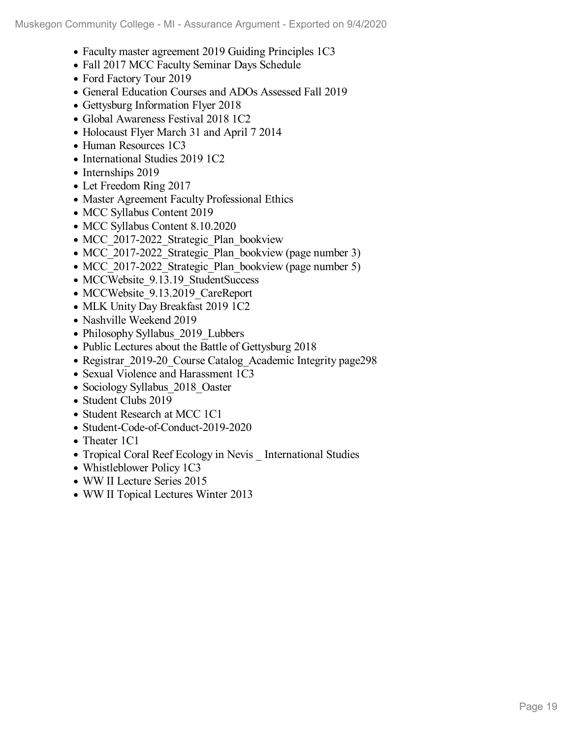- Faculty master agreement 2019 Guiding Principles 1C3
- Fall 2017 MCC Faculty Seminar Days Schedule
- Ford Factory Tour 2019
- General Education Courses and ADOs Assessed Fall 2019
- Gettysburg Information Flyer 2018
- Global Awareness Festival 2018 1C2
- Holocaust Flyer March 31 and April 7 2014
- Human Resources 1C3
- International Studies 2019 1C2
- Internships 2019
- Let Freedom Ring 2017
- Master Agreement Faculty Professional Ethics
- MCC Syllabus Content 2019
- MCC Syllabus Content 8.10.2020
- MCC_2017-2022_Strategic_Plan_bookview
- MCC_2017-2022_Strategic_Plan_bookview (page number 3)
- MCC_2017-2022_Strategic_Plan_bookview (page number 5)
- MCCWebsite_9.13.19_StudentSuccess
- MCCWebsite_9.13.2019_CareReport
- MLK Unity Day Breakfast 2019 1C2
- Nashville Weekend 2019
- Philosophy Syllabus_2019_Lubbers
- Public Lectures about the Battle of Gettysburg 2018
- Registrar_2019-20_Course Catalog_Academic Integrity page298
- Sexual Violence and Harassment 1C3
- Sociology Syllabus_2018_Oaster
- Student Clubs 2019
- Student Research at MCC 1C1
- Student-Code-of-Conduct-2019-2020
- Theater 1C1
- Tropical Coral Reef Ecology in Nevis _ International Studies
- Whistleblower Policy 1C3
- WW II Lecture Series 2015
- WW II Topical Lectures Winter 2013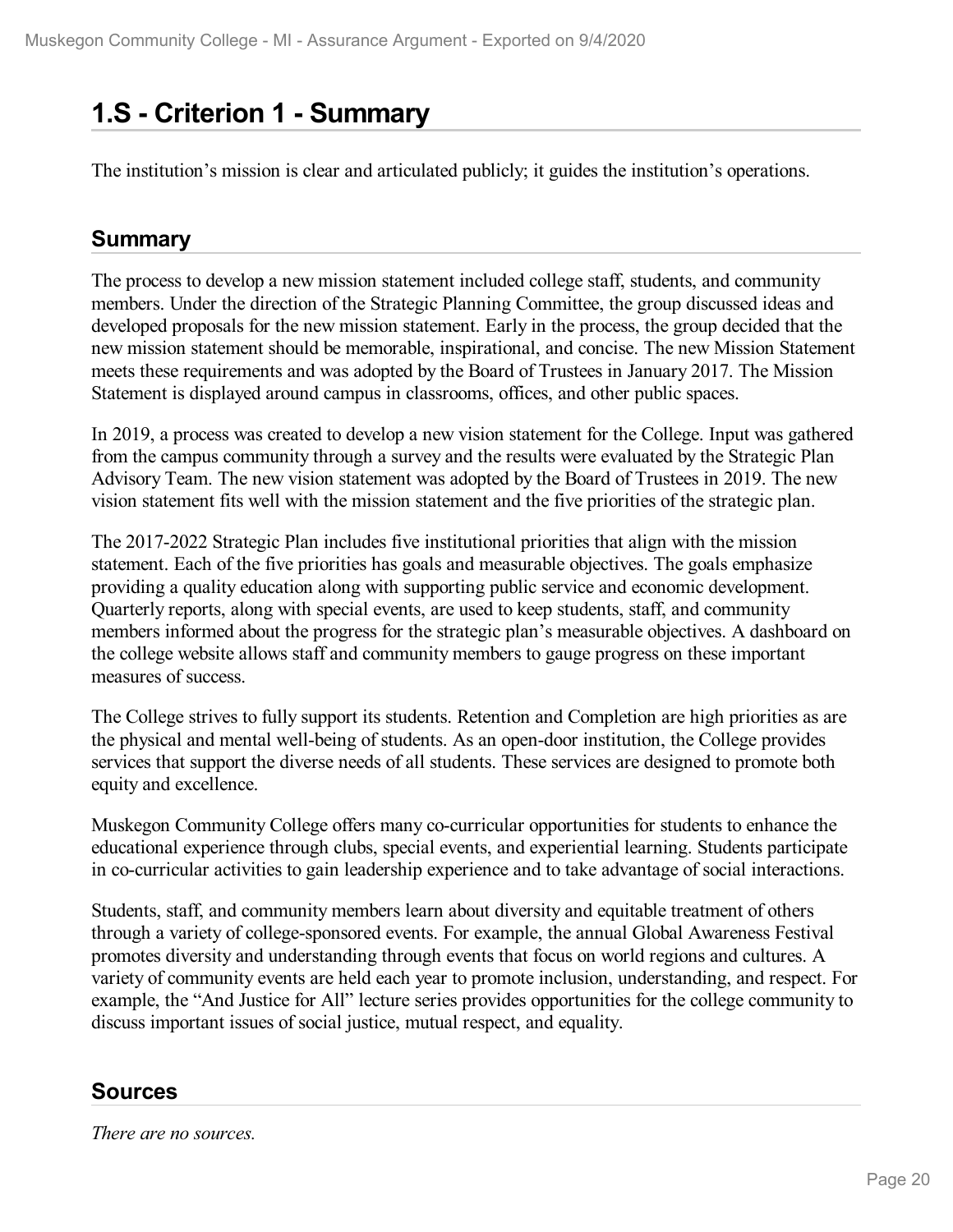# 1.S - Criterion 1 - Summary

The institution's mission is clear and articulated publicly; it guides the institution's operations.

## Summary

The process to develop a new mission statement included college staff, students, and community members. Under the direction of the Strategic Planning Committee, the group discussed ideas and developed proposals for the new mission statement. Early in the process, the group decided that the new mission statement should be memorable, inspirational, and concise. The new Mission Statement meets these requirements and was adopted by the Board of Trustees in January 2017. The Mission Statement is displayed around campus in classrooms, offices, and other public spaces.

In 2019, a process was created to develop a new vision statement for the College. Input was gathered from the campus community through a survey and the results were evaluated by the Strategic Plan Advisory Team. The new vision statement was adopted by the Board of Trustees in 2019. The new vision statement fits well with the mission statement and the five priorities of the strategic plan.

The 2017-2022 Strategic Plan includes five institutional priorities that align with the mission statement. Each of the five priorities has goals and measurable objectives. The goals emphasize providing a quality education along with supporting public service and economic development. Quarterly reports, along with special events, are used to keep students, staff, and community members informed about the progress for the strategic plan's measurable objectives. A dashboard on the college website allows staff and community members to gauge progress on these important measures of success.

The College strives to fully support its students. Retention and Completion are high priorities as are the physical and mental well-being of students. As an open-door institution, the College provides services that support the diverse needs of all students. These services are designed to promote both equity and excellence.

Muskegon Community College offers many co-curricular opportunities for students to enhance the educational experience through clubs, special events, and experiential learning. Students participate in co-curricular activities to gain leadership experience and to take advantage of social interactions.

Students, staff, and community members learn about diversity and equitable treatment of others through a variety of college-sponsored events. For example, the annual Global Awareness Festival promotes diversity and understanding through events that focus on world regions and cultures. A variety of community events are held each year to promote inclusion, understanding, and respect. For example, the "And Justice for All" lecture series provides opportunities for the college community to discuss important issues of social justice, mutual respect, and equality.

## Sources

*There are no sources.*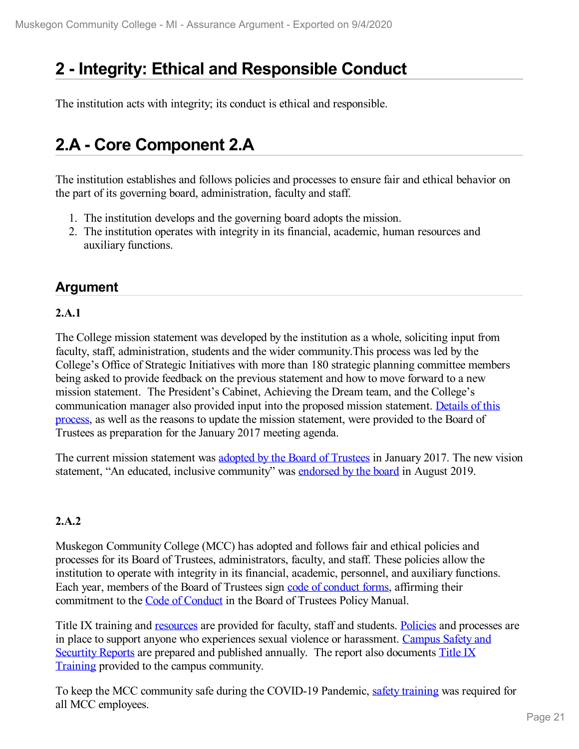# 2 - Integrity: Ethical and Responsible Conduct

The institution acts with integrity; its conduct is ethical and responsible.

# 2.A - Core Component 2.A

The institution establishes and follows policies and processes to ensure fair and ethical behavior on the part of its governing board, administration, faculty and staff.

1. The institution develops and the governing board adopts the mission.
2. The institution operates with integrity in its financial, academic, human resources and auxiliary functions.

## Argument

**2.A.1**

The College mission statement was developed by the institution as a whole, soliciting input from faculty, staff, administration, students and the wider community.This process was led by the College's Office of Strategic Initiatives with more than 180 strategic planning committee members being asked to provide feedback on the previous statement and how to move forward to a new mission statement. The President's Cabinet, Achieving the Dream team, and the College's communication manager also provided input into the proposed mission statement. Details of this process, as well as the reasons to update the mission statement, were provided to the Board of Trustees as preparation for the January 2017 meeting agenda.

The current mission statement was adopted by the Board of Trustees in January 2017. The new vision statement, "An educated, inclusive community" was endorsed by the board in August 2019.

**2.A.2**

Muskegon Community College (MCC) has adopted and follows fair and ethical policies and processes for its Board of Trustees, administrators, faculty, and staff. These policies allow the institution to operate with integrity in its financial, academic, personnel, and auxiliary functions. Each year, members of the Board of Trustees sign code of conduct forms, affirming their commitment to the Code of Conduct in the Board of Trustees Policy Manual.

Title IX training and resources are provided for faculty, staff and students. Policies and processes are in place to support anyone who experiences sexual violence or harassment. Campus Safety and Securtity Reports are prepared and published annually. The report also documents Title IX Training provided to the campus community.

To keep the MCC community safe during the COVID-19 Pandemic, safety training was required for all MCC employees.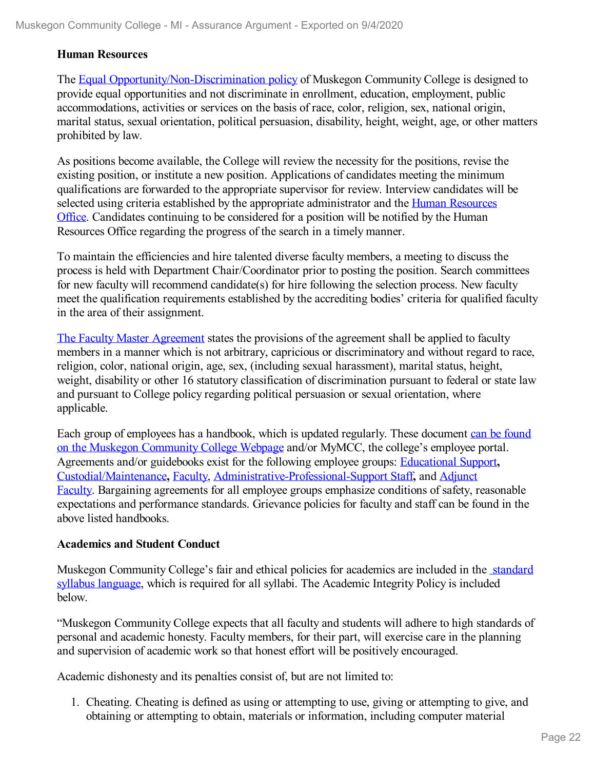**Human Resources**

The Equal Opportunity/Non-Discrimination policy of Muskegon Community College is designed to provide equal opportunities and not discriminate in enrollment, education, employment, public accommodations, activities or services on the basis of race, color, religion, sex, national origin, marital status, sexual orientation, political persuasion, disability, height, weight, age, or other matters prohibited by law.

As positions become available, the College will review the necessity for the positions, revise the existing position, or institute a new position. Applications of candidates meeting the minimum qualifications are forwarded to the appropriate supervisor for review. Interview candidates will be selected using criteria established by the appropriate administrator and the Human Resources Office. Candidates continuing to be considered for a position will be notified by the Human Resources Office regarding the progress of the search in a timely manner.

To maintain the efficiencies and hire talented diverse faculty members, a meeting to discuss the process is held with Department Chair/Coordinator prior to posting the position. Search committees for new faculty will recommend candidate(s) for hire following the selection process. New faculty meet the qualification requirements established by the accrediting bodies' criteria for qualified faculty in the area of their assignment.

The Faculty Master Agreement states the provisions of the agreement shall be applied to faculty members in a manner which is not arbitrary, capricious or discriminatory and without regard to race, religion, color, national origin, age, sex, (including sexual harassment), marital status, height, weight, disability or other 16 statutory classification of discrimination pursuant to federal or state law and pursuant to College policy regarding political persuasion or sexual orientation, where applicable.

Each group of employees has a handbook, which is updated regularly. These document can be found on the Muskegon Community College Webpage and/or MyMCC, the college's employee portal. Agreements and/or guidebooks exist for the following employee groups: Educational Support**,** Custodial/Maintenance**,** Faculty, Administrative-Professional-Support Staff**,** and Adjunct Faculty. Bargaining agreements for all employee groups emphasize conditions of safety, reasonable expectations and performance standards. Grievance policies for faculty and staff can be found in the above listed handbooks.

**Academics and Student Conduct**

Muskegon Community College's fair and ethical policies for academics are included in the standard syllabus language, which is required for all syllabi. The Academic Integrity Policy is included below.

"Muskegon Community College expects that all faculty and students will adhere to high standards of personal and academic honesty. Faculty members, for their part, will exercise care in the planning and supervision of academic work so that honest effort will be positively encouraged.

Academic dishonesty and its penalties consist of, but are not limited to:

1. Cheating. Cheating is defined as using or attempting to use, giving or attempting to give, and obtaining or attempting to obtain, materials or information, including computer material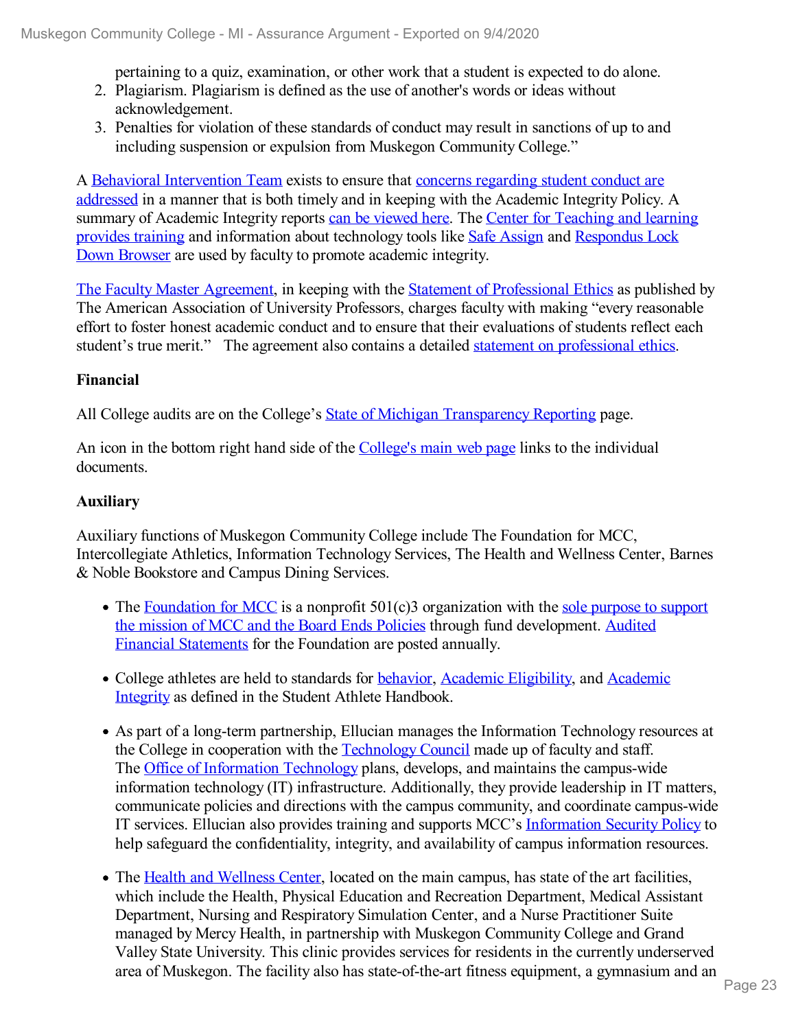pertaining to a quiz, examination, or other work that a student is expected to do alone.
2. Plagiarism. Plagiarism is defined as the use of another's words or ideas without acknowledgement.
3. Penalties for violation of these standards of conduct may result in sanctions of up to and including suspension or expulsion from Muskegon Community College."

A Behavioral Intervention Team exists to ensure that concerns regarding student conduct are addressed in a manner that is both timely and in keeping with the Academic Integrity Policy. A summary of Academic Integrity reports can be viewed here. The Center for Teaching and learning provides training and information about technology tools like Safe Assign and Respondus Lock Down Browser are used by faculty to promote academic integrity.

The Faculty Master Agreement, in keeping with the Statement of Professional Ethics as published by The American Association of University Professors, charges faculty with making "every reasonable effort to foster honest academic conduct and to ensure that their evaluations of students reflect each student's true merit." The agreement also contains a detailed statement on professional ethics.

**Financial**

All College audits are on the College's State of Michigan Transparency Reporting page.

An icon in the bottom right hand side of the College's main web page links to the individual documents.

**Auxiliary**

Auxiliary functions of Muskegon Community College include The Foundation for MCC, Intercollegiate Athletics, Information Technology Services, The Health and Wellness Center, Barnes & Noble Bookstore and Campus Dining Services.

- The Foundation for MCC is a nonprofit 501(c)3 organization with the sole purpose to support the mission of MCC and the Board Ends Policies through fund development. Audited Financial Statements for the Foundation are posted annually.
- College athletes are held to standards for behavior, Academic Eligibility, and Academic Integrity as defined in the Student Athlete Handbook.
- As part of a long-term partnership, Ellucian manages the Information Technology resources at the College in cooperation with the Technology Council made up of faculty and staff. The Office of Information Technology plans, develops, and maintains the campus-wide information technology (IT) infrastructure. Additionally, they provide leadership in IT matters, communicate policies and directions with the campus community, and coordinate campus-wide IT services. Ellucian also provides training and supports MCC's Information Security Policy to help safeguard the confidentiality, integrity, and availability of campus information resources.
- The Health and Wellness Center, located on the main campus, has state of the art facilities, which include the Health, Physical Education and Recreation Department, Medical Assistant Department, Nursing and Respiratory Simulation Center, and a Nurse Practitioner Suite managed by Mercy Health, in partnership with Muskegon Community College and Grand Valley State University. This clinic provides services for residents in the currently underserved area of Muskegon. The facility also has state-of-the-art fitness equipment, a gymnasium and an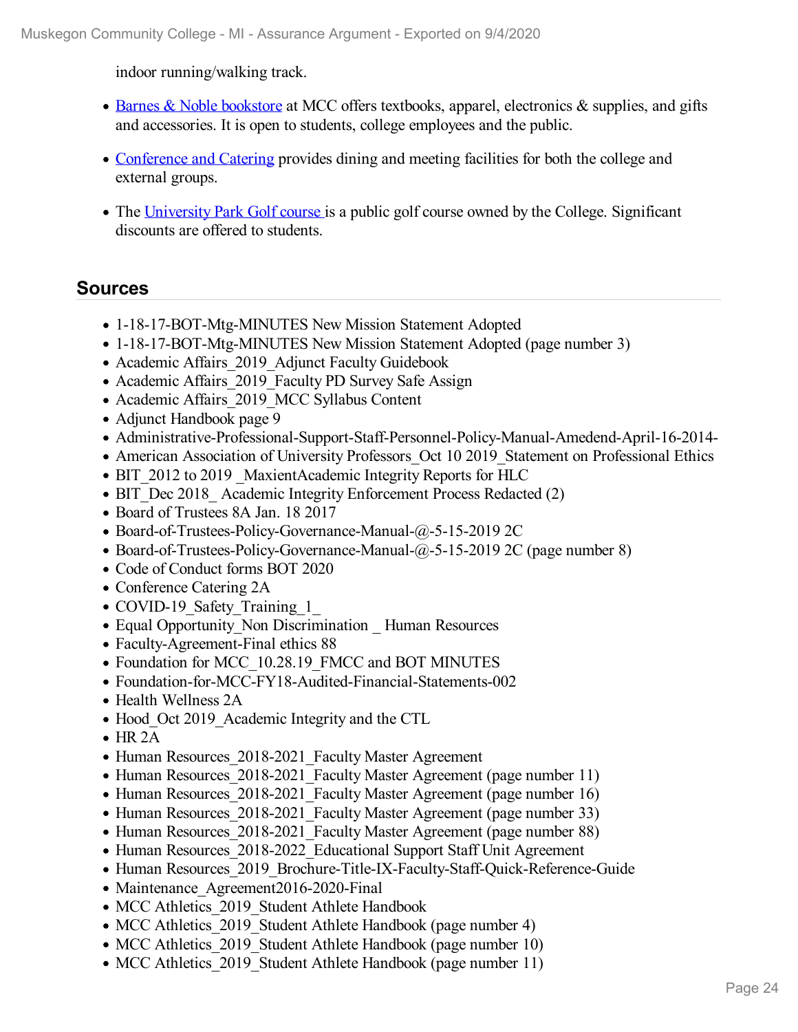indoor running/walking track.

- Barnes & Noble bookstore at MCC offers textbooks, apparel, electronics & supplies, and gifts and accessories. It is open to students, college employees and the public.
- Conference and Catering provides dining and meeting facilities for both the college and external groups.
- The University Park Golf course is a public golf course owned by the College. Significant discounts are offered to students.

## Sources

- 1-18-17-BOT-Mtg-MINUTES New Mission Statement Adopted
- 1-18-17-BOT-Mtg-MINUTES New Mission Statement Adopted (page number 3)
- Academic Affairs_2019_Adjunct Faculty Guidebook
- Academic Affairs_2019_Faculty PD Survey Safe Assign
- Academic Affairs_2019_MCC Syllabus Content
- Adjunct Handbook page 9
- Administrative-Professional-Support-Staff-Personnel-Policy-Manual-Amedend-April-16-2014-
- American Association of University Professors_Oct 10 2019_Statement on Professional Ethics
- BIT_2012 to 2019 _MaxientAcademic Integrity Reports for HLC
- BIT_Dec 2018_ Academic Integrity Enforcement Process Redacted (2)
- Board of Trustees 8A Jan. 18 2017
- Board-of-Trustees-Policy-Governance-Manual-@-5-15-2019 2C
- Board-of-Trustees-Policy-Governance-Manual-@-5-15-2019 2C (page number 8)
- Code of Conduct forms BOT 2020
- Conference Catering 2A
- COVID-19_Safety_Training_1_
- Equal Opportunity_Non Discrimination _ Human Resources
- Faculty-Agreement-Final ethics 88
- Foundation for MCC_10.28.19_FMCC and BOT MINUTES
- Foundation-for-MCC-FY18-Audited-Financial-Statements-002
- Health Wellness 2A
- Hood_Oct 2019_Academic Integrity and the CTL
- HR 2A
- Human Resources_2018-2021_Faculty Master Agreement
- Human Resources_2018-2021_Faculty Master Agreement (page number 11)
- Human Resources_2018-2021_Faculty Master Agreement (page number 16)
- Human Resources_2018-2021_Faculty Master Agreement (page number 33)
- Human Resources_2018-2021_Faculty Master Agreement (page number 88)
- Human Resources_2018-2022_Educational Support Staff Unit Agreement
- Human Resources_2019_Brochure-Title-IX-Faculty-Staff-Quick-Reference-Guide
- Maintenance_Agreement2016-2020-Final
- MCC Athletics_2019_Student Athlete Handbook
- MCC Athletics_2019_Student Athlete Handbook (page number 4)
- MCC Athletics_2019_Student Athlete Handbook (page number 10)
- MCC Athletics_2019_Student Athlete Handbook (page number 11)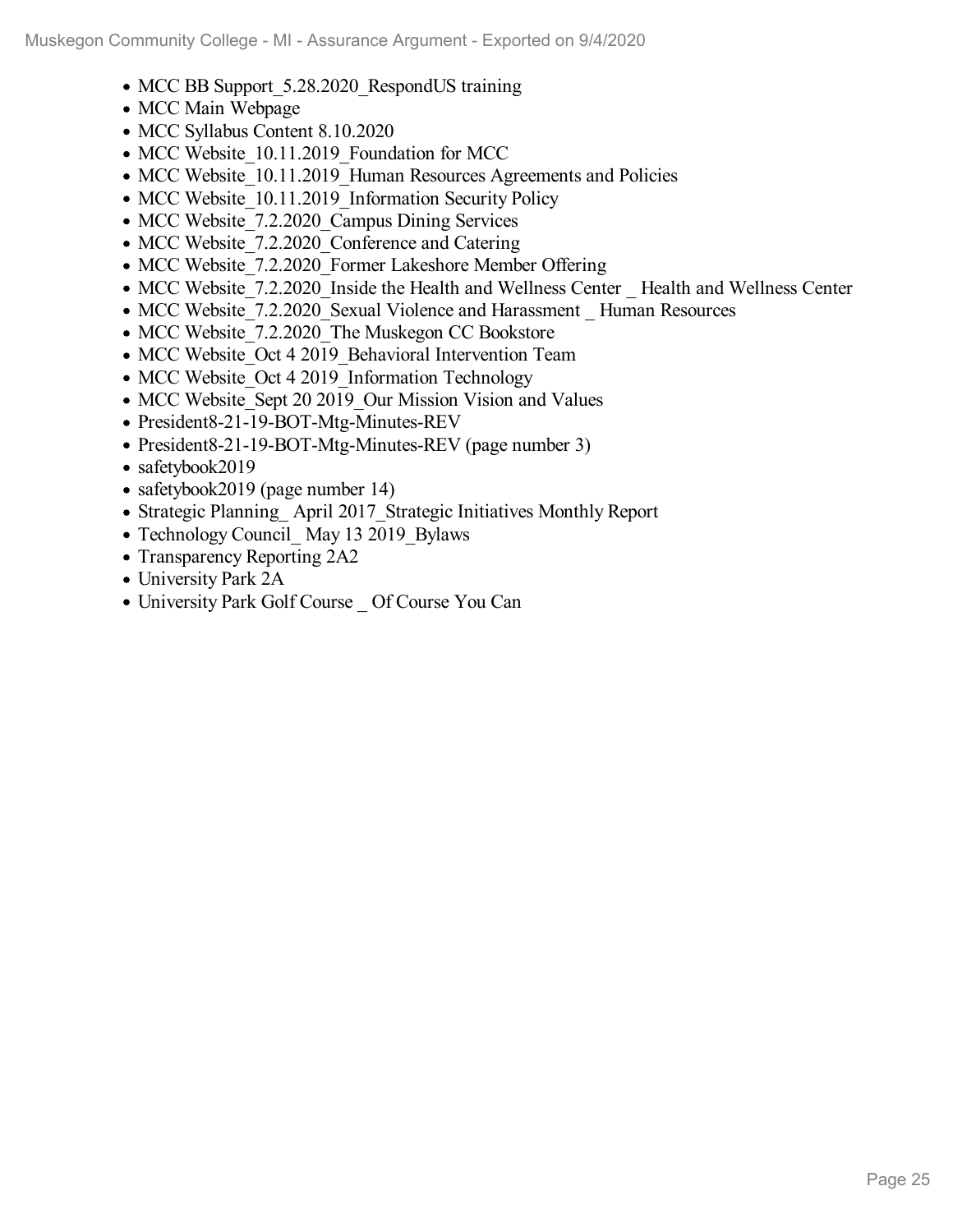- MCC BB Support_5.28.2020_RespondUS training
- MCC Main Webpage
- MCC Syllabus Content 8.10.2020
- MCC Website_10.11.2019_Foundation for MCC
- MCC Website_10.11.2019_Human Resources Agreements and Policies
- MCC Website_10.11.2019_Information Security Policy
- MCC Website_7.2.2020_Campus Dining Services
- MCC Website_7.2.2020_Conference and Catering
- MCC Website_7.2.2020_Former Lakeshore Member Offering
- MCC Website_7.2.2020_Inside the Health and Wellness Center _ Health and Wellness Center
- MCC Website_7.2.2020_Sexual Violence and Harassment _ Human Resources
- MCC Website_7.2.2020_The Muskegon CC Bookstore
- MCC Website_Oct 4 2019_Behavioral Intervention Team
- MCC Website_Oct 4 2019_Information Technology
- MCC Website_Sept 20 2019_Our Mission Vision and Values
- President8-21-19-BOT-Mtg-Minutes-REV
- President8-21-19-BOT-Mtg-Minutes-REV (page number 3)
- safetybook2019
- safetybook2019 (page number 14)
- Strategic Planning_ April 2017_Strategic Initiatives Monthly Report
- Technology Council_ May 13 2019_Bylaws
- Transparency Reporting 2A2
- University Park 2A
- University Park Golf Course _ Of Course You Can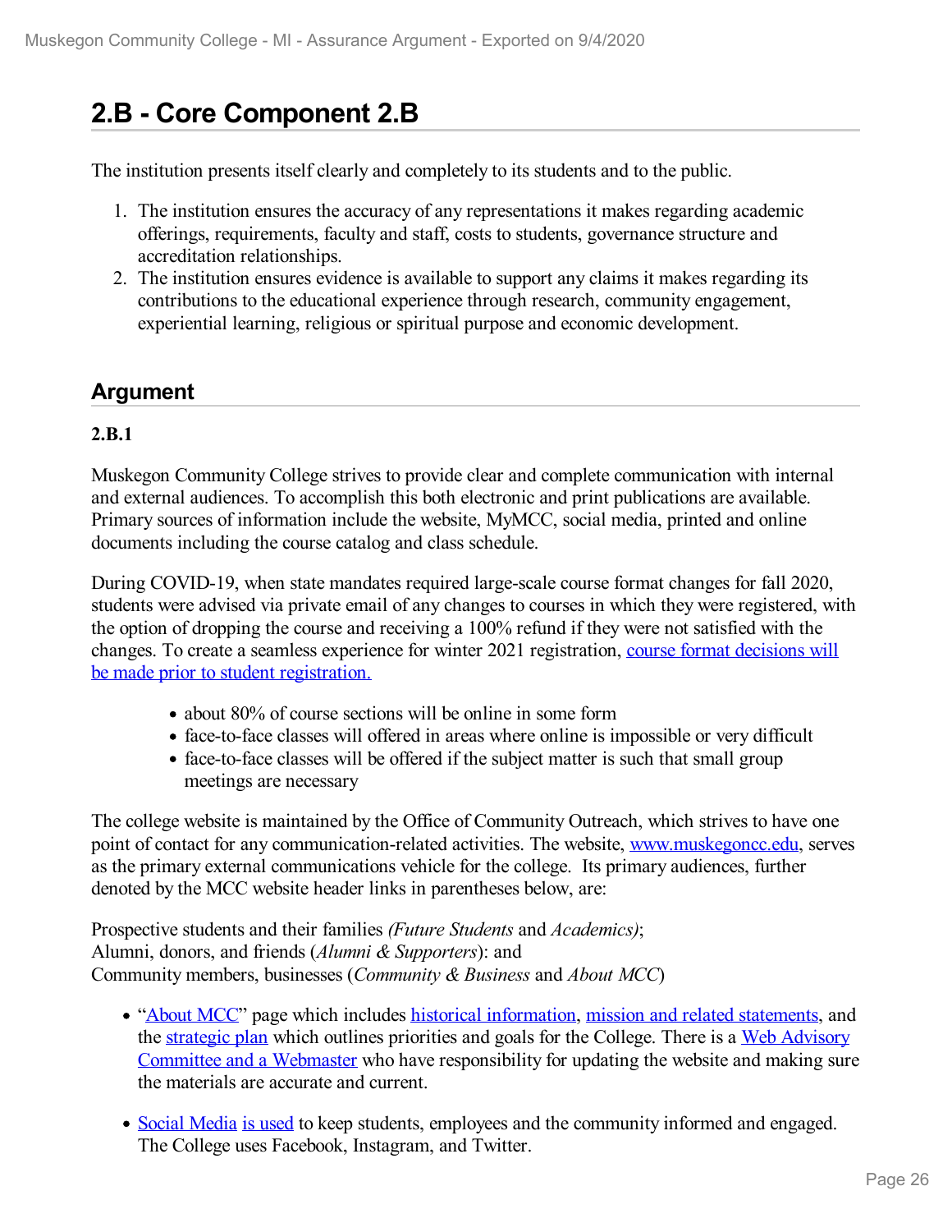# 2.B - Core Component 2.B

The institution presents itself clearly and completely to its students and to the public.

1. The institution ensures the accuracy of any representations it makes regarding academic offerings, requirements, faculty and staff, costs to students, governance structure and accreditation relationships.
2. The institution ensures evidence is available to support any claims it makes regarding its contributions to the educational experience through research, community engagement, experiential learning, religious or spiritual purpose and economic development.

## Argument

**2.B.1**

Muskegon Community College strives to provide clear and complete communication with internal and external audiences. To accomplish this both electronic and print publications are available. Primary sources of information include the website, MyMCC, social media, printed and online documents including the course catalog and class schedule.

During COVID-19, when state mandates required large-scale course format changes for fall 2020, students were advised via private email of any changes to courses in which they were registered, with the option of dropping the course and receiving a 100% refund if they were not satisfied with the changes. To create a seamless experience for winter 2021 registration, course format decisions will be made prior to student registration.

- about 80% of course sections will be online in some form
- face-to-face classes will offered in areas where online is impossible or very difficult
- face-to-face classes will be offered if the subject matter is such that small group meetings are necessary

The college website is maintained by the Office of Community Outreach, which strives to have one point of contact for any communication-related activities. The website, www.muskegoncc.edu, serves as the primary external communications vehicle for the college. Its primary audiences, further denoted by the MCC website header links in parentheses below, are:

Prospective students and their families *(Future Students* and *Academics)*;
Alumni, donors, and friends (*Alumni & Supporters*): and
Community members, businesses (*Community & Business* and *About MCC*)

- "About MCC" page which includes historical information, mission and related statements, and the strategic plan which outlines priorities and goals for the College. There is a Web Advisory Committee and a Webmaster who have responsibility for updating the website and making sure the materials are accurate and current.
- Social Media is used to keep students, employees and the community informed and engaged. The College uses Facebook, Instagram, and Twitter.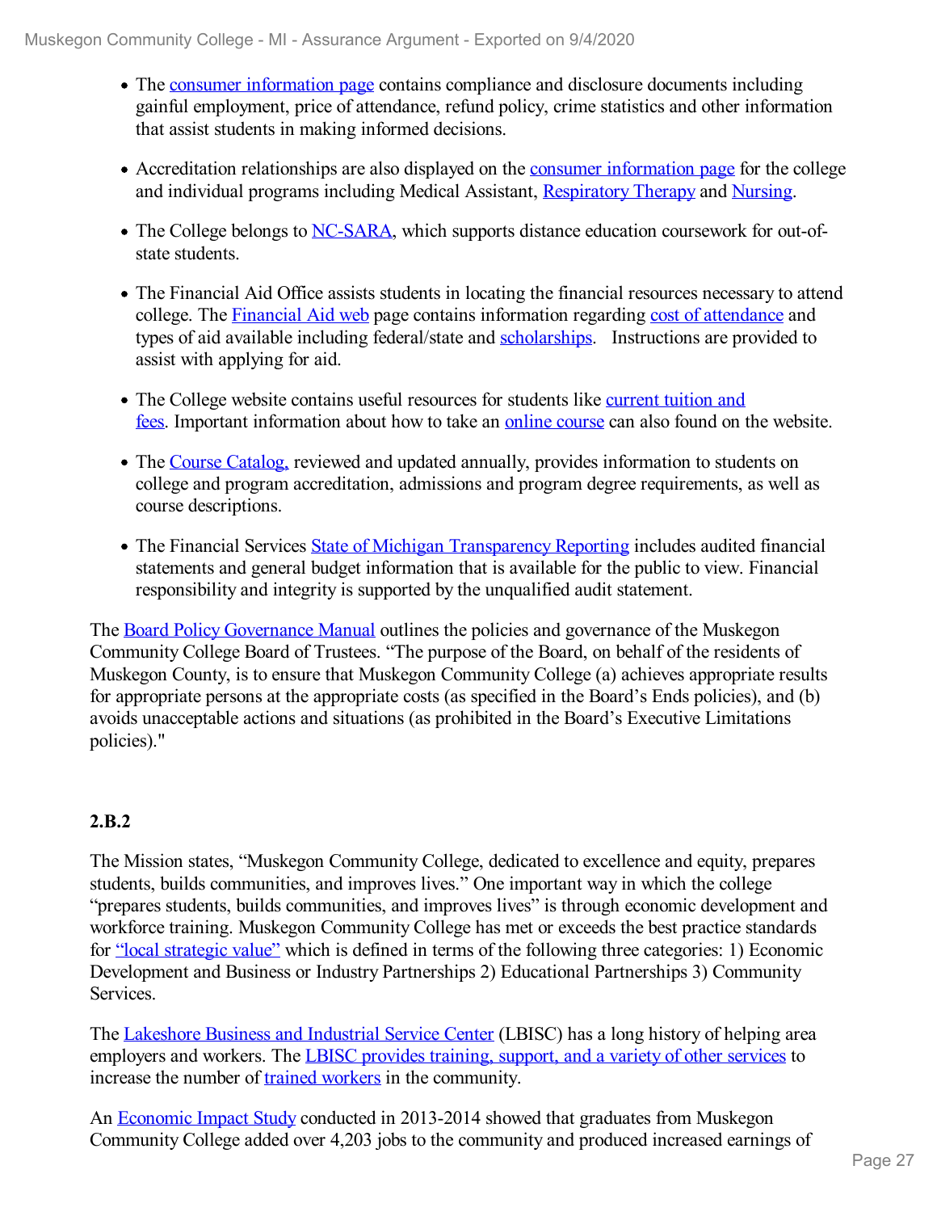- The consumer information page contains compliance and disclosure documents including gainful employment, price of attendance, refund policy, crime statistics and other information that assist students in making informed decisions.
- Accreditation relationships are also displayed on the consumer information page for the college and individual programs including Medical Assistant, Respiratory Therapy and Nursing.
- The College belongs to NC-SARA, which supports distance education coursework for out-of-state students.
- The Financial Aid Office assists students in locating the financial resources necessary to attend college. The Financial Aid web page contains information regarding cost of attendance and types of aid available including federal/state and scholarships. Instructions are provided to assist with applying for aid.
- The College website contains useful resources for students like current tuition and fees. Important information about how to take an online course can also found on the website.
- The Course Catalog, reviewed and updated annually, provides information to students on college and program accreditation, admissions and program degree requirements, as well as course descriptions.
- The Financial Services State of Michigan Transparency Reporting includes audited financial statements and general budget information that is available for the public to view. Financial responsibility and integrity is supported by the unqualified audit statement.

The Board Policy Governance Manual outlines the policies and governance of the Muskegon Community College Board of Trustees. "The purpose of the Board, on behalf of the residents of Muskegon County, is to ensure that Muskegon Community College (a) achieves appropriate results for appropriate persons at the appropriate costs (as specified in the Board's Ends policies), and (b) avoids unacceptable actions and situations (as prohibited in the Board's Executive Limitations policies)."

**2.B.2**

The Mission states, "Muskegon Community College, dedicated to excellence and equity, prepares students, builds communities, and improves lives." One important way in which the college "prepares students, builds communities, and improves lives" is through economic development and workforce training. Muskegon Community College has met or exceeds the best practice standards for "local strategic value" which is defined in terms of the following three categories: 1) Economic Development and Business or Industry Partnerships 2) Educational Partnerships 3) Community Services.

The Lakeshore Business and Industrial Service Center (LBISC) has a long history of helping area employers and workers. The LBISC provides training, support, and a variety of other services to increase the number of trained workers in the community.

An Economic Impact Study conducted in 2013-2014 showed that graduates from Muskegon Community College added over 4,203 jobs to the community and produced increased earnings of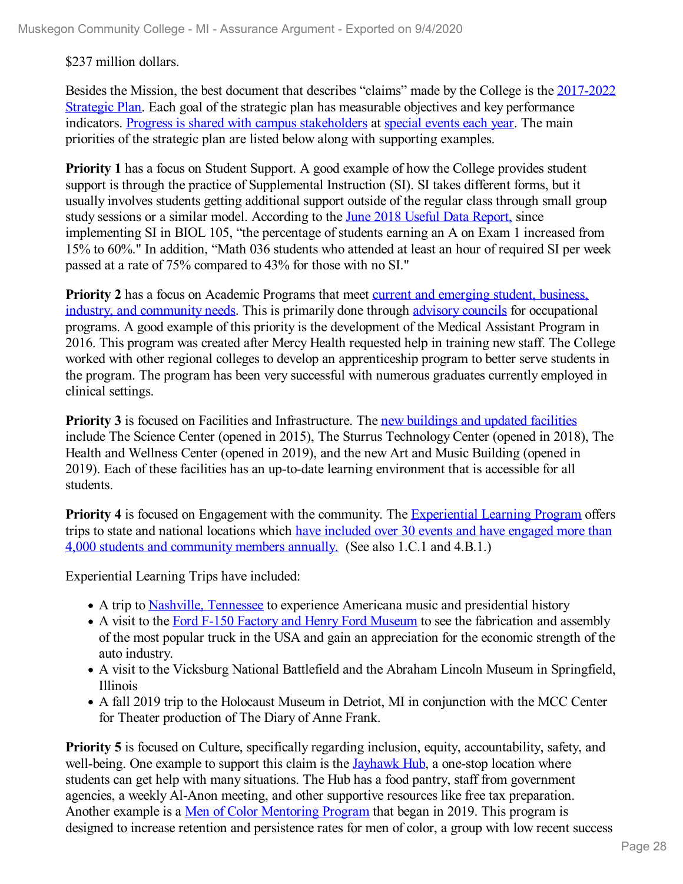$237 million dollars.

Besides the Mission, the best document that describes "claims" made by the College is the 2017-2022 Strategic Plan. Each goal of the strategic plan has measurable objectives and key performance indicators. Progress is shared with campus stakeholders at special events each year. The main priorities of the strategic plan are listed below along with supporting examples.

**Priority 1** has a focus on Student Support. A good example of how the College provides student support is through the practice of Supplemental Instruction (SI). SI takes different forms, but it usually involves students getting additional support outside of the regular class through small group study sessions or a similar model. According to the June 2018 Useful Data Report, since implementing SI in BIOL 105, "the percentage of students earning an A on Exam 1 increased from 15% to 60%." In addition, "Math 036 students who attended at least an hour of required SI per week passed at a rate of 75% compared to 43% for those with no SI."

**Priority 2** has a focus on Academic Programs that meet current and emerging student, business, industry, and community needs. This is primarily done through advisory councils for occupational programs. A good example of this priority is the development of the Medical Assistant Program in 2016. This program was created after Mercy Health requested help in training new staff. The College worked with other regional colleges to develop an apprenticeship program to better serve students in the program. The program has been very successful with numerous graduates currently employed in clinical settings.

**Priority 3** is focused on Facilities and Infrastructure. The new buildings and updated facilities include The Science Center (opened in 2015), The Sturrus Technology Center (opened in 2018), The Health and Wellness Center (opened in 2019), and the new Art and Music Building (opened in 2019). Each of these facilities has an up-to-date learning environment that is accessible for all students.

**Priority 4** is focused on Engagement with the community. The Experiential Learning Program offers trips to state and national locations which have included over 30 events and have engaged more than 4,000 students and community members annually. (See also 1.C.1 and 4.B.1.)

Experiential Learning Trips have included:

- A trip to Nashville, Tennessee to experience Americana music and presidential history
- A visit to the Ford F-150 Factory and Henry Ford Museum to see the fabrication and assembly of the most popular truck in the USA and gain an appreciation for the economic strength of the auto industry.
- A visit to the Vicksburg National Battlefield and the Abraham Lincoln Museum in Springfield, Illinois
- A fall 2019 trip to the Holocaust Museum in Detriot, MI in conjunction with the MCC Center for Theater production of The Diary of Anne Frank.

**Priority 5** is focused on Culture, specifically regarding inclusion, equity, accountability, safety, and well-being. One example to support this claim is the Jayhawk Hub, a one-stop location where students can get help with many situations. The Hub has a food pantry, staff from government agencies, a weekly Al-Anon meeting, and other supportive resources like free tax preparation. Another example is a Men of Color Mentoring Program that began in 2019. This program is designed to increase retention and persistence rates for men of color, a group with low recent success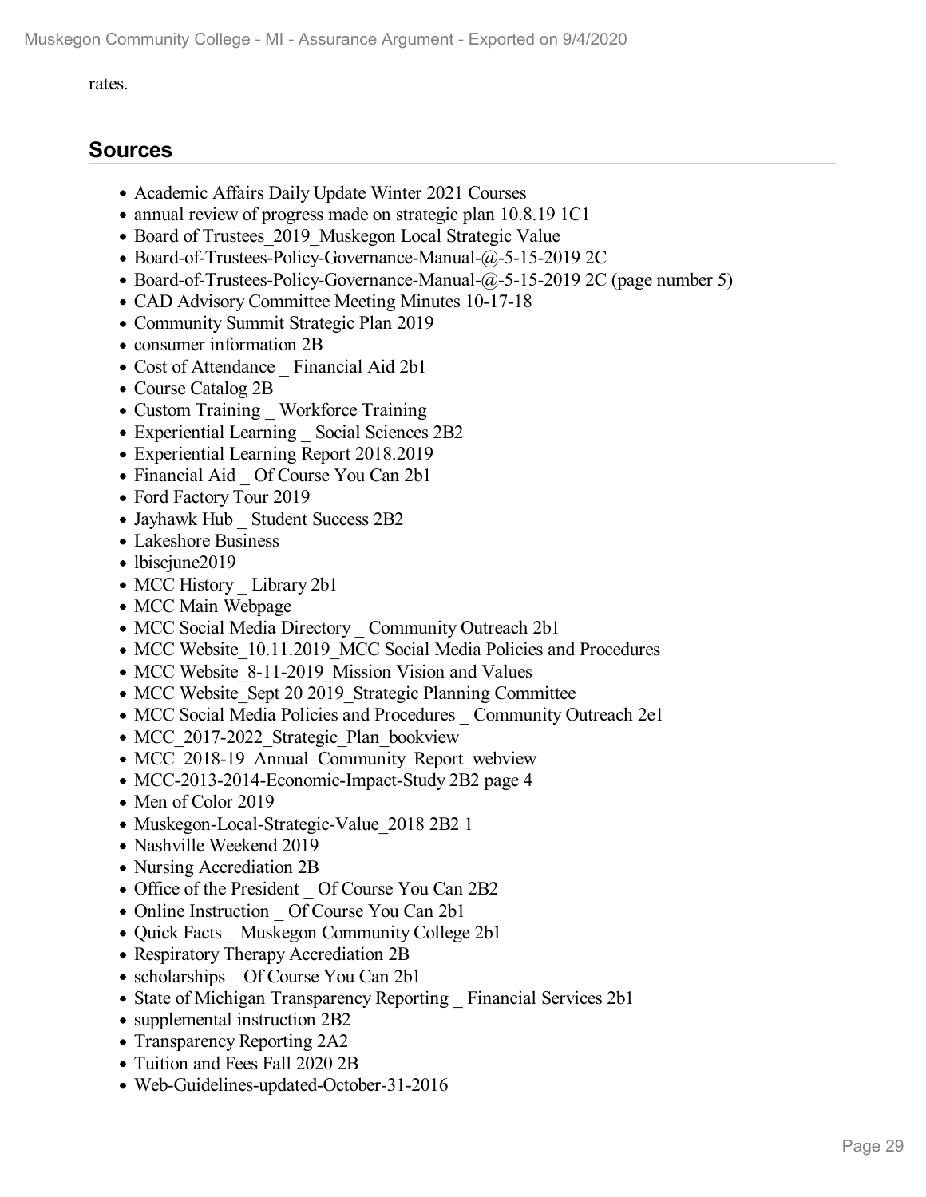rates.

## Sources

- Academic Affairs Daily Update Winter 2021 Courses
- annual review of progress made on strategic plan 10.8.19 1C1
- Board of Trustees_2019_Muskegon Local Strategic Value
- Board-of-Trustees-Policy-Governance-Manual-@-5-15-2019 2C
- Board-of-Trustees-Policy-Governance-Manual-@-5-15-2019 2C (page number 5)
- CAD Advisory Committee Meeting Minutes 10-17-18
- Community Summit Strategic Plan 2019
- consumer information 2B
- Cost of Attendance _ Financial Aid 2b1
- Course Catalog 2B
- Custom Training _ Workforce Training
- Experiential Learning _ Social Sciences 2B2
- Experiential Learning Report 2018.2019
- Financial Aid _ Of Course You Can 2b1
- Ford Factory Tour 2019
- Jayhawk Hub _ Student Success 2B2
- Lakeshore Business
- lbiscjune2019
- MCC History _ Library 2b1
- MCC Main Webpage
- MCC Social Media Directory _ Community Outreach 2b1
- MCC Website_10.11.2019_MCC Social Media Policies and Procedures
- MCC Website_8-11-2019_Mission Vision and Values
- MCC Website_Sept 20 2019_Strategic Planning Committee
- MCC Social Media Policies and Procedures _ Community Outreach 2e1
- MCC_2017-2022_Strategic_Plan_bookview
- MCC_2018-19_Annual_Community_Report_webview
- MCC-2013-2014-Economic-Impact-Study 2B2 page 4
- Men of Color 2019
- Muskegon-Local-Strategic-Value_2018 2B2 1
- Nashville Weekend 2019
- Nursing Accrediation 2B
- Office of the President _ Of Course You Can 2B2
- Online Instruction _ Of Course You Can 2b1
- Quick Facts _ Muskegon Community College 2b1
- Respiratory Therapy Accrediation 2B
- scholarships _ Of Course You Can 2b1
- State of Michigan Transparency Reporting _ Financial Services 2b1
- supplemental instruction 2B2
- Transparency Reporting 2A2
- Tuition and Fees Fall 2020 2B
- Web-Guidelines-updated-October-31-2016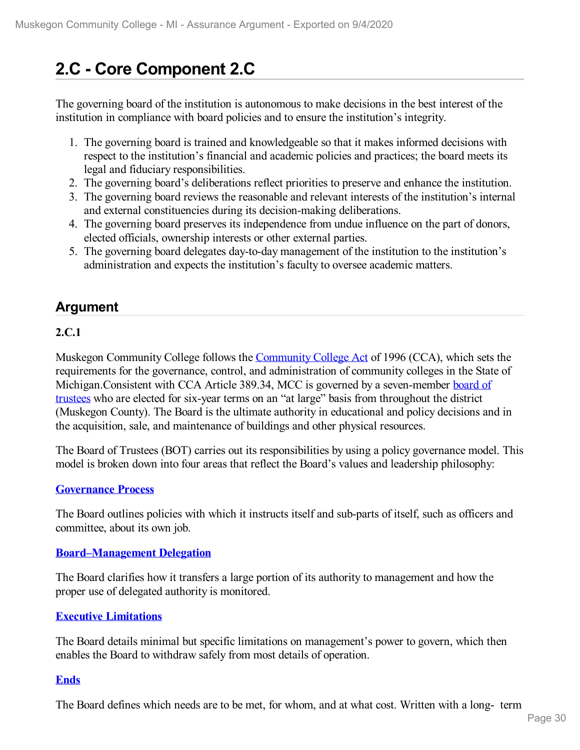# 2.C - Core Component 2.C

The governing board of the institution is autonomous to make decisions in the best interest of the institution in compliance with board policies and to ensure the institution's integrity.

1. The governing board is trained and knowledgeable so that it makes informed decisions with respect to the institution's financial and academic policies and practices; the board meets its legal and fiduciary responsibilities.
2. The governing board's deliberations reflect priorities to preserve and enhance the institution.
3. The governing board reviews the reasonable and relevant interests of the institution's internal and external constituencies during its decision-making deliberations.
4. The governing board preserves its independence from undue influence on the part of donors, elected officials, ownership interests or other external parties.
5. The governing board delegates day-to-day management of the institution to the institution's administration and expects the institution's faculty to oversee academic matters.

## Argument

**2.C.1**

Muskegon Community College follows the Community College Act of 1996 (CCA), which sets the requirements for the governance, control, and administration of community colleges in the State of Michigan.Consistent with CCA Article 389.34, MCC is governed by a seven-member board of trustees who are elected for six-year terms on an "at large" basis from throughout the district (Muskegon County). The Board is the ultimate authority in educational and policy decisions and in the acquisition, sale, and maintenance of buildings and other physical resources.

The Board of Trustees (BOT) carries out its responsibilities by using a policy governance model. This model is broken down into four areas that reflect the Board's values and leadership philosophy:

**Governance Process**

The Board outlines policies with which it instructs itself and sub-parts of itself, such as officers and committee, about its own job.

**Board–Management Delegation**

The Board clarifies how it transfers a large portion of its authority to management and how the proper use of delegated authority is monitored.

**Executive Limitations**

The Board details minimal but specific limitations on management's power to govern, which then enables the Board to withdraw safely from most details of operation.

**Ends**

The Board defines which needs are to be met, for whom, and at what cost. Written with a long- term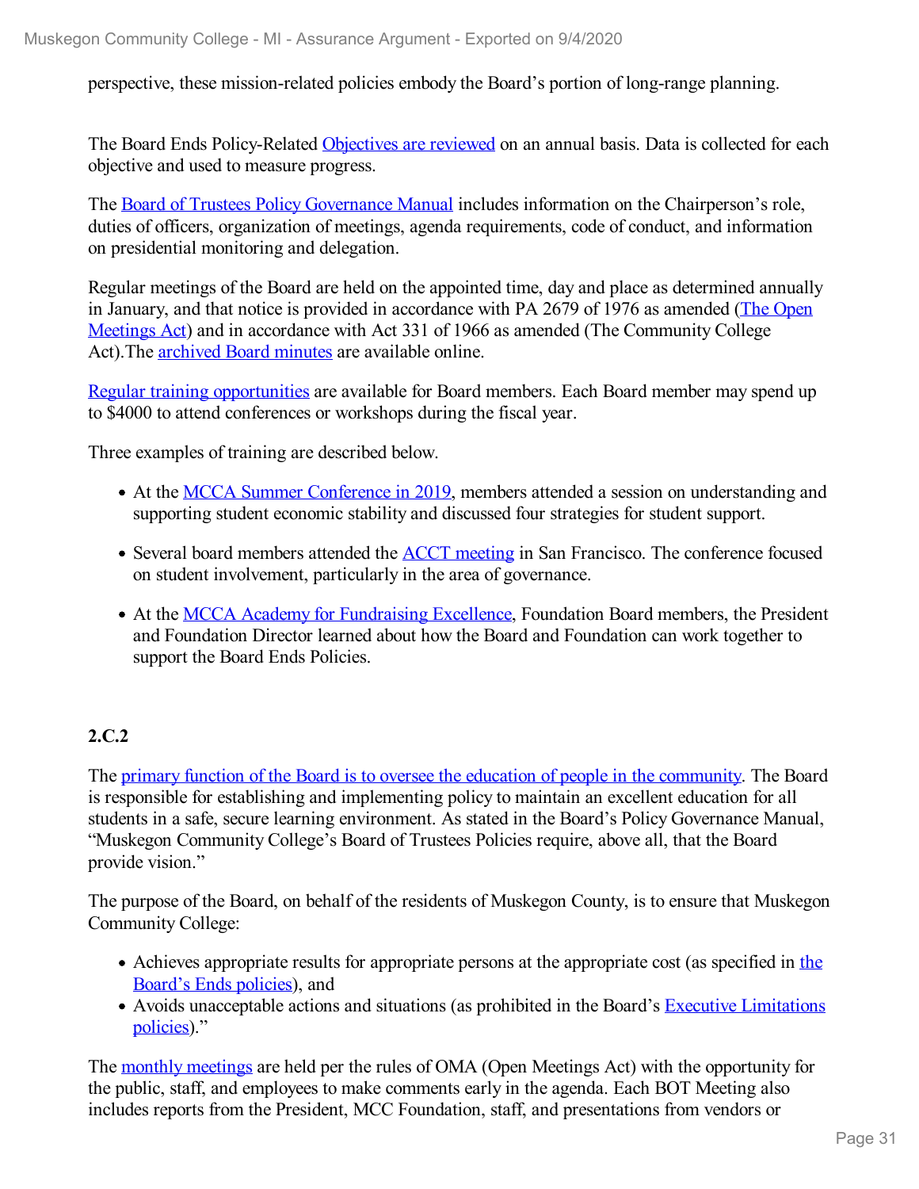perspective, these mission-related policies embody the Board's portion of long-range planning.

The Board Ends Policy-Related Objectives are reviewed on an annual basis. Data is collected for each objective and used to measure progress.

The Board of Trustees Policy Governance Manual includes information on the Chairperson's role, duties of officers, organization of meetings, agenda requirements, code of conduct, and information on presidential monitoring and delegation.

Regular meetings of the Board are held on the appointed time, day and place as determined annually in January, and that notice is provided in accordance with PA 2679 of 1976 as amended (The Open Meetings Act) and in accordance with Act 331 of 1966 as amended (The Community College Act).The archived Board minutes are available online.

Regular training opportunities are available for Board members. Each Board member may spend up to $4000 to attend conferences or workshops during the fiscal year.

Three examples of training are described below.

- At the MCCA Summer Conference in 2019, members attended a session on understanding and supporting student economic stability and discussed four strategies for student support.
- Several board members attended the ACCT meeting in San Francisco. The conference focused on student involvement, particularly in the area of governance.
- At the MCCA Academy for Fundraising Excellence, Foundation Board members, the President and Foundation Director learned about how the Board and Foundation can work together to support the Board Ends Policies.

**2.C.2**

The primary function of the Board is to oversee the education of people in the community. The Board is responsible for establishing and implementing policy to maintain an excellent education for all students in a safe, secure learning environment. As stated in the Board's Policy Governance Manual, "Muskegon Community College's Board of Trustees Policies require, above all, that the Board provide vision."

The purpose of the Board, on behalf of the residents of Muskegon County, is to ensure that Muskegon Community College:

- Achieves appropriate results for appropriate persons at the appropriate cost (as specified in the Board's Ends policies), and
- Avoids unacceptable actions and situations (as prohibited in the Board's Executive Limitations policies)."

The monthly meetings are held per the rules of OMA (Open Meetings Act) with the opportunity for the public, staff, and employees to make comments early in the agenda. Each BOT Meeting also includes reports from the President, MCC Foundation, staff, and presentations from vendors or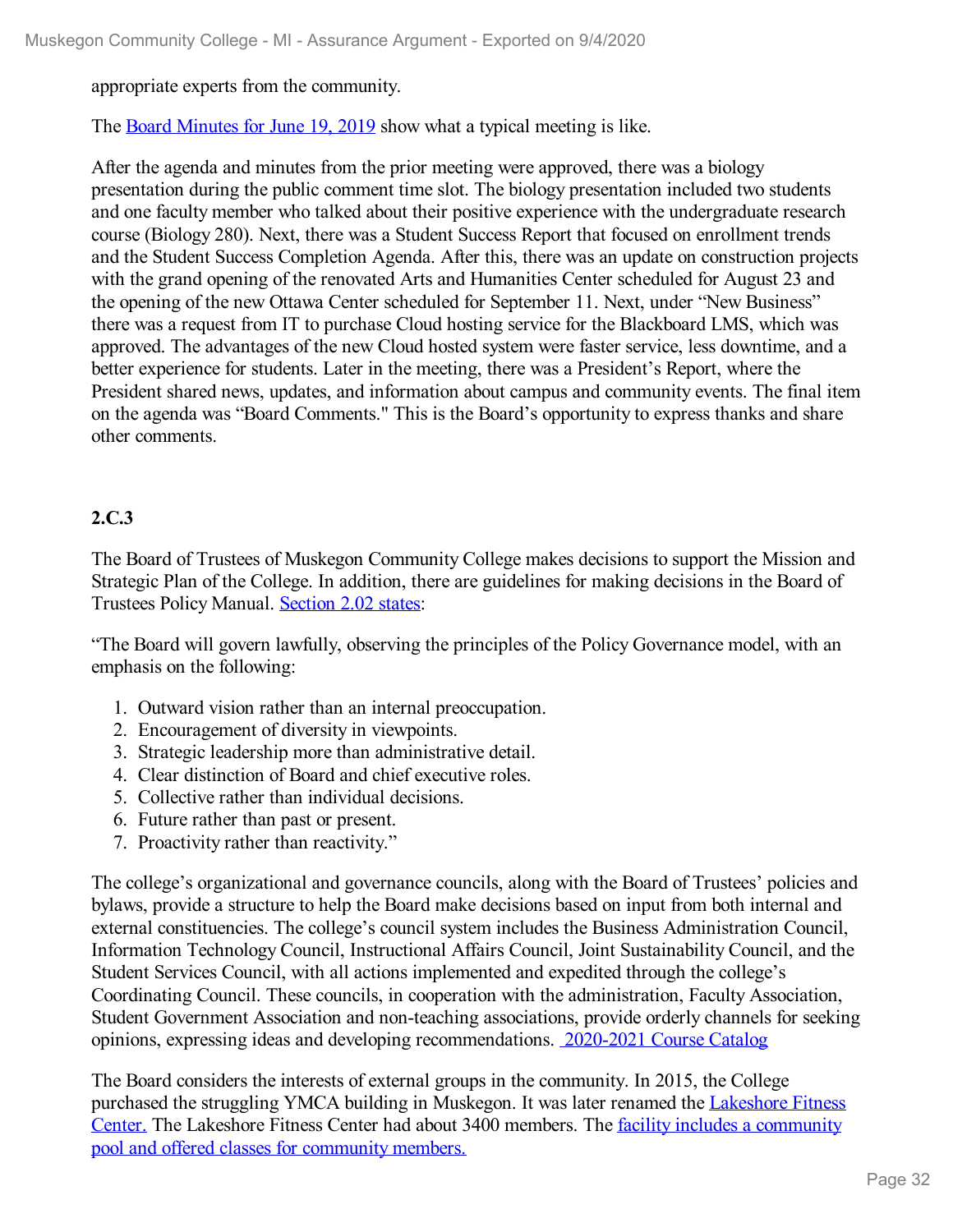appropriate experts from the community.

The Board Minutes for June 19, 2019 show what a typical meeting is like.

After the agenda and minutes from the prior meeting were approved, there was a biology presentation during the public comment time slot. The biology presentation included two students and one faculty member who talked about their positive experience with the undergraduate research course (Biology 280). Next, there was a Student Success Report that focused on enrollment trends and the Student Success Completion Agenda. After this, there was an update on construction projects with the grand opening of the renovated Arts and Humanities Center scheduled for August 23 and the opening of the new Ottawa Center scheduled for September 11. Next, under "New Business" there was a request from IT to purchase Cloud hosting service for the Blackboard LMS, which was approved. The advantages of the new Cloud hosted system were faster service, less downtime, and a better experience for students. Later in the meeting, there was a President's Report, where the President shared news, updates, and information about campus and community events. The final item on the agenda was "Board Comments." This is the Board's opportunity to express thanks and share other comments.

**2.C.3**

The Board of Trustees of Muskegon Community College makes decisions to support the Mission and Strategic Plan of the College. In addition, there are guidelines for making decisions in the Board of Trustees Policy Manual. Section 2.02 states:

"The Board will govern lawfully, observing the principles of the Policy Governance model, with an emphasis on the following:

1. Outward vision rather than an internal preoccupation.
2. Encouragement of diversity in viewpoints.
3. Strategic leadership more than administrative detail.
4. Clear distinction of Board and chief executive roles.
5. Collective rather than individual decisions.
6. Future rather than past or present.
7. Proactivity rather than reactivity."

The college's organizational and governance councils, along with the Board of Trustees' policies and bylaws, provide a structure to help the Board make decisions based on input from both internal and external constituencies. The college's council system includes the Business Administration Council, Information Technology Council, Instructional Affairs Council, Joint Sustainability Council, and the Student Services Council, with all actions implemented and expedited through the college's Coordinating Council. These councils, in cooperation with the administration, Faculty Association, Student Government Association and non-teaching associations, provide orderly channels for seeking opinions, expressing ideas and developing recommendations. 2020-2021 Course Catalog

The Board considers the interests of external groups in the community. In 2015, the College purchased the struggling YMCA building in Muskegon. It was later renamed the Lakeshore Fitness Center. The Lakeshore Fitness Center had about 3400 members. The facility includes a community pool and offered classes for community members.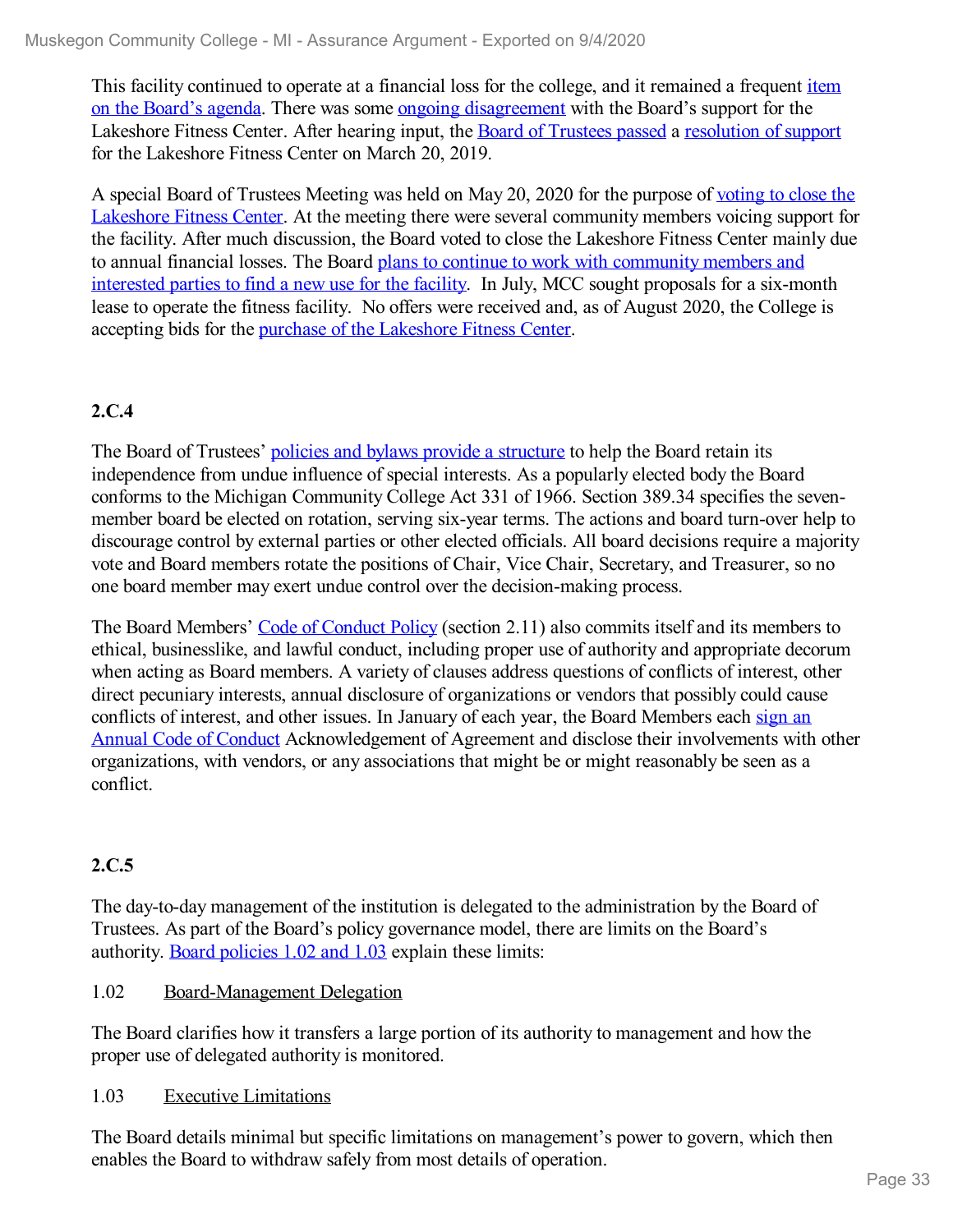This facility continued to operate at a financial loss for the college, and it remained a frequent item on the Board's agenda. There was some ongoing disagreement with the Board's support for the Lakeshore Fitness Center. After hearing input, the Board of Trustees passed a resolution of support for the Lakeshore Fitness Center on March 20, 2019.

A special Board of Trustees Meeting was held on May 20, 2020 for the purpose of voting to close the Lakeshore Fitness Center. At the meeting there were several community members voicing support for the facility. After much discussion, the Board voted to close the Lakeshore Fitness Center mainly due to annual financial losses. The Board plans to continue to work with community members and interested parties to find a new use for the facility. In July, MCC sought proposals for a six-month lease to operate the fitness facility. No offers were received and, as of August 2020, the College is accepting bids for the purchase of the Lakeshore Fitness Center.

### 2.C.4

The Board of Trustees' policies and bylaws provide a structure to help the Board retain its independence from undue influence of special interests. As a popularly elected body the Board conforms to the Michigan Community College Act 331 of 1966. Section 389.34 specifies the seven-member board be elected on rotation, serving six-year terms. The actions and board turn-over help to discourage control by external parties or other elected officials. All board decisions require a majority vote and Board members rotate the positions of Chair, Vice Chair, Secretary, and Treasurer, so no one board member may exert undue control over the decision-making process.

The Board Members' Code of Conduct Policy (section 2.11) also commits itself and its members to ethical, businesslike, and lawful conduct, including proper use of authority and appropriate decorum when acting as Board members. A variety of clauses address questions of conflicts of interest, other direct pecuniary interests, annual disclosure of organizations or vendors that possibly could cause conflicts of interest, and other issues. In January of each year, the Board Members each sign an Annual Code of Conduct Acknowledgement of Agreement and disclose their involvements with other organizations, with vendors, or any associations that might be or might reasonably be seen as a conflict.

### 2.C.5

The day-to-day management of the institution is delegated to the administration by the Board of Trustees. As part of the Board's policy governance model, there are limits on the Board's authority. Board policies 1.02 and 1.03 explain these limits:

1.02 Board-Management Delegation

The Board clarifies how it transfers a large portion of its authority to management and how the proper use of delegated authority is monitored.

1.03 Executive Limitations

The Board details minimal but specific limitations on management's power to govern, which then enables the Board to withdraw safely from most details of operation.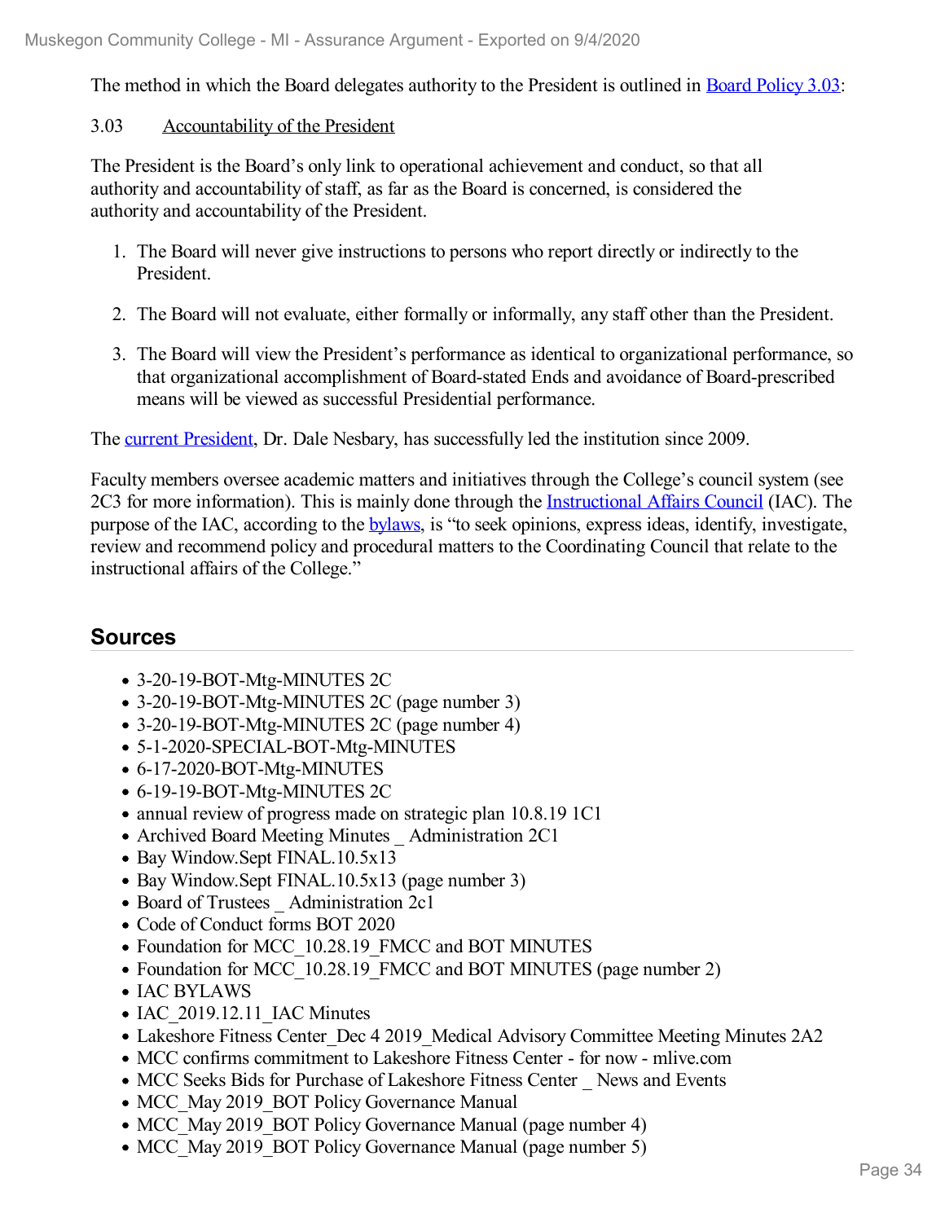The method in which the Board delegates authority to the President is outlined in Board Policy 3.03:

3.03 Accountability of the President

The President is the Board's only link to operational achievement and conduct, so that all authority and accountability of staff, as far as the Board is concerned, is considered the authority and accountability of the President.

1. The Board will never give instructions to persons who report directly or indirectly to the President.
2. The Board will not evaluate, either formally or informally, any staff other than the President.
3. The Board will view the President's performance as identical to organizational performance, so that organizational accomplishment of Board-stated Ends and avoidance of Board-prescribed means will be viewed as successful Presidential performance.

The current President, Dr. Dale Nesbary, has successfully led the institution since 2009.

Faculty members oversee academic matters and initiatives through the College's council system (see 2C3 for more information). This is mainly done through the Instructional Affairs Council (IAC). The purpose of the IAC, according to the bylaws, is "to seek opinions, express ideas, identify, investigate, review and recommend policy and procedural matters to the Coordinating Council that relate to the instructional affairs of the College."

## Sources

- 3-20-19-BOT-Mtg-MINUTES 2C
- 3-20-19-BOT-Mtg-MINUTES 2C (page number 3)
- 3-20-19-BOT-Mtg-MINUTES 2C (page number 4)
- 5-1-2020-SPECIAL-BOT-Mtg-MINUTES
- 6-17-2020-BOT-Mtg-MINUTES
- 6-19-19-BOT-Mtg-MINUTES 2C
- annual review of progress made on strategic plan 10.8.19 1C1
- Archived Board Meeting Minutes _ Administration 2C1
- Bay Window.Sept FINAL.10.5x13
- Bay Window.Sept FINAL.10.5x13 (page number 3)
- Board of Trustees _ Administration 2c1
- Code of Conduct forms BOT 2020
- Foundation for MCC_10.28.19_FMCC and BOT MINUTES
- Foundation for MCC_10.28.19_FMCC and BOT MINUTES (page number 2)
- IAC BYLAWS
- IAC_2019.12.11_IAC Minutes
- Lakeshore Fitness Center_Dec 4 2019_Medical Advisory Committee Meeting Minutes 2A2
- MCC confirms commitment to Lakeshore Fitness Center - for now - mlive.com
- MCC Seeks Bids for Purchase of Lakeshore Fitness Center _ News and Events
- MCC_May 2019_BOT Policy Governance Manual
- MCC_May 2019_BOT Policy Governance Manual (page number 4)
- MCC_May 2019_BOT Policy Governance Manual (page number 5)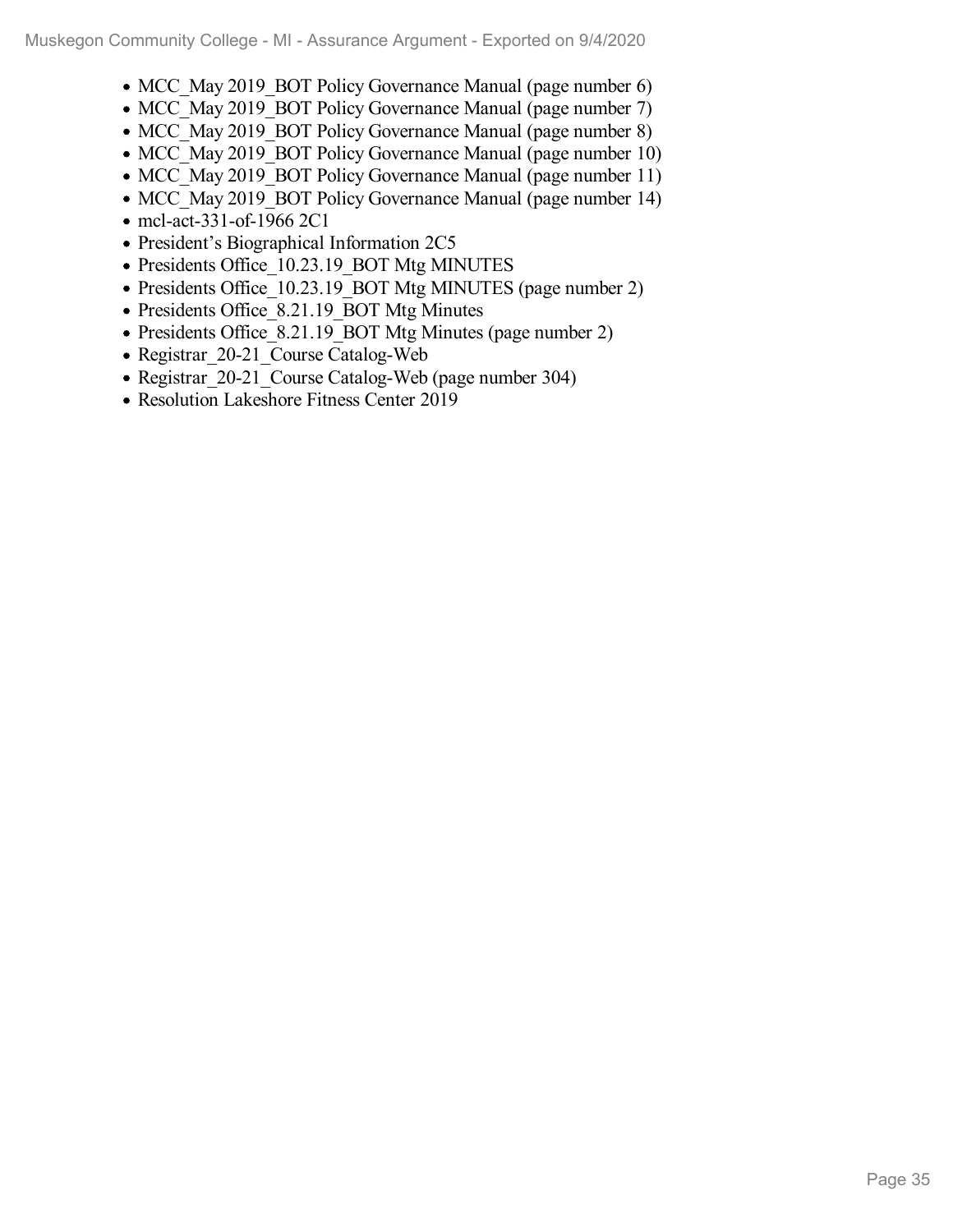- MCC_May 2019_BOT Policy Governance Manual (page number 6)
- MCC_May 2019_BOT Policy Governance Manual (page number 7)
- MCC_May 2019_BOT Policy Governance Manual (page number 8)
- MCC_May 2019_BOT Policy Governance Manual (page number 10)
- MCC_May 2019_BOT Policy Governance Manual (page number 11)
- MCC_May 2019_BOT Policy Governance Manual (page number 14)
- mcl-act-331-of-1966 2C1
- President's Biographical Information 2C5
- Presidents Office_10.23.19_BOT Mtg MINUTES
- Presidents Office_10.23.19_BOT Mtg MINUTES (page number 2)
- Presidents Office_8.21.19_BOT Mtg Minutes
- Presidents Office_8.21.19_BOT Mtg Minutes (page number 2)
- Registrar_20-21_Course Catalog-Web
- Registrar_20-21_Course Catalog-Web (page number 304)
- Resolution Lakeshore Fitness Center 2019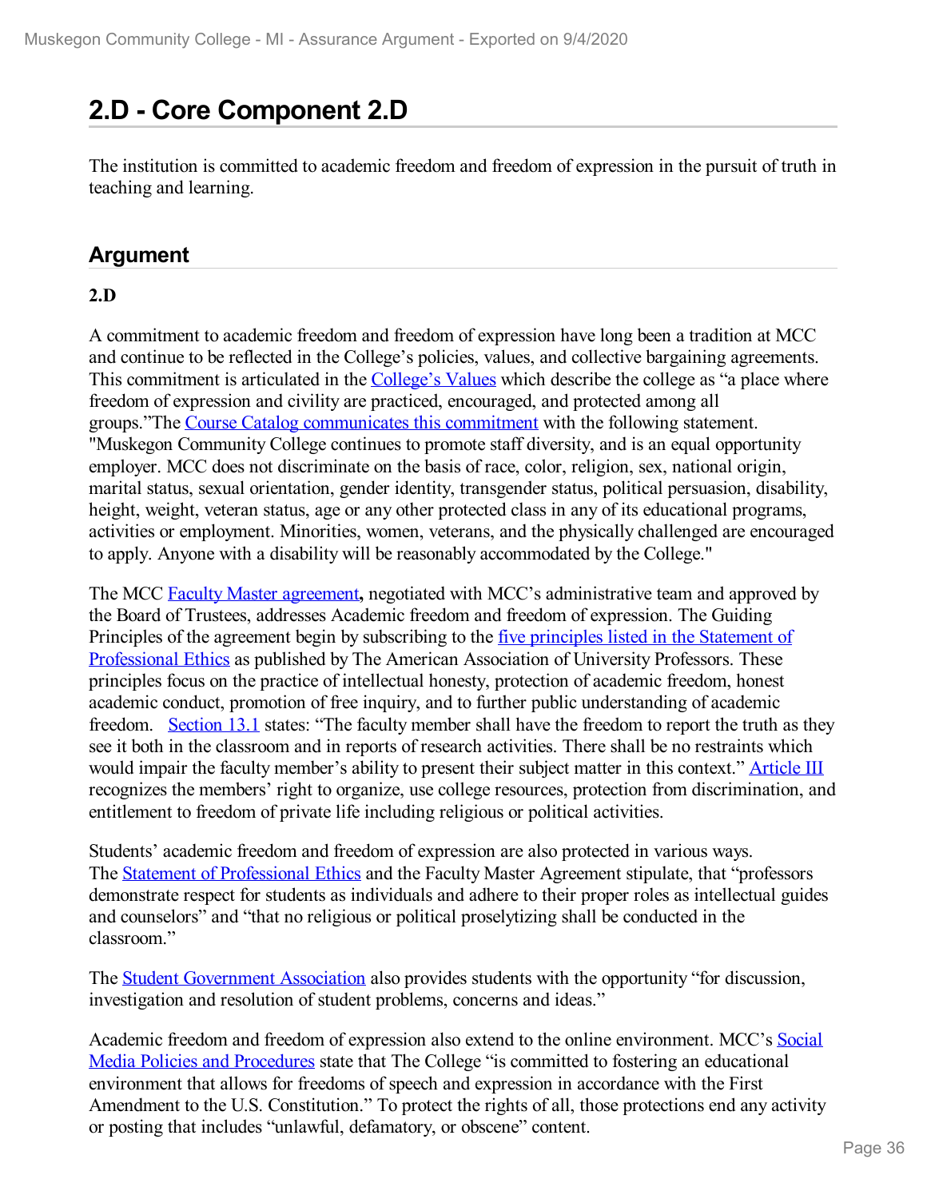# 2.D - Core Component 2.D

The institution is committed to academic freedom and freedom of expression in the pursuit of truth in teaching and learning.

## Argument

**2.D**

A commitment to academic freedom and freedom of expression have long been a tradition at MCC and continue to be reflected in the College's policies, values, and collective bargaining agreements. This commitment is articulated in the College's Values which describe the college as "a place where freedom of expression and civility are practiced, encouraged, and protected among all groups."The Course Catalog communicates this commitment with the following statement. "Muskegon Community College continues to promote staff diversity, and is an equal opportunity employer. MCC does not discriminate on the basis of race, color, religion, sex, national origin, marital status, sexual orientation, gender identity, transgender status, political persuasion, disability, height, weight, veteran status, age or any other protected class in any of its educational programs, activities or employment. Minorities, women, veterans, and the physically challenged are encouraged to apply. Anyone with a disability will be reasonably accommodated by the College."

The MCC Faculty Master agreement**,** negotiated with MCC's administrative team and approved by the Board of Trustees, addresses Academic freedom and freedom of expression. The Guiding Principles of the agreement begin by subscribing to the five principles listed in the Statement of Professional Ethics as published by The American Association of University Professors. These principles focus on the practice of intellectual honesty, protection of academic freedom, honest academic conduct, promotion of free inquiry, and to further public understanding of academic freedom. Section 13.1 states: "The faculty member shall have the freedom to report the truth as they see it both in the classroom and in reports of research activities. There shall be no restraints which would impair the faculty member's ability to present their subject matter in this context." Article III recognizes the members' right to organize, use college resources, protection from discrimination, and entitlement to freedom of private life including religious or political activities.

Students' academic freedom and freedom of expression are also protected in various ways. The Statement of Professional Ethics and the Faculty Master Agreement stipulate, that "professors demonstrate respect for students as individuals and adhere to their proper roles as intellectual guides and counselors" and "that no religious or political proselytizing shall be conducted in the classroom."

The Student Government Association also provides students with the opportunity "for discussion, investigation and resolution of student problems, concerns and ideas."

Academic freedom and freedom of expression also extend to the online environment. MCC's Social Media Policies and Procedures state that The College "is committed to fostering an educational environment that allows for freedoms of speech and expression in accordance with the First Amendment to the U.S. Constitution." To protect the rights of all, those protections end any activity or posting that includes "unlawful, defamatory, or obscene" content.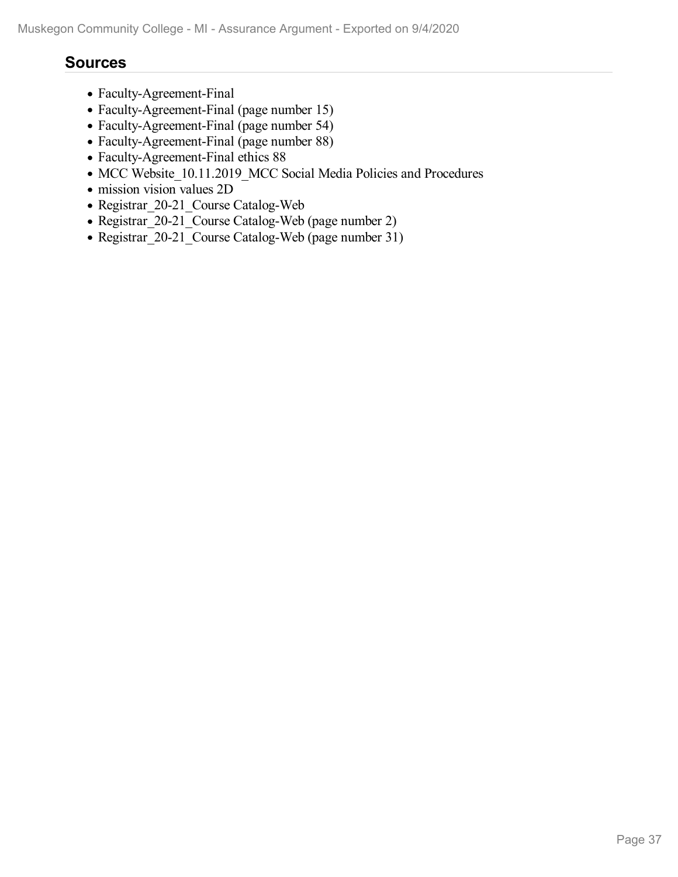## Sources

- Faculty-Agreement-Final
- Faculty-Agreement-Final (page number 15)
- Faculty-Agreement-Final (page number 54)
- Faculty-Agreement-Final (page number 88)
- Faculty-Agreement-Final ethics 88
- MCC Website_10.11.2019_MCC Social Media Policies and Procedures
- mission vision values 2D
- Registrar_20-21_Course Catalog-Web
- Registrar_20-21_Course Catalog-Web (page number 2)
- Registrar_20-21_Course Catalog-Web (page number 31)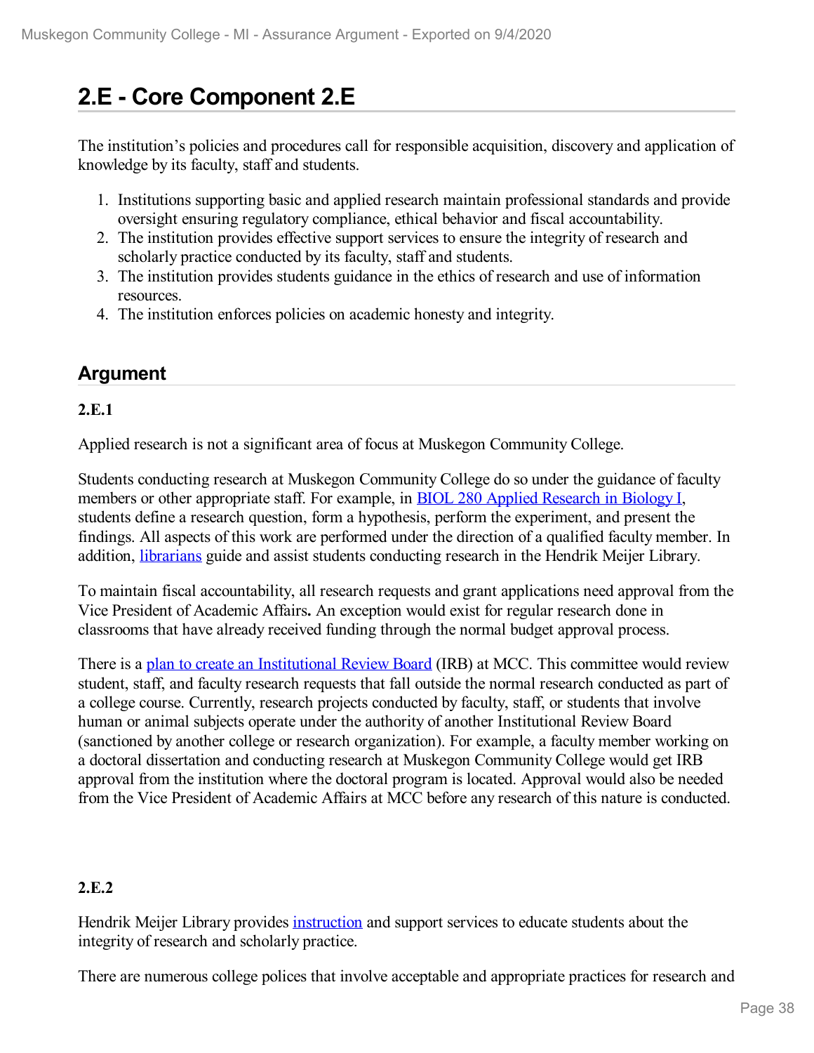# 2.E - Core Component 2.E

The institution's policies and procedures call for responsible acquisition, discovery and application of knowledge by its faculty, staff and students.

1. Institutions supporting basic and applied research maintain professional standards and provide oversight ensuring regulatory compliance, ethical behavior and fiscal accountability.
2. The institution provides effective support services to ensure the integrity of research and scholarly practice conducted by its faculty, staff and students.
3. The institution provides students guidance in the ethics of research and use of information resources.
4. The institution enforces policies on academic honesty and integrity.

## Argument

**2.E.1**

Applied research is not a significant area of focus at Muskegon Community College.

Students conducting research at Muskegon Community College do so under the guidance of faculty members or other appropriate staff. For example, in BIOL 280 Applied Research in Biology I, students define a research question, form a hypothesis, perform the experiment, and present the findings. All aspects of this work are performed under the direction of a qualified faculty member. In addition, librarians guide and assist students conducting research in the Hendrik Meijer Library.

To maintain fiscal accountability, all research requests and grant applications need approval from the Vice President of Academic Affairs**.** An exception would exist for regular research done in classrooms that have already received funding through the normal budget approval process.

There is a plan to create an Institutional Review Board (IRB) at MCC. This committee would review student, staff, and faculty research requests that fall outside the normal research conducted as part of a college course. Currently, research projects conducted by faculty, staff, or students that involve human or animal subjects operate under the authority of another Institutional Review Board (sanctioned by another college or research organization). For example, a faculty member working on a doctoral dissertation and conducting research at Muskegon Community College would get IRB approval from the institution where the doctoral program is located. Approval would also be needed from the Vice President of Academic Affairs at MCC before any research of this nature is conducted.

**2.E.2**

Hendrik Meijer Library provides instruction and support services to educate students about the integrity of research and scholarly practice.

There are numerous college polices that involve acceptable and appropriate practices for research and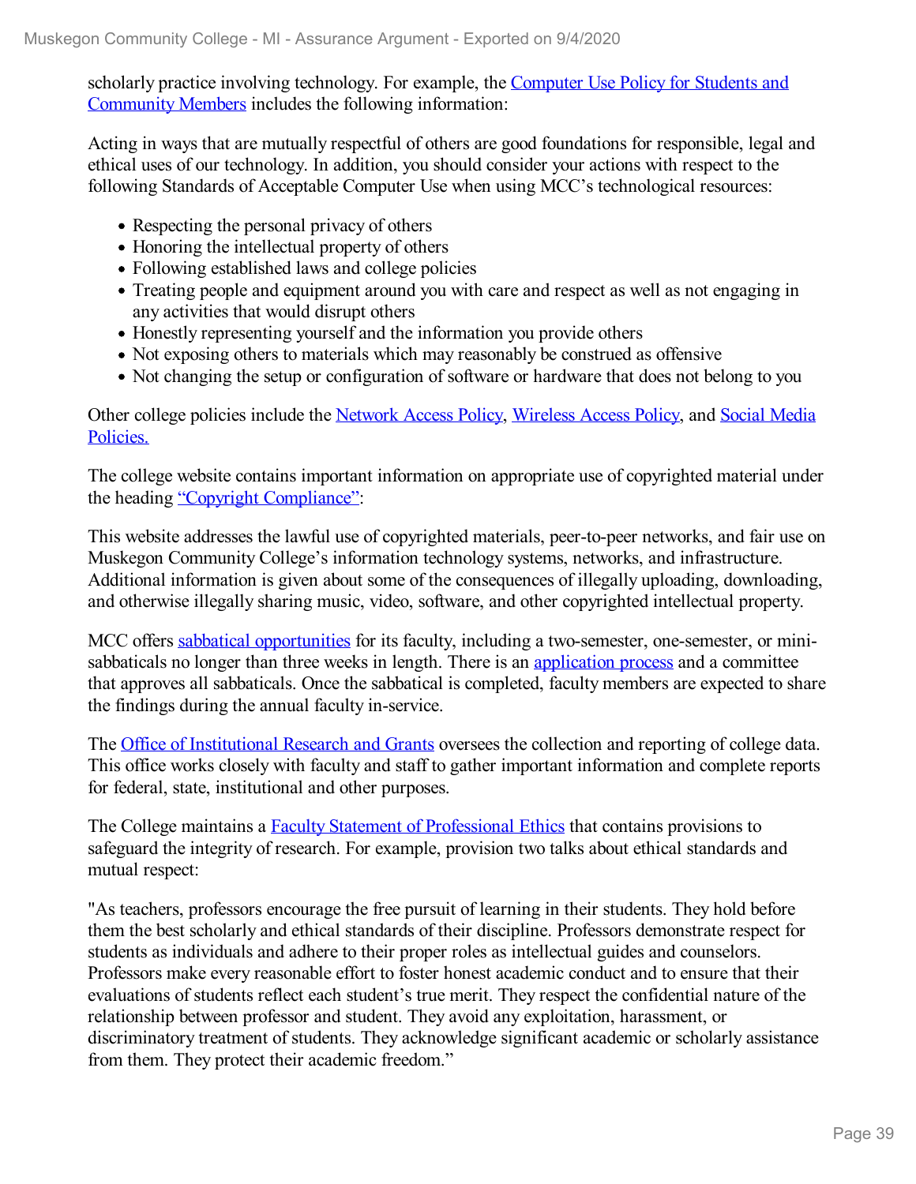scholarly practice involving technology. For example, the Computer Use Policy for Students and Community Members includes the following information:

Acting in ways that are mutually respectful of others are good foundations for responsible, legal and ethical uses of our technology. In addition, you should consider your actions with respect to the following Standards of Acceptable Computer Use when using MCC's technological resources:

- Respecting the personal privacy of others
- Honoring the intellectual property of others
- Following established laws and college policies
- Treating people and equipment around you with care and respect as well as not engaging in any activities that would disrupt others
- Honestly representing yourself and the information you provide others
- Not exposing others to materials which may reasonably be construed as offensive
- Not changing the setup or configuration of software or hardware that does not belong to you

Other college policies include the Network Access Policy, Wireless Access Policy, and Social Media Policies.

The college website contains important information on appropriate use of copyrighted material under the heading "Copyright Compliance":

This website addresses the lawful use of copyrighted materials, peer-to-peer networks, and fair use on Muskegon Community College's information technology systems, networks, and infrastructure. Additional information is given about some of the consequences of illegally uploading, downloading, and otherwise illegally sharing music, video, software, and other copyrighted intellectual property.

MCC offers sabbatical opportunities for its faculty, including a two-semester, one-semester, or mini-sabbaticals no longer than three weeks in length. There is an application process and a committee that approves all sabbaticals. Once the sabbatical is completed, faculty members are expected to share the findings during the annual faculty in-service.

The Office of Institutional Research and Grants oversees the collection and reporting of college data. This office works closely with faculty and staff to gather important information and complete reports for federal, state, institutional and other purposes.

The College maintains a Faculty Statement of Professional Ethics that contains provisions to safeguard the integrity of research. For example, provision two talks about ethical standards and mutual respect:

"As teachers, professors encourage the free pursuit of learning in their students. They hold before them the best scholarly and ethical standards of their discipline. Professors demonstrate respect for students as individuals and adhere to their proper roles as intellectual guides and counselors. Professors make every reasonable effort to foster honest academic conduct and to ensure that their evaluations of students reflect each student's true merit. They respect the confidential nature of the relationship between professor and student. They avoid any exploitation, harassment, or discriminatory treatment of students. They acknowledge significant academic or scholarly assistance from them. They protect their academic freedom."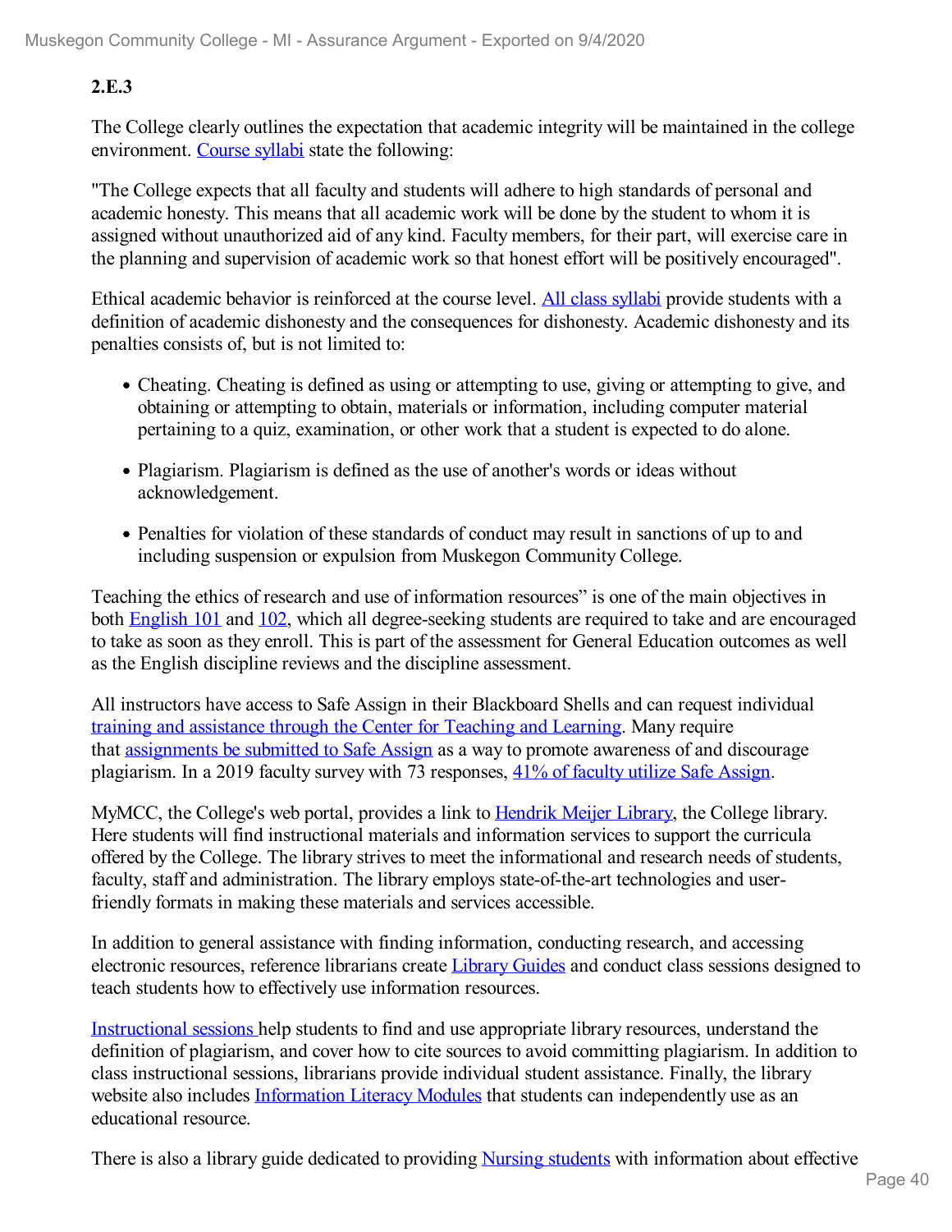**2.E.3**

The College clearly outlines the expectation that academic integrity will be maintained in the college environment. Course syllabi state the following:

"The College expects that all faculty and students will adhere to high standards of personal and academic honesty. This means that all academic work will be done by the student to whom it is assigned without unauthorized aid of any kind. Faculty members, for their part, will exercise care in the planning and supervision of academic work so that honest effort will be positively encouraged".

Ethical academic behavior is reinforced at the course level. All class syllabi provide students with a definition of academic dishonesty and the consequences for dishonesty. Academic dishonesty and its penalties consists of, but is not limited to:

- Cheating. Cheating is defined as using or attempting to use, giving or attempting to give, and obtaining or attempting to obtain, materials or information, including computer material pertaining to a quiz, examination, or other work that a student is expected to do alone.
- Plagiarism. Plagiarism is defined as the use of another's words or ideas without acknowledgement.
- Penalties for violation of these standards of conduct may result in sanctions of up to and including suspension or expulsion from Muskegon Community College.

Teaching the ethics of research and use of information resources" is one of the main objectives in both English 101 and 102, which all degree-seeking students are required to take and are encouraged to take as soon as they enroll. This is part of the assessment for General Education outcomes as well as the English discipline reviews and the discipline assessment.

All instructors have access to Safe Assign in their Blackboard Shells and can request individual training and assistance through the Center for Teaching and Learning. Many require that assignments be submitted to Safe Assign as a way to promote awareness of and discourage plagiarism. In a 2019 faculty survey with 73 responses, 41% of faculty utilize Safe Assign.

MyMCC, the College's web portal, provides a link to Hendrik Meijer Library, the College library. Here students will find instructional materials and information services to support the curricula offered by the College. The library strives to meet the informational and research needs of students, faculty, staff and administration. The library employs state-of-the-art technologies and user-friendly formats in making these materials and services accessible.

In addition to general assistance with finding information, conducting research, and accessing electronic resources, reference librarians create Library Guides and conduct class sessions designed to teach students how to effectively use information resources.

Instructional sessions help students to find and use appropriate library resources, understand the definition of plagiarism, and cover how to cite sources to avoid committing plagiarism. In addition to class instructional sessions, librarians provide individual student assistance. Finally, the library website also includes Information Literacy Modules that students can independently use as an educational resource.

There is also a library guide dedicated to providing Nursing students with information about effective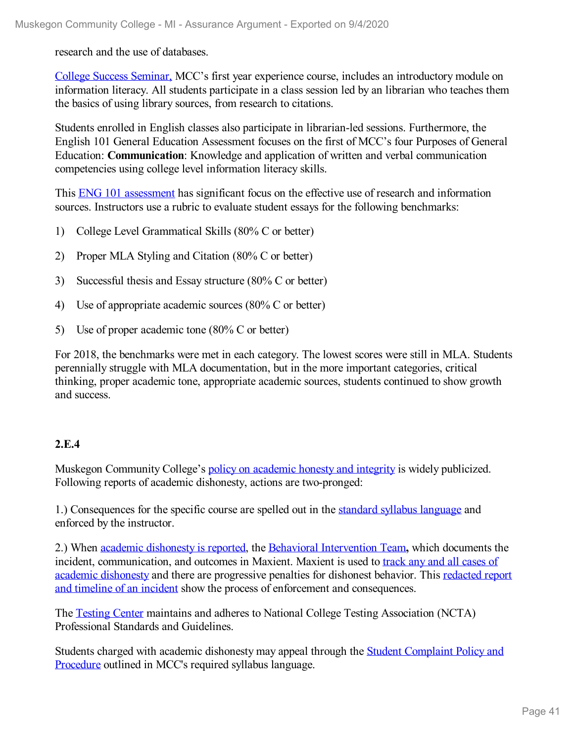research and the use of databases.

College Success Seminar, MCC's first year experience course, includes an introductory module on information literacy. All students participate in a class session led by an librarian who teaches them the basics of using library sources, from research to citations.

Students enrolled in English classes also participate in librarian-led sessions. Furthermore, the English 101 General Education Assessment focuses on the first of MCC's four Purposes of General Education: **Communication**: Knowledge and application of written and verbal communication competencies using college level information literacy skills.

This ENG 101 assessment has significant focus on the effective use of research and information sources. Instructors use a rubric to evaluate student essays for the following benchmarks:

1) College Level Grammatical Skills (80% C or better)

2) Proper MLA Styling and Citation (80% C or better)

3) Successful thesis and Essay structure (80% C or better)

4) Use of appropriate academic sources (80% C or better)

5) Use of proper academic tone (80% C or better)

For 2018, the benchmarks were met in each category. The lowest scores were still in MLA. Students perennially struggle with MLA documentation, but in the more important categories, critical thinking, proper academic tone, appropriate academic sources, students continued to show growth and success.

**2.E.4**

Muskegon Community College's policy on academic honesty and integrity is widely publicized. Following reports of academic dishonesty, actions are two-pronged:

1.) Consequences for the specific course are spelled out in the standard syllabus language and enforced by the instructor.

2.) When academic dishonesty is reported, the Behavioral Intervention Team**,** which documents the incident, communication, and outcomes in Maxient. Maxient is used to track any and all cases of academic dishonesty and there are progressive penalties for dishonest behavior. This redacted report and timeline of an incident show the process of enforcement and consequences.

The Testing Center maintains and adheres to National College Testing Association (NCTA) Professional Standards and Guidelines.

Students charged with academic dishonesty may appeal through the Student Complaint Policy and Procedure outlined in MCC's required syllabus language.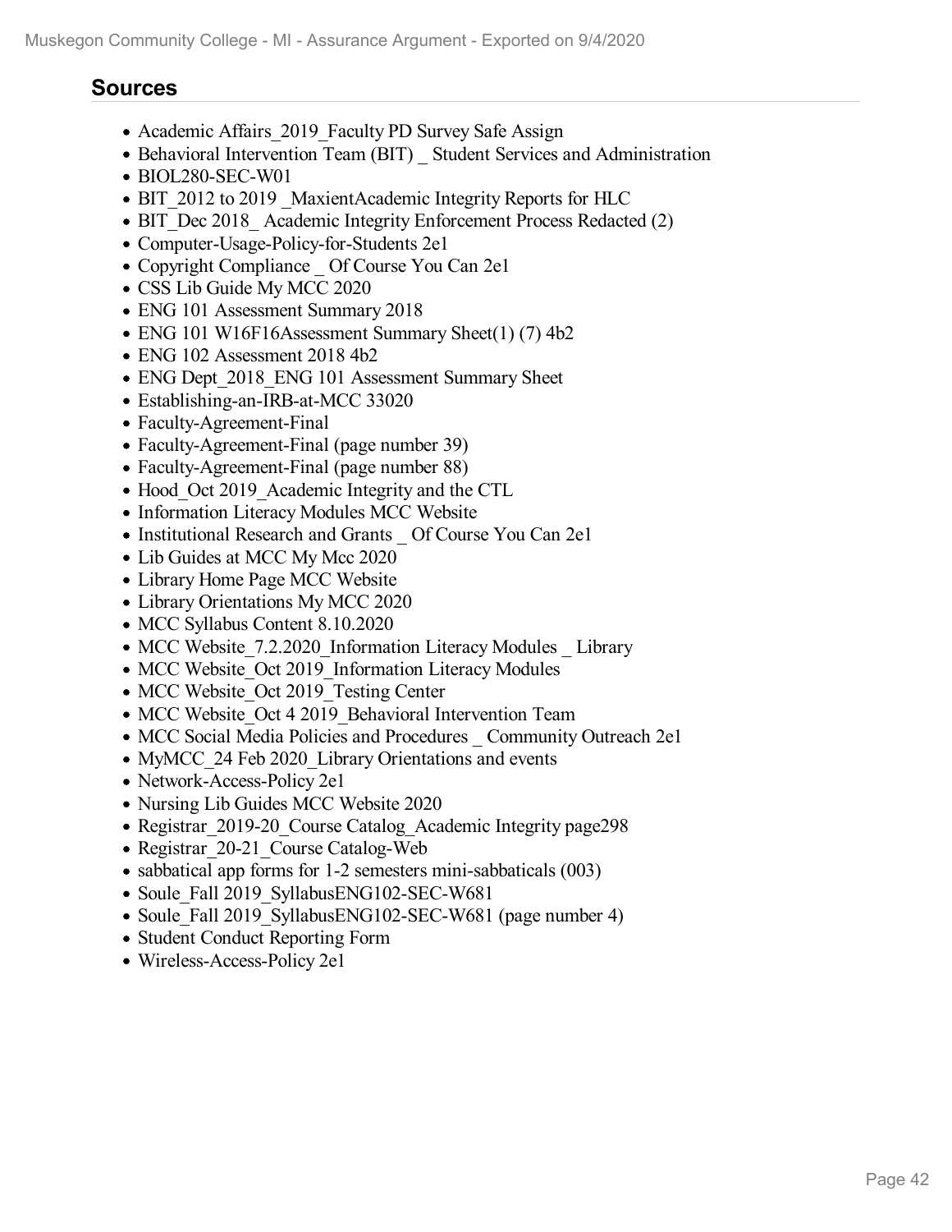## Sources

- Academic Affairs_2019_Faculty PD Survey Safe Assign
- Behavioral Intervention Team (BIT) _ Student Services and Administration
- BIOL280-SEC-W01
- BIT_2012 to 2019 _MaxientAcademic Integrity Reports for HLC
- BIT_Dec 2018_ Academic Integrity Enforcement Process Redacted (2)
- Computer-Usage-Policy-for-Students 2e1
- Copyright Compliance _ Of Course You Can 2e1
- CSS Lib Guide My MCC 2020
- ENG 101 Assessment Summary 2018
- ENG 101 W16F16Assessment Summary Sheet(1) (7) 4b2
- ENG 102 Assessment 2018 4b2
- ENG Dept_2018_ENG 101 Assessment Summary Sheet
- Establishing-an-IRB-at-MCC 33020
- Faculty-Agreement-Final
- Faculty-Agreement-Final (page number 39)
- Faculty-Agreement-Final (page number 88)
- Hood_Oct 2019_Academic Integrity and the CTL
- Information Literacy Modules MCC Website
- Institutional Research and Grants _ Of Course You Can 2e1
- Lib Guides at MCC My Mcc 2020
- Library Home Page MCC Website
- Library Orientations My MCC 2020
- MCC Syllabus Content 8.10.2020
- MCC Website_7.2.2020_Information Literacy Modules _ Library
- MCC Website_Oct 2019_Information Literacy Modules
- MCC Website_Oct 2019_Testing Center
- MCC Website_Oct 4 2019_Behavioral Intervention Team
- MCC Social Media Policies and Procedures _ Community Outreach 2e1
- MyMCC_24 Feb 2020_Library Orientations and events
- Network-Access-Policy 2e1
- Nursing Lib Guides MCC Website 2020
- Registrar_2019-20_Course Catalog_Academic Integrity page298
- Registrar_20-21_Course Catalog-Web
- sabbatical app forms for 1-2 semesters mini-sabbaticals (003)
- Soule_Fall 2019_SyllabusENG102-SEC-W681
- Soule_Fall 2019_SyllabusENG102-SEC-W681 (page number 4)
- Student Conduct Reporting Form
- Wireless-Access-Policy 2e1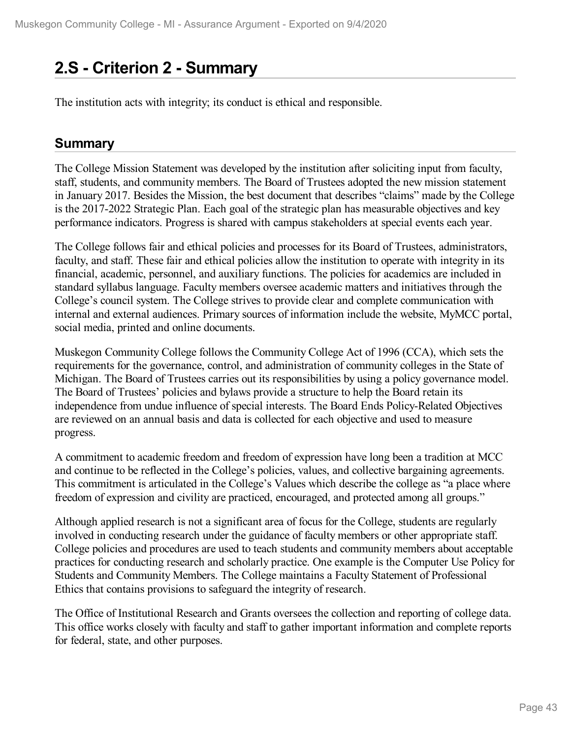# 2.S - Criterion 2 - Summary

The institution acts with integrity; its conduct is ethical and responsible.

## Summary

The College Mission Statement was developed by the institution after soliciting input from faculty, staff, students, and community members. The Board of Trustees adopted the new mission statement in January 2017. Besides the Mission, the best document that describes "claims" made by the College is the 2017-2022 Strategic Plan. Each goal of the strategic plan has measurable objectives and key performance indicators. Progress is shared with campus stakeholders at special events each year.

The College follows fair and ethical policies and processes for its Board of Trustees, administrators, faculty, and staff. These fair and ethical policies allow the institution to operate with integrity in its financial, academic, personnel, and auxiliary functions. The policies for academics are included in standard syllabus language. Faculty members oversee academic matters and initiatives through the College's council system. The College strives to provide clear and complete communication with internal and external audiences. Primary sources of information include the website, MyMCC portal, social media, printed and online documents.

Muskegon Community College follows the Community College Act of 1996 (CCA), which sets the requirements for the governance, control, and administration of community colleges in the State of Michigan. The Board of Trustees carries out its responsibilities by using a policy governance model. The Board of Trustees' policies and bylaws provide a structure to help the Board retain its independence from undue influence of special interests. The Board Ends Policy-Related Objectives are reviewed on an annual basis and data is collected for each objective and used to measure progress.

A commitment to academic freedom and freedom of expression have long been a tradition at MCC and continue to be reflected in the College's policies, values, and collective bargaining agreements. This commitment is articulated in the College's Values which describe the college as "a place where freedom of expression and civility are practiced, encouraged, and protected among all groups."

Although applied research is not a significant area of focus for the College, students are regularly involved in conducting research under the guidance of faculty members or other appropriate staff. College policies and procedures are used to teach students and community members about acceptable practices for conducting research and scholarly practice. One example is the Computer Use Policy for Students and Community Members. The College maintains a Faculty Statement of Professional Ethics that contains provisions to safeguard the integrity of research.

The Office of Institutional Research and Grants oversees the collection and reporting of college data. This office works closely with faculty and staff to gather important information and complete reports for federal, state, and other purposes.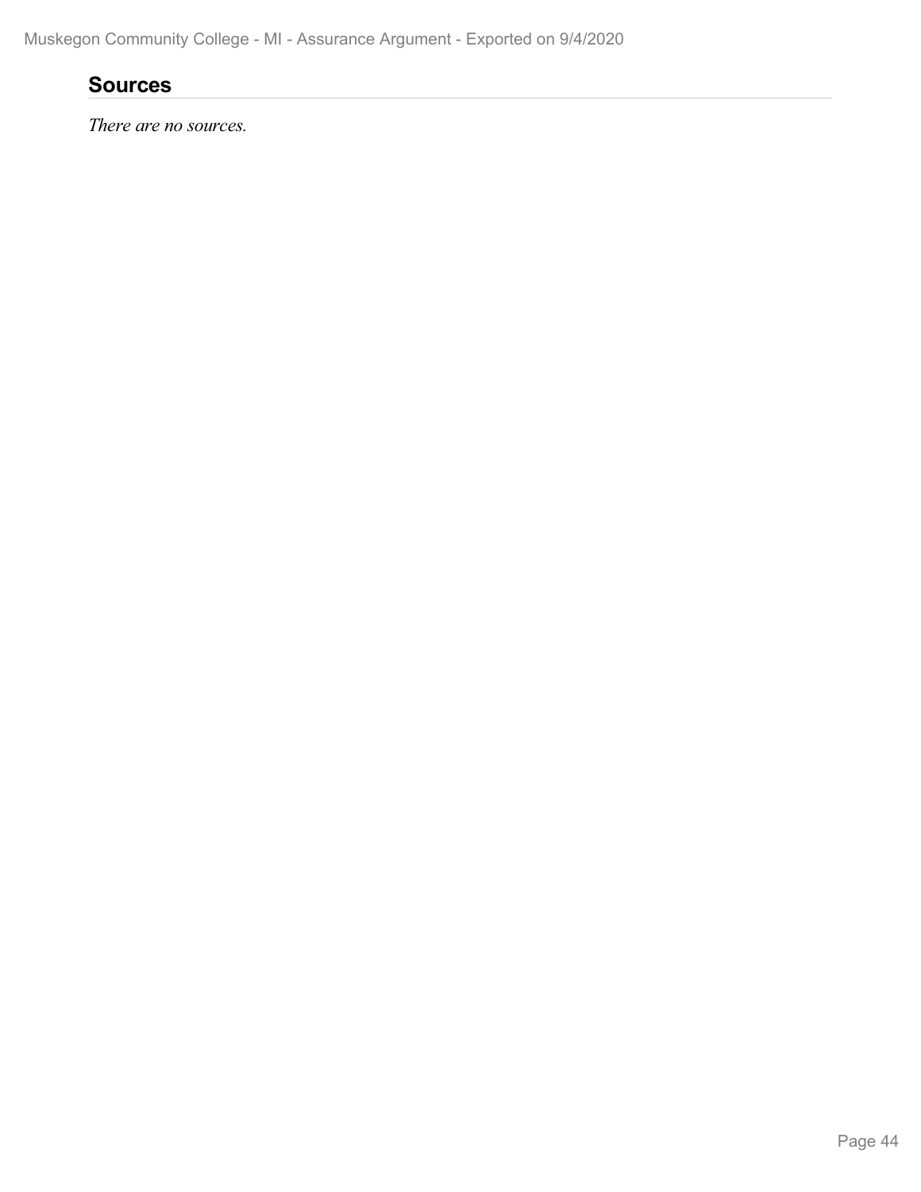## Sources

*There are no sources.*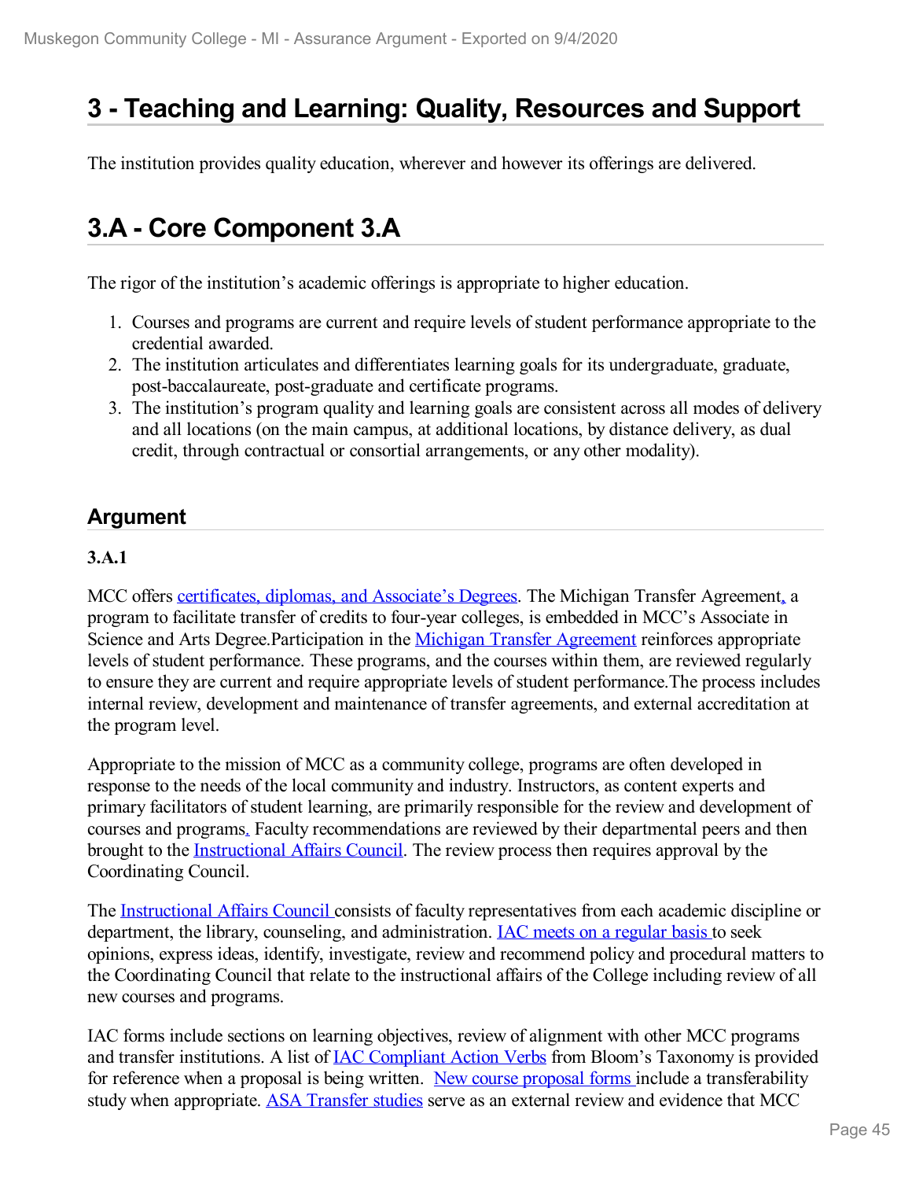# 3 - Teaching and Learning: Quality, Resources and Support

The institution provides quality education, wherever and however its offerings are delivered.

# 3.A - Core Component 3.A

The rigor of the institution's academic offerings is appropriate to higher education.

1. Courses and programs are current and require levels of student performance appropriate to the credential awarded.
2. The institution articulates and differentiates learning goals for its undergraduate, graduate, post-baccalaureate, post-graduate and certificate programs.
3. The institution's program quality and learning goals are consistent across all modes of delivery and all locations (on the main campus, at additional locations, by distance delivery, as dual credit, through contractual or consortial arrangements, or any other modality).

## Argument

**3.A.1**

MCC offers certificates, diplomas, and Associate's Degrees. The Michigan Transfer Agreement, a program to facilitate transfer of credits to four-year colleges, is embedded in MCC's Associate in Science and Arts Degree.Participation in the Michigan Transfer Agreement reinforces appropriate levels of student performance. These programs, and the courses within them, are reviewed regularly to ensure they are current and require appropriate levels of student performance.The process includes internal review, development and maintenance of transfer agreements, and external accreditation at the program level.

Appropriate to the mission of MCC as a community college, programs are often developed in response to the needs of the local community and industry. Instructors, as content experts and primary facilitators of student learning, are primarily responsible for the review and development of courses and programs. Faculty recommendations are reviewed by their departmental peers and then brought to the Instructional Affairs Council. The review process then requires approval by the Coordinating Council.

The Instructional Affairs Council consists of faculty representatives from each academic discipline or department, the library, counseling, and administration. IAC meets on a regular basis to seek opinions, express ideas, identify, investigate, review and recommend policy and procedural matters to the Coordinating Council that relate to the instructional affairs of the College including review of all new courses and programs.

IAC forms include sections on learning objectives, review of alignment with other MCC programs and transfer institutions. A list of IAC Compliant Action Verbs from Bloom's Taxonomy is provided for reference when a proposal is being written. New course proposal forms include a transferability study when appropriate. ASA Transfer studies serve as an external review and evidence that MCC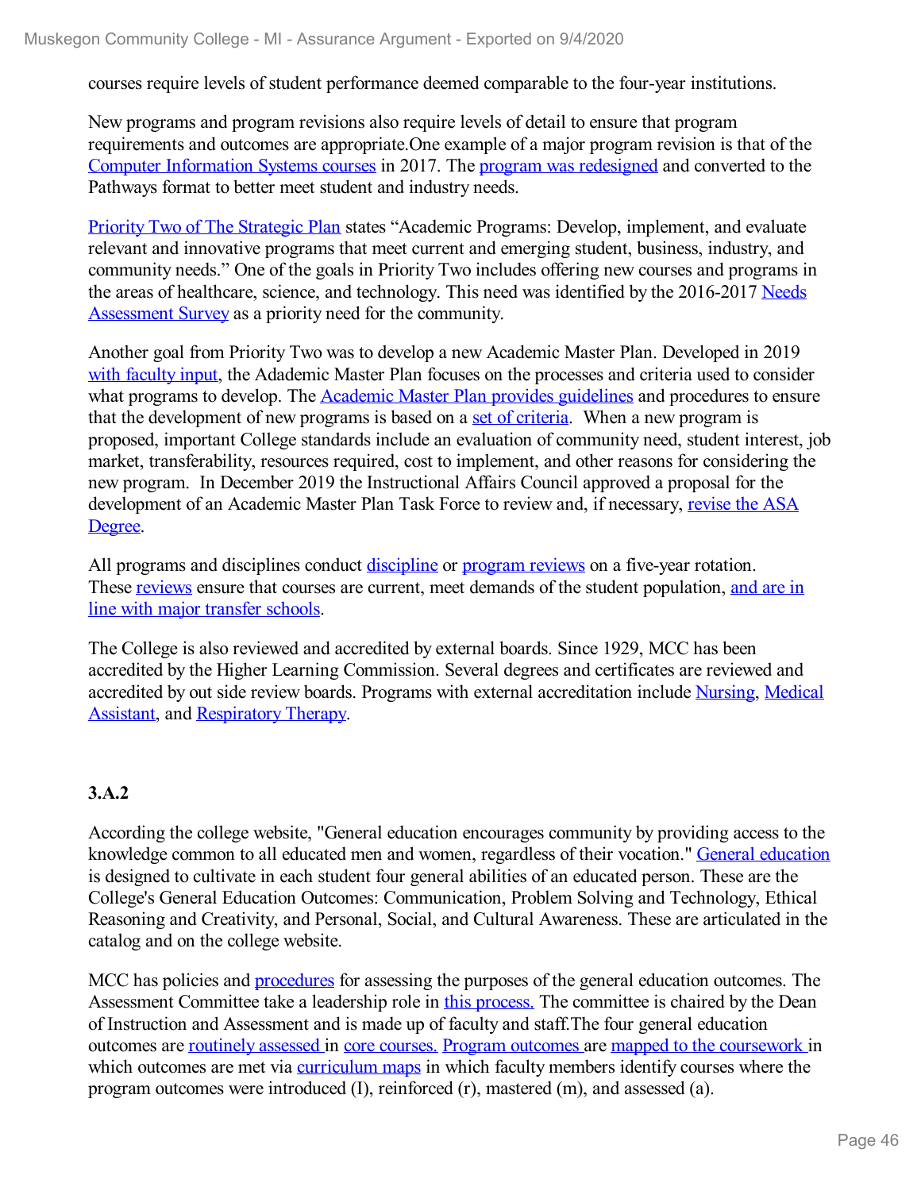courses require levels of student performance deemed comparable to the four-year institutions.

New programs and program revisions also require levels of detail to ensure that program requirements and outcomes are appropriate.One example of a major program revision is that of the Computer Information Systems courses in 2017. The program was redesigned and converted to the Pathways format to better meet student and industry needs.

Priority Two of The Strategic Plan states "Academic Programs: Develop, implement, and evaluate relevant and innovative programs that meet current and emerging student, business, industry, and community needs." One of the goals in Priority Two includes offering new courses and programs in the areas of healthcare, science, and technology. This need was identified by the 2016-2017 Needs Assessment Survey as a priority need for the community.

Another goal from Priority Two was to develop a new Academic Master Plan. Developed in 2019 with faculty input, the Adademic Master Plan focuses on the processes and criteria used to consider what programs to develop. The Academic Master Plan provides guidelines and procedures to ensure that the development of new programs is based on a set of criteria. When a new program is proposed, important College standards include an evaluation of community need, student interest, job market, transferability, resources required, cost to implement, and other reasons for considering the new program. In December 2019 the Instructional Affairs Council approved a proposal for the development of an Academic Master Plan Task Force to review and, if necessary, revise the ASA Degree.

All programs and disciplines conduct discipline or program reviews on a five-year rotation. These reviews ensure that courses are current, meet demands of the student population, and are in line with major transfer schools.

The College is also reviewed and accredited by external boards. Since 1929, MCC has been accredited by the Higher Learning Commission. Several degrees and certificates are reviewed and accredited by out side review boards. Programs with external accreditation include Nursing, Medical Assistant, and Respiratory Therapy.

### 3.A.2

According the college website, "General education encourages community by providing access to the knowledge common to all educated men and women, regardless of their vocation." General education is designed to cultivate in each student four general abilities of an educated person. These are the College's General Education Outcomes: Communication, Problem Solving and Technology, Ethical Reasoning and Creativity, and Personal, Social, and Cultural Awareness. These are articulated in the catalog and on the college website.

MCC has policies and procedures for assessing the purposes of the general education outcomes. The Assessment Committee take a leadership role in this process. The committee is chaired by the Dean of Instruction and Assessment and is made up of faculty and staff.The four general education outcomes are routinely assessed in core courses. Program outcomes are mapped to the coursework in which outcomes are met via curriculum maps in which faculty members identify courses where the program outcomes were introduced (I), reinforced (r), mastered (m), and assessed (a).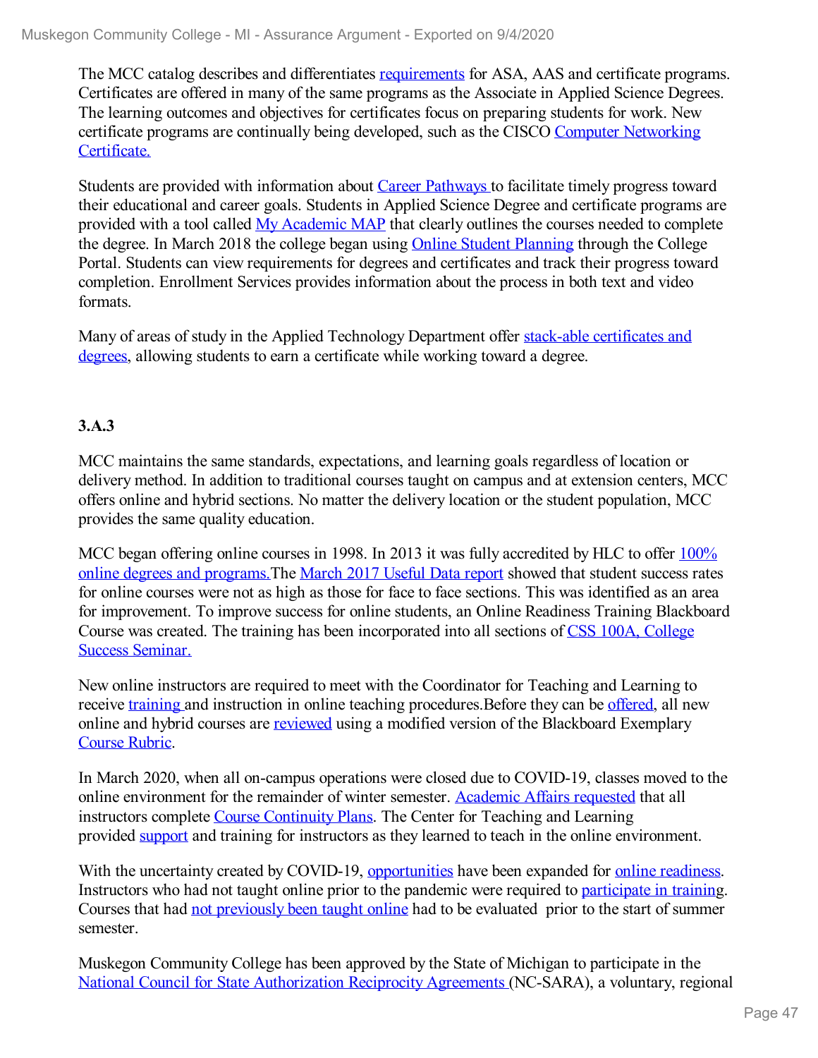The MCC catalog describes and differentiates requirements for ASA, AAS and certificate programs. Certificates are offered in many of the same programs as the Associate in Applied Science Degrees. The learning outcomes and objectives for certificates focus on preparing students for work. New certificate programs are continually being developed, such as the CISCO Computer Networking Certificate.

Students are provided with information about Career Pathways to facilitate timely progress toward their educational and career goals. Students in Applied Science Degree and certificate programs are provided with a tool called My Academic MAP that clearly outlines the courses needed to complete the degree. In March 2018 the college began using Online Student Planning through the College Portal. Students can view requirements for degrees and certificates and track their progress toward completion. Enrollment Services provides information about the process in both text and video formats.

Many of areas of study in the Applied Technology Department offer stack-able certificates and degrees, allowing students to earn a certificate while working toward a degree.

**3.A.3**

MCC maintains the same standards, expectations, and learning goals regardless of location or delivery method. In addition to traditional courses taught on campus and at extension centers, MCC offers online and hybrid sections. No matter the delivery location or the student population, MCC provides the same quality education.

MCC began offering online courses in 1998. In 2013 it was fully accredited by HLC to offer 100% online degrees and programs.The March 2017 Useful Data report showed that student success rates for online courses were not as high as those for face to face sections. This was identified as an area for improvement. To improve success for online students, an Online Readiness Training Blackboard Course was created. The training has been incorporated into all sections of CSS 100A, College Success Seminar.

New online instructors are required to meet with the Coordinator for Teaching and Learning to receive training and instruction in online teaching procedures.Before they can be offered, all new online and hybrid courses are reviewed using a modified version of the Blackboard Exemplary Course Rubric.

In March 2020, when all on-campus operations were closed due to COVID-19, classes moved to the online environment for the remainder of winter semester. Academic Affairs requested that all instructors complete Course Continuity Plans. The Center for Teaching and Learning provided support and training for instructors as they learned to teach in the online environment.

With the uncertainty created by COVID-19, opportunities have been expanded for online readiness. Instructors who had not taught online prior to the pandemic were required to participate in training. Courses that had not previously been taught online had to be evaluated prior to the start of summer semester.

Muskegon Community College has been approved by the State of Michigan to participate in the National Council for State Authorization Reciprocity Agreements (NC-SARA), a voluntary, regional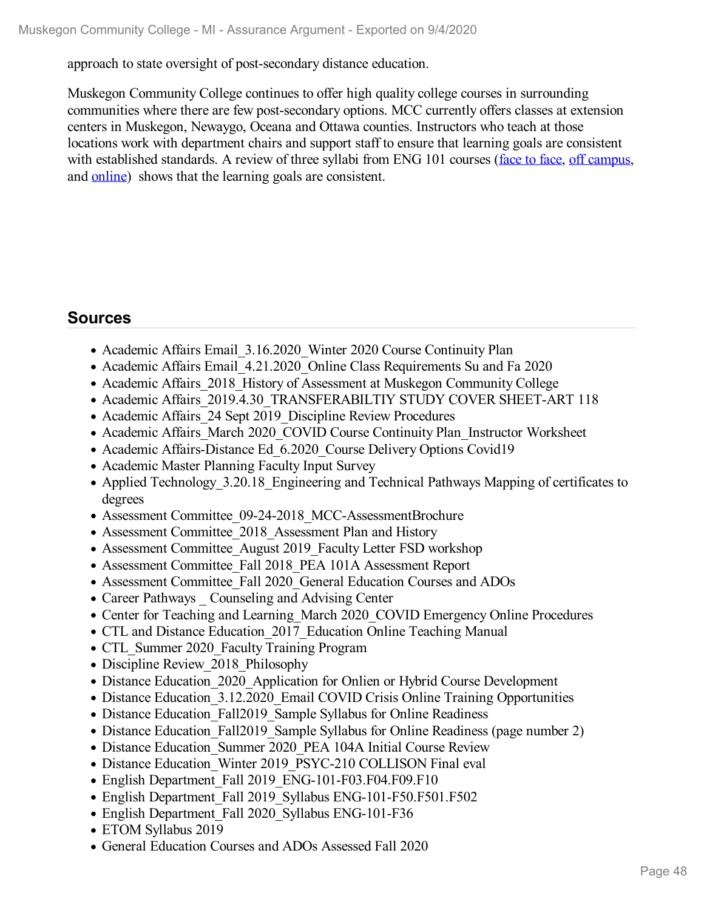approach to state oversight of post-secondary distance education.

Muskegon Community College continues to offer high quality college courses in surrounding communities where there are few post-secondary options. MCC currently offers classes at extension centers in Muskegon, Newaygo, Oceana and Ottawa counties. Instructors who teach at those locations work with department chairs and support staff to ensure that learning goals are consistent with established standards. A review of three syllabi from ENG 101 courses (face to face, off campus, and online) shows that the learning goals are consistent.

## Sources

- Academic Affairs Email_3.16.2020_Winter 2020 Course Continuity Plan
- Academic Affairs Email_4.21.2020_Online Class Requirements Su and Fa 2020
- Academic Affairs_2018_History of Assessment at Muskegon Community College
- Academic Affairs_2019.4.30_TRANSFERABILTIY STUDY COVER SHEET-ART 118
- Academic Affairs_24 Sept 2019_Discipline Review Procedures
- Academic Affairs_March 2020_COVID Course Continuity Plan_Instructor Worksheet
- Academic Affairs-Distance Ed_6.2020_Course Delivery Options Covid19
- Academic Master Planning Faculty Input Survey
- Applied Technology_3.20.18_Engineering and Technical Pathways Mapping of certificates to degrees
- Assessment Committee_09-24-2018_MCC-AssessmentBrochure
- Assessment Committee_2018_Assessment Plan and History
- Assessment Committee_August 2019_Faculty Letter FSD workshop
- Assessment Committee_Fall 2018_PEA 101A Assessment Report
- Assessment Committee_Fall 2020_General Education Courses and ADOs
- Career Pathways _ Counseling and Advising Center
- Center for Teaching and Learning_March 2020_COVID Emergency Online Procedures
- CTL and Distance Education_2017_Education Online Teaching Manual
- CTL_Summer 2020_Faculty Training Program
- Discipline Review_2018_Philosophy
- Distance Education_2020_Application for Onlien or Hybrid Course Development
- Distance Education_3.12.2020_Email COVID Crisis Online Training Opportunities
- Distance Education_Fall2019_Sample Syllabus for Online Readiness
- Distance Education_Fall2019_Sample Syllabus for Online Readiness (page number 2)
- Distance Education_Summer 2020_PEA 104A Initial Course Review
- Distance Education_Winter 2019_PSYC-210 COLLISON Final eval
- English Department_Fall 2019_ENG-101-F03.F04.F09.F10
- English Department_Fall 2019_Syllabus ENG-101-F50.F501.F502
- English Department_Fall 2020_Syllabus ENG-101-F36
- ETOM Syllabus 2019
- General Education Courses and ADOs Assessed Fall 2020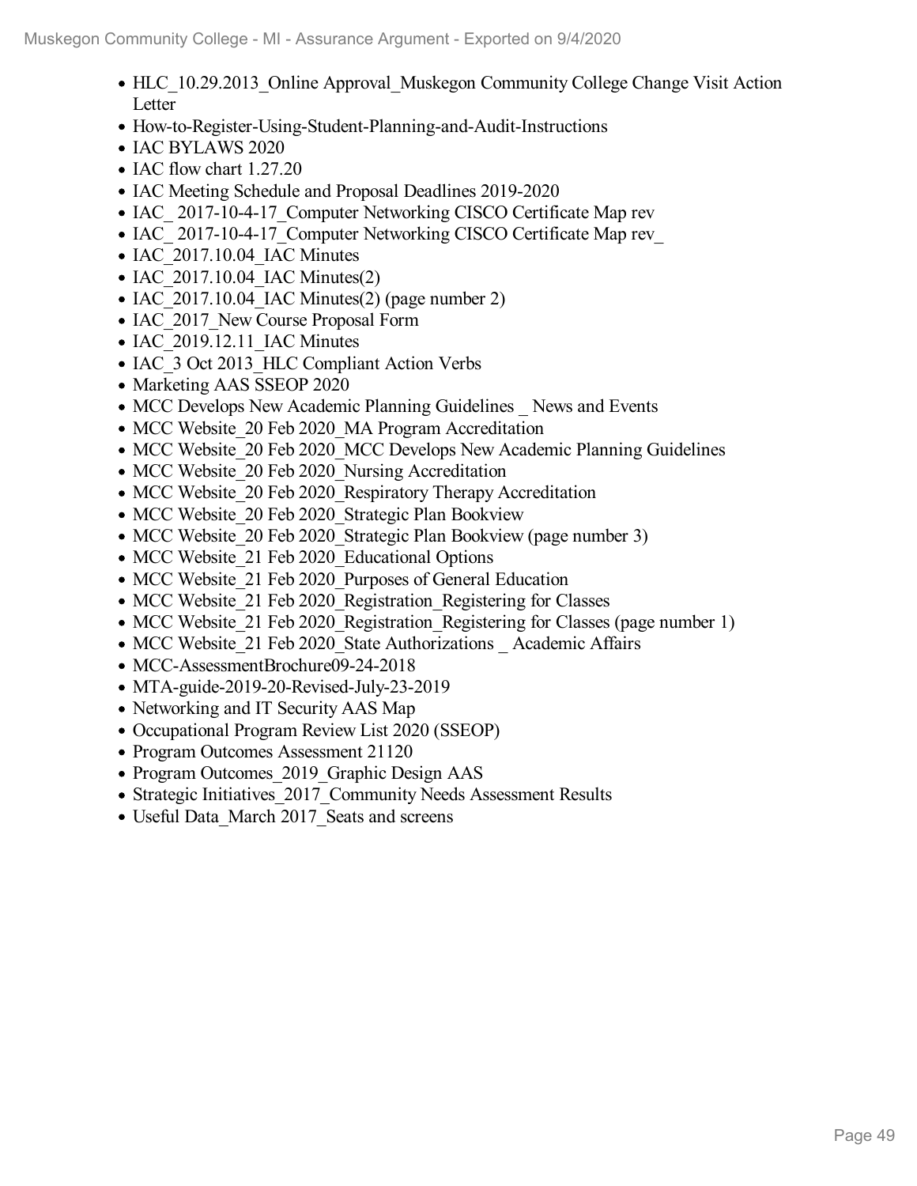- HLC_10.29.2013_Online Approval_Muskegon Community College Change Visit Action Letter
- How-to-Register-Using-Student-Planning-and-Audit-Instructions
- IAC BYLAWS 2020
- IAC flow chart 1.27.20
- IAC Meeting Schedule and Proposal Deadlines 2019-2020
- IAC_ 2017-10-4-17_Computer Networking CISCO Certificate Map rev
- IAC_ 2017-10-4-17_Computer Networking CISCO Certificate Map rev_
- IAC_2017.10.04_IAC Minutes
- IAC_2017.10.04_IAC Minutes(2)
- IAC_2017.10.04_IAC Minutes(2) (page number 2)
- IAC_2017_New Course Proposal Form
- IAC_2019.12.11_IAC Minutes
- IAC_3 Oct 2013_HLC Compliant Action Verbs
- Marketing AAS SSEOP 2020
- MCC Develops New Academic Planning Guidelines _ News and Events
- MCC Website_20 Feb 2020_MA Program Accreditation
- MCC Website_20 Feb 2020_MCC Develops New Academic Planning Guidelines
- MCC Website_20 Feb 2020_Nursing Accreditation
- MCC Website_20 Feb 2020_Respiratory Therapy Accreditation
- MCC Website_20 Feb 2020_Strategic Plan Bookview
- MCC Website_20 Feb 2020_Strategic Plan Bookview (page number 3)
- MCC Website_21 Feb 2020_Educational Options
- MCC Website_21 Feb 2020_Purposes of General Education
- MCC Website_21 Feb 2020_Registration_Registering for Classes
- MCC Website_21 Feb 2020_Registration_Registering for Classes (page number 1)
- MCC Website_21 Feb 2020_State Authorizations _ Academic Affairs
- MCC-AssessmentBrochure09-24-2018
- MTA-guide-2019-20-Revised-July-23-2019
- Networking and IT Security AAS Map
- Occupational Program Review List 2020 (SSEOP)
- Program Outcomes Assessment 21120
- Program Outcomes_2019_Graphic Design AAS
- Strategic Initiatives_2017_Community Needs Assessment Results
- Useful Data_March 2017_Seats and screens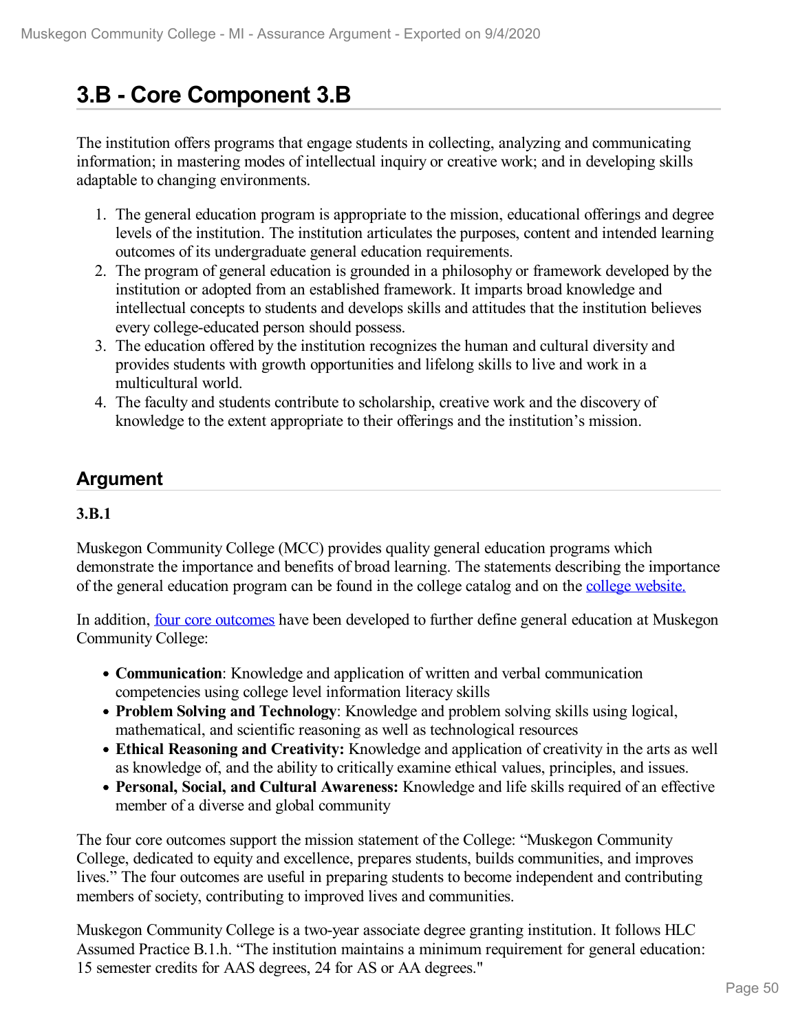# 3.B - Core Component 3.B

The institution offers programs that engage students in collecting, analyzing and communicating information; in mastering modes of intellectual inquiry or creative work; and in developing skills adaptable to changing environments.

1. The general education program is appropriate to the mission, educational offerings and degree levels of the institution. The institution articulates the purposes, content and intended learning outcomes of its undergraduate general education requirements.
2. The program of general education is grounded in a philosophy or framework developed by the institution or adopted from an established framework. It imparts broad knowledge and intellectual concepts to students and develops skills and attitudes that the institution believes every college-educated person should possess.
3. The education offered by the institution recognizes the human and cultural diversity and provides students with growth opportunities and lifelong skills to live and work in a multicultural world.
4. The faculty and students contribute to scholarship, creative work and the discovery of knowledge to the extent appropriate to their offerings and the institution's mission.

## Argument

**3.B.1**

Muskegon Community College (MCC) provides quality general education programs which demonstrate the importance and benefits of broad learning. The statements describing the importance of the general education program can be found in the college catalog and on the college website.

In addition, four core outcomes have been developed to further define general education at Muskegon Community College:

- **Communication**: Knowledge and application of written and verbal communication competencies using college level information literacy skills
- **Problem Solving and Technology**: Knowledge and problem solving skills using logical, mathematical, and scientific reasoning as well as technological resources
- **Ethical Reasoning and Creativity:** Knowledge and application of creativity in the arts as well as knowledge of, and the ability to critically examine ethical values, principles, and issues.
- **Personal, Social, and Cultural Awareness:** Knowledge and life skills required of an effective member of a diverse and global community

The four core outcomes support the mission statement of the College: "Muskegon Community College, dedicated to equity and excellence, prepares students, builds communities, and improves lives." The four outcomes are useful in preparing students to become independent and contributing members of society, contributing to improved lives and communities.

Muskegon Community College is a two-year associate degree granting institution. It follows HLC Assumed Practice B.1.h. "The institution maintains a minimum requirement for general education: 15 semester credits for AAS degrees, 24 for AS or AA degrees."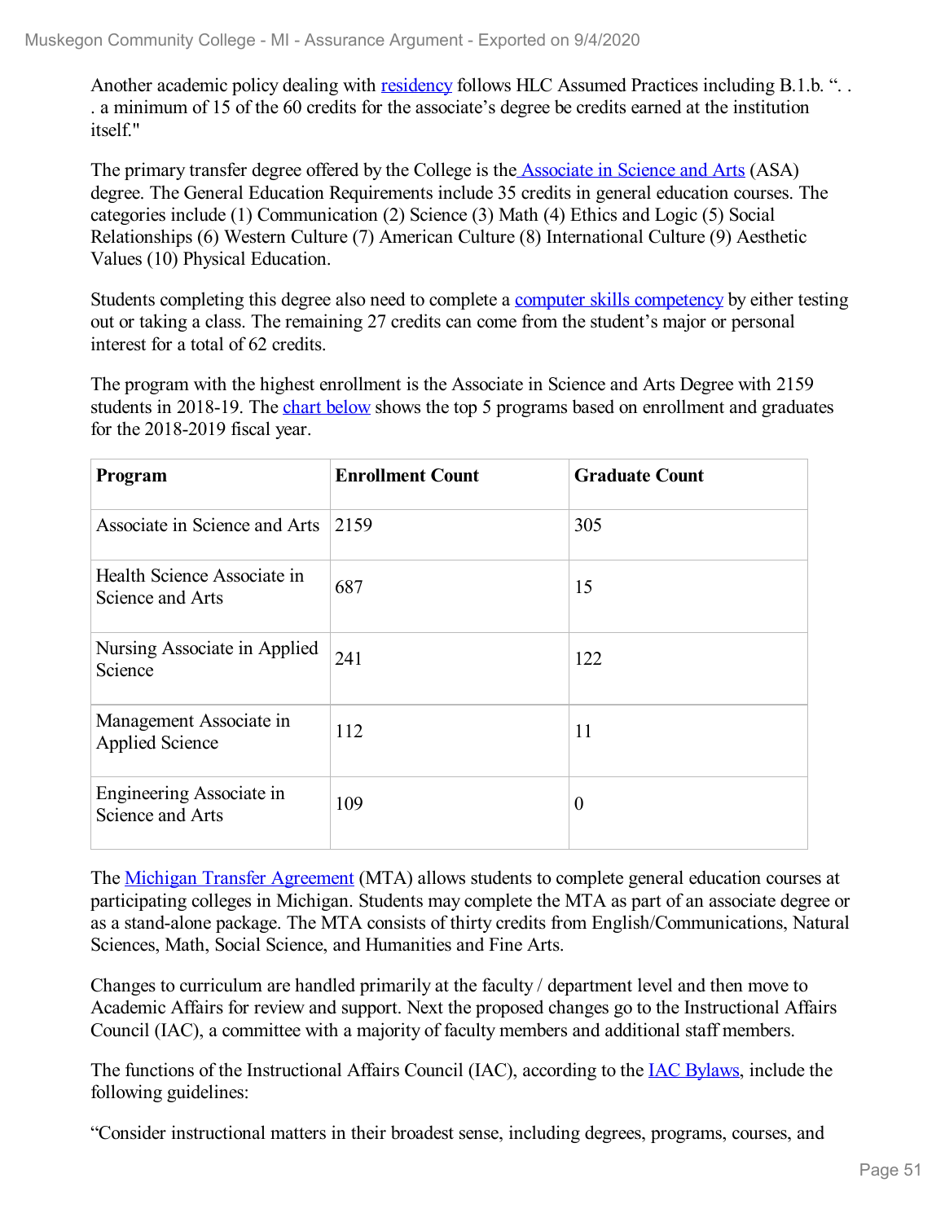Another academic policy dealing with residency follows HLC Assumed Practices including B.1.b. ". . . a minimum of 15 of the 60 credits for the associate's degree be credits earned at the institution itself."

The primary transfer degree offered by the College is the Associate in Science and Arts (ASA) degree. The General Education Requirements include 35 credits in general education courses. The categories include (1) Communication (2) Science (3) Math (4) Ethics and Logic (5) Social Relationships (6) Western Culture (7) American Culture (8) International Culture (9) Aesthetic Values (10) Physical Education.

Students completing this degree also need to complete a computer skills competency by either testing out or taking a class. The remaining 27 credits can come from the student's major or personal interest for a total of 62 credits.

The program with the highest enrollment is the Associate in Science and Arts Degree with 2159 students in 2018-19. The chart below shows the top 5 programs based on enrollment and graduates for the 2018-2019 fiscal year.

| Program | Enrollment Count | Graduate Count |
|---|---|---|
| Associate in Science and Arts | 2159 | 305 |
| Health Science Associate in Science and Arts | 687 | 15 |
| Nursing Associate in Applied Science | 241 | 122 |
| Management Associate in Applied Science | 112 | 11 |
| Engineering Associate in Science and Arts | 109 | 0 |

The Michigan Transfer Agreement (MTA) allows students to complete general education courses at participating colleges in Michigan. Students may complete the MTA as part of an associate degree or as a stand-alone package. The MTA consists of thirty credits from English/Communications, Natural Sciences, Math, Social Science, and Humanities and Fine Arts.

Changes to curriculum are handled primarily at the faculty / department level and then move to Academic Affairs for review and support. Next the proposed changes go to the Instructional Affairs Council (IAC), a committee with a majority of faculty members and additional staff members.

The functions of the Instructional Affairs Council (IAC), according to the IAC Bylaws, include the following guidelines:

"Consider instructional matters in their broadest sense, including degrees, programs, courses, and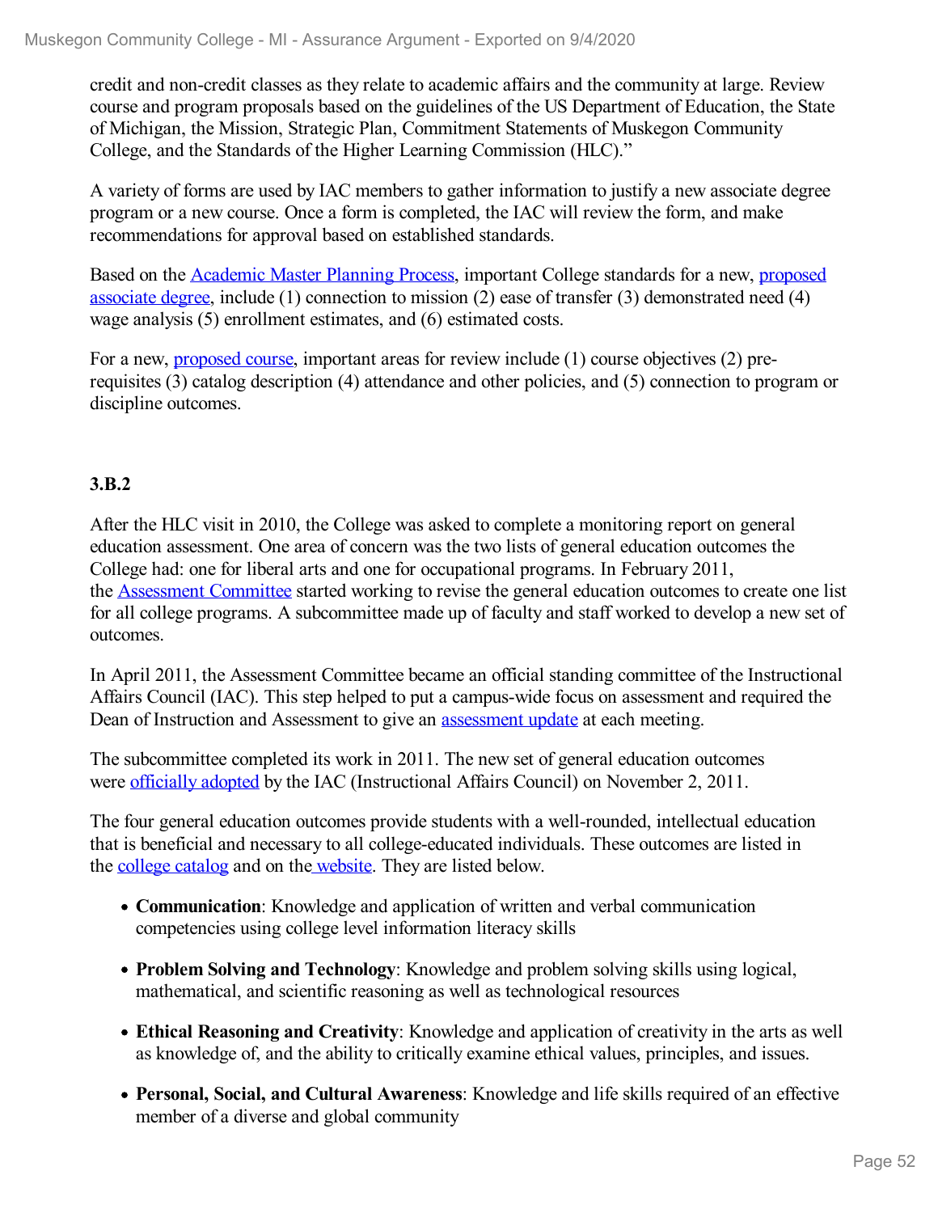credit and non-credit classes as they relate to academic affairs and the community at large. Review course and program proposals based on the guidelines of the US Department of Education, the State of Michigan, the Mission, Strategic Plan, Commitment Statements of Muskegon Community College, and the Standards of the Higher Learning Commission (HLC)."

A variety of forms are used by IAC members to gather information to justify a new associate degree program or a new course. Once a form is completed, the IAC will review the form, and make recommendations for approval based on established standards.

Based on the Academic Master Planning Process, important College standards for a new, proposed associate degree, include (1) connection to mission (2) ease of transfer (3) demonstrated need (4) wage analysis (5) enrollment estimates, and (6) estimated costs.

For a new, proposed course, important areas for review include (1) course objectives (2) pre-requisites (3) catalog description (4) attendance and other policies, and (5) connection to program or discipline outcomes.

**3.B.2**

After the HLC visit in 2010, the College was asked to complete a monitoring report on general education assessment. One area of concern was the two lists of general education outcomes the College had: one for liberal arts and one for occupational programs. In February 2011, the Assessment Committee started working to revise the general education outcomes to create one list for all college programs. A subcommittee made up of faculty and staff worked to develop a new set of outcomes.

In April 2011, the Assessment Committee became an official standing committee of the Instructional Affairs Council (IAC). This step helped to put a campus-wide focus on assessment and required the Dean of Instruction and Assessment to give an assessment update at each meeting.

The subcommittee completed its work in 2011. The new set of general education outcomes were officially adopted by the IAC (Instructional Affairs Council) on November 2, 2011.

The four general education outcomes provide students with a well-rounded, intellectual education that is beneficial and necessary to all college-educated individuals. These outcomes are listed in the college catalog and on the website. They are listed below.

- **Communication**: Knowledge and application of written and verbal communication competencies using college level information literacy skills
- **Problem Solving and Technology**: Knowledge and problem solving skills using logical, mathematical, and scientific reasoning as well as technological resources
- **Ethical Reasoning and Creativity**: Knowledge and application of creativity in the arts as well as knowledge of, and the ability to critically examine ethical values, principles, and issues.
- **Personal, Social, and Cultural Awareness**: Knowledge and life skills required of an effective member of a diverse and global community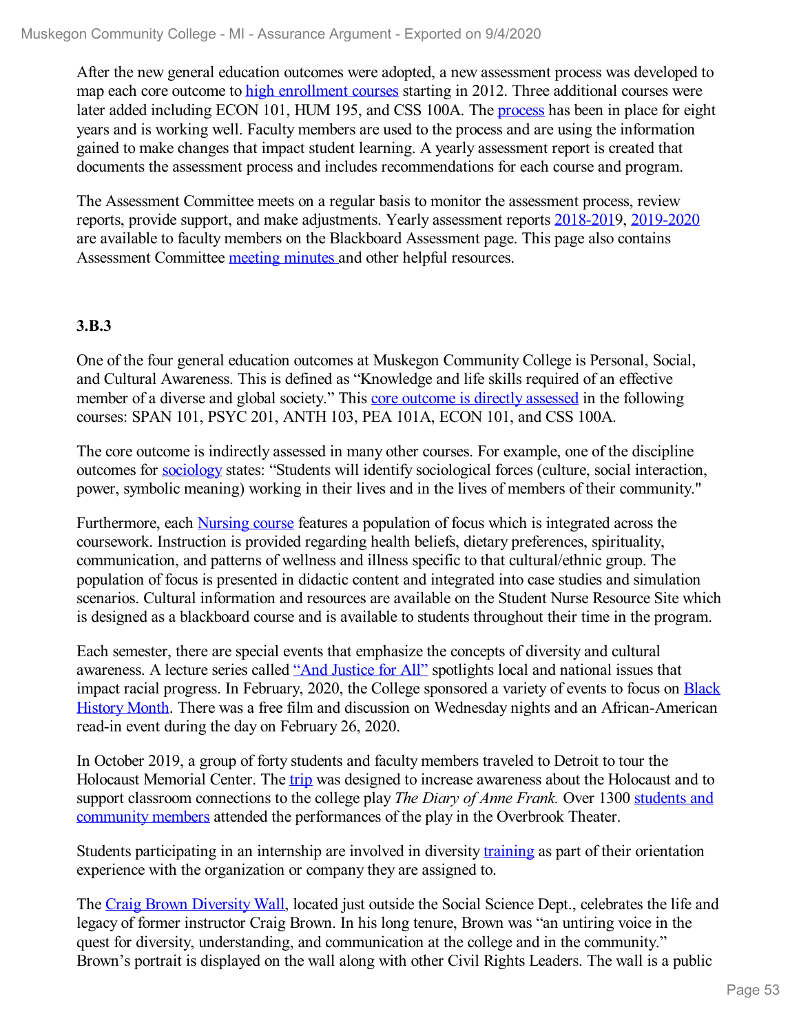After the new general education outcomes were adopted, a new assessment process was developed to map each core outcome to high enrollment courses starting in 2012. Three additional courses were later added including ECON 101, HUM 195, and CSS 100A. The process has been in place for eight years and is working well. Faculty members are used to the process and are using the information gained to make changes that impact student learning. A yearly assessment report is created that documents the assessment process and includes recommendations for each course and program.

The Assessment Committee meets on a regular basis to monitor the assessment process, review reports, provide support, and make adjustments. Yearly assessment reports 2018-2019, 2019-2020 are available to faculty members on the Blackboard Assessment page. This page also contains Assessment Committee meeting minutes and other helpful resources.

**3.B.3**

One of the four general education outcomes at Muskegon Community College is Personal, Social, and Cultural Awareness. This is defined as "Knowledge and life skills required of an effective member of a diverse and global society." This core outcome is directly assessed in the following courses: SPAN 101, PSYC 201, ANTH 103, PEA 101A, ECON 101, and CSS 100A.

The core outcome is indirectly assessed in many other courses. For example, one of the discipline outcomes for sociology states: "Students will identify sociological forces (culture, social interaction, power, symbolic meaning) working in their lives and in the lives of members of their community."

Furthermore, each Nursing course features a population of focus which is integrated across the coursework. Instruction is provided regarding health beliefs, dietary preferences, spirituality, communication, and patterns of wellness and illness specific to that cultural/ethnic group. The population of focus is presented in didactic content and integrated into case studies and simulation scenarios. Cultural information and resources are available on the Student Nurse Resource Site which is designed as a blackboard course and is available to students throughout their time in the program.

Each semester, there are special events that emphasize the concepts of diversity and cultural awareness. A lecture series called "And Justice for All" spotlights local and national issues that impact racial progress. In February, 2020, the College sponsored a variety of events to focus on Black History Month. There was a free film and discussion on Wednesday nights and an African-American read-in event during the day on February 26, 2020.

In October 2019, a group of forty students and faculty members traveled to Detroit to tour the Holocaust Memorial Center. The trip was designed to increase awareness about the Holocaust and to support classroom connections to the college play *The Diary of Anne Frank.* Over 1300 students and community members attended the performances of the play in the Overbrook Theater.

Students participating in an internship are involved in diversity training as part of their orientation experience with the organization or company they are assigned to.

The Craig Brown Diversity Wall, located just outside the Social Science Dept., celebrates the life and legacy of former instructor Craig Brown. In his long tenure, Brown was "an untiring voice in the quest for diversity, understanding, and communication at the college and in the community." Brown's portrait is displayed on the wall along with other Civil Rights Leaders. The wall is a public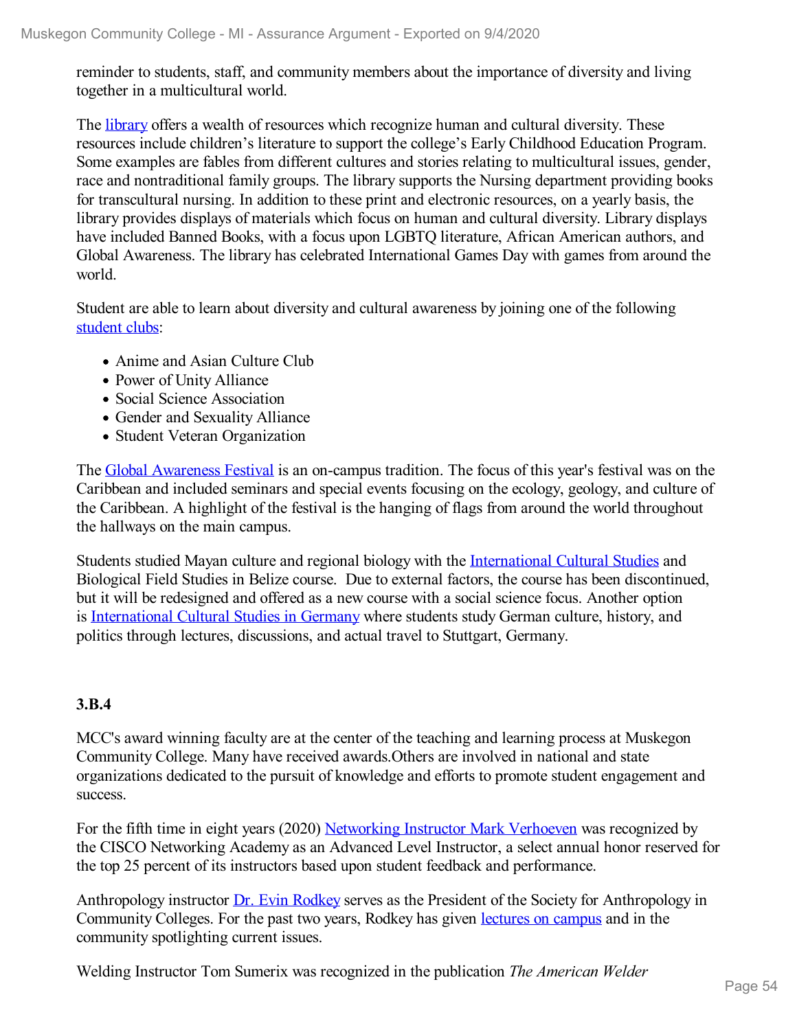reminder to students, staff, and community members about the importance of diversity and living together in a multicultural world.

The library offers a wealth of resources which recognize human and cultural diversity. These resources include children's literature to support the college's Early Childhood Education Program. Some examples are fables from different cultures and stories relating to multicultural issues, gender, race and nontraditional family groups. The library supports the Nursing department providing books for transcultural nursing. In addition to these print and electronic resources, on a yearly basis, the library provides displays of materials which focus on human and cultural diversity. Library displays have included Banned Books, with a focus upon LGBTQ literature, African American authors, and Global Awareness. The library has celebrated International Games Day with games from around the world.

Student are able to learn about diversity and cultural awareness by joining one of the following student clubs:

- Anime and Asian Culture Club
- Power of Unity Alliance
- Social Science Association
- Gender and Sexuality Alliance
- Student Veteran Organization

The Global Awareness Festival is an on-campus tradition. The focus of this year's festival was on the Caribbean and included seminars and special events focusing on the ecology, geology, and culture of the Caribbean. A highlight of the festival is the hanging of flags from around the world throughout the hallways on the main campus.

Students studied Mayan culture and regional biology with the International Cultural Studies and Biological Field Studies in Belize course.  Due to external factors, the course has been discontinued, but it will be redesigned and offered as a new course with a social science focus. Another option is International Cultural Studies in Germany where students study German culture, history, and politics through lectures, discussions, and actual travel to Stuttgart, Germany.

**3.B.4**

MCC's award winning faculty are at the center of the teaching and learning process at Muskegon Community College. Many have received awards.Others are involved in national and state organizations dedicated to the pursuit of knowledge and efforts to promote student engagement and success.

For the fifth time in eight years (2020) Networking Instructor Mark Verhoeven was recognized by the CISCO Networking Academy as an Advanced Level Instructor, a select annual honor reserved for the top 25 percent of its instructors based upon student feedback and performance.

Anthropology instructor Dr. Evin Rodkey serves as the President of the Society for Anthropology in Community Colleges. For the past two years, Rodkey has given lectures on campus and in the community spotlighting current issues.

Welding Instructor Tom Sumerix was recognized in the publication *The American Welder*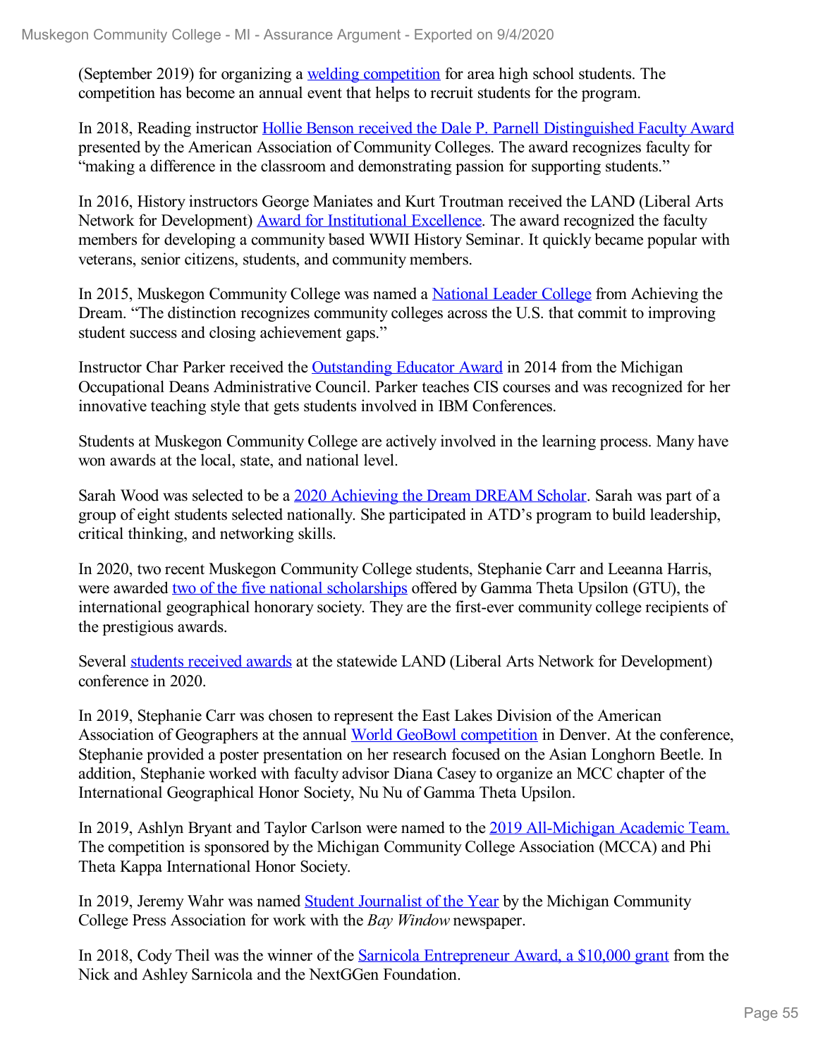(September 2019) for organizing a welding competition for area high school students. The competition has become an annual event that helps to recruit students for the program.

In 2018, Reading instructor Hollie Benson received the Dale P. Parnell Distinguished Faculty Award presented by the American Association of Community Colleges. The award recognizes faculty for "making a difference in the classroom and demonstrating passion for supporting students."

In 2016, History instructors George Maniates and Kurt Troutman received the LAND (Liberal Arts Network for Development) Award for Institutional Excellence. The award recognized the faculty members for developing a community based WWII History Seminar. It quickly became popular with veterans, senior citizens, students, and community members.

In 2015, Muskegon Community College was named a National Leader College from Achieving the Dream. "The distinction recognizes community colleges across the U.S. that commit to improving student success and closing achievement gaps."

Instructor Char Parker received the Outstanding Educator Award in 2014 from the Michigan Occupational Deans Administrative Council. Parker teaches CIS courses and was recognized for her innovative teaching style that gets students involved in IBM Conferences.

Students at Muskegon Community College are actively involved in the learning process. Many have won awards at the local, state, and national level.

Sarah Wood was selected to be a 2020 Achieving the Dream DREAM Scholar. Sarah was part of a group of eight students selected nationally. She participated in ATD's program to build leadership, critical thinking, and networking skills.

In 2020, two recent Muskegon Community College students, Stephanie Carr and Leeanna Harris, were awarded two of the five national scholarships offered by Gamma Theta Upsilon (GTU), the international geographical honorary society. They are the first-ever community college recipients of the prestigious awards.

Several students received awards at the statewide LAND (Liberal Arts Network for Development) conference in 2020.

In 2019, Stephanie Carr was chosen to represent the East Lakes Division of the American Association of Geographers at the annual World GeoBowl competition in Denver. At the conference, Stephanie provided a poster presentation on her research focused on the Asian Longhorn Beetle. In addition, Stephanie worked with faculty advisor Diana Casey to organize an MCC chapter of the International Geographical Honor Society, Nu Nu of Gamma Theta Upsilon.

In 2019, Ashlyn Bryant and Taylor Carlson were named to the 2019 All-Michigan Academic Team. The competition is sponsored by the Michigan Community College Association (MCCA) and Phi Theta Kappa International Honor Society.

In 2019, Jeremy Wahr was named Student Journalist of the Year by the Michigan Community College Press Association for work with the *Bay Window* newspaper.

In 2018, Cody Theil was the winner of the Sarnicola Entrepreneur Award, a $10,000 grant from the Nick and Ashley Sarnicola and the NextGGen Foundation.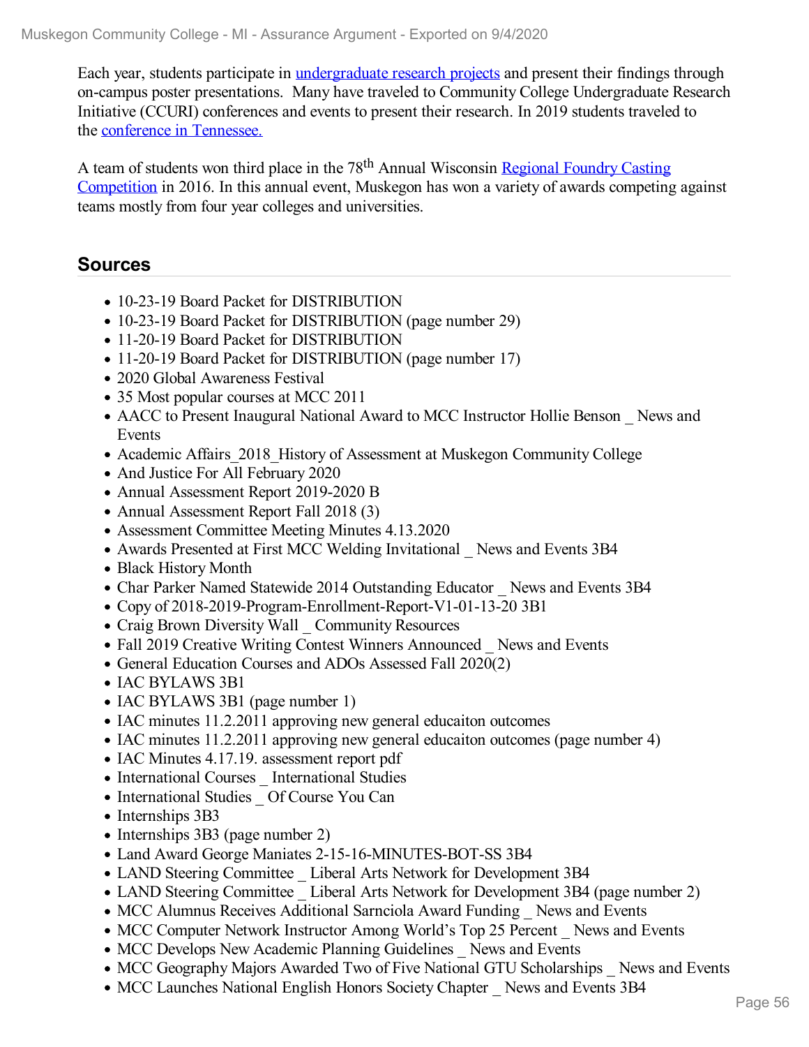Each year, students participate in undergraduate research projects and present their findings through on-campus poster presentations. Many have traveled to Community College Undergraduate Research Initiative (CCURI) conferences and events to present their research. In 2019 students traveled to the conference in Tennessee.

A team of students won third place in the 78th Annual Wisconsin Regional Foundry Casting Competition in 2016. In this annual event, Muskegon has won a variety of awards competing against teams mostly from four year colleges and universities.

## Sources

- 10-23-19 Board Packet for DISTRIBUTION
- 10-23-19 Board Packet for DISTRIBUTION (page number 29)
- 11-20-19 Board Packet for DISTRIBUTION
- 11-20-19 Board Packet for DISTRIBUTION (page number 17)
- 2020 Global Awareness Festival
- 35 Most popular courses at MCC 2011
- AACC to Present Inaugural National Award to MCC Instructor Hollie Benson _ News and Events
- Academic Affairs_2018_History of Assessment at Muskegon Community College
- And Justice For All February 2020
- Annual Assessment Report 2019-2020 B
- Annual Assessment Report Fall 2018 (3)
- Assessment Committee Meeting Minutes 4.13.2020
- Awards Presented at First MCC Welding Invitational _ News and Events 3B4
- Black History Month
- Char Parker Named Statewide 2014 Outstanding Educator _ News and Events 3B4
- Copy of 2018-2019-Program-Enrollment-Report-V1-01-13-20 3B1
- Craig Brown Diversity Wall _ Community Resources
- Fall 2019 Creative Writing Contest Winners Announced _ News and Events
- General Education Courses and ADOs Assessed Fall 2020(2)
- IAC BYLAWS 3B1
- IAC BYLAWS 3B1 (page number 1)
- IAC minutes 11.2.2011 approving new general educaiton outcomes
- IAC minutes 11.2.2011 approving new general educaiton outcomes (page number 4)
- IAC Minutes 4.17.19. assessment report pdf
- International Courses _ International Studies
- International Studies _ Of Course You Can
- Internships 3B3
- Internships 3B3 (page number 2)
- Land Award George Maniates 2-15-16-MINUTES-BOT-SS 3B4
- LAND Steering Committee _ Liberal Arts Network for Development 3B4
- LAND Steering Committee _ Liberal Arts Network for Development 3B4 (page number 2)
- MCC Alumnus Receives Additional Sarnciola Award Funding _ News and Events
- MCC Computer Network Instructor Among World's Top 25 Percent _ News and Events
- MCC Develops New Academic Planning Guidelines _ News and Events
- MCC Geography Majors Awarded Two of Five National GTU Scholarships _ News and Events
- MCC Launches National English Honors Society Chapter _ News and Events 3B4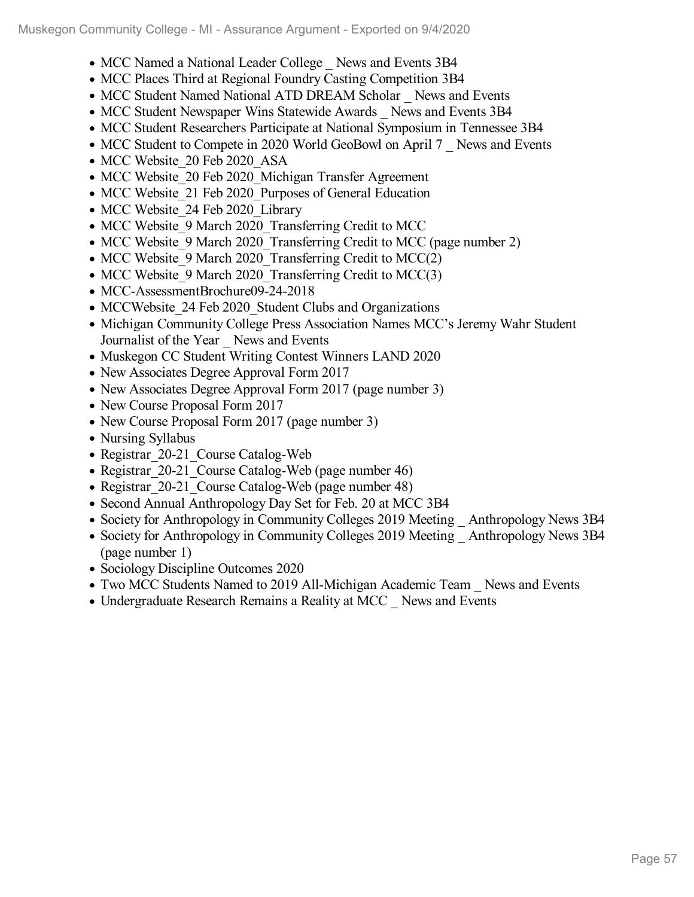- MCC Named a National Leader College _ News and Events 3B4
- MCC Places Third at Regional Foundry Casting Competition 3B4
- MCC Student Named National ATD DREAM Scholar _ News and Events
- MCC Student Newspaper Wins Statewide Awards _ News and Events 3B4
- MCC Student Researchers Participate at National Symposium in Tennessee 3B4
- MCC Student to Compete in 2020 World GeoBowl on April 7 _ News and Events
- MCC Website_20 Feb 2020_ASA
- MCC Website_20 Feb 2020_Michigan Transfer Agreement
- MCC Website_21 Feb 2020_Purposes of General Education
- MCC Website_24 Feb 2020_Library
- MCC Website_9 March 2020_Transferring Credit to MCC
- MCC Website_9 March 2020_Transferring Credit to MCC (page number 2)
- MCC Website_9 March 2020_Transferring Credit to MCC(2)
- MCC Website_9 March 2020_Transferring Credit to MCC(3)
- MCC-AssessmentBrochure09-24-2018
- MCCWebsite_24 Feb 2020_Student Clubs and Organizations
- Michigan Community College Press Association Names MCC's Jeremy Wahr Student Journalist of the Year _ News and Events
- Muskegon CC Student Writing Contest Winners LAND 2020
- New Associates Degree Approval Form 2017
- New Associates Degree Approval Form 2017 (page number 3)
- New Course Proposal Form 2017
- New Course Proposal Form 2017 (page number 3)
- Nursing Syllabus
- Registrar_20-21_Course Catalog-Web
- Registrar_20-21_Course Catalog-Web (page number 46)
- Registrar_20-21_Course Catalog-Web (page number 48)
- Second Annual Anthropology Day Set for Feb. 20 at MCC 3B4
- Society for Anthropology in Community Colleges 2019 Meeting _ Anthropology News 3B4
- Society for Anthropology in Community Colleges 2019 Meeting _ Anthropology News 3B4 (page number 1)
- Sociology Discipline Outcomes 2020
- Two MCC Students Named to 2019 All-Michigan Academic Team _ News and Events
- Undergraduate Research Remains a Reality at MCC _ News and Events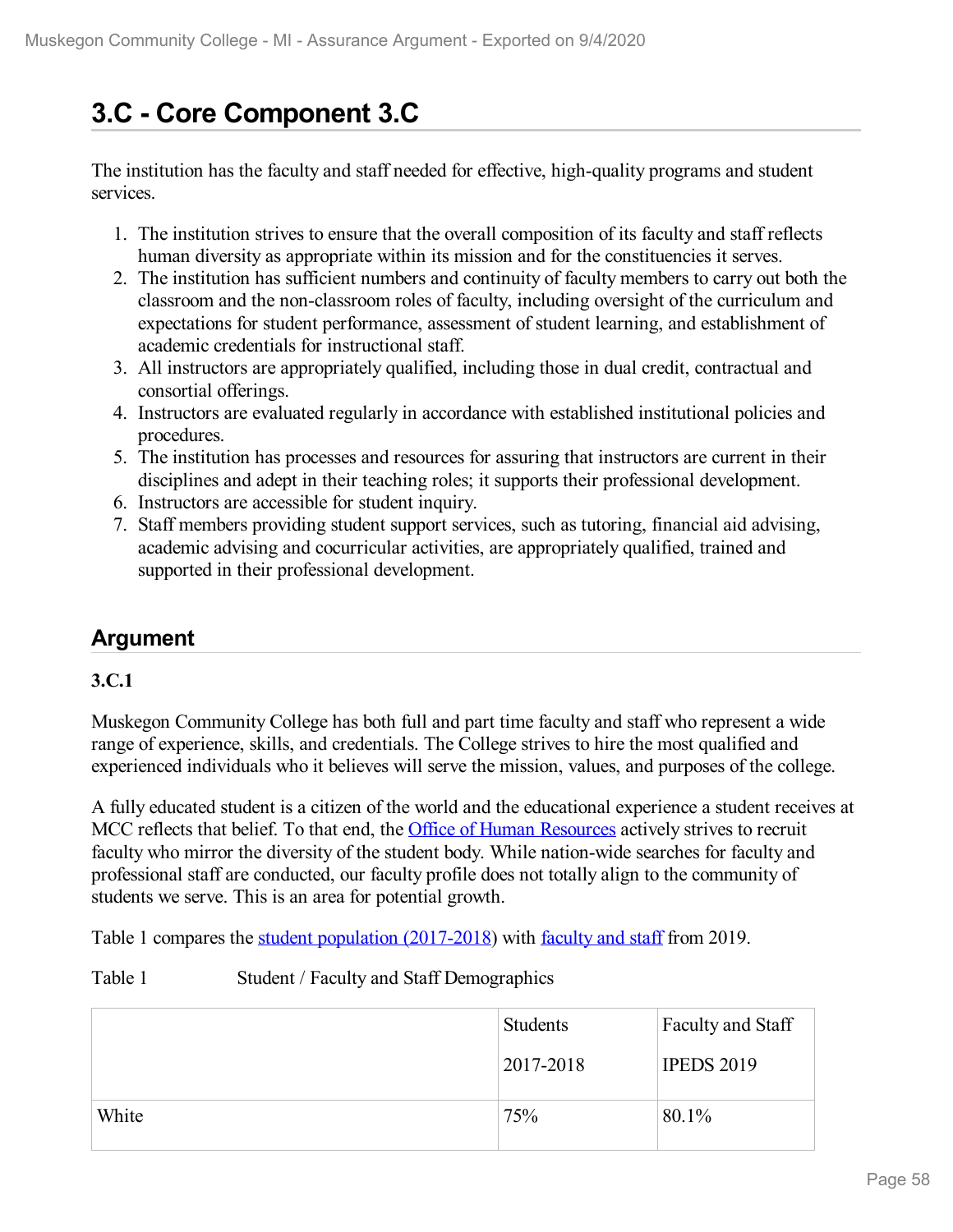# 3.C - Core Component 3.C

The institution has the faculty and staff needed for effective, high-quality programs and student services.

1. The institution strives to ensure that the overall composition of its faculty and staff reflects human diversity as appropriate within its mission and for the constituencies it serves.
2. The institution has sufficient numbers and continuity of faculty members to carry out both the classroom and the non-classroom roles of faculty, including oversight of the curriculum and expectations for student performance, assessment of student learning, and establishment of academic credentials for instructional staff.
3. All instructors are appropriately qualified, including those in dual credit, contractual and consortial offerings.
4. Instructors are evaluated regularly in accordance with established institutional policies and procedures.
5. The institution has processes and resources for assuring that instructors are current in their disciplines and adept in their teaching roles; it supports their professional development.
6. Instructors are accessible for student inquiry.
7. Staff members providing student support services, such as tutoring, financial aid advising, academic advising and cocurricular activities, are appropriately qualified, trained and supported in their professional development.

## Argument

**3.C.1**

Muskegon Community College has both full and part time faculty and staff who represent a wide range of experience, skills, and credentials. The College strives to hire the most qualified and experienced individuals who it believes will serve the mission, values, and purposes of the college.

A fully educated student is a citizen of the world and the educational experience a student receives at MCC reflects that belief. To that end, the Office of Human Resources actively strives to recruit faculty who mirror the diversity of the student body. While nation-wide searches for faculty and professional staff are conducted, our faculty profile does not totally align to the community of students we serve. This is an area for potential growth.

Table 1 compares the student population (2017-2018) with faculty and staff from 2019.

Table 1 Student / Faculty and Staff Demographics

| | Students 2017-2018 | Faculty and Staff IPEDS 2019 |
|---|---|---|
| White | 75% | 80.1% |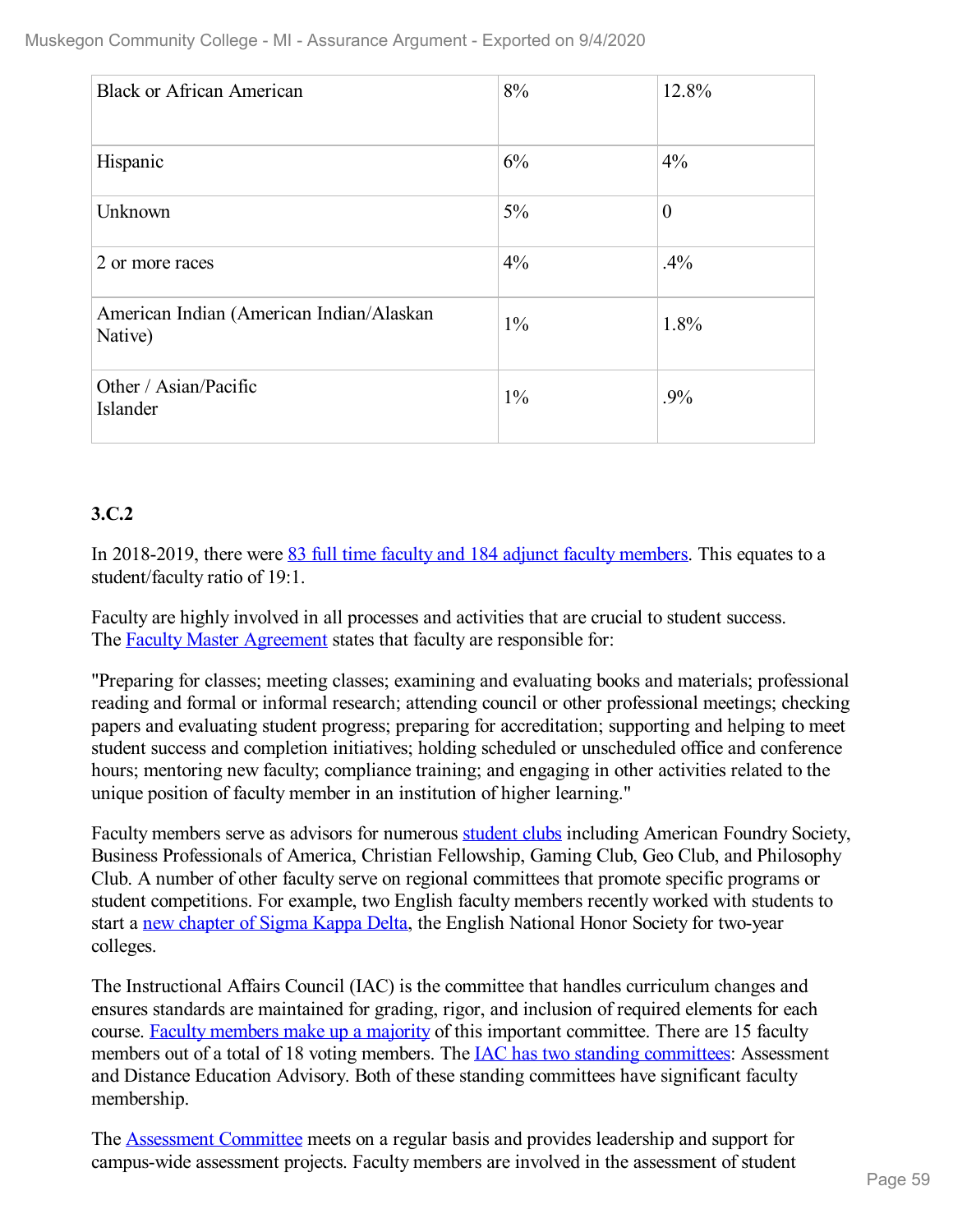| Black or African American | 8% | 12.8% |
|---|---|---|
| Hispanic | 6% | 4% |
| Unknown | 5% | 0 |
| 2 or more races | 4% | .4% |
| American Indian (American Indian/Alaskan Native) | 1% | 1.8% |
| Other / Asian/Pacific Islander | 1% | .9% |

**3.C.2**

In 2018-2019, there were 83 full time faculty and 184 adjunct faculty members. This equates to a student/faculty ratio of 19:1.

Faculty are highly involved in all processes and activities that are crucial to student success. The Faculty Master Agreement states that faculty are responsible for:

"Preparing for classes; meeting classes; examining and evaluating books and materials; professional reading and formal or informal research; attending council or other professional meetings; checking papers and evaluating student progress; preparing for accreditation; supporting and helping to meet student success and completion initiatives; holding scheduled or unscheduled office and conference hours; mentoring new faculty; compliance training; and engaging in other activities related to the unique position of faculty member in an institution of higher learning."

Faculty members serve as advisors for numerous student clubs including American Foundry Society, Business Professionals of America, Christian Fellowship, Gaming Club, Geo Club, and Philosophy Club. A number of other faculty serve on regional committees that promote specific programs or student competitions. For example, two English faculty members recently worked with students to start a new chapter of Sigma Kappa Delta, the English National Honor Society for two-year colleges.

The Instructional Affairs Council (IAC) is the committee that handles curriculum changes and ensures standards are maintained for grading, rigor, and inclusion of required elements for each course. Faculty members make up a majority of this important committee. There are 15 faculty members out of a total of 18 voting members. The IAC has two standing committees: Assessment and Distance Education Advisory. Both of these standing committees have significant faculty membership.

The Assessment Committee meets on a regular basis and provides leadership and support for campus-wide assessment projects. Faculty members are involved in the assessment of student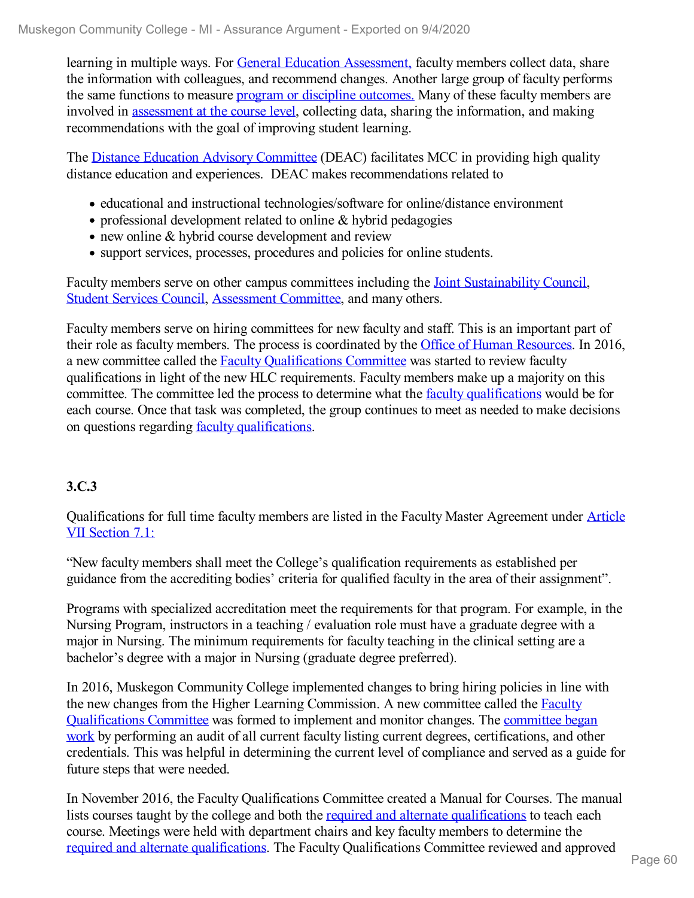learning in multiple ways. For General Education Assessment, faculty members collect data, share the information with colleagues, and recommend changes. Another large group of faculty performs the same functions to measure program or discipline outcomes. Many of these faculty members are involved in assessment at the course level, collecting data, sharing the information, and making recommendations with the goal of improving student learning.

The Distance Education Advisory Committee (DEAC) facilitates MCC in providing high quality distance education and experiences. DEAC makes recommendations related to

- educational and instructional technologies/software for online/distance environment
- professional development related to online & hybrid pedagogies
- new online & hybrid course development and review
- support services, processes, procedures and policies for online students.

Faculty members serve on other campus committees including the Joint Sustainability Council, Student Services Council, Assessment Committee, and many others.

Faculty members serve on hiring committees for new faculty and staff. This is an important part of their role as faculty members. The process is coordinated by the Office of Human Resources. In 2016, a new committee called the Faculty Qualifications Committee was started to review faculty qualifications in light of the new HLC requirements. Faculty members make up a majority on this committee. The committee led the process to determine what the faculty qualifications would be for each course. Once that task was completed, the group continues to meet as needed to make decisions on questions regarding faculty qualifications.

**3.C.3**

Qualifications for full time faculty members are listed in the Faculty Master Agreement under Article VII Section 7.1:

"New faculty members shall meet the College's qualification requirements as established per guidance from the accrediting bodies' criteria for qualified faculty in the area of their assignment".

Programs with specialized accreditation meet the requirements for that program. For example, in the Nursing Program, instructors in a teaching / evaluation role must have a graduate degree with a major in Nursing. The minimum requirements for faculty teaching in the clinical setting are a bachelor's degree with a major in Nursing (graduate degree preferred).

In 2016, Muskegon Community College implemented changes to bring hiring policies in line with the new changes from the Higher Learning Commission. A new committee called the Faculty Qualifications Committee was formed to implement and monitor changes. The committee began work by performing an audit of all current faculty listing current degrees, certifications, and other credentials. This was helpful in determining the current level of compliance and served as a guide for future steps that were needed.

In November 2016, the Faculty Qualifications Committee created a Manual for Courses. The manual lists courses taught by the college and both the required and alternate qualifications to teach each course. Meetings were held with department chairs and key faculty members to determine the required and alternate qualifications. The Faculty Qualifications Committee reviewed and approved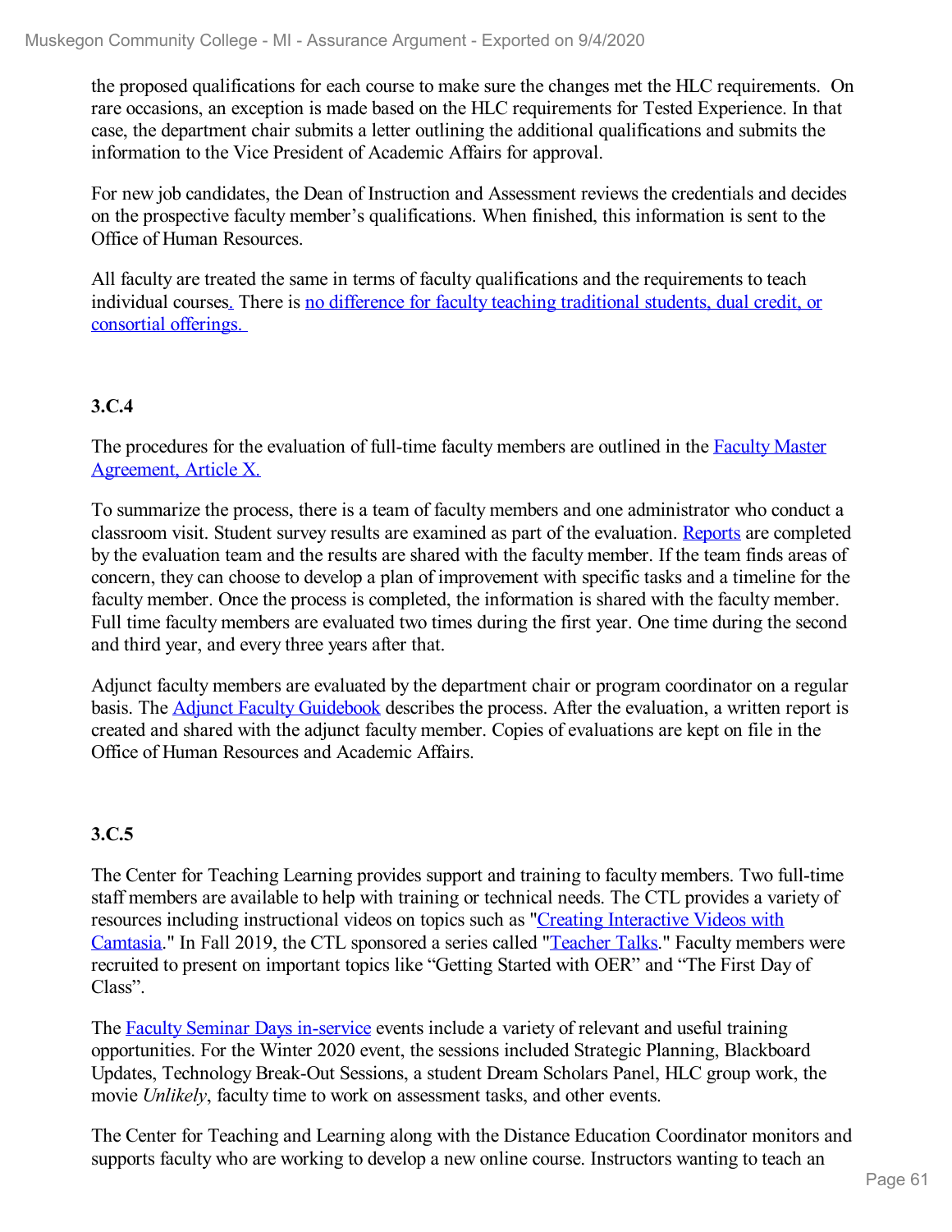the proposed qualifications for each course to make sure the changes met the HLC requirements. On rare occasions, an exception is made based on the HLC requirements for Tested Experience. In that case, the department chair submits a letter outlining the additional qualifications and submits the information to the Vice President of Academic Affairs for approval.

For new job candidates, the Dean of Instruction and Assessment reviews the credentials and decides on the prospective faculty member's qualifications. When finished, this information is sent to the Office of Human Resources.

All faculty are treated the same in terms of faculty qualifications and the requirements to teach individual courses. There is no difference for faculty teaching traditional students, dual credit, or consortial offerings.

### 3.C.4

The procedures for the evaluation of full-time faculty members are outlined in the Faculty Master Agreement, Article X.

To summarize the process, there is a team of faculty members and one administrator who conduct a classroom visit. Student survey results are examined as part of the evaluation. Reports are completed by the evaluation team and the results are shared with the faculty member. If the team finds areas of concern, they can choose to develop a plan of improvement with specific tasks and a timeline for the faculty member. Once the process is completed, the information is shared with the faculty member. Full time faculty members are evaluated two times during the first year. One time during the second and third year, and every three years after that.

Adjunct faculty members are evaluated by the department chair or program coordinator on a regular basis. The Adjunct Faculty Guidebook describes the process. After the evaluation, a written report is created and shared with the adjunct faculty member. Copies of evaluations are kept on file in the Office of Human Resources and Academic Affairs.

### 3.C.5

The Center for Teaching Learning provides support and training to faculty members. Two full-time staff members are available to help with training or technical needs. The CTL provides a variety of resources including instructional videos on topics such as "Creating Interactive Videos with Camtasia." In Fall 2019, the CTL sponsored a series called "Teacher Talks." Faculty members were recruited to present on important topics like "Getting Started with OER" and "The First Day of Class".

The Faculty Seminar Days in-service events include a variety of relevant and useful training opportunities. For the Winter 2020 event, the sessions included Strategic Planning, Blackboard Updates, Technology Break-Out Sessions, a student Dream Scholars Panel, HLC group work, the movie *Unlikely*, faculty time to work on assessment tasks, and other events.

The Center for Teaching and Learning along with the Distance Education Coordinator monitors and supports faculty who are working to develop a new online course. Instructors wanting to teach an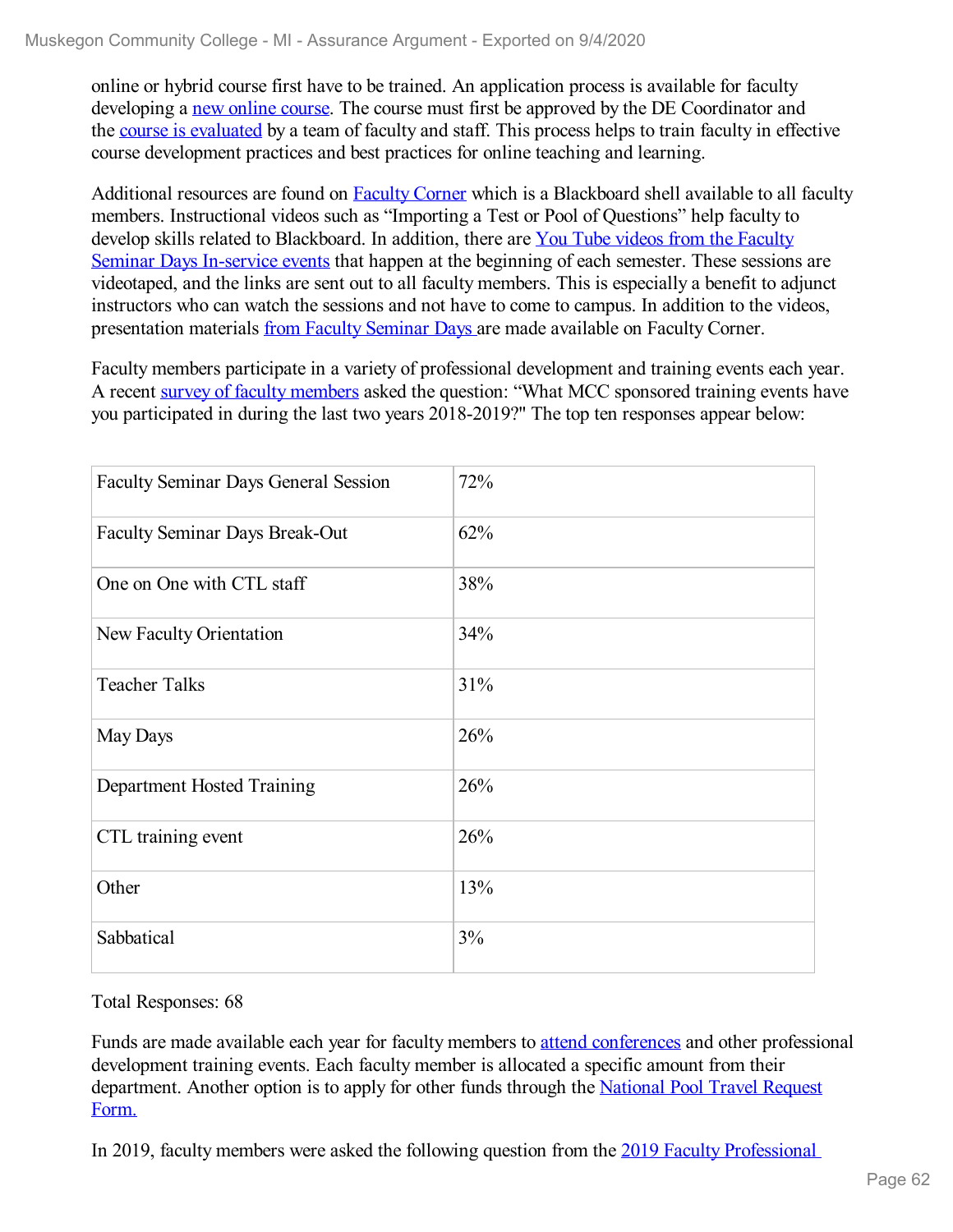online or hybrid course first have to be trained. An application process is available for faculty developing a new online course. The course must first be approved by the DE Coordinator and the course is evaluated by a team of faculty and staff. This process helps to train faculty in effective course development practices and best practices for online teaching and learning.

Additional resources are found on Faculty Corner which is a Blackboard shell available to all faculty members. Instructional videos such as “Importing a Test or Pool of Questions” help faculty to develop skills related to Blackboard. In addition, there are You Tube videos from the Faculty Seminar Days In-service events that happen at the beginning of each semester. These sessions are videotaped, and the links are sent out to all faculty members. This is especially a benefit to adjunct instructors who can watch the sessions and not have to come to campus. In addition to the videos, presentation materials from Faculty Seminar Days are made available on Faculty Corner.

Faculty members participate in a variety of professional development and training events each year. A recent survey of faculty members asked the question: “What MCC sponsored training events have you participated in during the last two years 2018-2019?" The top ten responses appear below:

| | |
|---|---|
| Faculty Seminar Days General Session | 72% |
| Faculty Seminar Days Break-Out | 62% |
| One on One with CTL staff | 38% |
| New Faculty Orientation | 34% |
| Teacher Talks | 31% |
| May Days | 26% |
| Department Hosted Training | 26% |
| CTL training event | 26% |
| Other | 13% |
| Sabbatical | 3% |

Total Responses: 68

Funds are made available each year for faculty members to attend conferences and other professional development training events. Each faculty member is allocated a specific amount from their department. Another option is to apply for other funds through the National Pool Travel Request Form.

In 2019, faculty members were asked the following question from the 2019 Faculty Professional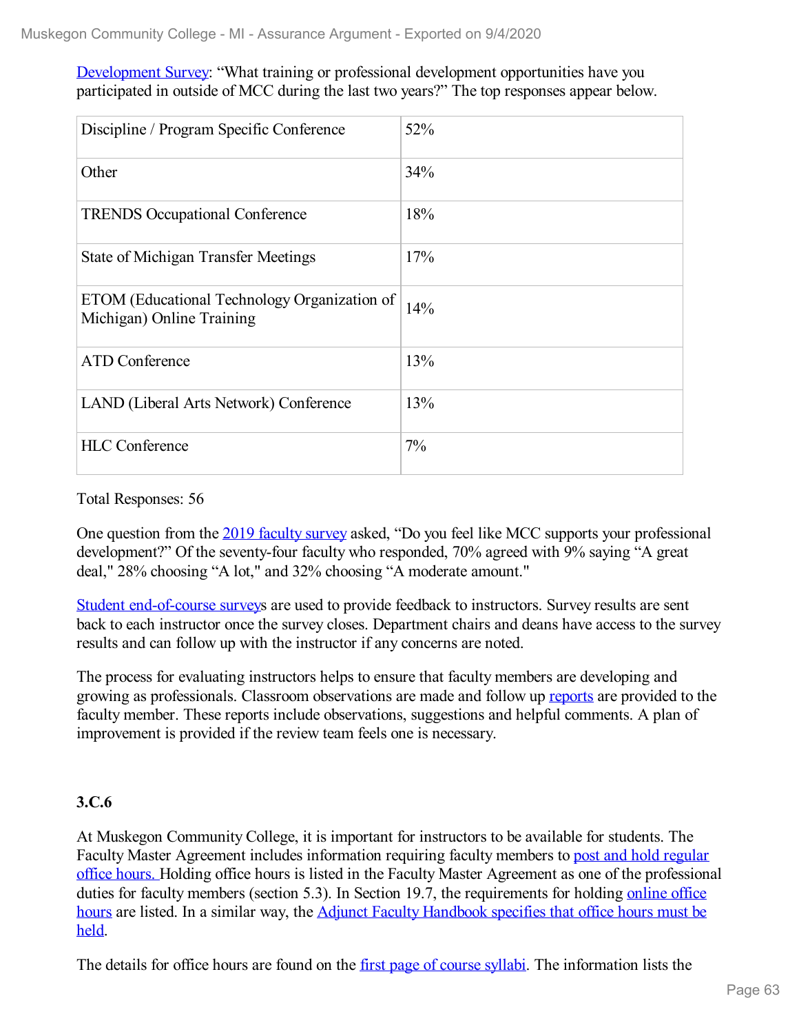Development Survey: “What training or professional development opportunities have you participated in outside of MCC during the last two years?” The top responses appear below.

| | |
|---|---|
| Discipline / Program Specific Conference | 52% |
| Other | 34% |
| TRENDS Occupational Conference | 18% |
| State of Michigan Transfer Meetings | 17% |
| ETOM (Educational Technology Organization of Michigan) Online Training | 14% |
| ATD Conference | 13% |
| LAND (Liberal Arts Network) Conference | 13% |
| HLC Conference | 7% |

Total Responses: 56

One question from the 2019 faculty survey asked, “Do you feel like MCC supports your professional development?” Of the seventy-four faculty who responded, 70% agreed with 9% saying “A great deal," 28% choosing “A lot," and 32% choosing “A moderate amount."

Student end-of-course surveys are used to provide feedback to instructors. Survey results are sent back to each instructor once the survey closes. Department chairs and deans have access to the survey results and can follow up with the instructor if any concerns are noted.

The process for evaluating instructors helps to ensure that faculty members are developing and growing as professionals. Classroom observations are made and follow up reports are provided to the faculty member. These reports include observations, suggestions and helpful comments. A plan of improvement is provided if the review team feels one is necessary.

**3.C.6**

At Muskegon Community College, it is important for instructors to be available for students. The Faculty Master Agreement includes information requiring faculty members to post and hold regular office hours. Holding office hours is listed in the Faculty Master Agreement as one of the professional duties for faculty members (section 5.3). In Section 19.7, the requirements for holding online office hours are listed. In a similar way, the Adjunct Faculty Handbook specifies that office hours must be held.

The details for office hours are found on the first page of course syllabi. The information lists the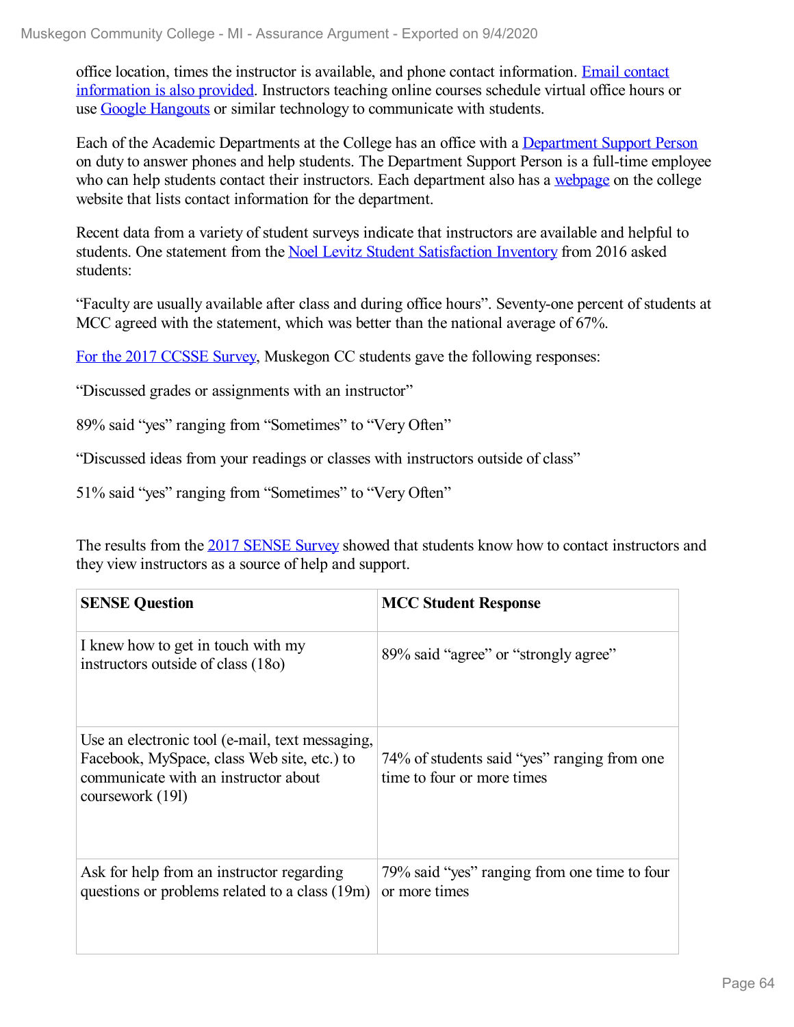office location, times the instructor is available, and phone contact information. Email contact information is also provided. Instructors teaching online courses schedule virtual office hours or use Google Hangouts or similar technology to communicate with students.

Each of the Academic Departments at the College has an office with a Department Support Person on duty to answer phones and help students. The Department Support Person is a full-time employee who can help students contact their instructors. Each department also has a webpage on the college website that lists contact information for the department.

Recent data from a variety of student surveys indicate that instructors are available and helpful to students. One statement from the Noel Levitz Student Satisfaction Inventory from 2016 asked students:

"Faculty are usually available after class and during office hours". Seventy-one percent of students at MCC agreed with the statement, which was better than the national average of 67%.

For the 2017 CCSSE Survey, Muskegon CC students gave the following responses:

"Discussed grades or assignments with an instructor"

89% said "yes" ranging from "Sometimes" to "Very Often"

"Discussed ideas from your readings or classes with instructors outside of class"

51% said "yes" ranging from "Sometimes" to "Very Often"

The results from the 2017 SENSE Survey showed that students know how to contact instructors and they view instructors as a source of help and support.

| **SENSE Question** | **MCC Student Response** |
|---|---|
| I knew how to get in touch with my instructors outside of class (18o) | 89% said "agree" or "strongly agree" |
| Use an electronic tool (e-mail, text messaging, Facebook, MySpace, class Web site, etc.) to communicate with an instructor about coursework (19l) | 74% of students said "yes" ranging from one time to four or more times |
| Ask for help from an instructor regarding questions or problems related to a class (19m) | 79% said "yes" ranging from one time to four or more times |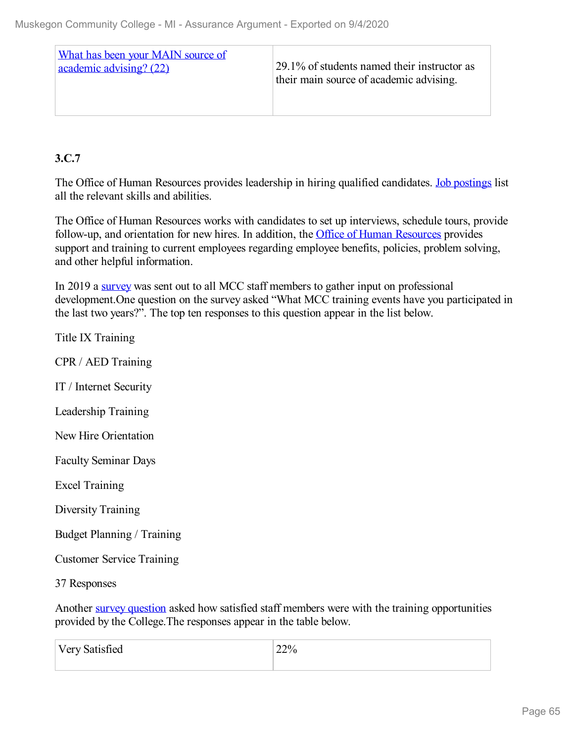| What has been your MAIN source of academic advising? (22) | 29.1% of students named their instructor as their main source of academic advising. |
|---|---|

**3.C.7**

The Office of Human Resources provides leadership in hiring qualified candidates. Job postings list all the relevant skills and abilities.

The Office of Human Resources works with candidates to set up interviews, schedule tours, provide follow-up, and orientation for new hires. In addition, the Office of Human Resources provides support and training to current employees regarding employee benefits, policies, problem solving, and other helpful information.

In 2019 a survey was sent out to all MCC staff members to gather input on professional development.One question on the survey asked "What MCC training events have you participated in the last two years?". The top ten responses to this question appear in the list below.

Title IX Training

CPR / AED Training

IT / Internet Security

Leadership Training

New Hire Orientation

Faculty Seminar Days

Excel Training

Diversity Training

Budget Planning / Training

Customer Service Training

37 Responses

Another survey question asked how satisfied staff members were with the training opportunities provided by the College.The responses appear in the table below.

| Very Satisfied | 22% |
|---|---|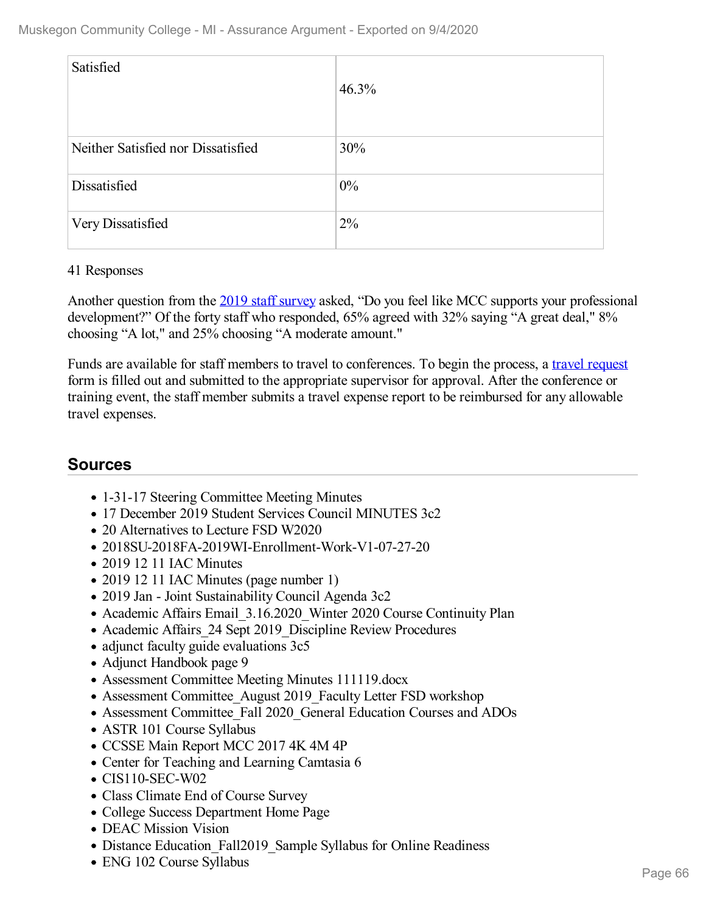| Satisfied | 46.3% |
|---|---|
| Neither Satisfied nor Dissatisfied | 30% |
| Dissatisfied | 0% |
| Very Dissatisfied | 2% |

41 Responses

Another question from the 2019 staff survey asked, "Do you feel like MCC supports your professional development?" Of the forty staff who responded, 65% agreed with 32% saying "A great deal," 8% choosing "A lot," and 25% choosing "A moderate amount."

Funds are available for staff members to travel to conferences. To begin the process, a travel request form is filled out and submitted to the appropriate supervisor for approval. After the conference or training event, the staff member submits a travel expense report to be reimbursed for any allowable travel expenses.

## Sources

- 1-31-17 Steering Committee Meeting Minutes
- 17 December 2019 Student Services Council MINUTES 3c2
- 20 Alternatives to Lecture FSD W2020
- 2018SU-2018FA-2019WI-Enrollment-Work-V1-07-27-20
- 2019 12 11 IAC Minutes
- 2019 12 11 IAC Minutes (page number 1)
- 2019 Jan - Joint Sustainability Council Agenda 3c2
- Academic Affairs Email_3.16.2020_Winter 2020 Course Continuity Plan
- Academic Affairs_24 Sept 2019_Discipline Review Procedures
- adjunct faculty guide evaluations 3c5
- Adjunct Handbook page 9
- Assessment Committee Meeting Minutes 111119.docx
- Assessment Committee_August 2019_Faculty Letter FSD workshop
- Assessment Committee_Fall 2020_General Education Courses and ADOs
- ASTR 101 Course Syllabus
- CCSSE Main Report MCC 2017 4K 4M 4P
- Center for Teaching and Learning Camtasia 6
- CIS110-SEC-W02
- Class Climate End of Course Survey
- College Success Department Home Page
- DEAC Mission Vision
- Distance Education_Fall2019_Sample Syllabus for Online Readiness
- ENG 102 Course Syllabus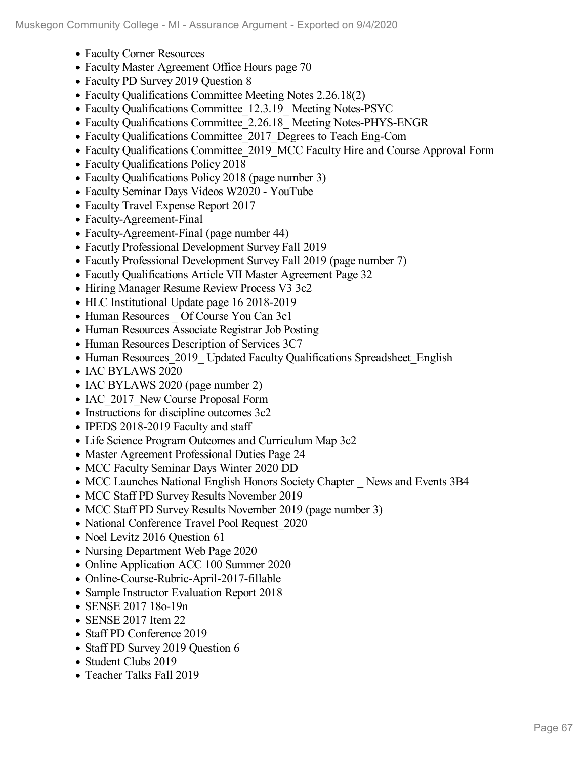- Faculty Corner Resources
- Faculty Master Agreement Office Hours page 70
- Faculty PD Survey 2019 Question 8
- Faculty Qualifications Committee Meeting Notes 2.26.18(2)
- Faculty Qualifications Committee_12.3.19_ Meeting Notes-PSYC
- Faculty Qualifications Committee_2.26.18_ Meeting Notes-PHYS-ENGR
- Faculty Qualifications Committee_2017_Degrees to Teach Eng-Com
- Faculty Qualifications Committee_2019_MCC Faculty Hire and Course Approval Form
- Faculty Qualifications Policy 2018
- Faculty Qualifications Policy 2018 (page number 3)
- Faculty Seminar Days Videos W2020 - YouTube
- Faculty Travel Expense Report 2017
- Faculty-Agreement-Final
- Faculty-Agreement-Final (page number 44)
- Facutly Professional Development Survey Fall 2019
- Facutly Professional Development Survey Fall 2019 (page number 7)
- Facutly Qualifications Article VII Master Agreement Page 32
- Hiring Manager Resume Review Process V3 3c2
- HLC Institutional Update page 16 2018-2019
- Human Resources _ Of Course You Can 3c1
- Human Resources Associate Registrar Job Posting
- Human Resources Description of Services 3C7
- Human Resources_2019_ Updated Faculty Qualifications Spreadsheet_English
- IAC BYLAWS 2020
- IAC BYLAWS 2020 (page number 2)
- IAC_2017_New Course Proposal Form
- Instructions for discipline outcomes 3c2
- IPEDS 2018-2019 Faculty and staff
- Life Science Program Outcomes and Curriculum Map 3c2
- Master Agreement Professional Duties Page 24
- MCC Faculty Seminar Days Winter 2020 DD
- MCC Launches National English Honors Society Chapter _ News and Events 3B4
- MCC Staff PD Survey Results November 2019
- MCC Staff PD Survey Results November 2019 (page number 3)
- National Conference Travel Pool Request_2020
- Noel Levitz 2016 Question 61
- Nursing Department Web Page 2020
- Online Application ACC 100 Summer 2020
- Online-Course-Rubric-April-2017-fillable
- Sample Instructor Evaluation Report 2018
- SENSE 2017 18o-19n
- SENSE 2017 Item 22
- Staff PD Conference 2019
- Staff PD Survey 2019 Question 6
- Student Clubs 2019
- Teacher Talks Fall 2019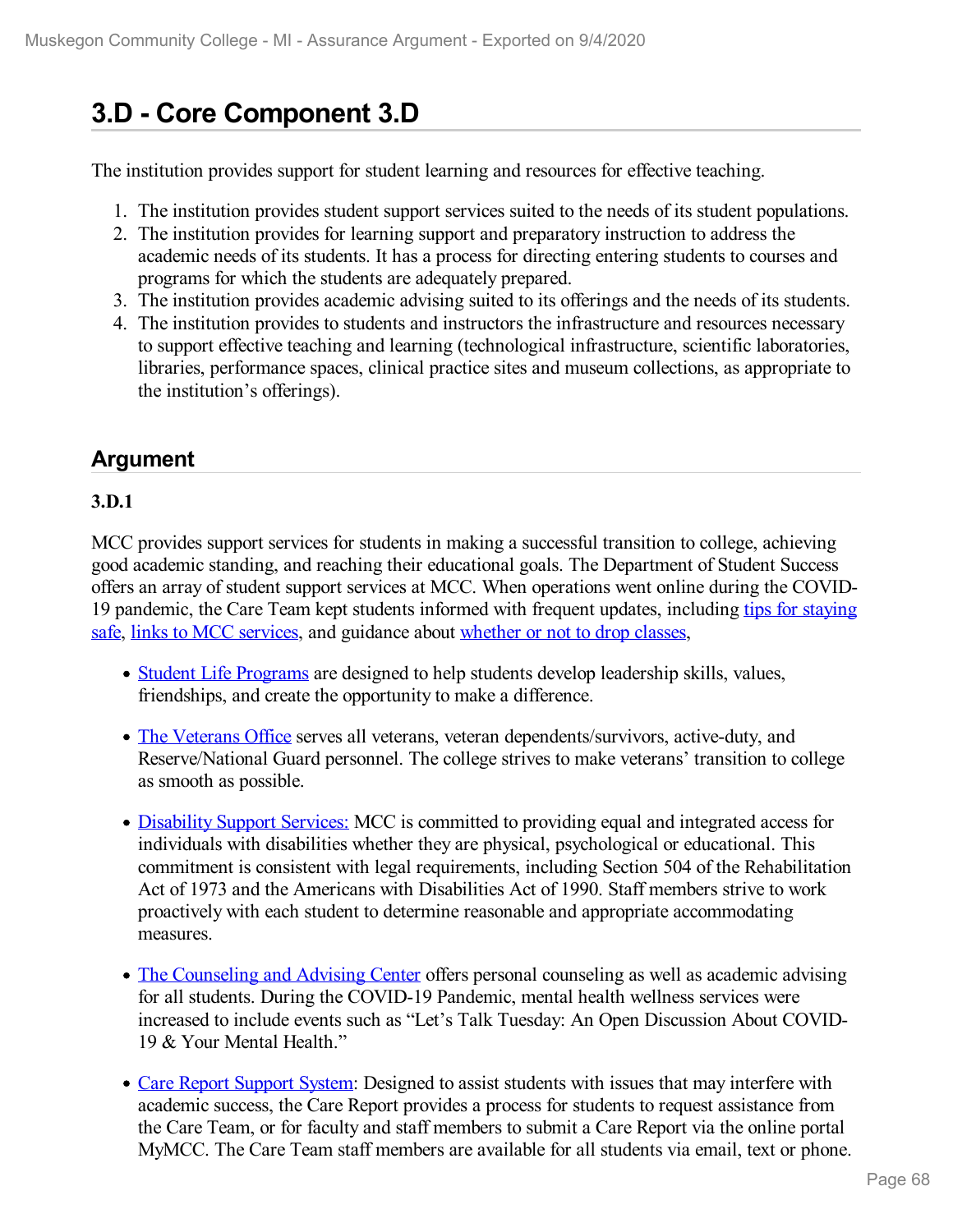# 3.D - Core Component 3.D

The institution provides support for student learning and resources for effective teaching.

1. The institution provides student support services suited to the needs of its student populations.
2. The institution provides for learning support and preparatory instruction to address the academic needs of its students. It has a process for directing entering students to courses and programs for which the students are adequately prepared.
3. The institution provides academic advising suited to its offerings and the needs of its students.
4. The institution provides to students and instructors the infrastructure and resources necessary to support effective teaching and learning (technological infrastructure, scientific laboratories, libraries, performance spaces, clinical practice sites and museum collections, as appropriate to the institution's offerings).

## Argument

**3.D.1**

MCC provides support services for students in making a successful transition to college, achieving good academic standing, and reaching their educational goals. The Department of Student Success offers an array of student support services at MCC. When operations went online during the COVID-19 pandemic, the Care Team kept students informed with frequent updates, including tips for staying safe, links to MCC services, and guidance about whether or not to drop classes,

- Student Life Programs are designed to help students develop leadership skills, values, friendships, and create the opportunity to make a difference.
- The Veterans Office serves all veterans, veteran dependents/survivors, active-duty, and Reserve/National Guard personnel. The college strives to make veterans' transition to college as smooth as possible.
- Disability Support Services: MCC is committed to providing equal and integrated access for individuals with disabilities whether they are physical, psychological or educational. This commitment is consistent with legal requirements, including Section 504 of the Rehabilitation Act of 1973 and the Americans with Disabilities Act of 1990. Staff members strive to work proactively with each student to determine reasonable and appropriate accommodating measures.
- The Counseling and Advising Center offers personal counseling as well as academic advising for all students. During the COVID-19 Pandemic, mental health wellness services were increased to include events such as "Let's Talk Tuesday: An Open Discussion About COVID-19 & Your Mental Health."
- Care Report Support System: Designed to assist students with issues that may interfere with academic success, the Care Report provides a process for students to request assistance from the Care Team, or for faculty and staff members to submit a Care Report via the online portal MyMCC. The Care Team staff members are available for all students via email, text or phone.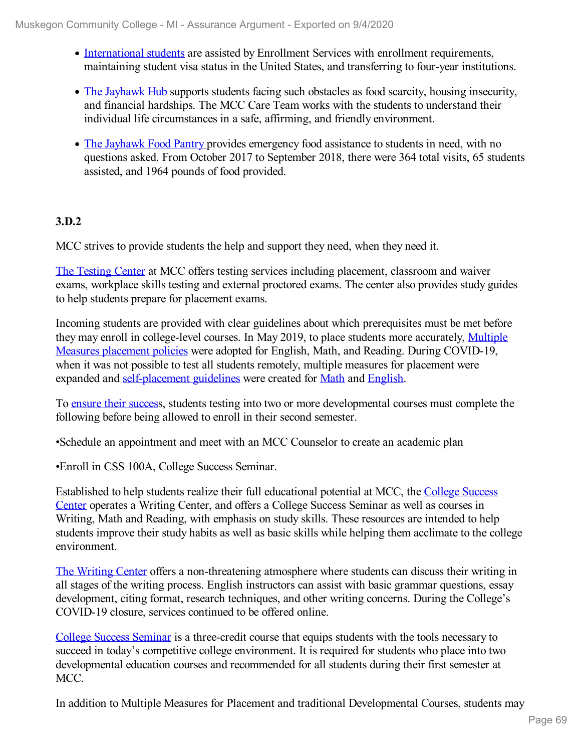- International students are assisted by Enrollment Services with enrollment requirements, maintaining student visa status in the United States, and transferring to four-year institutions.
- The Jayhawk Hub supports students facing such obstacles as food scarcity, housing insecurity, and financial hardships. The MCC Care Team works with the students to understand their individual life circumstances in a safe, affirming, and friendly environment.
- The Jayhawk Food Pantry provides emergency food assistance to students in need, with no questions asked. From October 2017 to September 2018, there were 364 total visits, 65 students assisted, and 1964 pounds of food provided.

**3.D.2**

MCC strives to provide students the help and support they need, when they need it.

The Testing Center at MCC offers testing services including placement, classroom and waiver exams, workplace skills testing and external proctored exams. The center also provides study guides to help students prepare for placement exams.

Incoming students are provided with clear guidelines about which prerequisites must be met before they may enroll in college-level courses. In May 2019, to place students more accurately, Multiple Measures placement policies were adopted for English, Math, and Reading. During COVID-19, when it was not possible to test all students remotely, multiple measures for placement were expanded and self-placement guidelines were created for Math and English.

To ensure their successs, students testing into two or more developmental courses must complete the following before being allowed to enroll in their second semester.

•Schedule an appointment and meet with an MCC Counselor to create an academic plan

•Enroll in CSS 100A, College Success Seminar.

Established to help students realize their full educational potential at MCC, the College Success Center operates a Writing Center, and offers a College Success Seminar as well as courses in Writing, Math and Reading, with emphasis on study skills. These resources are intended to help students improve their study habits as well as basic skills while helping them acclimate to the college environment.

The Writing Center offers a non-threatening atmosphere where students can discuss their writing in all stages of the writing process. English instructors can assist with basic grammar questions, essay development, citing format, research techniques, and other writing concerns. During the College's COVID-19 closure, services continued to be offered online.

College Success Seminar is a three-credit course that equips students with the tools necessary to succeed in today's competitive college environment. It is required for students who place into two developmental education courses and recommended for all students during their first semester at MCC.

In addition to Multiple Measures for Placement and traditional Developmental Courses, students may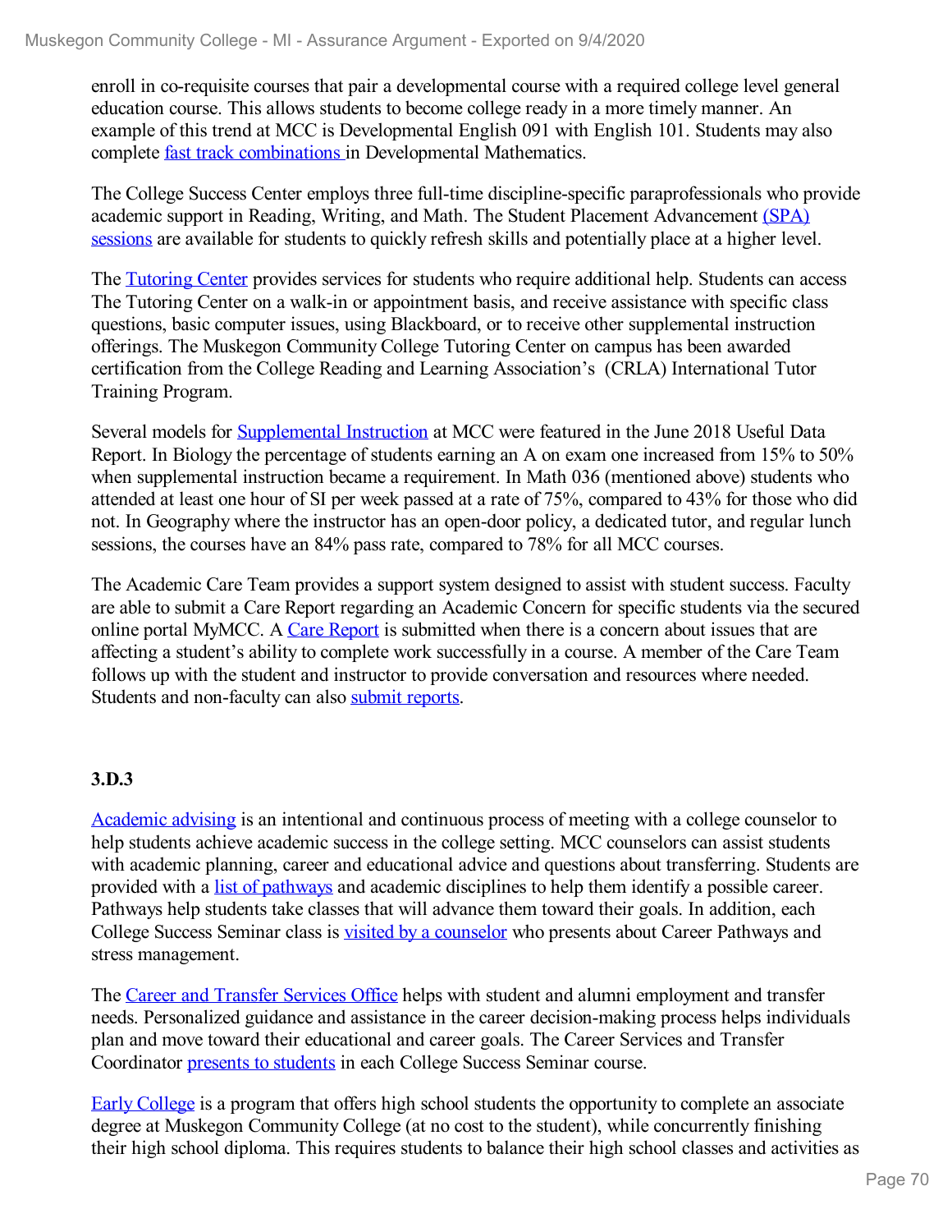enroll in co-requisite courses that pair a developmental course with a required college level general education course. This allows students to become college ready in a more timely manner. An example of this trend at MCC is Developmental English 091 with English 101. Students may also complete fast track combinations in Developmental Mathematics.

The College Success Center employs three full-time discipline-specific paraprofessionals who provide academic support in Reading, Writing, and Math. The Student Placement Advancement (SPA) sessions are available for students to quickly refresh skills and potentially place at a higher level.

The Tutoring Center provides services for students who require additional help. Students can access The Tutoring Center on a walk-in or appointment basis, and receive assistance with specific class questions, basic computer issues, using Blackboard, or to receive other supplemental instruction offerings. The Muskegon Community College Tutoring Center on campus has been awarded certification from the College Reading and Learning Association's (CRLA) International Tutor Training Program.

Several models for Supplemental Instruction at MCC were featured in the June 2018 Useful Data Report. In Biology the percentage of students earning an A on exam one increased from 15% to 50% when supplemental instruction became a requirement. In Math 036 (mentioned above) students who attended at least one hour of SI per week passed at a rate of 75%, compared to 43% for those who did not. In Geography where the instructor has an open-door policy, a dedicated tutor, and regular lunch sessions, the courses have an 84% pass rate, compared to 78% for all MCC courses.

The Academic Care Team provides a support system designed to assist with student success. Faculty are able to submit a Care Report regarding an Academic Concern for specific students via the secured online portal MyMCC. A Care Report is submitted when there is a concern about issues that are affecting a student's ability to complete work successfully in a course. A member of the Care Team follows up with the student and instructor to provide conversation and resources where needed. Students and non-faculty can also submit reports.

**3.D.3**

Academic advising is an intentional and continuous process of meeting with a college counselor to help students achieve academic success in the college setting. MCC counselors can assist students with academic planning, career and educational advice and questions about transferring. Students are provided with a list of pathways and academic disciplines to help them identify a possible career. Pathways help students take classes that will advance them toward their goals. In addition, each College Success Seminar class is visited by a counselor who presents about Career Pathways and stress management.

The Career and Transfer Services Office helps with student and alumni employment and transfer needs. Personalized guidance and assistance in the career decision-making process helps individuals plan and move toward their educational and career goals. The Career Services and Transfer Coordinator presents to students in each College Success Seminar course.

Early College is a program that offers high school students the opportunity to complete an associate degree at Muskegon Community College (at no cost to the student), while concurrently finishing their high school diploma. This requires students to balance their high school classes and activities as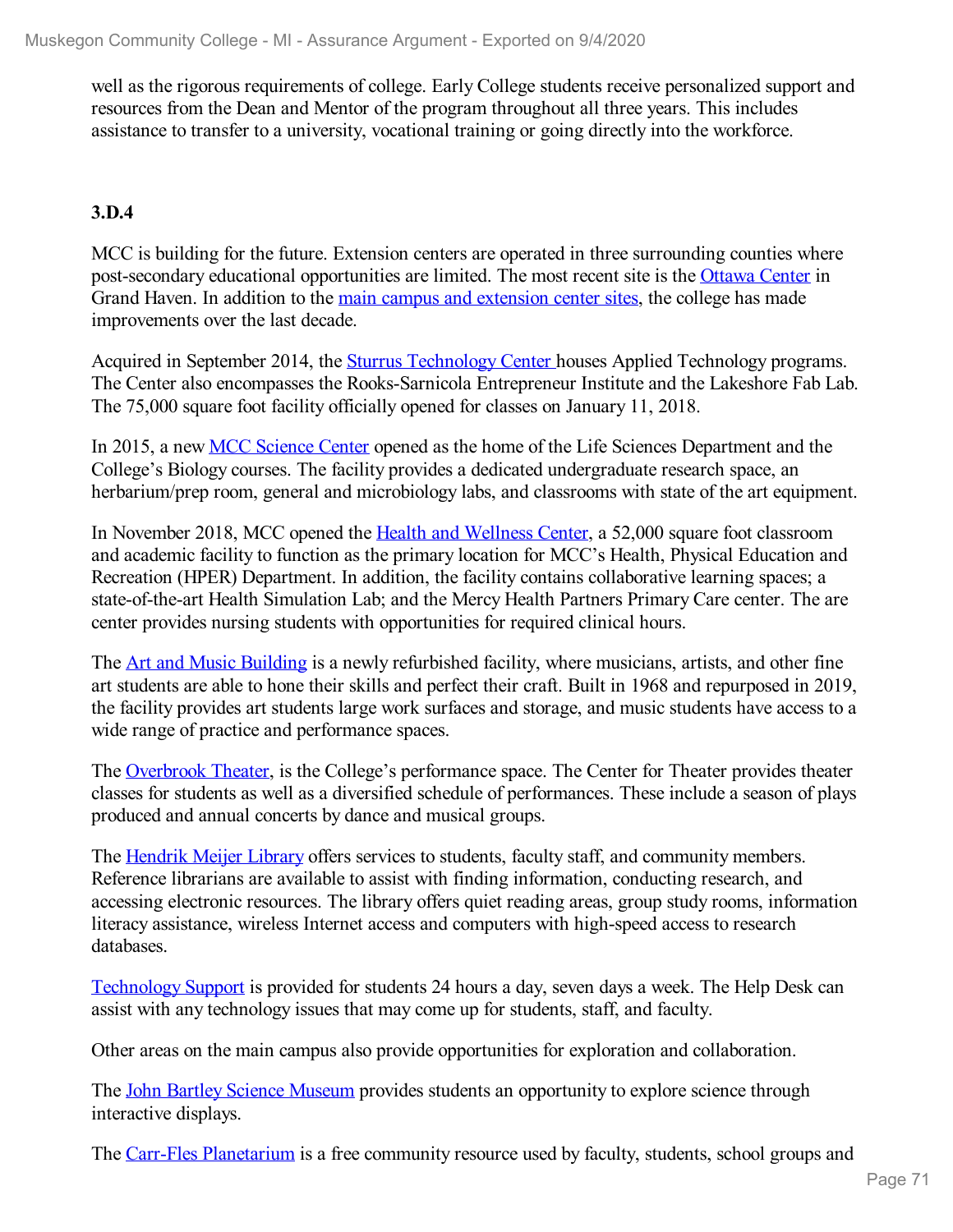well as the rigorous requirements of college. Early College students receive personalized support and resources from the Dean and Mentor of the program throughout all three years. This includes assistance to transfer to a university, vocational training or going directly into the workforce.

**3.D.4**

MCC is building for the future. Extension centers are operated in three surrounding counties where post-secondary educational opportunities are limited. The most recent site is the Ottawa Center in Grand Haven. In addition to the main campus and extension center sites, the college has made improvements over the last decade.

Acquired in September 2014, the Sturrus Technology Center houses Applied Technology programs. The Center also encompasses the Rooks-Sarnicola Entrepreneur Institute and the Lakeshore Fab Lab. The 75,000 square foot facility officially opened for classes on January 11, 2018.

In 2015, a new MCC Science Center opened as the home of the Life Sciences Department and the College's Biology courses. The facility provides a dedicated undergraduate research space, an herbarium/prep room, general and microbiology labs, and classrooms with state of the art equipment.

In November 2018, MCC opened the Health and Wellness Center, a 52,000 square foot classroom and academic facility to function as the primary location for MCC's Health, Physical Education and Recreation (HPER) Department. In addition, the facility contains collaborative learning spaces; a state-of-the-art Health Simulation Lab; and the Mercy Health Partners Primary Care center. The are center provides nursing students with opportunities for required clinical hours.

The Art and Music Building is a newly refurbished facility, where musicians, artists, and other fine art students are able to hone their skills and perfect their craft. Built in 1968 and repurposed in 2019, the facility provides art students large work surfaces and storage, and music students have access to a wide range of practice and performance spaces.

The Overbrook Theater, is the College's performance space. The Center for Theater provides theater classes for students as well as a diversified schedule of performances. These include a season of plays produced and annual concerts by dance and musical groups.

The Hendrik Meijer Library offers services to students, faculty staff, and community members. Reference librarians are available to assist with finding information, conducting research, and accessing electronic resources. The library offers quiet reading areas, group study rooms, information literacy assistance, wireless Internet access and computers with high-speed access to research databases.

Technology Support is provided for students 24 hours a day, seven days a week. The Help Desk can assist with any technology issues that may come up for students, staff, and faculty.

Other areas on the main campus also provide opportunities for exploration and collaboration.

The John Bartley Science Museum provides students an opportunity to explore science through interactive displays.

The Carr-Fles Planetarium is a free community resource used by faculty, students, school groups and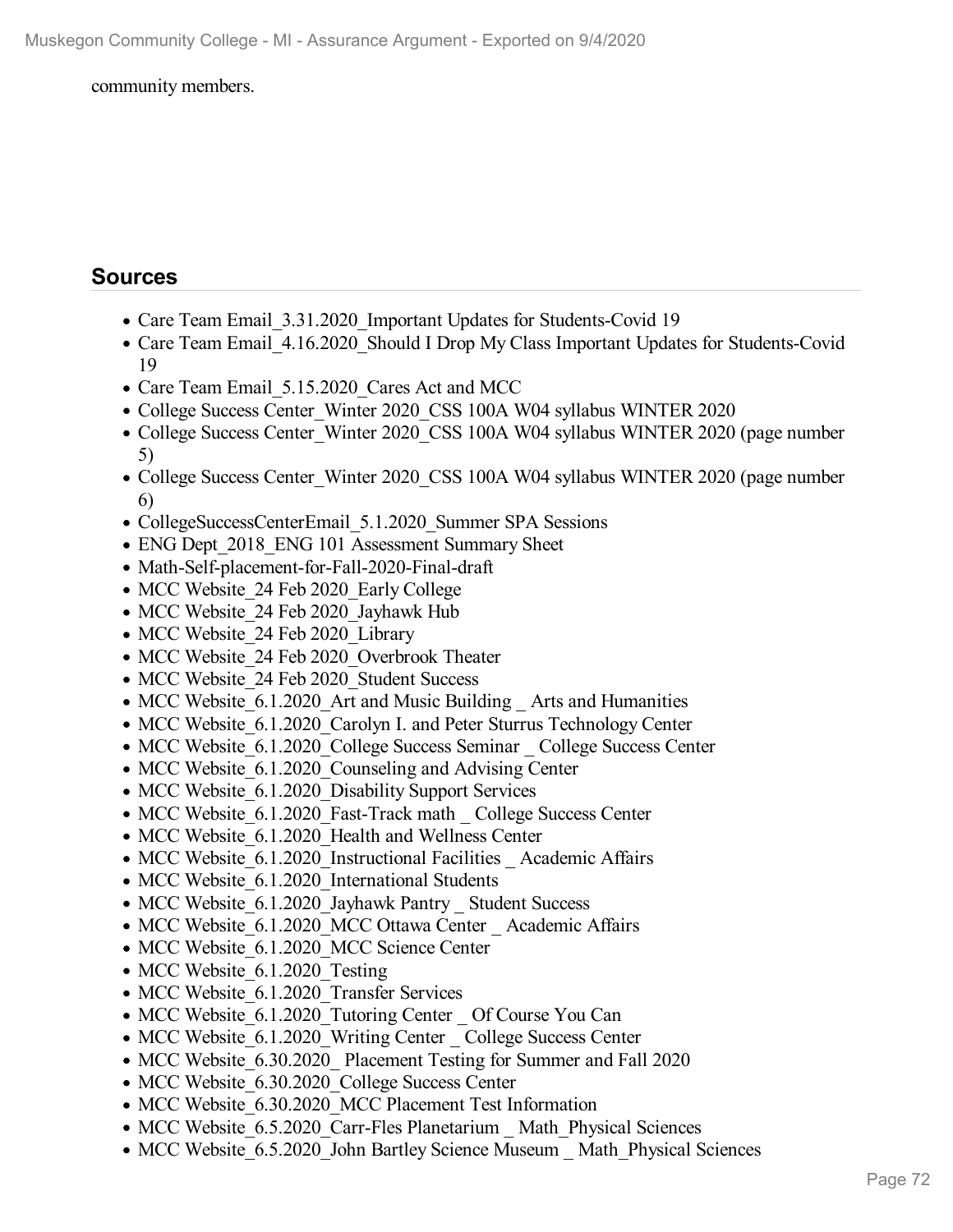community members.

## Sources

- Care Team Email_3.31.2020_Important Updates for Students-Covid 19
- Care Team Email_4.16.2020_Should I Drop My Class Important Updates for Students-Covid 19
- Care Team Email_5.15.2020_Cares Act and MCC
- College Success Center_Winter 2020_CSS 100A W04 syllabus WINTER 2020
- College Success Center_Winter 2020_CSS 100A W04 syllabus WINTER 2020 (page number 5)
- College Success Center_Winter 2020_CSS 100A W04 syllabus WINTER 2020 (page number 6)
- CollegeSuccessCenterEmail_5.1.2020_Summer SPA Sessions
- ENG Dept_2018_ENG 101 Assessment Summary Sheet
- Math-Self-placement-for-Fall-2020-Final-draft
- MCC Website_24 Feb 2020_Early College
- MCC Website_24 Feb 2020_Jayhawk Hub
- MCC Website_24 Feb 2020_Library
- MCC Website_24 Feb 2020_Overbrook Theater
- MCC Website_24 Feb 2020_Student Success
- MCC Website_6.1.2020_Art and Music Building _ Arts and Humanities
- MCC Website_6.1.2020_Carolyn I. and Peter Sturrus Technology Center
- MCC Website_6.1.2020_College Success Seminar _ College Success Center
- MCC Website_6.1.2020_Counseling and Advising Center
- MCC Website_6.1.2020_Disability Support Services
- MCC Website_6.1.2020_Fast-Track math _ College Success Center
- MCC Website_6.1.2020_Health and Wellness Center
- MCC Website_6.1.2020_Instructional Facilities _ Academic Affairs
- MCC Website_6.1.2020_International Students
- MCC Website_6.1.2020_Jayhawk Pantry _ Student Success
- MCC Website_6.1.2020_MCC Ottawa Center _ Academic Affairs
- MCC Website_6.1.2020_MCC Science Center
- MCC Website_6.1.2020_Testing
- MCC Website_6.1.2020_Transfer Services
- MCC Website_6.1.2020_Tutoring Center _ Of Course You Can
- MCC Website_6.1.2020_Writing Center _ College Success Center
- MCC Website_6.30.2020_ Placement Testing for Summer and Fall 2020
- MCC Website_6.30.2020_College Success Center
- MCC Website_6.30.2020_MCC Placement Test Information
- MCC Website_6.5.2020_Carr-Fles Planetarium _ Math_Physical Sciences
- MCC Website_6.5.2020_John Bartley Science Museum _ Math_Physical Sciences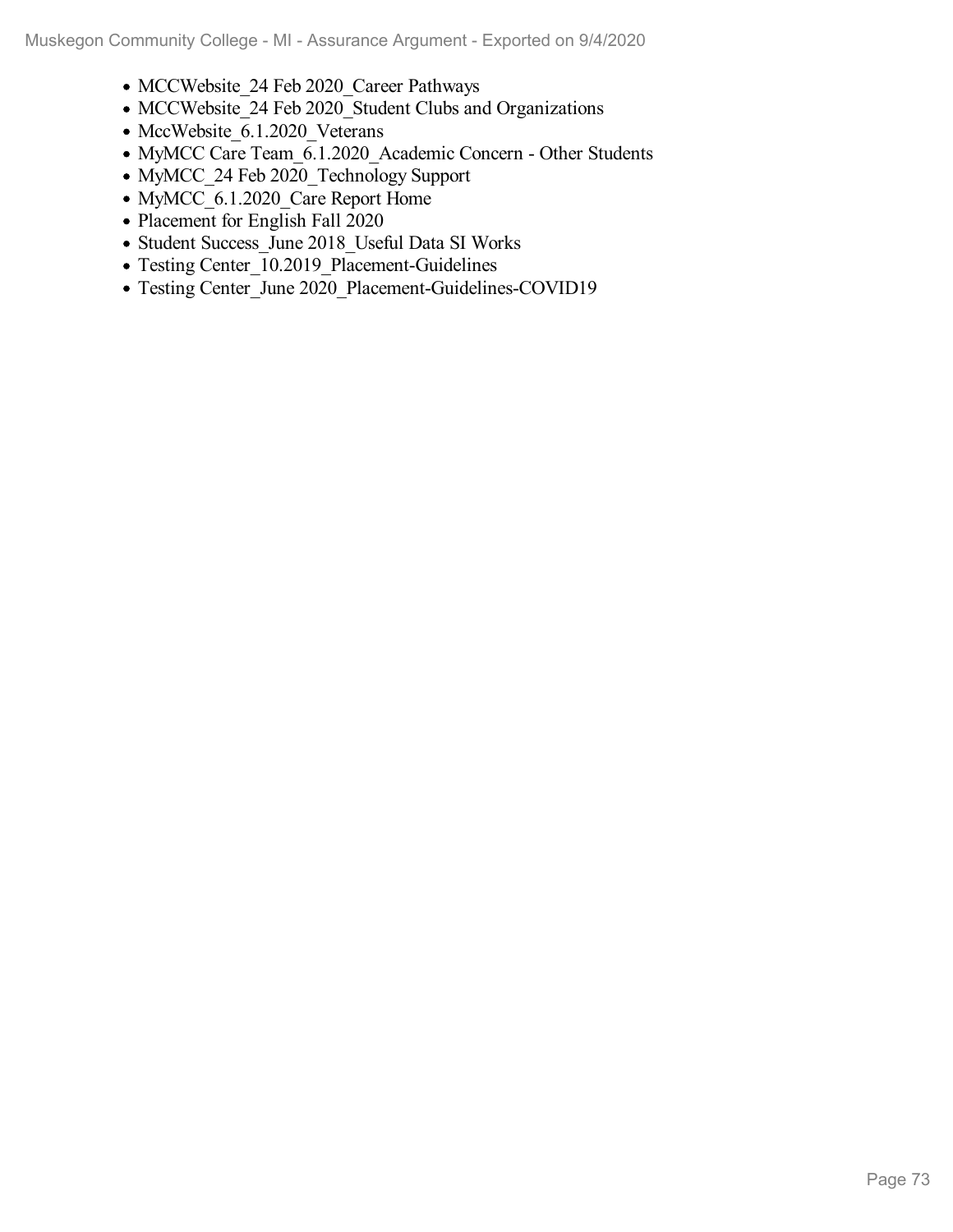- MCCWebsite_24 Feb 2020_Career Pathways
- MCCWebsite_24 Feb 2020_Student Clubs and Organizations
- MccWebsite_6.1.2020_Veterans
- MyMCC Care Team_6.1.2020_Academic Concern - Other Students
- MyMCC_24 Feb 2020_Technology Support
- MyMCC_6.1.2020_Care Report Home
- Placement for English Fall 2020
- Student Success_June 2018_Useful Data SI Works
- Testing Center_10.2019_Placement-Guidelines
- Testing Center_June 2020_Placement-Guidelines-COVID19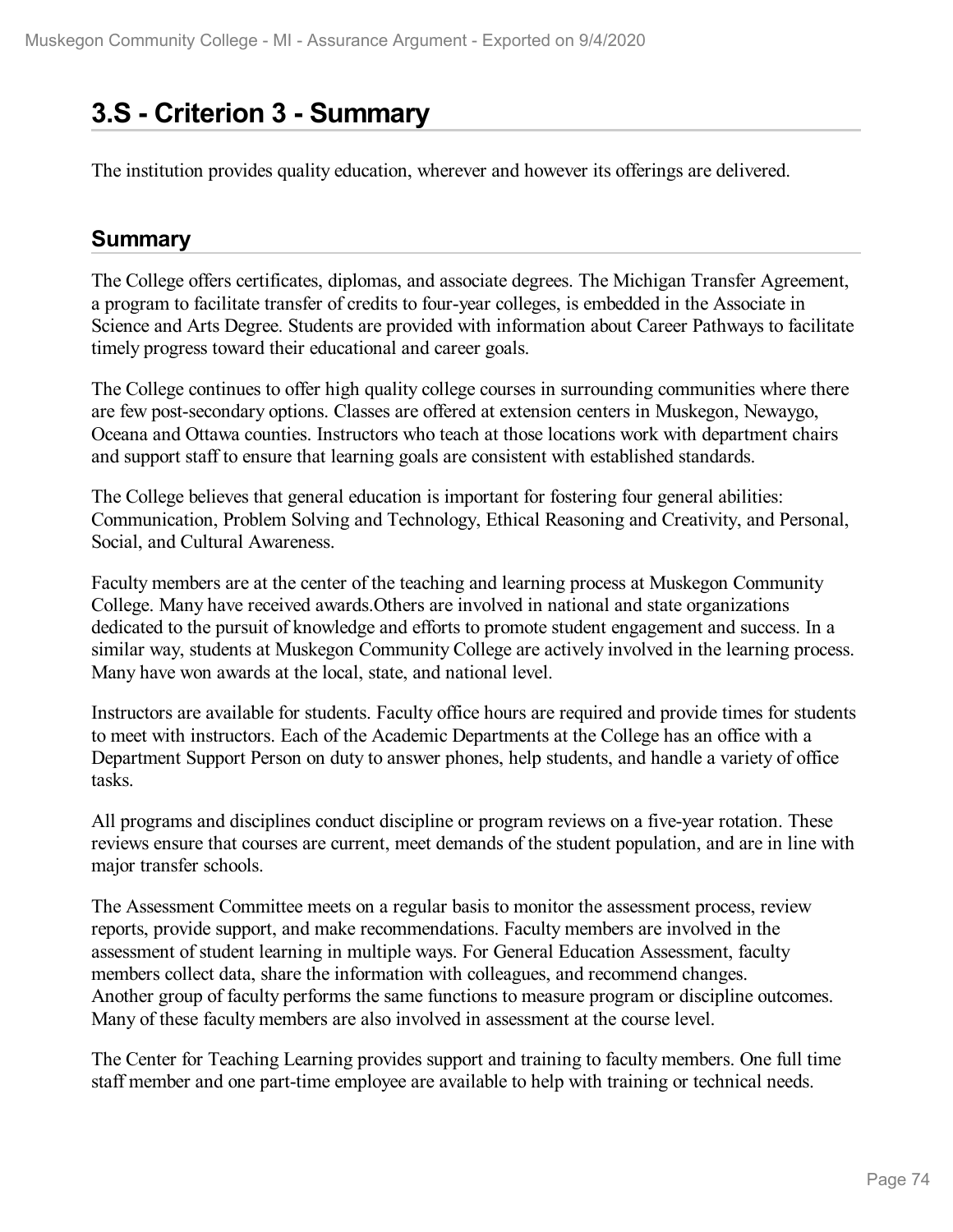# 3.S - Criterion 3 - Summary

The institution provides quality education, wherever and however its offerings are delivered.

## Summary

The College offers certificates, diplomas, and associate degrees. The Michigan Transfer Agreement, a program to facilitate transfer of credits to four-year colleges, is embedded in the Associate in Science and Arts Degree. Students are provided with information about Career Pathways to facilitate timely progress toward their educational and career goals.

The College continues to offer high quality college courses in surrounding communities where there are few post-secondary options. Classes are offered at extension centers in Muskegon, Newaygo, Oceana and Ottawa counties. Instructors who teach at those locations work with department chairs and support staff to ensure that learning goals are consistent with established standards.

The College believes that general education is important for fostering four general abilities: Communication, Problem Solving and Technology, Ethical Reasoning and Creativity, and Personal, Social, and Cultural Awareness.

Faculty members are at the center of the teaching and learning process at Muskegon Community College. Many have received awards.Others are involved in national and state organizations dedicated to the pursuit of knowledge and efforts to promote student engagement and success. In a similar way, students at Muskegon Community College are actively involved in the learning process. Many have won awards at the local, state, and national level.

Instructors are available for students. Faculty office hours are required and provide times for students to meet with instructors. Each of the Academic Departments at the College has an office with a Department Support Person on duty to answer phones, help students, and handle a variety of office tasks.

All programs and disciplines conduct discipline or program reviews on a five-year rotation. These reviews ensure that courses are current, meet demands of the student population, and are in line with major transfer schools.

The Assessment Committee meets on a regular basis to monitor the assessment process, review reports, provide support, and make recommendations. Faculty members are involved in the assessment of student learning in multiple ways. For General Education Assessment, faculty members collect data, share the information with colleagues, and recommend changes. Another group of faculty performs the same functions to measure program or discipline outcomes. Many of these faculty members are also involved in assessment at the course level.

The Center for Teaching Learning provides support and training to faculty members. One full time staff member and one part-time employee are available to help with training or technical needs.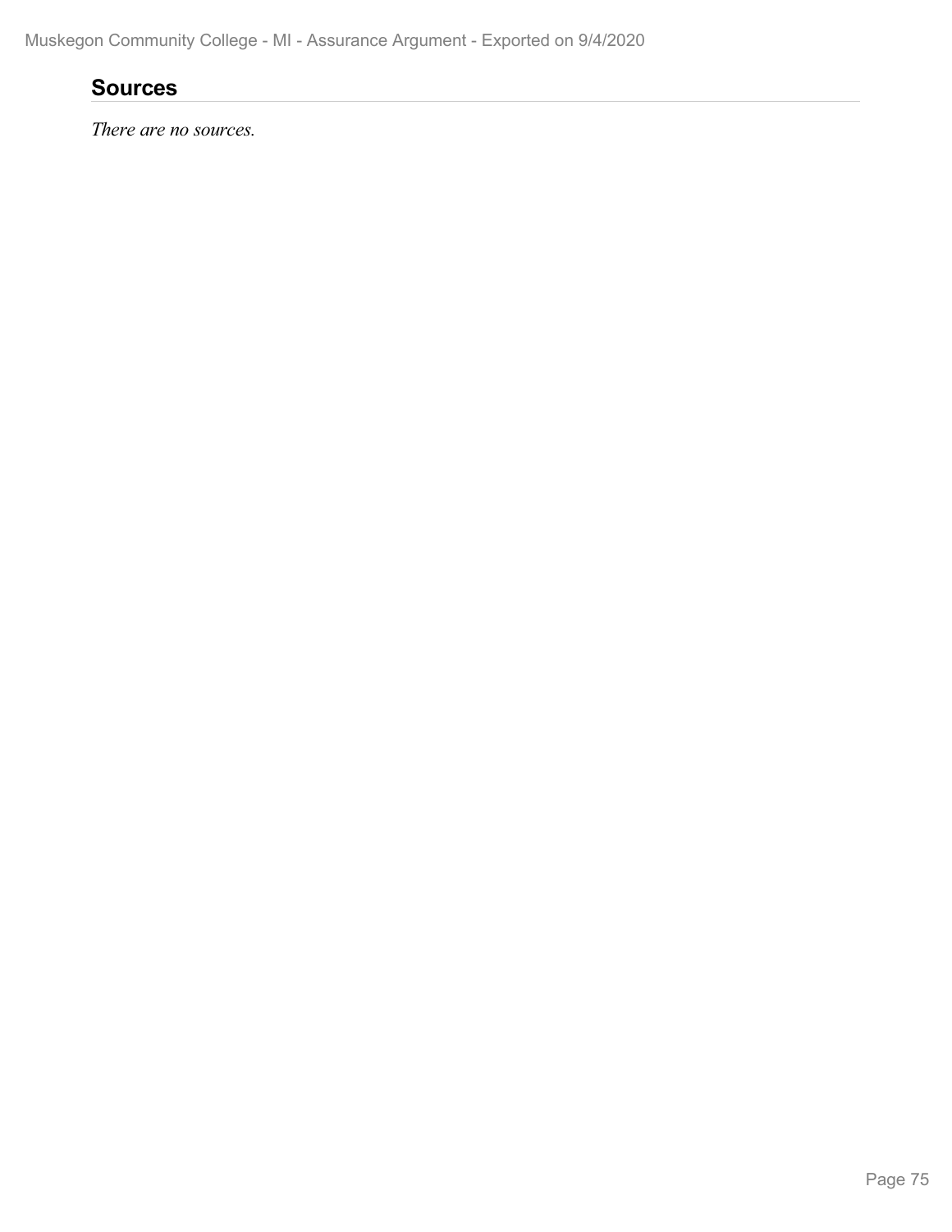## Sources

*There are no sources.*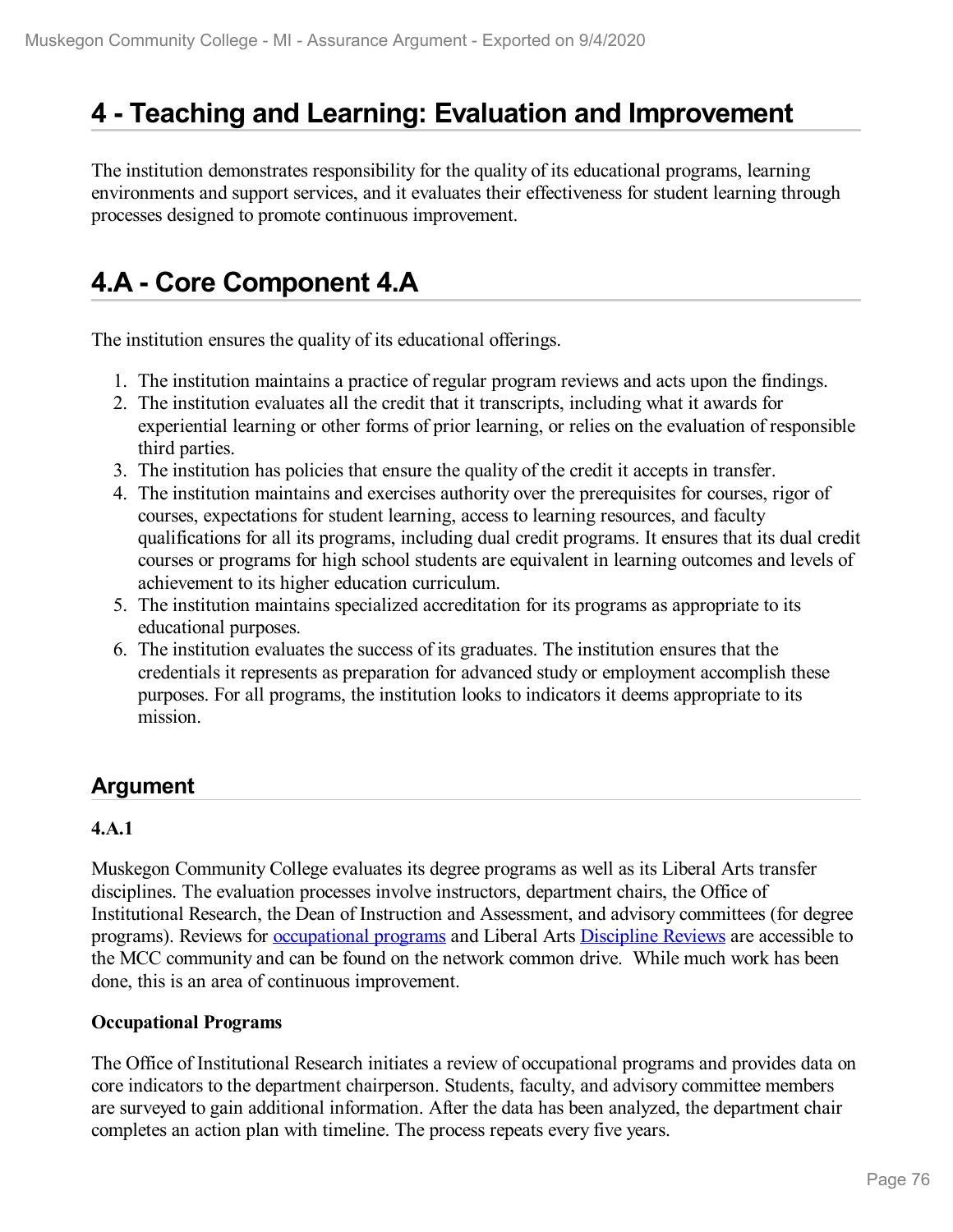# 4 - Teaching and Learning: Evaluation and Improvement

The institution demonstrates responsibility for the quality of its educational programs, learning environments and support services, and it evaluates their effectiveness for student learning through processes designed to promote continuous improvement.

# 4.A - Core Component 4.A

The institution ensures the quality of its educational offerings.

1. The institution maintains a practice of regular program reviews and acts upon the findings.
2. The institution evaluates all the credit that it transcripts, including what it awards for experiential learning or other forms of prior learning, or relies on the evaluation of responsible third parties.
3. The institution has policies that ensure the quality of the credit it accepts in transfer.
4. The institution maintains and exercises authority over the prerequisites for courses, rigor of courses, expectations for student learning, access to learning resources, and faculty qualifications for all its programs, including dual credit programs. It ensures that its dual credit courses or programs for high school students are equivalent in learning outcomes and levels of achievement to its higher education curriculum.
5. The institution maintains specialized accreditation for its programs as appropriate to its educational purposes.
6. The institution evaluates the success of its graduates. The institution ensures that the credentials it represents as preparation for advanced study or employment accomplish these purposes. For all programs, the institution looks to indicators it deems appropriate to its mission.

## Argument

**4.A.1**

Muskegon Community College evaluates its degree programs as well as its Liberal Arts transfer disciplines. The evaluation processes involve instructors, department chairs, the Office of Institutional Research, the Dean of Instruction and Assessment, and advisory committees (for degree programs). Reviews for occupational programs and Liberal Arts Discipline Reviews are accessible to the MCC community and can be found on the network common drive. While much work has been done, this is an area of continuous improvement.

**Occupational Programs**

The Office of Institutional Research initiates a review of occupational programs and provides data on core indicators to the department chairperson. Students, faculty, and advisory committee members are surveyed to gain additional information. After the data has been analyzed, the department chair completes an action plan with timeline. The process repeats every five years.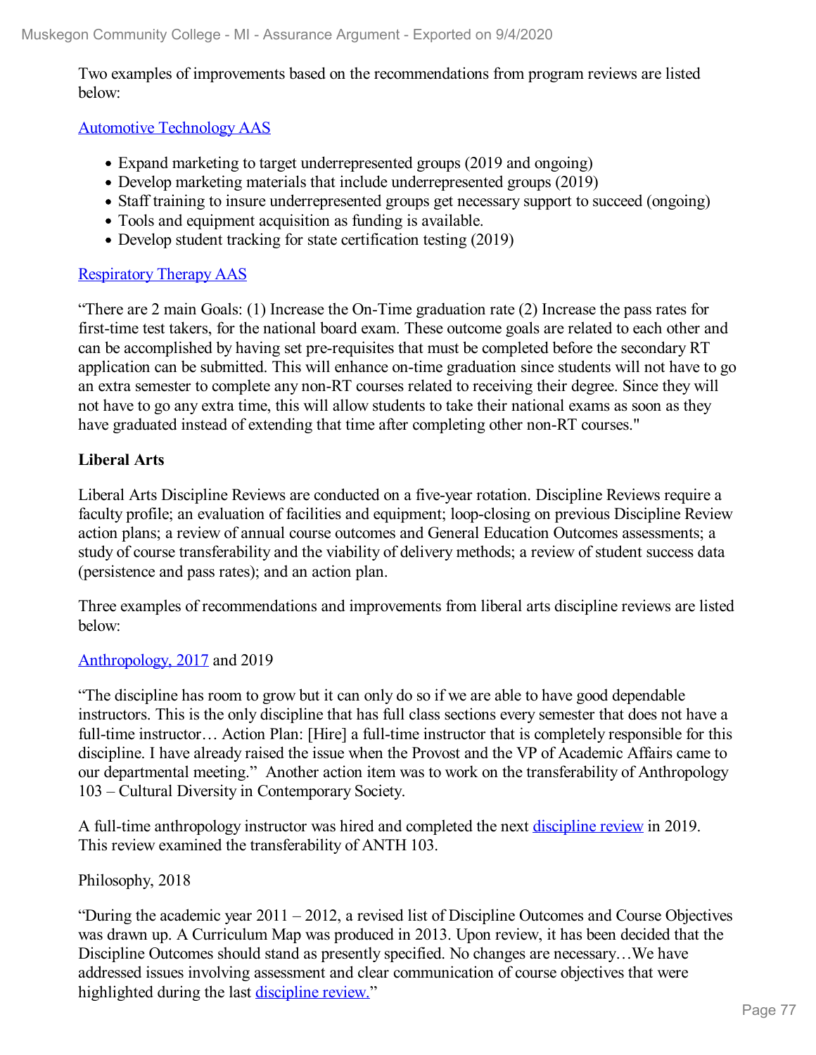Two examples of improvements based on the recommendations from program reviews are listed below:

Automotive Technology AAS

- Expand marketing to target underrepresented groups (2019 and ongoing)
- Develop marketing materials that include underrepresented groups (2019)
- Staff training to insure underrepresented groups get necessary support to succeed (ongoing)
- Tools and equipment acquisition as funding is available.
- Develop student tracking for state certification testing (2019)

Respiratory Therapy AAS

“There are 2 main Goals: (1) Increase the On-Time graduation rate (2) Increase the pass rates for first-time test takers, for the national board exam. These outcome goals are related to each other and can be accomplished by having set pre-requisites that must be completed before the secondary RT application can be submitted. This will enhance on-time graduation since students will not have to go an extra semester to complete any non-RT courses related to receiving their degree. Since they will not have to go any extra time, this will allow students to take their national exams as soon as they have graduated instead of extending that time after completing other non-RT courses."

**Liberal Arts**

Liberal Arts Discipline Reviews are conducted on a five-year rotation. Discipline Reviews require a faculty profile; an evaluation of facilities and equipment; loop-closing on previous Discipline Review action plans; a review of annual course outcomes and General Education Outcomes assessments; a study of course transferability and the viability of delivery methods; a review of student success data (persistence and pass rates); and an action plan.

Three examples of recommendations and improvements from liberal arts discipline reviews are listed below:

Anthropology, 2017 and 2019

“The discipline has room to grow but it can only do so if we are able to have good dependable instructors. This is the only discipline that has full class sections every semester that does not have a full-time instructor… Action Plan: [Hire] a full-time instructor that is completely responsible for this discipline. I have already raised the issue when the Provost and the VP of Academic Affairs came to our departmental meeting.” Another action item was to work on the transferability of Anthropology 103 – Cultural Diversity in Contemporary Society.

A full-time anthropology instructor was hired and completed the next discipline review in 2019. This review examined the transferability of ANTH 103.

Philosophy, 2018

“During the academic year 2011 – 2012, a revised list of Discipline Outcomes and Course Objectives was drawn up. A Curriculum Map was produced in 2013. Upon review, it has been decided that the Discipline Outcomes should stand as presently specified. No changes are necessary…We have addressed issues involving assessment and clear communication of course objectives that were highlighted during the last discipline review.”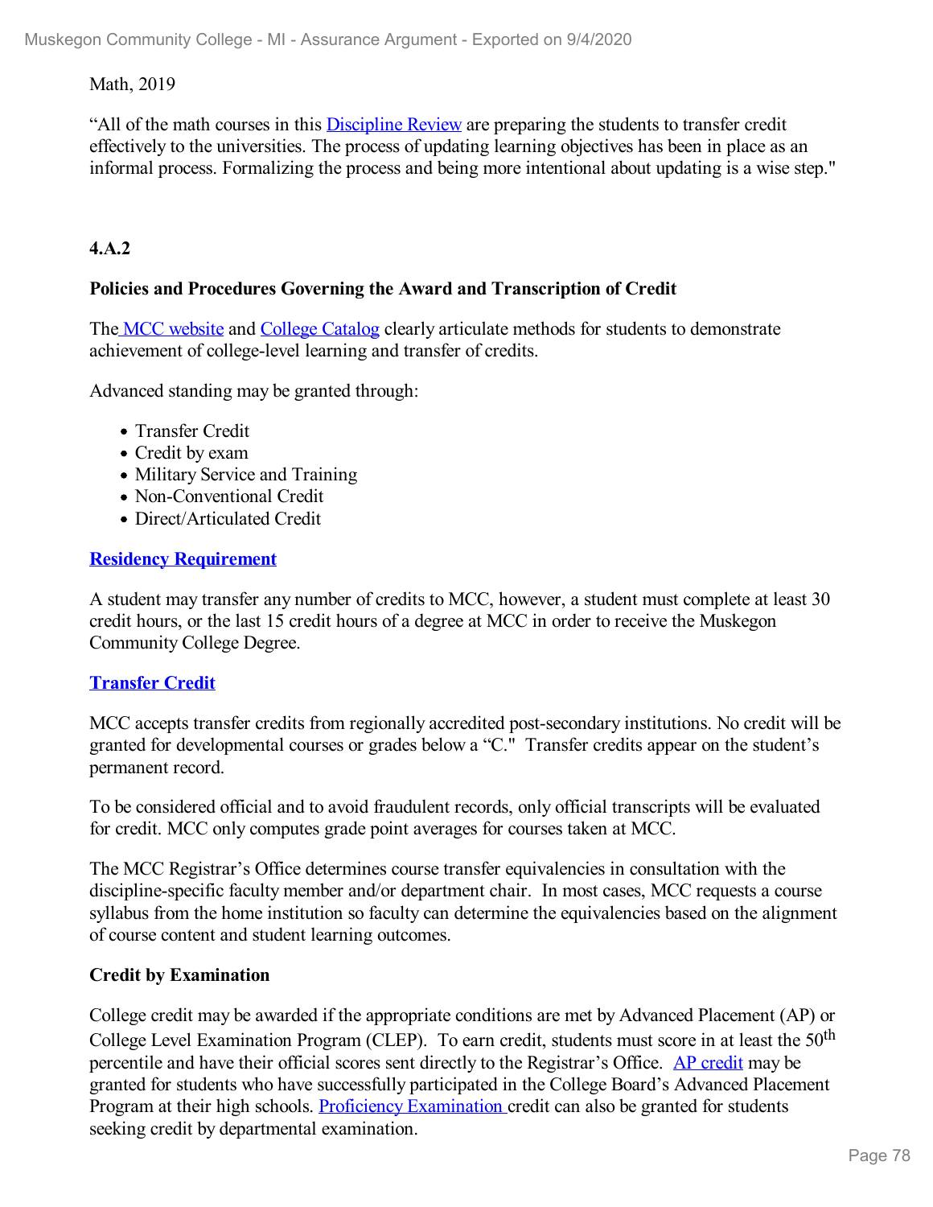Math, 2019

"All of the math courses in this Discipline Review are preparing the students to transfer credit effectively to the universities. The process of updating learning objectives has been in place as an informal process. Formalizing the process and being more intentional about updating is a wise step."

**4.A.2**

**Policies and Procedures Governing the Award and Transcription of Credit**

The MCC website and College Catalog clearly articulate methods for students to demonstrate achievement of college-level learning and transfer of credits.

Advanced standing may be granted through:

- Transfer Credit
- Credit by exam
- Military Service and Training
- Non-Conventional Credit
- Direct/Articulated Credit

**Residency Requirement**

A student may transfer any number of credits to MCC, however, a student must complete at least 30 credit hours, or the last 15 credit hours of a degree at MCC in order to receive the Muskegon Community College Degree.

**Transfer Credit**

MCC accepts transfer credits from regionally accredited post-secondary institutions. No credit will be granted for developmental courses or grades below a "C." Transfer credits appear on the student's permanent record.

To be considered official and to avoid fraudulent records, only official transcripts will be evaluated for credit. MCC only computes grade point averages for courses taken at MCC.

The MCC Registrar's Office determines course transfer equivalencies in consultation with the discipline-specific faculty member and/or department chair. In most cases, MCC requests a course syllabus from the home institution so faculty can determine the equivalencies based on the alignment of course content and student learning outcomes.

**Credit by Examination**

College credit may be awarded if the appropriate conditions are met by Advanced Placement (AP) or College Level Examination Program (CLEP). To earn credit, students must score in at least the 50th percentile and have their official scores sent directly to the Registrar's Office. AP credit may be granted for students who have successfully participated in the College Board's Advanced Placement Program at their high schools. Proficiency Examination credit can also be granted for students seeking credit by departmental examination.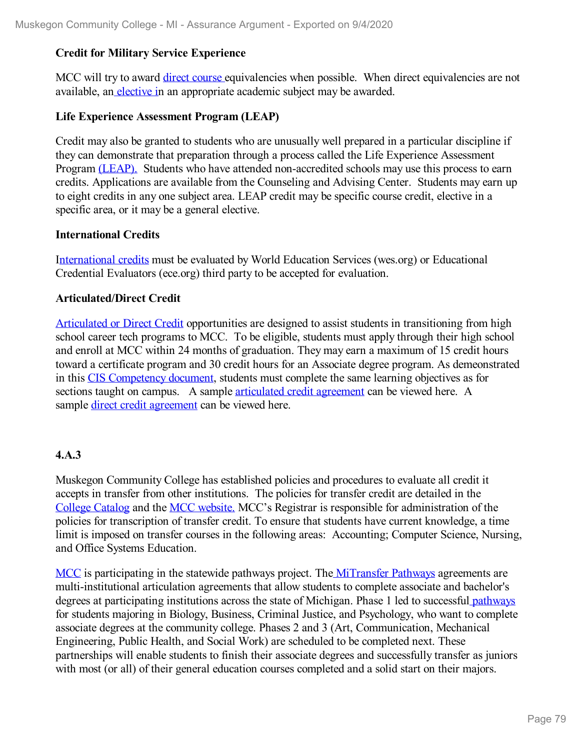**Credit for Military Service Experience**

MCC will try to award direct course equivalencies when possible. When direct equivalencies are not available, an elective in an appropriate academic subject may be awarded.

**Life Experience Assessment Program (LEAP)**

Credit may also be granted to students who are unusually well prepared in a particular discipline if they can demonstrate that preparation through a process called the Life Experience Assessment Program (LEAP). Students who have attended non-accredited schools may use this process to earn credits. Applications are available from the Counseling and Advising Center. Students may earn up to eight credits in any one subject area. LEAP credit may be specific course credit, elective in a specific area, or it may be a general elective.

**International Credits**

International credits must be evaluated by World Education Services (wes.org) or Educational Credential Evaluators (ece.org) third party to be accepted for evaluation.

**Articulated/Direct Credit**

Articulated or Direct Credit opportunities are designed to assist students in transitioning from high school career tech programs to MCC. To be eligible, students must apply through their high school and enroll at MCC within 24 months of graduation. They may earn a maximum of 15 credit hours toward a certificate program and 30 credit hours for an Associate degree program. As deomenstrated in this CIS Competency document, students must complete the same learning objectives as for sections taught on campus. A sample articulated credit agreement can be viewed here. A sample direct credit agreement can be viewed here.

**4.A.3**

Muskegon Community College has established policies and procedures to evaluate all credit it accepts in transfer from other institutions. The policies for transfer credit are detailed in the College Catalog and the MCC website. MCC's Registrar is responsible for administration of the policies for transcription of transfer credit. To ensure that students have current knowledge, a time limit is imposed on transfer courses in the following areas: Accounting; Computer Science, Nursing, and Office Systems Education.

MCC is participating in the statewide pathways project. The MiTransfer Pathways agreements are multi-institutional articulation agreements that allow students to complete associate and bachelor's degrees at participating institutions across the state of Michigan. Phase 1 led to successful pathways for students majoring in Biology, Business, Criminal Justice, and Psychology, who want to complete associate degrees at the community college. Phases 2 and 3 (Art, Communication, Mechanical Engineering, Public Health, and Social Work) are scheduled to be completed next. These partnerships will enable students to finish their associate degrees and successfully transfer as juniors with most (or all) of their general education courses completed and a solid start on their majors.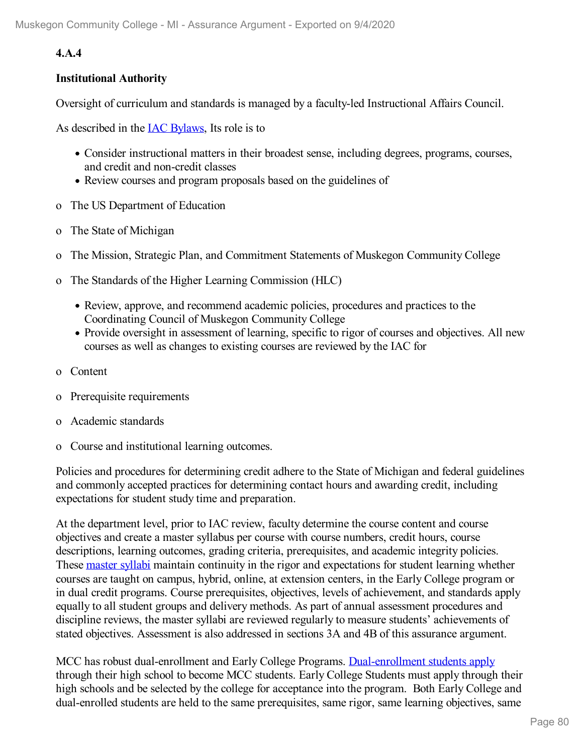**4.A.4**

**Institutional Authority**

Oversight of curriculum and standards is managed by a faculty-led Instructional Affairs Council.

As described in the IAC Bylaws, Its role is to

- Consider instructional matters in their broadest sense, including degrees, programs, courses, and credit and non-credit classes
- Review courses and program proposals based on the guidelines of

o The US Department of Education

o The State of Michigan

o The Mission, Strategic Plan, and Commitment Statements of Muskegon Community College

o The Standards of the Higher Learning Commission (HLC)

- Review, approve, and recommend academic policies, procedures and practices to the Coordinating Council of Muskegon Community College
- Provide oversight in assessment of learning, specific to rigor of courses and objectives. All new courses as well as changes to existing courses are reviewed by the IAC for

o Content

o Prerequisite requirements

o Academic standards

o Course and institutional learning outcomes.

Policies and procedures for determining credit adhere to the State of Michigan and federal guidelines and commonly accepted practices for determining contact hours and awarding credit, including expectations for student study time and preparation.

At the department level, prior to IAC review, faculty determine the course content and course objectives and create a master syllabus per course with course numbers, credit hours, course descriptions, learning outcomes, grading criteria, prerequisites, and academic integrity policies. These master syllabi maintain continuity in the rigor and expectations for student learning whether courses are taught on campus, hybrid, online, at extension centers, in the Early College program or in dual credit programs. Course prerequisites, objectives, levels of achievement, and standards apply equally to all student groups and delivery methods. As part of annual assessment procedures and discipline reviews, the master syllabi are reviewed regularly to measure students' achievements of stated objectives. Assessment is also addressed in sections 3A and 4B of this assurance argument.

MCC has robust dual-enrollment and Early College Programs. Dual-enrollment students apply through their high school to become MCC students. Early College Students must apply through their high schools and be selected by the college for acceptance into the program. Both Early College and dual-enrolled students are held to the same prerequisites, same rigor, same learning objectives, same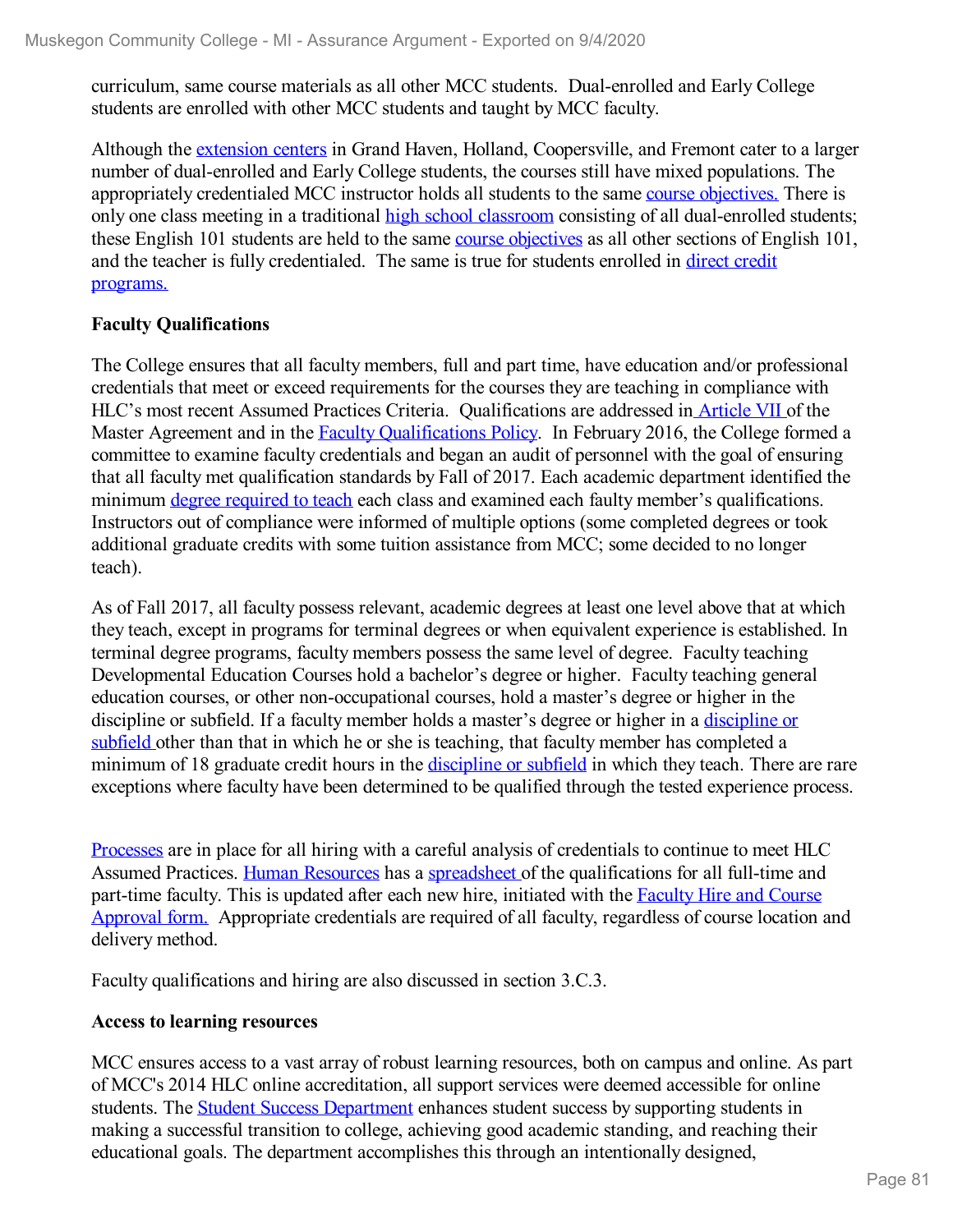curriculum, same course materials as all other MCC students. Dual-enrolled and Early College students are enrolled with other MCC students and taught by MCC faculty.

Although the extension centers in Grand Haven, Holland, Coopersville, and Fremont cater to a larger number of dual-enrolled and Early College students, the courses still have mixed populations. The appropriately credentialed MCC instructor holds all students to the same course objectives. There is only one class meeting in a traditional high school classroom consisting of all dual-enrolled students; these English 101 students are held to the same course objectives as all other sections of English 101, and the teacher is fully credentialed. The same is true for students enrolled in direct credit programs.

**Faculty Qualifications**

The College ensures that all faculty members, full and part time, have education and/or professional credentials that meet or exceed requirements for the courses they are teaching in compliance with HLC's most recent Assumed Practices Criteria. Qualifications are addressed in Article VII of the Master Agreement and in the Faculty Qualifications Policy. In February 2016, the College formed a committee to examine faculty credentials and began an audit of personnel with the goal of ensuring that all faculty met qualification standards by Fall of 2017. Each academic department identified the minimum degree required to teach each class and examined each faulty member's qualifications. Instructors out of compliance were informed of multiple options (some completed degrees or took additional graduate credits with some tuition assistance from MCC; some decided to no longer teach).

As of Fall 2017, all faculty possess relevant, academic degrees at least one level above that at which they teach, except in programs for terminal degrees or when equivalent experience is established. In terminal degree programs, faculty members possess the same level of degree. Faculty teaching Developmental Education Courses hold a bachelor's degree or higher. Faculty teaching general education courses, or other non-occupational courses, hold a master's degree or higher in the discipline or subfield. If a faculty member holds a master's degree or higher in a discipline or subfield other than that in which he or she is teaching, that faculty member has completed a minimum of 18 graduate credit hours in the discipline or subfield in which they teach. There are rare exceptions where faculty have been determined to be qualified through the tested experience process.

Processes are in place for all hiring with a careful analysis of credentials to continue to meet HLC Assumed Practices. Human Resources has a spreadsheet of the qualifications for all full-time and part-time faculty. This is updated after each new hire, initiated with the Faculty Hire and Course Approval form. Appropriate credentials are required of all faculty, regardless of course location and delivery method.

Faculty qualifications and hiring are also discussed in section 3.C.3.

**Access to learning resources**

MCC ensures access to a vast array of robust learning resources, both on campus and online. As part of MCC's 2014 HLC online accreditation, all support services were deemed accessible for online students. The Student Success Department enhances student success by supporting students in making a successful transition to college, achieving good academic standing, and reaching their educational goals. The department accomplishes this through an intentionally designed,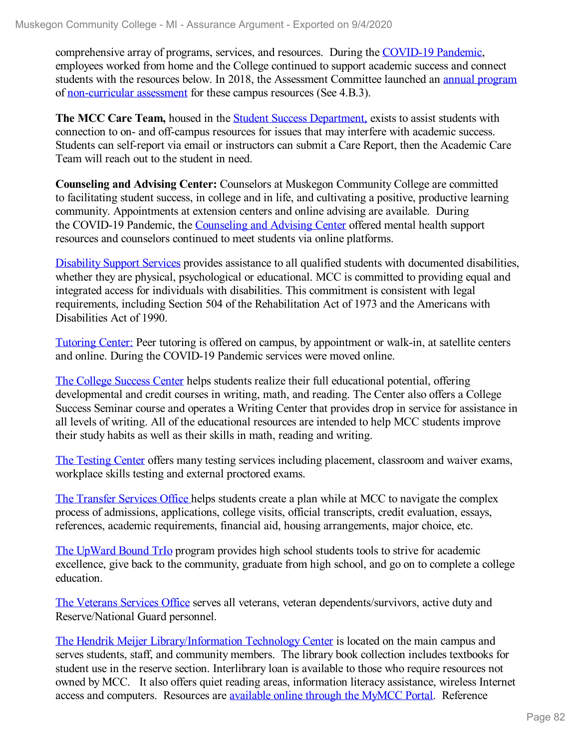comprehensive array of programs, services, and resources. During the COVID-19 Pandemic, employees worked from home and the College continued to support academic success and connect students with the resources below. In 2018, the Assessment Committee launched an annual program of non-curricular assessment for these campus resources (See 4.B.3).

**The MCC Care Team,** housed in the Student Success Department, exists to assist students with connection to on- and off-campus resources for issues that may interfere with academic success. Students can self-report via email or instructors can submit a Care Report, then the Academic Care Team will reach out to the student in need.

**Counseling and Advising Center:** Counselors at Muskegon Community College are committed to facilitating student success, in college and in life, and cultivating a positive, productive learning community. Appointments at extension centers and online advising are available. During the COVID-19 Pandemic, the Counseling and Advising Center offered mental health support resources and counselors continued to meet students via online platforms.

Disability Support Services provides assistance to all qualified students with documented disabilities, whether they are physical, psychological or educational. MCC is committed to providing equal and integrated access for individuals with disabilities. This commitment is consistent with legal requirements, including Section 504 of the Rehabilitation Act of 1973 and the Americans with Disabilities Act of 1990.

Tutoring Center: Peer tutoring is offered on campus, by appointment or walk-in, at satellite centers and online. During the COVID-19 Pandemic services were moved online.

The College Success Center helps students realize their full educational potential, offering developmental and credit courses in writing, math, and reading. The Center also offers a College Success Seminar course and operates a Writing Center that provides drop in service for assistance in all levels of writing. All of the educational resources are intended to help MCC students improve their study habits as well as their skills in math, reading and writing.

The Testing Center offers many testing services including placement, classroom and waiver exams, workplace skills testing and external proctored exams.

The Transfer Services Office helps students create a plan while at MCC to navigate the complex process of admissions, applications, college visits, official transcripts, credit evaluation, essays, references, academic requirements, financial aid, housing arrangements, major choice, etc.

The UpWard Bound TrIo program provides high school students tools to strive for academic excellence, give back to the community, graduate from high school, and go on to complete a college education.

The Veterans Services Office serves all veterans, veteran dependents/survivors, active duty and Reserve/National Guard personnel.

The Hendrik Meijer Library/Information Technology Center is located on the main campus and serves students, staff, and community members. The library book collection includes textbooks for student use in the reserve section. Interlibrary loan is available to those who require resources not owned by MCC. It also offers quiet reading areas, information literacy assistance, wireless Internet access and computers. Resources are available online through the MyMCC Portal. Reference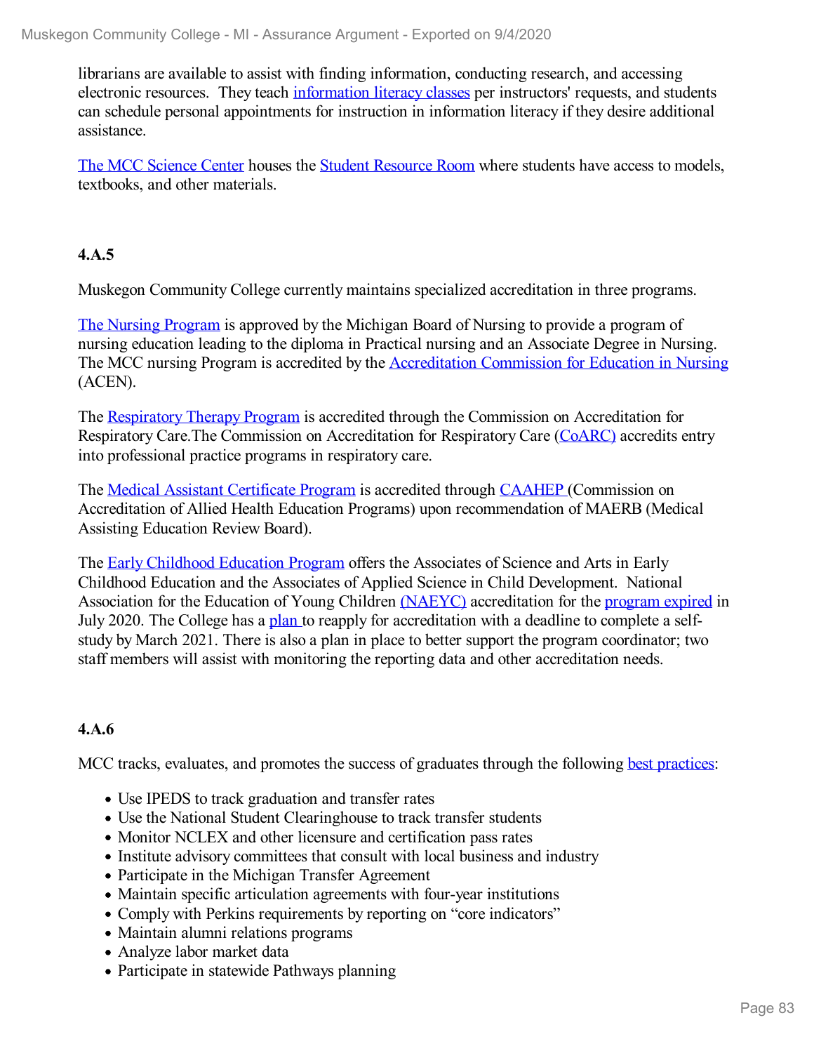librarians are available to assist with finding information, conducting research, and accessing electronic resources. They teach information literacy classes per instructors' requests, and students can schedule personal appointments for instruction in information literacy if they desire additional assistance.

The MCC Science Center houses the Student Resource Room where students have access to models, textbooks, and other materials.

**4.A.5**

Muskegon Community College currently maintains specialized accreditation in three programs.

The Nursing Program is approved by the Michigan Board of Nursing to provide a program of nursing education leading to the diploma in Practical nursing and an Associate Degree in Nursing. The MCC nursing Program is accredited by the Accreditation Commission for Education in Nursing (ACEN).

The Respiratory Therapy Program is accredited through the Commission on Accreditation for Respiratory Care.The Commission on Accreditation for Respiratory Care (CoARC) accredits entry into professional practice programs in respiratory care.

The Medical Assistant Certificate Program is accredited through CAAHEP (Commission on Accreditation of Allied Health Education Programs) upon recommendation of MAERB (Medical Assisting Education Review Board).

The Early Childhood Education Program offers the Associates of Science and Arts in Early Childhood Education and the Associates of Applied Science in Child Development. National Association for the Education of Young Children (NAEYC) accreditation for the program expired in July 2020. The College has a plan to reapply for accreditation with a deadline to complete a self-study by March 2021. There is also a plan in place to better support the program coordinator; two staff members will assist with monitoring the reporting data and other accreditation needs.

**4.A.6**

MCC tracks, evaluates, and promotes the success of graduates through the following best practices:

- Use IPEDS to track graduation and transfer rates
- Use the National Student Clearinghouse to track transfer students
- Monitor NCLEX and other licensure and certification pass rates
- Institute advisory committees that consult with local business and industry
- Participate in the Michigan Transfer Agreement
- Maintain specific articulation agreements with four-year institutions
- Comply with Perkins requirements by reporting on “core indicators”
- Maintain alumni relations programs
- Analyze labor market data
- Participate in statewide Pathways planning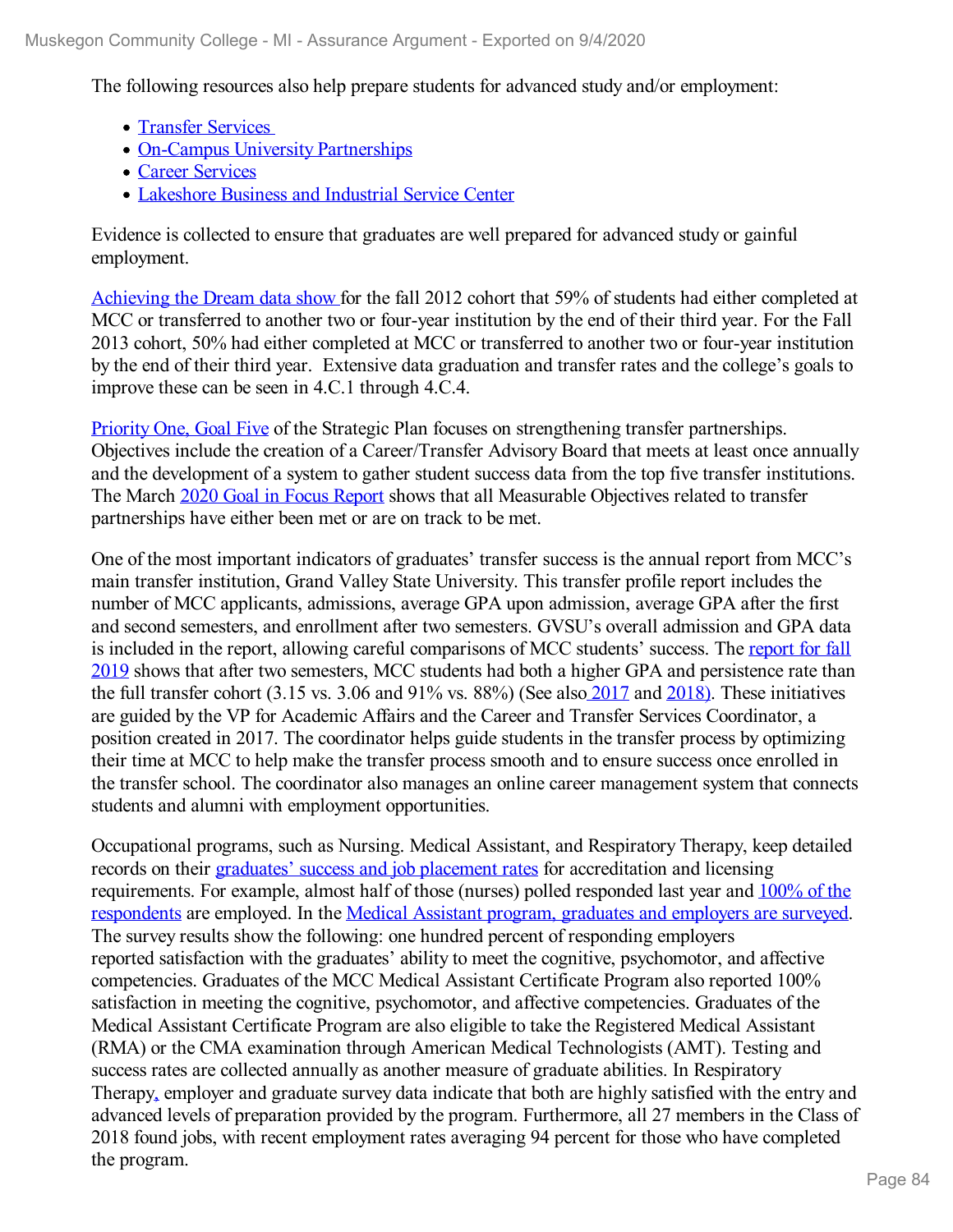The following resources also help prepare students for advanced study and/or employment:

- Transfer Services
- On-Campus University Partnerships
- Career Services
- Lakeshore Business and Industrial Service Center

Evidence is collected to ensure that graduates are well prepared for advanced study or gainful employment.

Achieving the Dream data show for the fall 2012 cohort that 59% of students had either completed at MCC or transferred to another two or four-year institution by the end of their third year. For the Fall 2013 cohort, 50% had either completed at MCC or transferred to another two or four-year institution by the end of their third year. Extensive data graduation and transfer rates and the college's goals to improve these can be seen in 4.C.1 through 4.C.4.

Priority One, Goal Five of the Strategic Plan focuses on strengthening transfer partnerships. Objectives include the creation of a Career/Transfer Advisory Board that meets at least once annually and the development of a system to gather student success data from the top five transfer institutions. The March 2020 Goal in Focus Report shows that all Measurable Objectives related to transfer partnerships have either been met or are on track to be met.

One of the most important indicators of graduates' transfer success is the annual report from MCC's main transfer institution, Grand Valley State University. This transfer profile report includes the number of MCC applicants, admissions, average GPA upon admission, average GPA after the first and second semesters, and enrollment after two semesters. GVSU's overall admission and GPA data is included in the report, allowing careful comparisons of MCC students' success. The report for fall 2019 shows that after two semesters, MCC students had both a higher GPA and persistence rate than the full transfer cohort (3.15 vs. 3.06 and 91% vs. 88%) (See also 2017 and 2018). These initiatives are guided by the VP for Academic Affairs and the Career and Transfer Services Coordinator, a position created in 2017. The coordinator helps guide students in the transfer process by optimizing their time at MCC to help make the transfer process smooth and to ensure success once enrolled in the transfer school. The coordinator also manages an online career management system that connects students and alumni with employment opportunities.

Occupational programs, such as Nursing. Medical Assistant, and Respiratory Therapy, keep detailed records on their graduates' success and job placement rates for accreditation and licensing requirements. For example, almost half of those (nurses) polled responded last year and 100% of the respondents are employed. In the Medical Assistant program, graduates and employers are surveyed. The survey results show the following: one hundred percent of responding employers reported satisfaction with the graduates' ability to meet the cognitive, psychomotor, and affective competencies. Graduates of the MCC Medical Assistant Certificate Program also reported 100% satisfaction in meeting the cognitive, psychomotor, and affective competencies. Graduates of the Medical Assistant Certificate Program are also eligible to take the Registered Medical Assistant (RMA) or the CMA examination through American Medical Technologists (AMT). Testing and success rates are collected annually as another measure of graduate abilities. In Respiratory Therapy, employer and graduate survey data indicate that both are highly satisfied with the entry and advanced levels of preparation provided by the program. Furthermore, all 27 members in the Class of 2018 found jobs, with recent employment rates averaging 94 percent for those who have completed the program.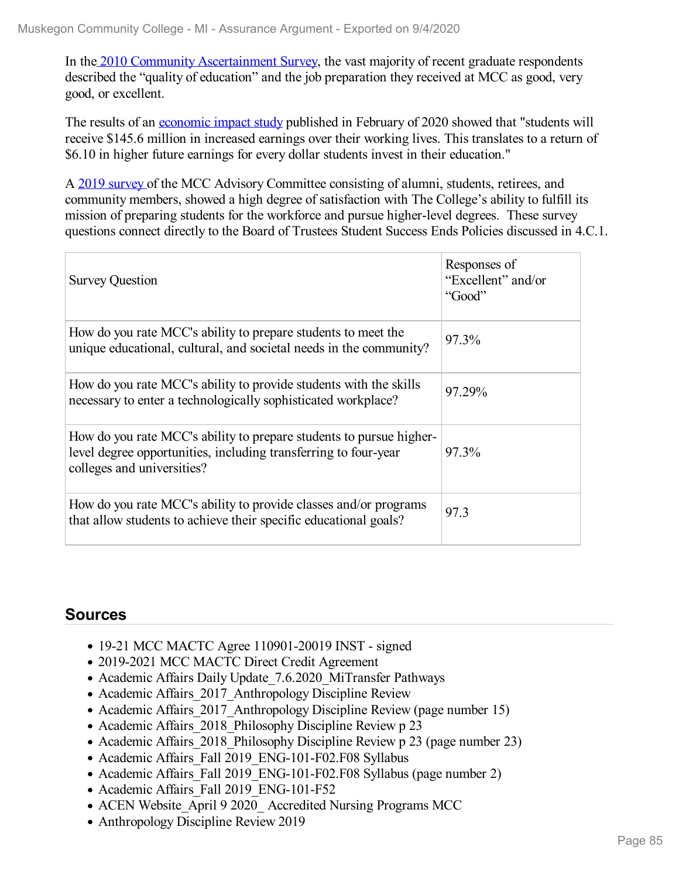In the 2010 Community Ascertainment Survey, the vast majority of recent graduate respondents described the "quality of education" and the job preparation they received at MCC as good, very good, or excellent.

The results of an economic impact study published in February of 2020 showed that "students will receive $145.6 million in increased earnings over their working lives. This translates to a return of $6.10 in higher future earnings for every dollar students invest in their education."

A 2019 survey of the MCC Advisory Committee consisting of alumni, students, retirees, and community members, showed a high degree of satisfaction with The College's ability to fulfill its mission of preparing students for the workforce and pursue higher-level degrees. These survey questions connect directly to the Board of Trustees Student Success Ends Policies discussed in 4.C.1.

| Survey Question | Responses of "Excellent" and/or "Good" |
|---|---|
| How do you rate MCC's ability to prepare students to meet the unique educational, cultural, and societal needs in the community? | 97.3% |
| How do you rate MCC's ability to provide students with the skills necessary to enter a technologically sophisticated workplace? | 97.29% |
| How do you rate MCC's ability to prepare students to pursue higher-level degree opportunities, including transferring to four-year colleges and universities? | 97.3% |
| How do you rate MCC's ability to provide classes and/or programs that allow students to achieve their specific educational goals? | 97.3 |

## Sources

- 19-21 MCC MACTC Agree 110901-20019 INST - signed
- 2019-2021 MCC MACTC Direct Credit Agreement
- Academic Affairs Daily Update_7.6.2020_MiTransfer Pathways
- Academic Affairs_2017_Anthropology Discipline Review
- Academic Affairs_2017_Anthropology Discipline Review (page number 15)
- Academic Affairs_2018_Philosophy Discipline Review p 23
- Academic Affairs_2018_Philosophy Discipline Review p 23 (page number 23)
- Academic Affairs_Fall 2019_ENG-101-F02.F08 Syllabus
- Academic Affairs_Fall 2019_ENG-101-F02.F08 Syllabus (page number 2)
- Academic Affairs_Fall 2019_ENG-101-F52
- ACEN Website_April 9 2020_ Accredited Nursing Programs MCC
- Anthropology Discipline Review 2019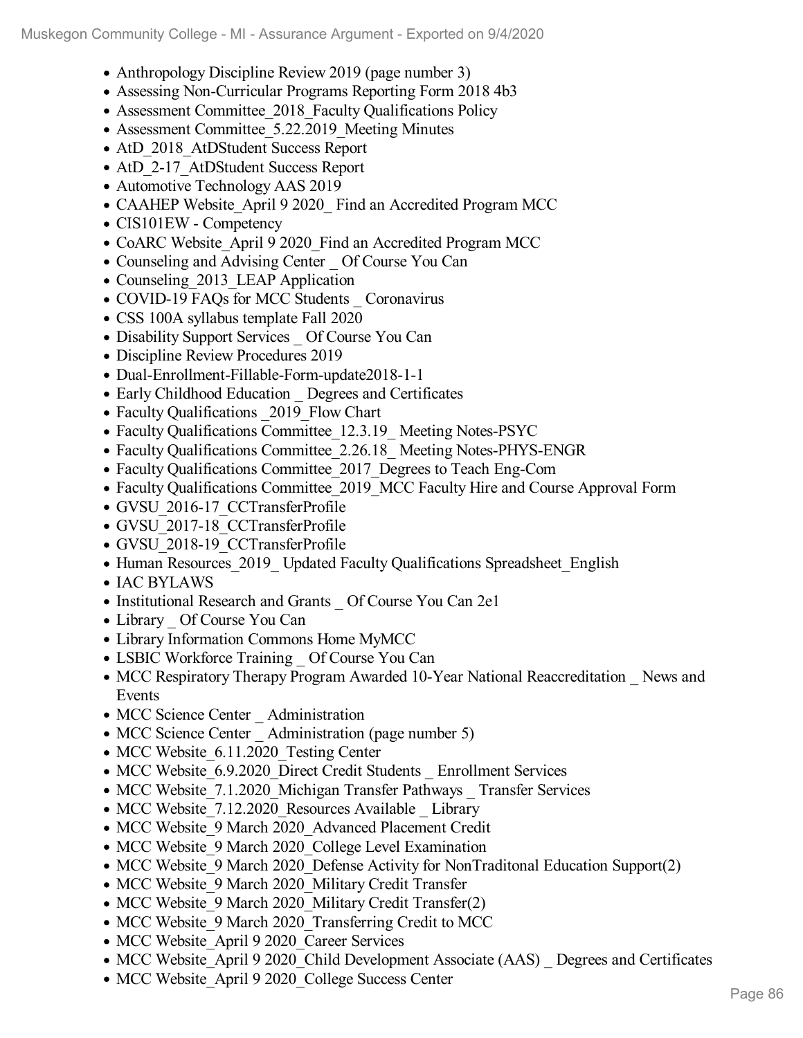- Anthropology Discipline Review 2019 (page number 3)
- Assessing Non-Curricular Programs Reporting Form 2018 4b3
- Assessment Committee_2018_Faculty Qualifications Policy
- Assessment Committee_5.22.2019_Meeting Minutes
- AtD_2018_AtDStudent Success Report
- AtD_2-17_AtDStudent Success Report
- Automotive Technology AAS 2019
- CAAHEP Website_April 9 2020_ Find an Accredited Program MCC
- CIS101EW - Competency
- CoARC Website_April 9 2020_Find an Accredited Program MCC
- Counseling and Advising Center _ Of Course You Can
- Counseling_2013_LEAP Application
- COVID-19 FAQs for MCC Students _ Coronavirus
- CSS 100A syllabus template Fall 2020
- Disability Support Services _ Of Course You Can
- Discipline Review Procedures 2019
- Dual-Enrollment-Fillable-Form-update2018-1-1
- Early Childhood Education _ Degrees and Certificates
- Faculty Qualifications _2019_Flow Chart
- Faculty Qualifications Committee_12.3.19_ Meeting Notes-PSYC
- Faculty Qualifications Committee_2.26.18_ Meeting Notes-PHYS-ENGR
- Faculty Qualifications Committee_2017_Degrees to Teach Eng-Com
- Faculty Qualifications Committee_2019_MCC Faculty Hire and Course Approval Form
- GVSU_2016-17_CCTransferProfile
- GVSU_2017-18_CCTransferProfile
- GVSU_2018-19_CCTransferProfile
- Human Resources_2019_ Updated Faculty Qualifications Spreadsheet_English
- IAC BYLAWS
- Institutional Research and Grants _ Of Course You Can 2e1
- Library _ Of Course You Can
- Library Information Commons Home MyMCC
- LSBIC Workforce Training _ Of Course You Can
- MCC Respiratory Therapy Program Awarded 10-Year National Reaccreditation _ News and Events
- MCC Science Center _ Administration
- MCC Science Center _ Administration (page number 5)
- MCC Website_6.11.2020_Testing Center
- MCC Website_6.9.2020_Direct Credit Students _ Enrollment Services
- MCC Website_7.1.2020_Michigan Transfer Pathways _ Transfer Services
- MCC Website_7.12.2020_Resources Available _ Library
- MCC Website_9 March 2020_Advanced Placement Credit
- MCC Website_9 March 2020_College Level Examination
- MCC Website_9 March 2020_Defense Activity for NonTraditonal Education Support(2)
- MCC Website_9 March 2020_Military Credit Transfer
- MCC Website_9 March 2020_Military Credit Transfer(2)
- MCC Website_9 March 2020_Transferring Credit to MCC
- MCC Website_April 9 2020_Career Services
- MCC Website_April 9 2020_Child Development Associate (AAS) _ Degrees and Certificates
- MCC Website_April 9 2020_College Success Center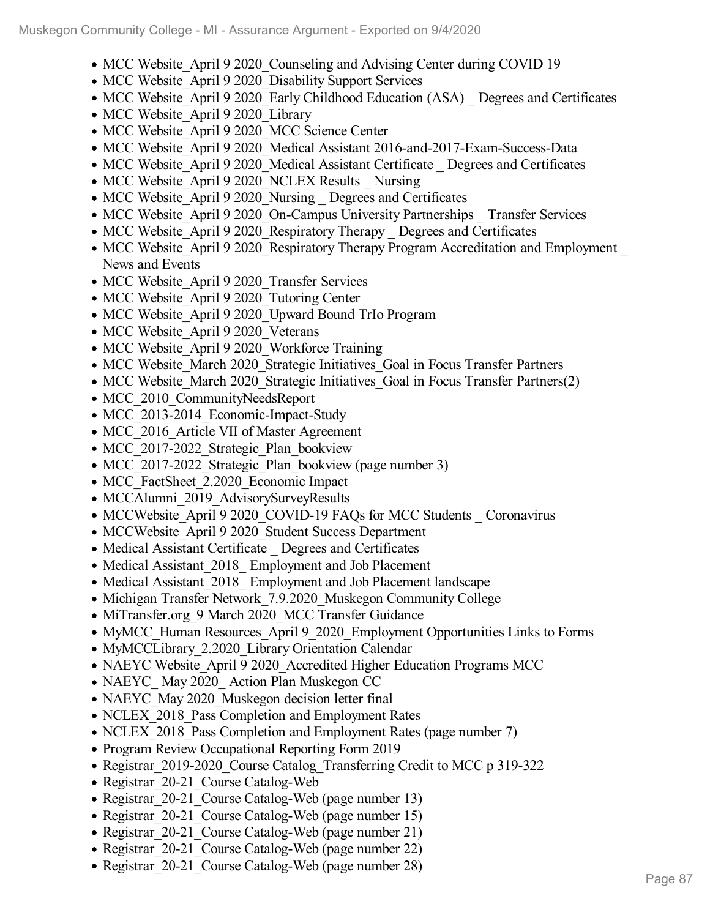- MCC Website_April 9 2020_Counseling and Advising Center during COVID 19
- MCC Website_April 9 2020_Disability Support Services
- MCC Website_April 9 2020_Early Childhood Education (ASA) _ Degrees and Certificates
- MCC Website_April 9 2020_Library
- MCC Website_April 9 2020_MCC Science Center
- MCC Website_April 9 2020_Medical Assistant 2016-and-2017-Exam-Success-Data
- MCC Website_April 9 2020_Medical Assistant Certificate _ Degrees and Certificates
- MCC Website_April 9 2020_NCLEX Results _ Nursing
- MCC Website_April 9 2020_Nursing _ Degrees and Certificates
- MCC Website_April 9 2020_On-Campus University Partnerships _ Transfer Services
- MCC Website_April 9 2020_Respiratory Therapy _ Degrees and Certificates
- MCC Website_April 9 2020_Respiratory Therapy Program Accreditation and Employment _ News and Events
- MCC Website_April 9 2020_Transfer Services
- MCC Website_April 9 2020_Tutoring Center
- MCC Website_April 9 2020_Upward Bound TrIo Program
- MCC Website_April 9 2020_Veterans
- MCC Website_April 9 2020_Workforce Training
- MCC Website_March 2020_Strategic Initiatives_Goal in Focus Transfer Partners
- MCC Website_March 2020_Strategic Initiatives_Goal in Focus Transfer Partners(2)
- MCC_2010_CommunityNeedsReport
- MCC_2013-2014_Economic-Impact-Study
- MCC_2016_Article VII of Master Agreement
- MCC_2017-2022_Strategic_Plan_bookview
- MCC_2017-2022_Strategic_Plan_bookview (page number 3)
- MCC_FactSheet_2.2020_Economic Impact
- MCCAlumni_2019_AdvisorySurveyResults
- MCCWebsite_April 9 2020_COVID-19 FAQs for MCC Students _ Coronavirus
- MCCWebsite_April 9 2020_Student Success Department
- Medical Assistant Certificate _ Degrees and Certificates
- Medical Assistant_2018_ Employment and Job Placement
- Medical Assistant_2018_ Employment and Job Placement landscape
- Michigan Transfer Network_7.9.2020_Muskegon Community College
- MiTransfer.org_9 March 2020_MCC Transfer Guidance
- MyMCC_Human Resources_April 9_2020_Employment Opportunities Links to Forms
- MyMCCLibrary_2.2020_Library Orientation Calendar
- NAEYC Website_April 9 2020_Accredited Higher Education Programs MCC
- NAEYC_ May 2020_ Action Plan Muskegon CC
- NAEYC_May 2020_Muskegon decision letter final
- NCLEX_2018_Pass Completion and Employment Rates
- NCLEX_2018_Pass Completion and Employment Rates (page number 7)
- Program Review Occupational Reporting Form 2019
- Registrar_2019-2020_Course Catalog_Transferring Credit to MCC p 319-322
- Registrar_20-21_Course Catalog-Web
- Registrar_20-21_Course Catalog-Web (page number 13)
- Registrar_20-21_Course Catalog-Web (page number 15)
- Registrar_20-21_Course Catalog-Web (page number 21)
- Registrar_20-21_Course Catalog-Web (page number 22)
- Registrar_20-21_Course Catalog-Web (page number 28)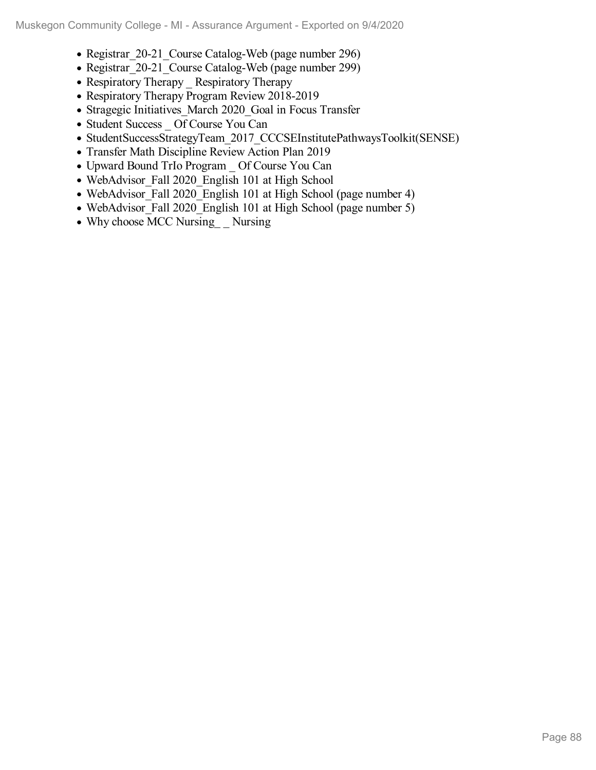- Registrar_20-21_Course Catalog-Web (page number 296)
- Registrar_20-21_Course Catalog-Web (page number 299)
- Respiratory Therapy _ Respiratory Therapy
- Respiratory Therapy Program Review 2018-2019
- Stragegic Initiatives_March 2020_Goal in Focus Transfer
- Student Success _ Of Course You Can
- StudentSuccessStrategyTeam_2017_CCCSEInstitutePathwaysToolkit(SENSE)
- Transfer Math Discipline Review Action Plan 2019
- Upward Bound TrIo Program _ Of Course You Can
- WebAdvisor_Fall 2020_English 101 at High School
- WebAdvisor_Fall 2020_English 101 at High School (page number 4)
- WebAdvisor_Fall 2020_English 101 at High School (page number 5)
- Why choose MCC Nursing_ _ Nursing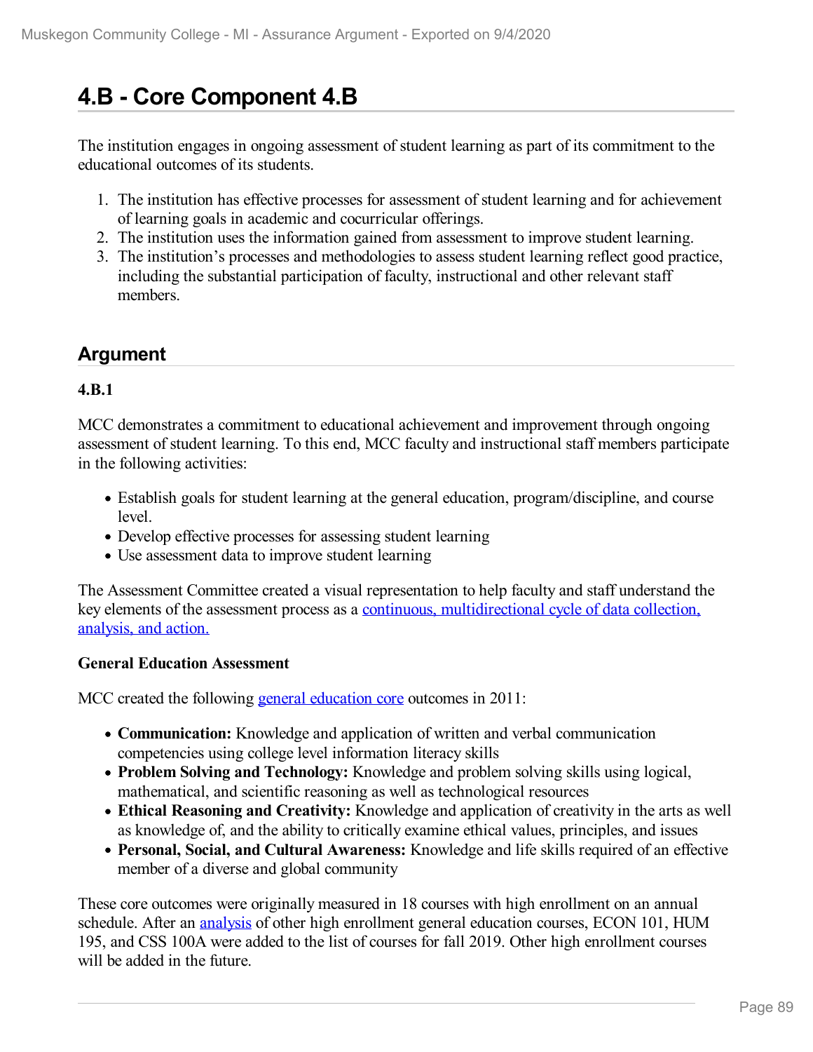# 4.B - Core Component 4.B

The institution engages in ongoing assessment of student learning as part of its commitment to the educational outcomes of its students.

1. The institution has effective processes for assessment of student learning and for achievement of learning goals in academic and cocurricular offerings.
2. The institution uses the information gained from assessment to improve student learning.
3. The institution's processes and methodologies to assess student learning reflect good practice, including the substantial participation of faculty, instructional and other relevant staff members.

## Argument

### 4.B.1

MCC demonstrates a commitment to educational achievement and improvement through ongoing assessment of student learning. To this end, MCC faculty and instructional staff members participate in the following activities:

- Establish goals for student learning at the general education, program/discipline, and course level.
- Develop effective processes for assessing student learning
- Use assessment data to improve student learning

The Assessment Committee created a visual representation to help faculty and staff understand the key elements of the assessment process as a continuous, multidirectional cycle of data collection, analysis, and action.

**General Education Assessment**

MCC created the following general education core outcomes in 2011:

- **Communication:** Knowledge and application of written and verbal communication competencies using college level information literacy skills
- **Problem Solving and Technology:** Knowledge and problem solving skills using logical, mathematical, and scientific reasoning as well as technological resources
- **Ethical Reasoning and Creativity:** Knowledge and application of creativity in the arts as well as knowledge of, and the ability to critically examine ethical values, principles, and issues
- **Personal, Social, and Cultural Awareness:** Knowledge and life skills required of an effective member of a diverse and global community

These core outcomes were originally measured in 18 courses with high enrollment on an annual schedule. After an analysis of other high enrollment general education courses, ECON 101, HUM 195, and CSS 100A were added to the list of courses for fall 2019. Other high enrollment courses will be added in the future.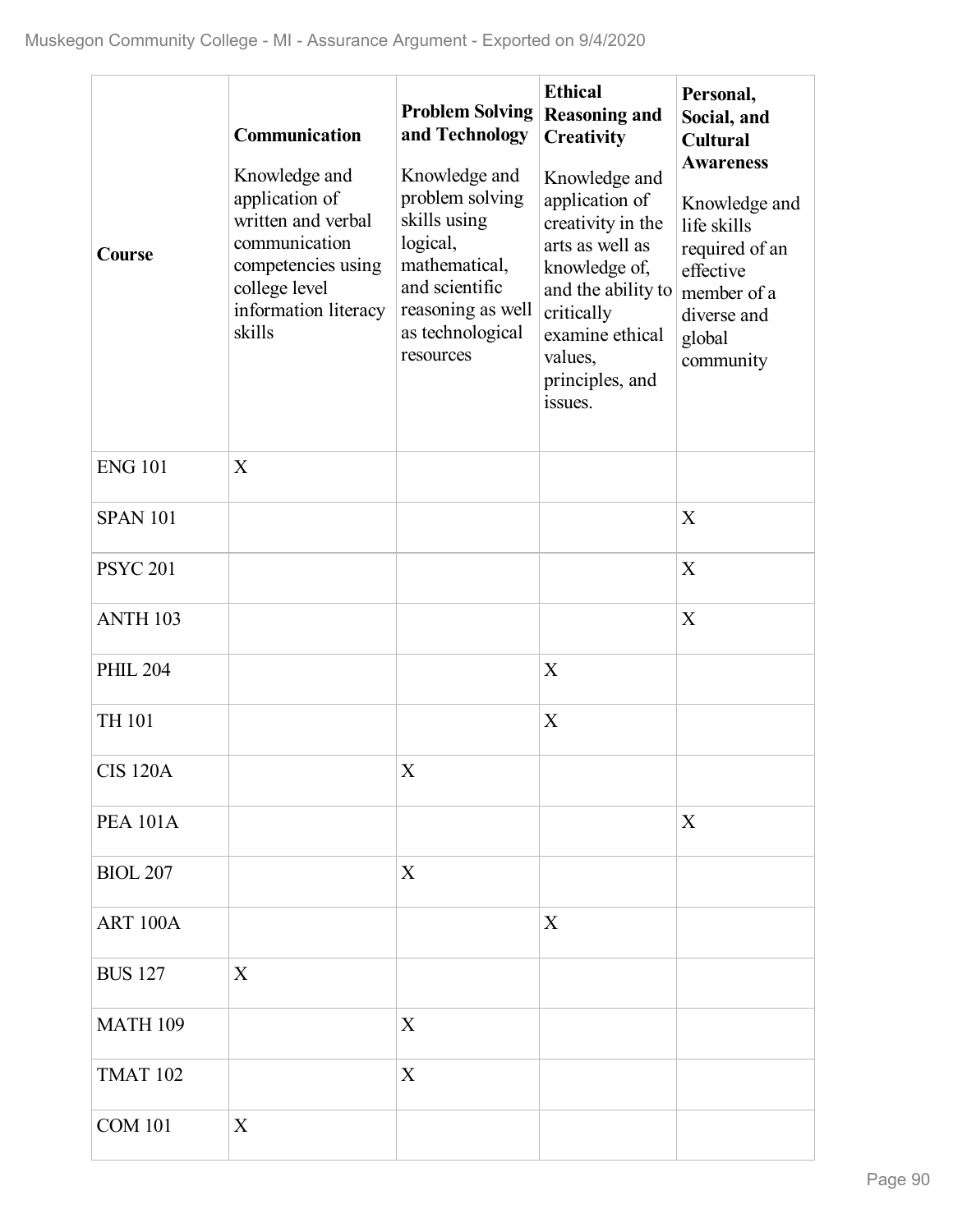| Course | **Communication** Knowledge and application of written and verbal communication competencies using college level information literacy skills | **Problem Solving and Technology** Knowledge and problem solving skills using logical, mathematical, and scientific reasoning as well as technological resources | **Ethical Reasoning and Creativity** Knowledge and application of creativity in the arts as well as knowledge of, and the ability to critically examine ethical values, principles, and issues. | **Personal, Social, and Cultural Awareness** Knowledge and life skills required of an effective member of a diverse and global community |
|---|---|---|---|---|
| ENG 101 | X | | | |
| SPAN 101 | | | | X |
| PSYC 201 | | | | X |
| ANTH 103 | | | | X |
| PHIL 204 | | | X | |
| TH 101 | | | X | |
| CIS 120A | | X | | |
| PEA 101A | | | | X |
| BIOL 207 | | X | | |
| ART 100A | | | X | |
| BUS 127 | X | | | |
| MATH 109 | | X | | |
| TMAT 102 | | X | | |
| COM 101 | X | | | |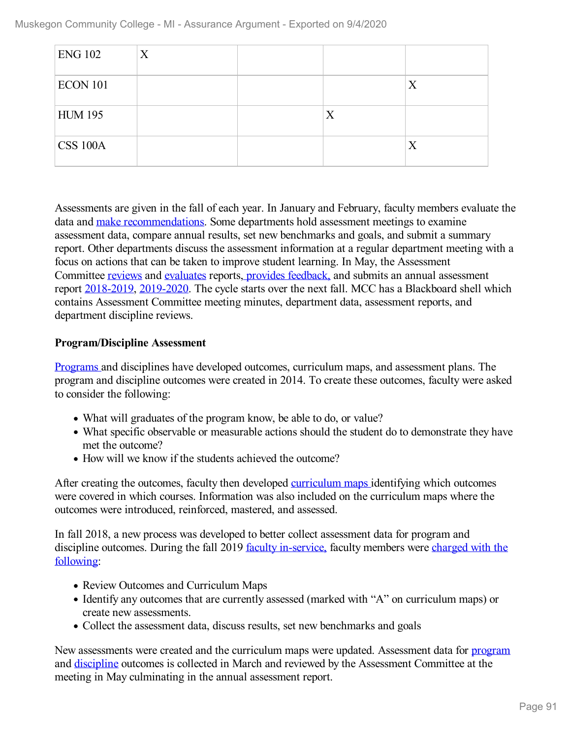| | | | | |
|---|---|---|---|---|
| ENG 102 | X | | | |
| ECON 101 | | | | X |
| HUM 195 | | | X | |
| CSS 100A | | | | X |

Assessments are given in the fall of each year. In January and February, faculty members evaluate the data and make recommendations. Some departments hold assessment meetings to examine assessment data, compare annual results, set new benchmarks and goals, and submit a summary report. Other departments discuss the assessment information at a regular department meeting with a focus on actions that can be taken to improve student learning. In May, the Assessment Committee reviews and evaluates reports, provides feedback, and submits an annual assessment report 2018-2019, 2019-2020. The cycle starts over the next fall. MCC has a Blackboard shell which contains Assessment Committee meeting minutes, department data, assessment reports, and department discipline reviews.

**Program/Discipline Assessment**

Programs and disciplines have developed outcomes, curriculum maps, and assessment plans. The program and discipline outcomes were created in 2014. To create these outcomes, faculty were asked to consider the following:

- What will graduates of the program know, be able to do, or value?
- What specific observable or measurable actions should the student do to demonstrate they have met the outcome?
- How will we know if the students achieved the outcome?

After creating the outcomes, faculty then developed curriculum maps identifying which outcomes were covered in which courses. Information was also included on the curriculum maps where the outcomes were introduced, reinforced, mastered, and assessed.

In fall 2018, a new process was developed to better collect assessment data for program and discipline outcomes. During the fall 2019 faculty in-service, faculty members were charged with the following:

- Review Outcomes and Curriculum Maps
- Identify any outcomes that are currently assessed (marked with "A" on curriculum maps) or create new assessments.
- Collect the assessment data, discuss results, set new benchmarks and goals

New assessments were created and the curriculum maps were updated. Assessment data for program and discipline outcomes is collected in March and reviewed by the Assessment Committee at the meeting in May culminating in the annual assessment report.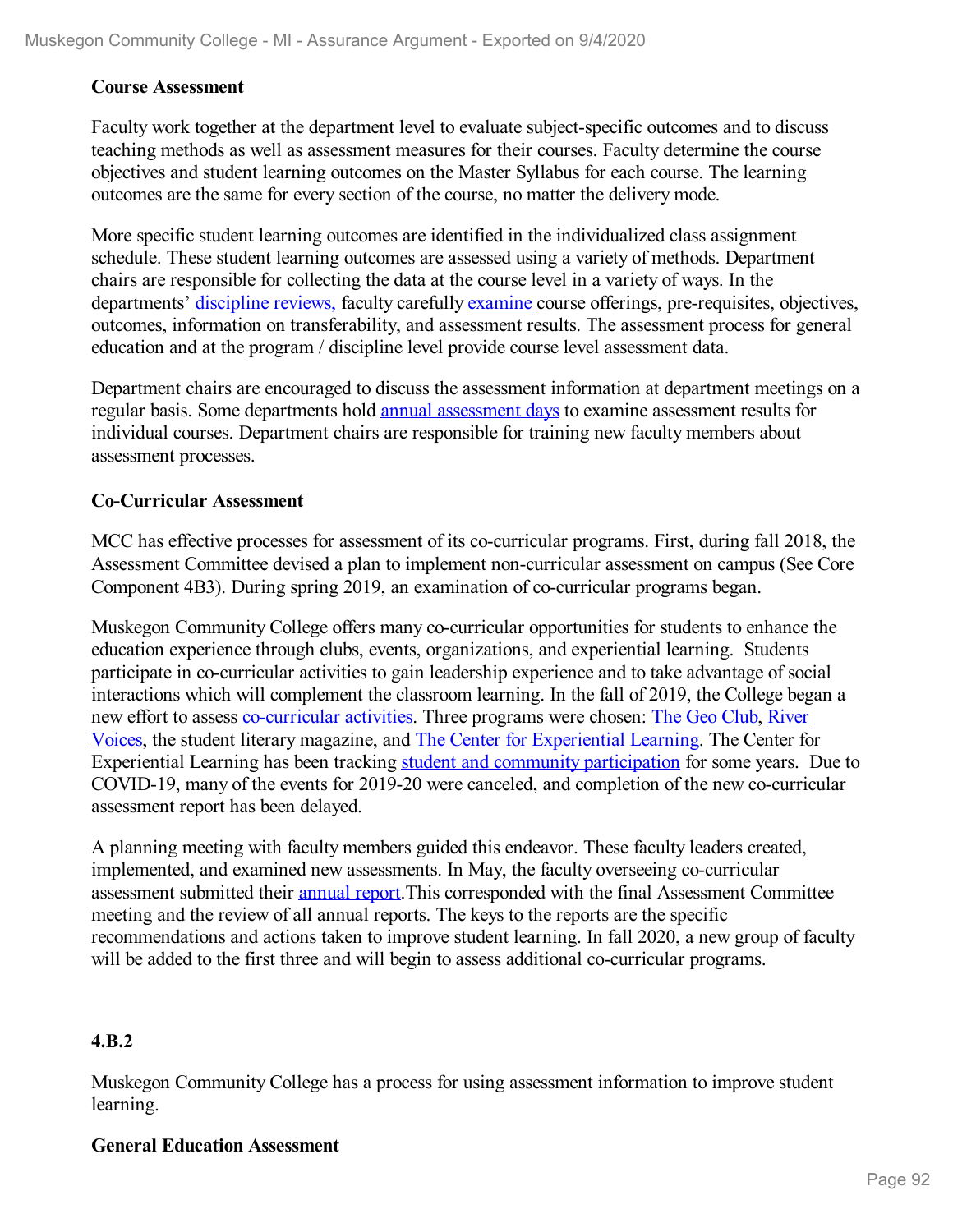**Course Assessment**

Faculty work together at the department level to evaluate subject-specific outcomes and to discuss teaching methods as well as assessment measures for their courses. Faculty determine the course objectives and student learning outcomes on the Master Syllabus for each course. The learning outcomes are the same for every section of the course, no matter the delivery mode.

More specific student learning outcomes are identified in the individualized class assignment schedule. These student learning outcomes are assessed using a variety of methods. Department chairs are responsible for collecting the data at the course level in a variety of ways. In the departments' discipline reviews, faculty carefully examine course offerings, pre-requisites, objectives, outcomes, information on transferability, and assessment results. The assessment process for general education and at the program / discipline level provide course level assessment data.

Department chairs are encouraged to discuss the assessment information at department meetings on a regular basis. Some departments hold annual assessment days to examine assessment results for individual courses. Department chairs are responsible for training new faculty members about assessment processes.

**Co-Curricular Assessment**

MCC has effective processes for assessment of its co-curricular programs. First, during fall 2018, the Assessment Committee devised a plan to implement non-curricular assessment on campus (See Core Component 4B3). During spring 2019, an examination of co-curricular programs began.

Muskegon Community College offers many co-curricular opportunities for students to enhance the education experience through clubs, events, organizations, and experiential learning. Students participate in co-curricular activities to gain leadership experience and to take advantage of social interactions which will complement the classroom learning. In the fall of 2019, the College began a new effort to assess co-curricular activities. Three programs were chosen: The Geo Club, River Voices, the student literary magazine, and The Center for Experiential Learning. The Center for Experiential Learning has been tracking student and community participation for some years. Due to COVID-19, many of the events for 2019-20 were canceled, and completion of the new co-curricular assessment report has been delayed.

A planning meeting with faculty members guided this endeavor. These faculty leaders created, implemented, and examined new assessments. In May, the faculty overseeing co-curricular assessment submitted their annual report.This corresponded with the final Assessment Committee meeting and the review of all annual reports. The keys to the reports are the specific recommendations and actions taken to improve student learning. In fall 2020, a new group of faculty will be added to the first three and will begin to assess additional co-curricular programs.

**4.B.2**

Muskegon Community College has a process for using assessment information to improve student learning.

**General Education Assessment**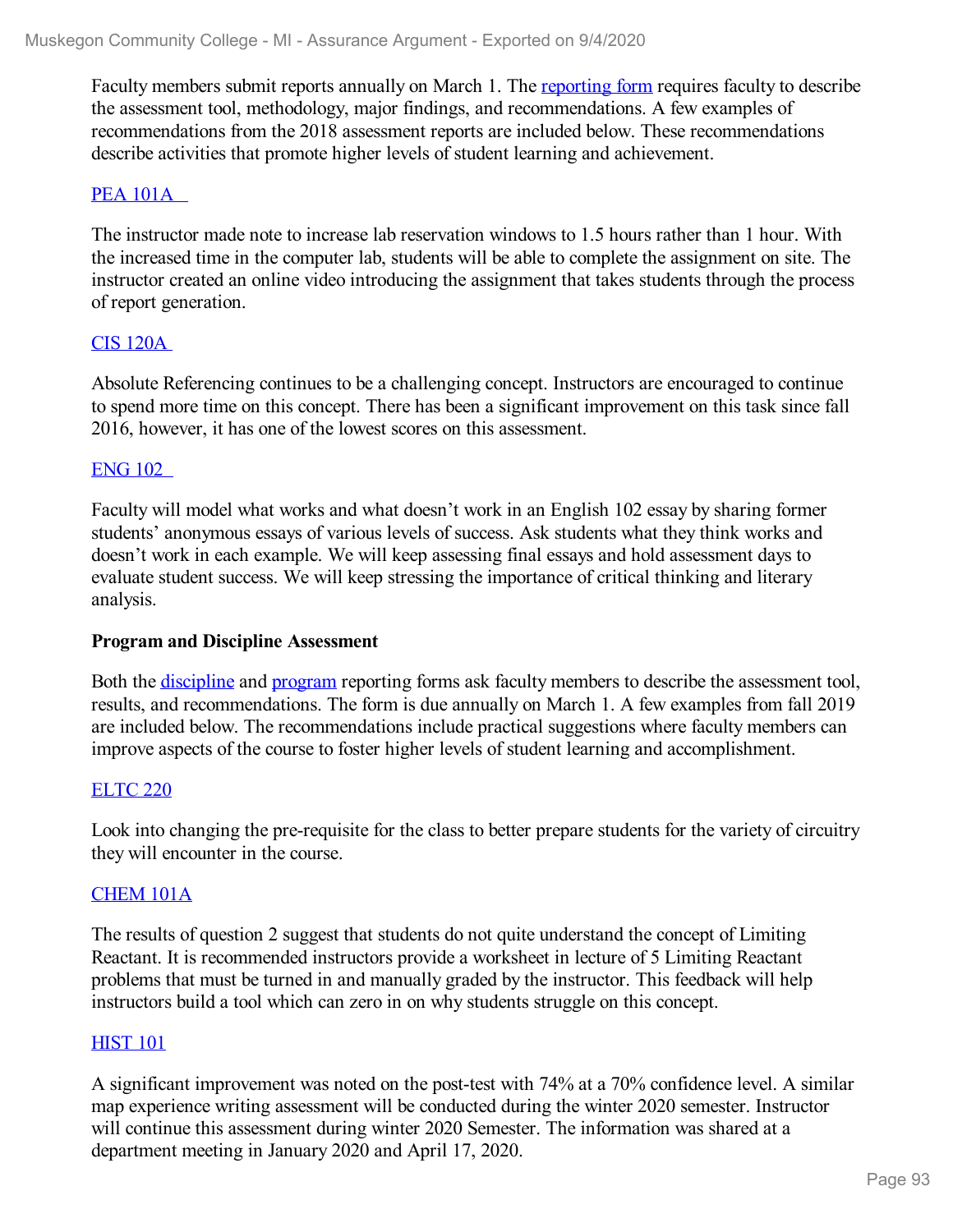Faculty members submit reports annually on March 1. The reporting form requires faculty to describe the assessment tool, methodology, major findings, and recommendations. A few examples of recommendations from the 2018 assessment reports are included below. These recommendations describe activities that promote higher levels of student learning and achievement.

PEA 101A

The instructor made note to increase lab reservation windows to 1.5 hours rather than 1 hour. With the increased time in the computer lab, students will be able to complete the assignment on site. The instructor created an online video introducing the assignment that takes students through the process of report generation.

CIS 120A

Absolute Referencing continues to be a challenging concept. Instructors are encouraged to continue to spend more time on this concept. There has been a significant improvement on this task since fall 2016, however, it has one of the lowest scores on this assessment.

ENG 102

Faculty will model what works and what doesn't work in an English 102 essay by sharing former students' anonymous essays of various levels of success. Ask students what they think works and doesn't work in each example. We will keep assessing final essays and hold assessment days to evaluate student success. We will keep stressing the importance of critical thinking and literary analysis.

**Program and Discipline Assessment**

Both the discipline and program reporting forms ask faculty members to describe the assessment tool, results, and recommendations. The form is due annually on March 1. A few examples from fall 2019 are included below. The recommendations include practical suggestions where faculty members can improve aspects of the course to foster higher levels of student learning and accomplishment.

ELTC 220

Look into changing the pre-requisite for the class to better prepare students for the variety of circuitry they will encounter in the course.

CHEM 101A

The results of question 2 suggest that students do not quite understand the concept of Limiting Reactant. It is recommended instructors provide a worksheet in lecture of 5 Limiting Reactant problems that must be turned in and manually graded by the instructor. This feedback will help instructors build a tool which can zero in on why students struggle on this concept.

HIST 101

A significant improvement was noted on the post-test with 74% at a 70% confidence level. A similar map experience writing assessment will be conducted during the winter 2020 semester. Instructor will continue this assessment during winter 2020 Semester. The information was shared at a department meeting in January 2020 and April 17, 2020.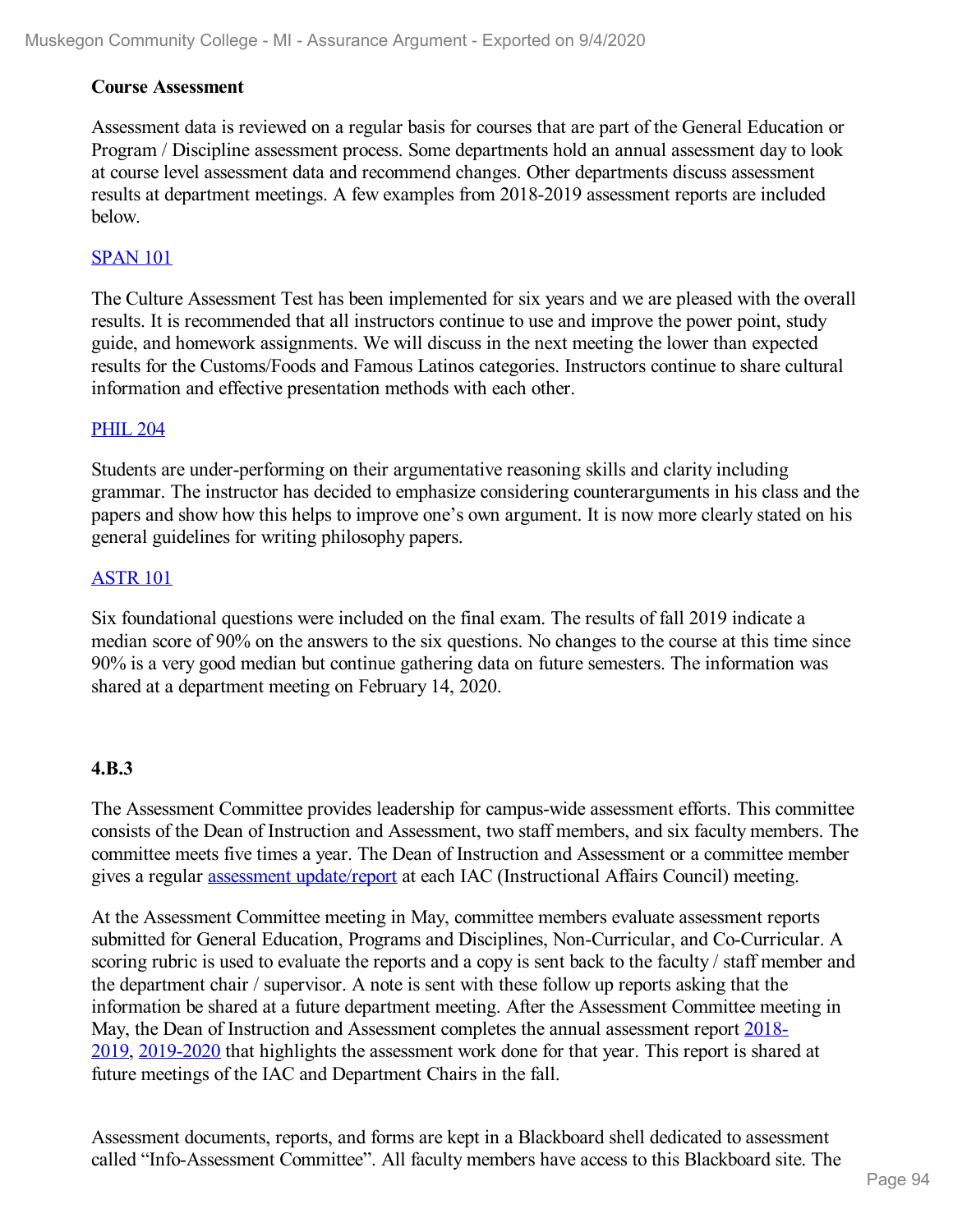**Course Assessment**

Assessment data is reviewed on a regular basis for courses that are part of the General Education or Program / Discipline assessment process. Some departments hold an annual assessment day to look at course level assessment data and recommend changes. Other departments discuss assessment results at department meetings. A few examples from 2018-2019 assessment reports are included below.

SPAN 101

The Culture Assessment Test has been implemented for six years and we are pleased with the overall results. It is recommended that all instructors continue to use and improve the power point, study guide, and homework assignments. We will discuss in the next meeting the lower than expected results for the Customs/Foods and Famous Latinos categories. Instructors continue to share cultural information and effective presentation methods with each other.

PHIL 204

Students are under-performing on their argumentative reasoning skills and clarity including grammar. The instructor has decided to emphasize considering counterarguments in his class and the papers and show how this helps to improve one's own argument. It is now more clearly stated on his general guidelines for writing philosophy papers.

ASTR 101

Six foundational questions were included on the final exam. The results of fall 2019 indicate a median score of 90% on the answers to the six questions. No changes to the course at this time since 90% is a very good median but continue gathering data on future semesters. The information was shared at a department meeting on February 14, 2020.

**4.B.3**

The Assessment Committee provides leadership for campus-wide assessment efforts. This committee consists of the Dean of Instruction and Assessment, two staff members, and six faculty members. The committee meets five times a year. The Dean of Instruction and Assessment or a committee member gives a regular assessment update/report at each IAC (Instructional Affairs Council) meeting.

At the Assessment Committee meeting in May, committee members evaluate assessment reports submitted for General Education, Programs and Disciplines, Non-Curricular, and Co-Curricular. A scoring rubric is used to evaluate the reports and a copy is sent back to the faculty / staff member and the department chair / supervisor. A note is sent with these follow up reports asking that the information be shared at a future department meeting. After the Assessment Committee meeting in May, the Dean of Instruction and Assessment completes the annual assessment report 2018-2019, 2019-2020 that highlights the assessment work done for that year. This report is shared at future meetings of the IAC and Department Chairs in the fall.

Assessment documents, reports, and forms are kept in a Blackboard shell dedicated to assessment called "Info-Assessment Committee". All faculty members have access to this Blackboard site. The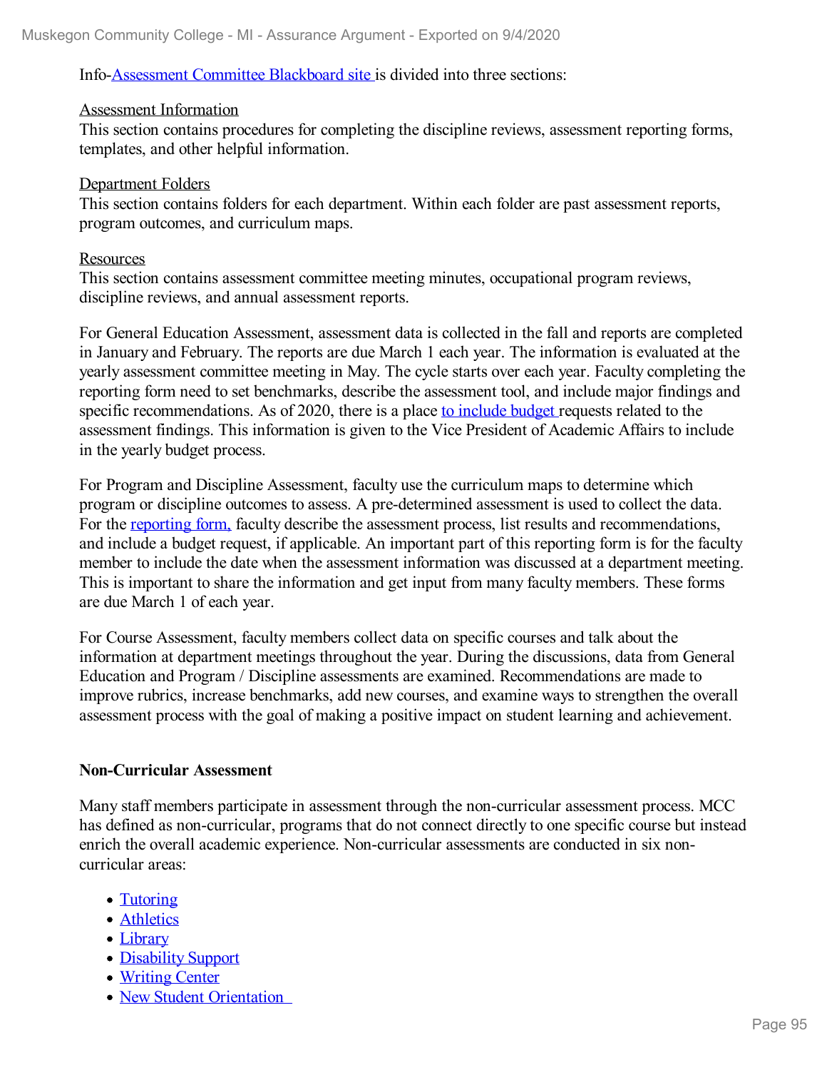Info-Assessment Committee Blackboard site is divided into three sections:

Assessment Information
This section contains procedures for completing the discipline reviews, assessment reporting forms, templates, and other helpful information.

Department Folders
This section contains folders for each department. Within each folder are past assessment reports, program outcomes, and curriculum maps.

Resources
This section contains assessment committee meeting minutes, occupational program reviews, discipline reviews, and annual assessment reports.

For General Education Assessment, assessment data is collected in the fall and reports are completed in January and February. The reports are due March 1 each year. The information is evaluated at the yearly assessment committee meeting in May. The cycle starts over each year. Faculty completing the reporting form need to set benchmarks, describe the assessment tool, and include major findings and specific recommendations. As of 2020, there is a place to include budget requests related to the assessment findings. This information is given to the Vice President of Academic Affairs to include in the yearly budget process.

For Program and Discipline Assessment, faculty use the curriculum maps to determine which program or discipline outcomes to assess. A pre-determined assessment is used to collect the data. For the reporting form, faculty describe the assessment process, list results and recommendations, and include a budget request, if applicable. An important part of this reporting form is for the faculty member to include the date when the assessment information was discussed at a department meeting. This is important to share the information and get input from many faculty members. These forms are due March 1 of each year.

For Course Assessment, faculty members collect data on specific courses and talk about the information at department meetings throughout the year. During the discussions, data from General Education and Program / Discipline assessments are examined. Recommendations are made to improve rubrics, increase benchmarks, add new courses, and examine ways to strengthen the overall assessment process with the goal of making a positive impact on student learning and achievement.

**Non-Curricular Assessment**

Many staff members participate in assessment through the non-curricular assessment process. MCC has defined as non-curricular, programs that do not connect directly to one specific course but instead enrich the overall academic experience. Non-curricular assessments are conducted in six non-curricular areas:

- Tutoring
- Athletics
- Library
- Disability Support
- Writing Center
- New Student Orientation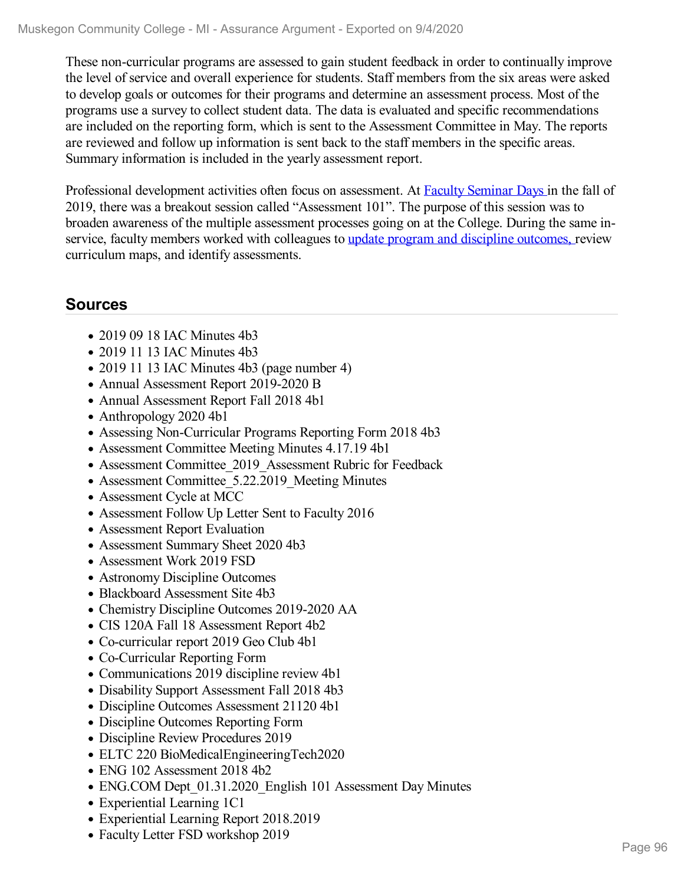These non-curricular programs are assessed to gain student feedback in order to continually improve the level of service and overall experience for students. Staff members from the six areas were asked to develop goals or outcomes for their programs and determine an assessment process. Most of the programs use a survey to collect student data. The data is evaluated and specific recommendations are included on the reporting form, which is sent to the Assessment Committee in May. The reports are reviewed and follow up information is sent back to the staff members in the specific areas. Summary information is included in the yearly assessment report.

Professional development activities often focus on assessment. At Faculty Seminar Days in the fall of 2019, there was a breakout session called "Assessment 101". The purpose of this session was to broaden awareness of the multiple assessment processes going on at the College. During the same in-service, faculty members worked with colleagues to update program and discipline outcomes, review curriculum maps, and identify assessments.

## Sources

- 2019 09 18 IAC Minutes 4b3
- 2019 11 13 IAC Minutes 4b3
- 2019 11 13 IAC Minutes 4b3 (page number 4)
- Annual Assessment Report 2019-2020 B
- Annual Assessment Report Fall 2018 4b1
- Anthropology 2020 4b1
- Assessing Non-Curricular Programs Reporting Form 2018 4b3
- Assessment Committee Meeting Minutes 4.17.19 4b1
- Assessment Committee_2019_Assessment Rubric for Feedback
- Assessment Committee_5.22.2019_Meeting Minutes
- Assessment Cycle at MCC
- Assessment Follow Up Letter Sent to Faculty 2016
- Assessment Report Evaluation
- Assessment Summary Sheet 2020 4b3
- Assessment Work 2019 FSD
- Astronomy Discipline Outcomes
- Blackboard Assessment Site 4b3
- Chemistry Discipline Outcomes 2019-2020 AA
- CIS 120A Fall 18 Assessment Report 4b2
- Co-curricular report 2019 Geo Club 4b1
- Co-Curricular Reporting Form
- Communications 2019 discipline review 4b1
- Disability Support Assessment Fall 2018 4b3
- Discipline Outcomes Assessment 21120 4b1
- Discipline Outcomes Reporting Form
- Discipline Review Procedures 2019
- ELTC 220 BioMedicalEngineeringTech2020
- ENG 102 Assessment 2018 4b2
- ENG.COM Dept_01.31.2020_English 101 Assessment Day Minutes
- Experiential Learning 1C1
- Experiential Learning Report 2018.2019
- Faculty Letter FSD workshop 2019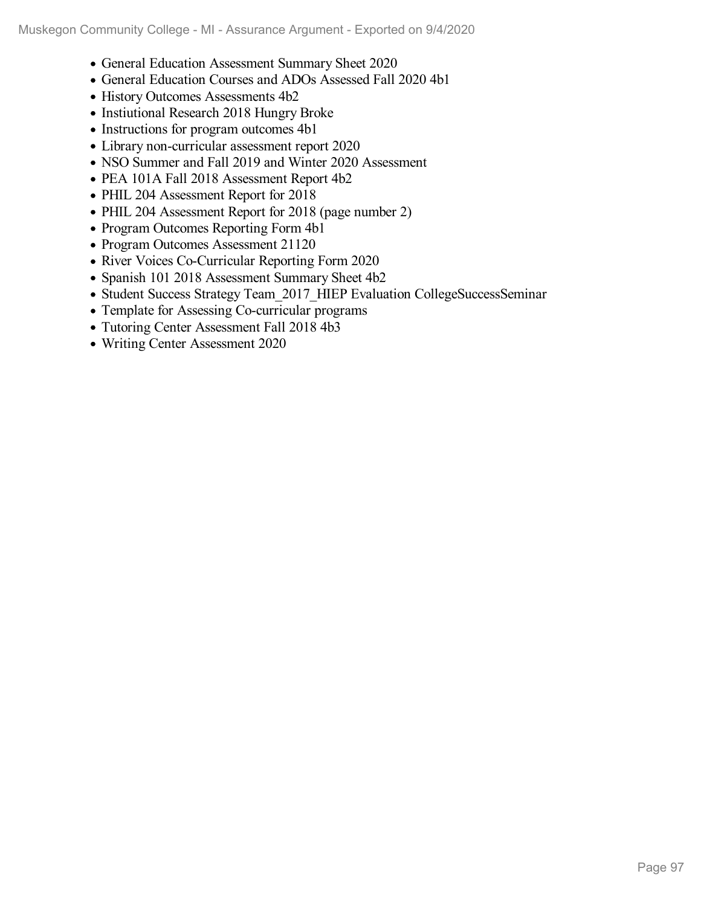- General Education Assessment Summary Sheet 2020
- General Education Courses and ADOs Assessed Fall 2020 4b1
- History Outcomes Assessments 4b2
- Instiutional Research 2018 Hungry Broke
- Instructions for program outcomes 4b1
- Library non-curricular assessment report 2020
- NSO Summer and Fall 2019 and Winter 2020 Assessment
- PEA 101A Fall 2018 Assessment Report 4b2
- PHIL 204 Assessment Report for 2018
- PHIL 204 Assessment Report for 2018 (page number 2)
- Program Outcomes Reporting Form 4b1
- Program Outcomes Assessment 21120
- River Voices Co-Curricular Reporting Form 2020
- Spanish 101 2018 Assessment Summary Sheet 4b2
- Student Success Strategy Team_2017_HIEP Evaluation CollegeSuccessSeminar
- Template for Assessing Co-curricular programs
- Tutoring Center Assessment Fall 2018 4b3
- Writing Center Assessment 2020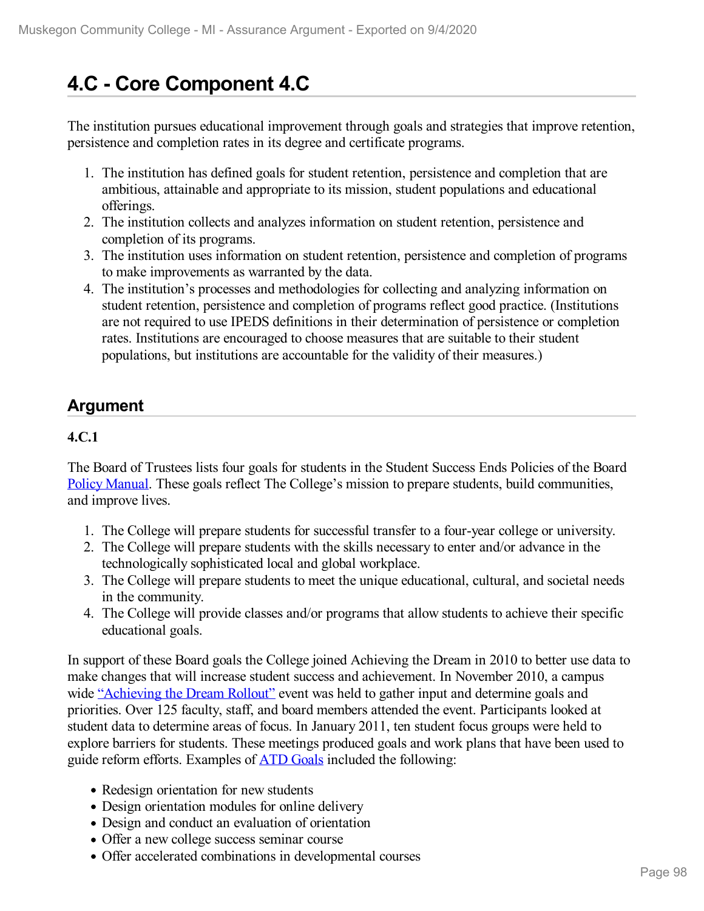# 4.C - Core Component 4.C

The institution pursues educational improvement through goals and strategies that improve retention, persistence and completion rates in its degree and certificate programs.

1. The institution has defined goals for student retention, persistence and completion that are ambitious, attainable and appropriate to its mission, student populations and educational offerings.
2. The institution collects and analyzes information on student retention, persistence and completion of its programs.
3. The institution uses information on student retention, persistence and completion of programs to make improvements as warranted by the data.
4. The institution's processes and methodologies for collecting and analyzing information on student retention, persistence and completion of programs reflect good practice. (Institutions are not required to use IPEDS definitions in their determination of persistence or completion rates. Institutions are encouraged to choose measures that are suitable to their student populations, but institutions are accountable for the validity of their measures.)

## Argument

**4.C.1**

The Board of Trustees lists four goals for students in the Student Success Ends Policies of the Board Policy Manual. These goals reflect The College's mission to prepare students, build communities, and improve lives.

1. The College will prepare students for successful transfer to a four-year college or university.
2. The College will prepare students with the skills necessary to enter and/or advance in the technologically sophisticated local and global workplace.
3. The College will prepare students to meet the unique educational, cultural, and societal needs in the community.
4. The College will provide classes and/or programs that allow students to achieve their specific educational goals.

In support of these Board goals the College joined Achieving the Dream in 2010 to better use data to make changes that will increase student success and achievement. In November 2010, a campus wide "Achieving the Dream Rollout" event was held to gather input and determine goals and priorities. Over 125 faculty, staff, and board members attended the event. Participants looked at student data to determine areas of focus. In January 2011, ten student focus groups were held to explore barriers for students. These meetings produced goals and work plans that have been used to guide reform efforts. Examples of ATD Goals included the following:

- Redesign orientation for new students
- Design orientation modules for online delivery
- Design and conduct an evaluation of orientation
- Offer a new college success seminar course
- Offer accelerated combinations in developmental courses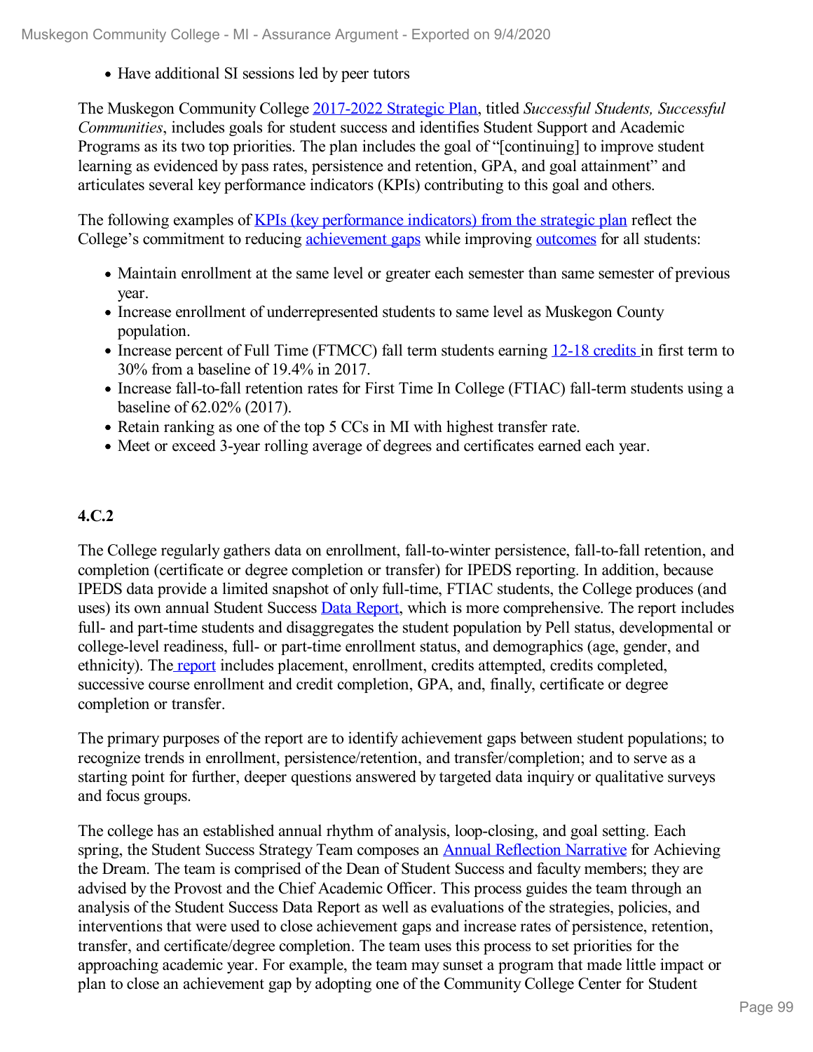- Have additional SI sessions led by peer tutors

The Muskegon Community College 2017-2022 Strategic Plan, titled *Successful Students, Successful Communities*, includes goals for student success and identifies Student Support and Academic Programs as its two top priorities. The plan includes the goal of "[continuing] to improve student learning as evidenced by pass rates, persistence and retention, GPA, and goal attainment" and articulates several key performance indicators (KPIs) contributing to this goal and others.

The following examples of KPIs (key performance indicators) from the strategic plan reflect the College's commitment to reducing achievement gaps while improving outcomes for all students:

- Maintain enrollment at the same level or greater each semester than same semester of previous year.
- Increase enrollment of underrepresented students to same level as Muskegon County population.
- Increase percent of Full Time (FTMCC) fall term students earning 12-18 credits in first term to 30% from a baseline of 19.4% in 2017.
- Increase fall-to-fall retention rates for First Time In College (FTIAC) fall-term students using a baseline of 62.02% (2017).
- Retain ranking as one of the top 5 CCs in MI with highest transfer rate.
- Meet or exceed 3-year rolling average of degrees and certificates earned each year.

**4.C.2**

The College regularly gathers data on enrollment, fall-to-winter persistence, fall-to-fall retention, and completion (certificate or degree completion or transfer) for IPEDS reporting. In addition, because IPEDS data provide a limited snapshot of only full-time, FTIAC students, the College produces (and uses) its own annual Student Success Data Report, which is more comprehensive. The report includes full- and part-time students and disaggregates the student population by Pell status, developmental or college-level readiness, full- or part-time enrollment status, and demographics (age, gender, and ethnicity). The report includes placement, enrollment, credits attempted, credits completed, successive course enrollment and credit completion, GPA, and, finally, certificate or degree completion or transfer.

The primary purposes of the report are to identify achievement gaps between student populations; to recognize trends in enrollment, persistence/retention, and transfer/completion; and to serve as a starting point for further, deeper questions answered by targeted data inquiry or qualitative surveys and focus groups.

The college has an established annual rhythm of analysis, loop-closing, and goal setting. Each spring, the Student Success Strategy Team composes an Annual Reflection Narrative for Achieving the Dream. The team is comprised of the Dean of Student Success and faculty members; they are advised by the Provost and the Chief Academic Officer. This process guides the team through an analysis of the Student Success Data Report as well as evaluations of the strategies, policies, and interventions that were used to close achievement gaps and increase rates of persistence, retention, transfer, and certificate/degree completion. The team uses this process to set priorities for the approaching academic year. For example, the team may sunset a program that made little impact or plan to close an achievement gap by adopting one of the Community College Center for Student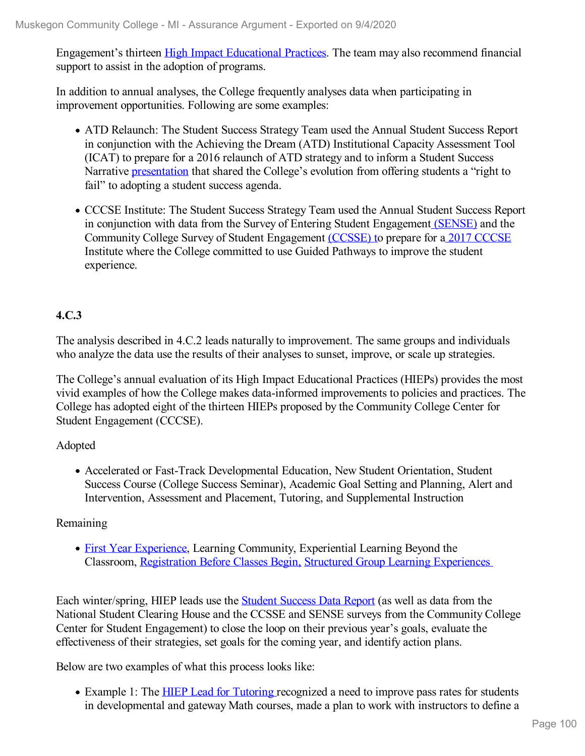Engagement's thirteen High Impact Educational Practices. The team may also recommend financial support to assist in the adoption of programs.

In addition to annual analyses, the College frequently analyses data when participating in improvement opportunities. Following are some examples:

- ATD Relaunch: The Student Success Strategy Team used the Annual Student Success Report in conjunction with the Achieving the Dream (ATD) Institutional Capacity Assessment Tool (ICAT) to prepare for a 2016 relaunch of ATD strategy and to inform a Student Success Narrative presentation that shared the College's evolution from offering students a "right to fail" to adopting a student success agenda.
- CCCSE Institute: The Student Success Strategy Team used the Annual Student Success Report in conjunction with data from the Survey of Entering Student Engagement (SENSE) and the Community College Survey of Student Engagement (CCSSE) to prepare for a 2017 CCCSE Institute where the College committed to use Guided Pathways to improve the student experience.

### 4.C.3

The analysis described in 4.C.2 leads naturally to improvement. The same groups and individuals who analyze the data use the results of their analyses to sunset, improve, or scale up strategies.

The College's annual evaluation of its High Impact Educational Practices (HIEPs) provides the most vivid examples of how the College makes data-informed improvements to policies and practices. The College has adopted eight of the thirteen HIEPs proposed by the Community College Center for Student Engagement (CCCSE).

Adopted

- Accelerated or Fast-Track Developmental Education, New Student Orientation, Student Success Course (College Success Seminar), Academic Goal Setting and Planning, Alert and Intervention, Assessment and Placement, Tutoring, and Supplemental Instruction

Remaining

- First Year Experience, Learning Community, Experiential Learning Beyond the Classroom, Registration Before Classes Begin, Structured Group Learning Experiences

Each winter/spring, HIEP leads use the Student Success Data Report (as well as data from the National Student Clearing House and the CCSSE and SENSE surveys from the Community College Center for Student Engagement) to close the loop on their previous year's goals, evaluate the effectiveness of their strategies, set goals for the coming year, and identify action plans.

Below are two examples of what this process looks like:

- Example 1: The HIEP Lead for Tutoring recognized a need to improve pass rates for students in developmental and gateway Math courses, made a plan to work with instructors to define a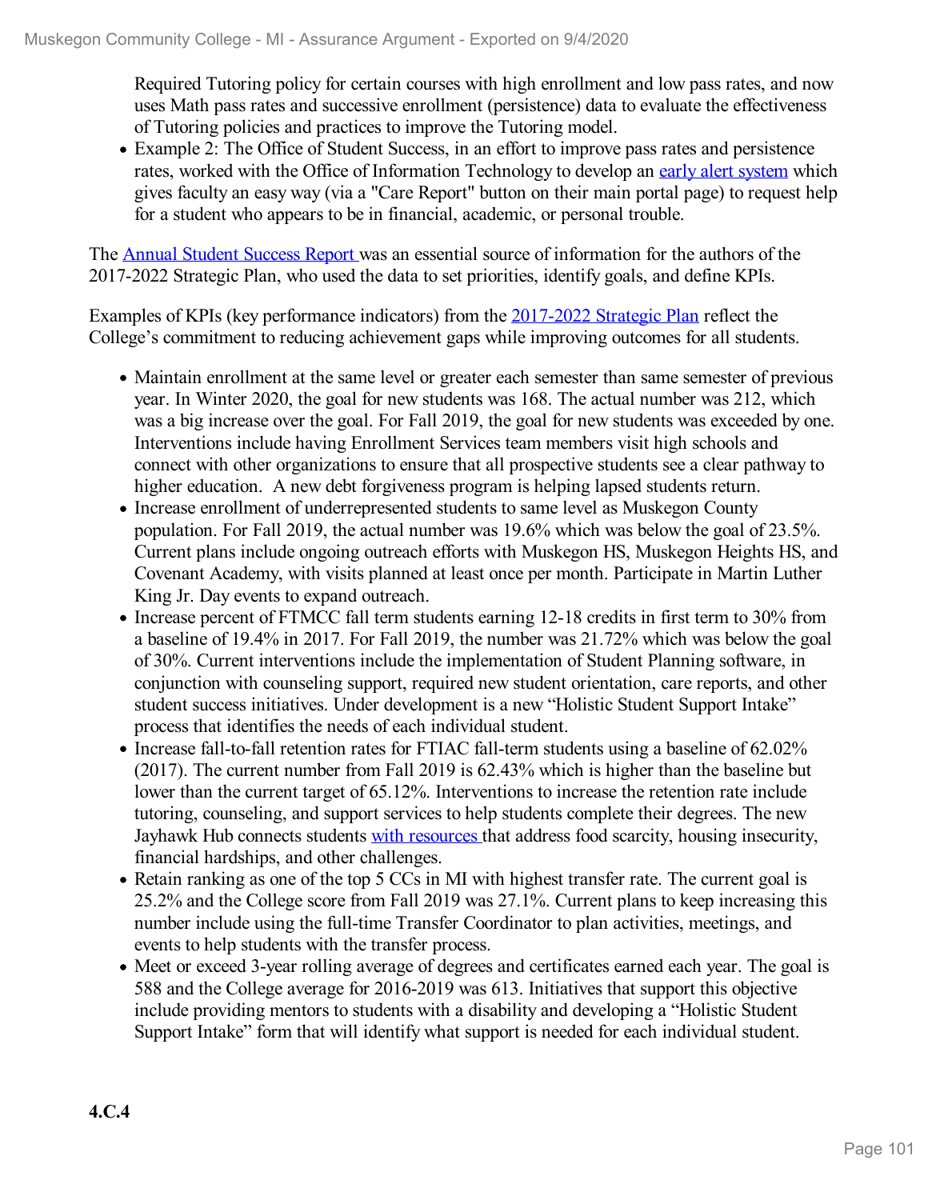Required Tutoring policy for certain courses with high enrollment and low pass rates, and now uses Math pass rates and successive enrollment (persistence) data to evaluate the effectiveness of Tutoring policies and practices to improve the Tutoring model.
- Example 2: The Office of Student Success, in an effort to improve pass rates and persistence rates, worked with the Office of Information Technology to develop an early alert system which gives faculty an easy way (via a "Care Report" button on their main portal page) to request help for a student who appears to be in financial, academic, or personal trouble.

The Annual Student Success Report was an essential source of information for the authors of the 2017-2022 Strategic Plan, who used the data to set priorities, identify goals, and define KPIs.

Examples of KPIs (key performance indicators) from the 2017-2022 Strategic Plan reflect the College's commitment to reducing achievement gaps while improving outcomes for all students.

- Maintain enrollment at the same level or greater each semester than same semester of previous year. In Winter 2020, the goal for new students was 168. The actual number was 212, which was a big increase over the goal. For Fall 2019, the goal for new students was exceeded by one. Interventions include having Enrollment Services team members visit high schools and connect with other organizations to ensure that all prospective students see a clear pathway to higher education. A new debt forgiveness program is helping lapsed students return.
- Increase enrollment of underrepresented students to same level as Muskegon County population. For Fall 2019, the actual number was 19.6% which was below the goal of 23.5%. Current plans include ongoing outreach efforts with Muskegon HS, Muskegon Heights HS, and Covenant Academy, with visits planned at least once per month. Participate in Martin Luther King Jr. Day events to expand outreach.
- Increase percent of FTMCC fall term students earning 12-18 credits in first term to 30% from a baseline of 19.4% in 2017. For Fall 2019, the number was 21.72% which was below the goal of 30%. Current interventions include the implementation of Student Planning software, in conjunction with counseling support, required new student orientation, care reports, and other student success initiatives. Under development is a new "Holistic Student Support Intake" process that identifies the needs of each individual student.
- Increase fall-to-fall retention rates for FTIAC fall-term students using a baseline of 62.02% (2017). The current number from Fall 2019 is 62.43% which is higher than the baseline but lower than the current target of 65.12%. Interventions to increase the retention rate include tutoring, counseling, and support services to help students complete their degrees. The new Jayhawk Hub connects students with resources that address food scarcity, housing insecurity, financial hardships, and other challenges.
- Retain ranking as one of the top 5 CCs in MI with highest transfer rate. The current goal is 25.2% and the College score from Fall 2019 was 27.1%. Current plans to keep increasing this number include using the full-time Transfer Coordinator to plan activities, meetings, and events to help students with the transfer process.
- Meet or exceed 3-year rolling average of degrees and certificates earned each year. The goal is 588 and the College average for 2016-2019 was 613. Initiatives that support this objective include providing mentors to students with a disability and developing a "Holistic Student Support Intake" form that will identify what support is needed for each individual student.

**4.C.4**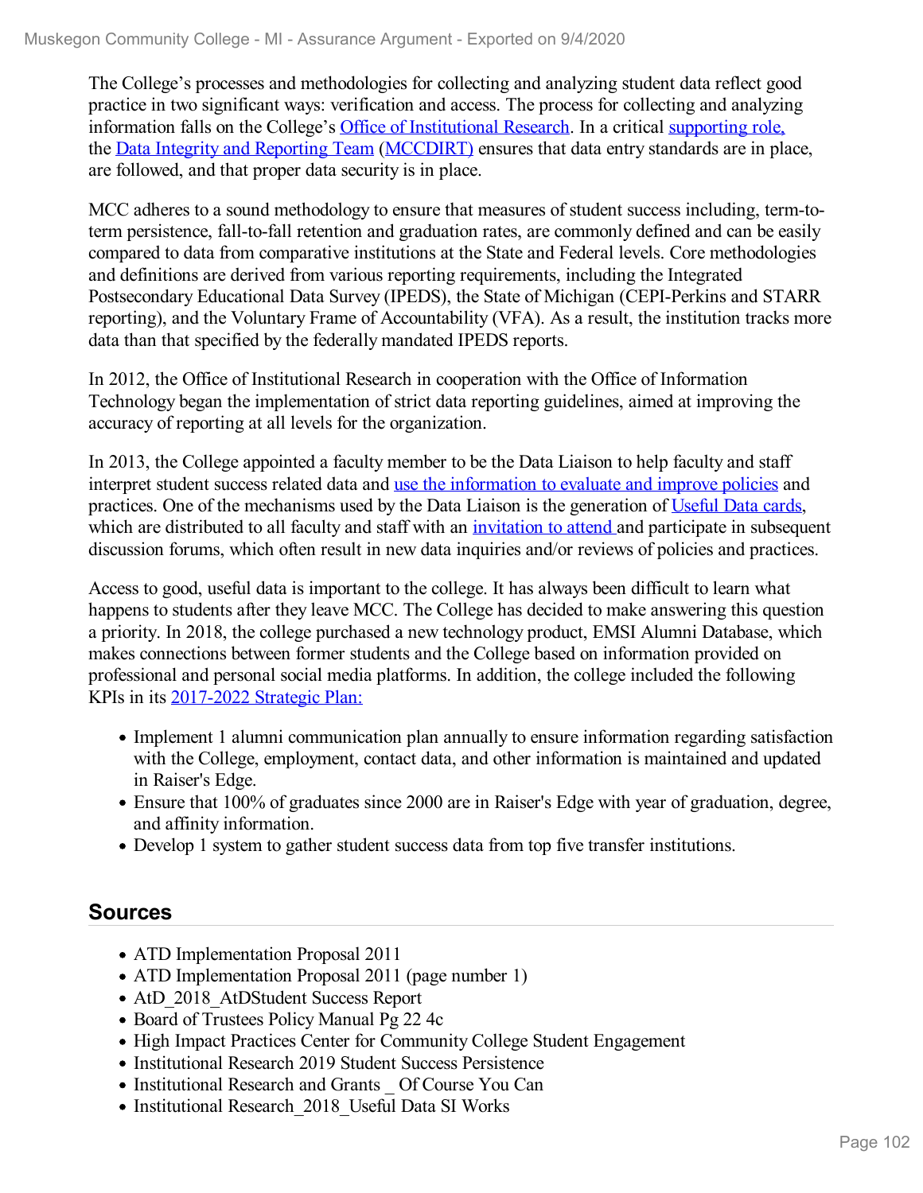The College's processes and methodologies for collecting and analyzing student data reflect good practice in two significant ways: verification and access. The process for collecting and analyzing information falls on the College's Office of Institutional Research. In a critical supporting role, the Data Integrity and Reporting Team (MCCDIRT) ensures that data entry standards are in place, are followed, and that proper data security is in place.

MCC adheres to a sound methodology to ensure that measures of student success including, term-to-term persistence, fall-to-fall retention and graduation rates, are commonly defined and can be easily compared to data from comparative institutions at the State and Federal levels. Core methodologies and definitions are derived from various reporting requirements, including the Integrated Postsecondary Educational Data Survey (IPEDS), the State of Michigan (CEPI-Perkins and STARR reporting), and the Voluntary Frame of Accountability (VFA). As a result, the institution tracks more data than that specified by the federally mandated IPEDS reports.

In 2012, the Office of Institutional Research in cooperation with the Office of Information Technology began the implementation of strict data reporting guidelines, aimed at improving the accuracy of reporting at all levels for the organization.

In 2013, the College appointed a faculty member to be the Data Liaison to help faculty and staff interpret student success related data and use the information to evaluate and improve policies and practices. One of the mechanisms used by the Data Liaison is the generation of Useful Data cards, which are distributed to all faculty and staff with an invitation to attend and participate in subsequent discussion forums, which often result in new data inquiries and/or reviews of policies and practices.

Access to good, useful data is important to the college. It has always been difficult to learn what happens to students after they leave MCC. The College has decided to make answering this question a priority. In 2018, the college purchased a new technology product, EMSI Alumni Database, which makes connections between former students and the College based on information provided on professional and personal social media platforms. In addition, the college included the following KPIs in its 2017-2022 Strategic Plan:

- Implement 1 alumni communication plan annually to ensure information regarding satisfaction with the College, employment, contact data, and other information is maintained and updated in Raiser's Edge.
- Ensure that 100% of graduates since 2000 are in Raiser's Edge with year of graduation, degree, and affinity information.
- Develop 1 system to gather student success data from top five transfer institutions.

## Sources

- ATD Implementation Proposal 2011
- ATD Implementation Proposal 2011 (page number 1)
- AtD_2018_AtDStudent Success Report
- Board of Trustees Policy Manual Pg 22 4c
- High Impact Practices Center for Community College Student Engagement
- Institutional Research 2019 Student Success Persistence
- Institutional Research and Grants _ Of Course You Can
- Institutional Research_2018_Useful Data SI Works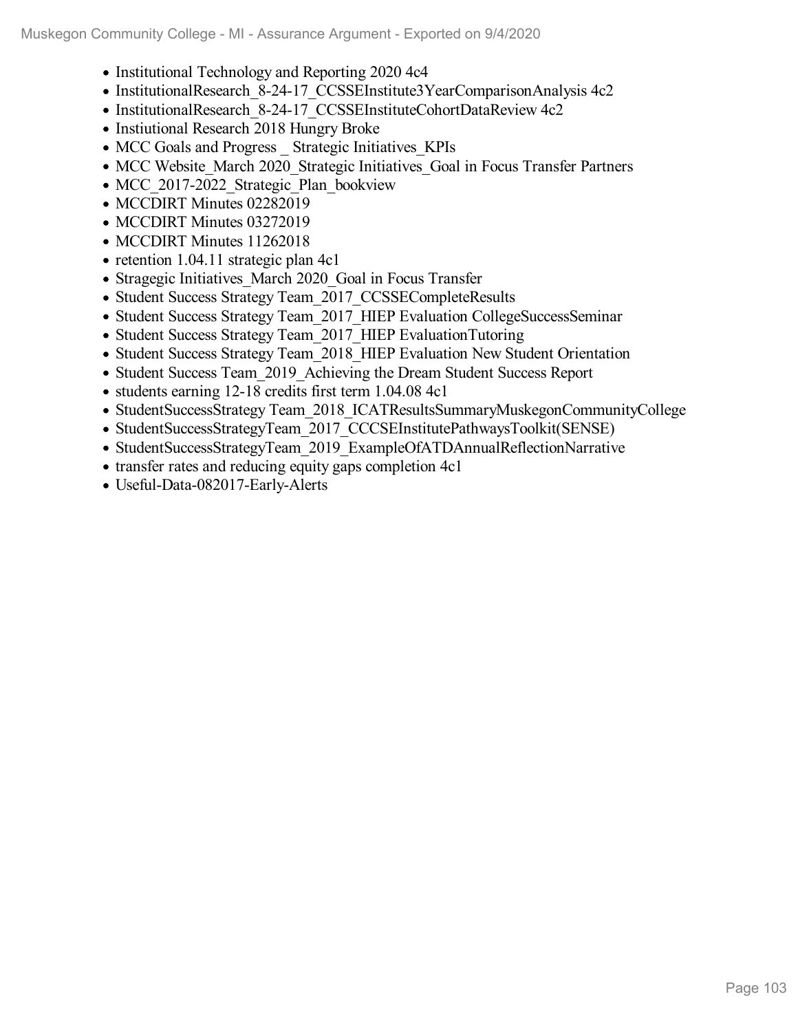- Institutional Technology and Reporting 2020 4c4
- InstitutionalResearch_8-24-17_CCSSEInstitute3YearComparisonAnalysis 4c2
- InstitutionalResearch_8-24-17_CCSSEInstituteCohortDataReview 4c2
- Instiutional Research 2018 Hungry Broke
- MCC Goals and Progress _ Strategic Initiatives_KPIs
- MCC Website_March 2020_Strategic Initiatives_Goal in Focus Transfer Partners
- MCC_2017-2022_Strategic_Plan_bookview
- MCCDIRT Minutes 02282019
- MCCDIRT Minutes 03272019
- MCCDIRT Minutes 11262018
- retention 1.04.11 strategic plan 4c1
- Stragegic Initiatives_March 2020_Goal in Focus Transfer
- Student Success Strategy Team_2017_CCSSECompleteResults
- Student Success Strategy Team_2017_HIEP Evaluation CollegeSuccessSeminar
- Student Success Strategy Team_2017_HIEP EvaluationTutoring
- Student Success Strategy Team_2018_HIEP Evaluation New Student Orientation
- Student Success Team_2019_Achieving the Dream Student Success Report
- students earning 12-18 credits first term 1.04.08 4c1
- StudentSuccessStrategy Team_2018_ICATResultsSummaryMuskegonCommunityCollege
- StudentSuccessStrategyTeam_2017_CCCSEInstitutePathwaysToolkit(SENSE)
- StudentSuccessStrategyTeam_2019_ExampleOfATDAnnualReflectionNarrative
- transfer rates and reducing equity gaps completion 4c1
- Useful-Data-082017-Early-Alerts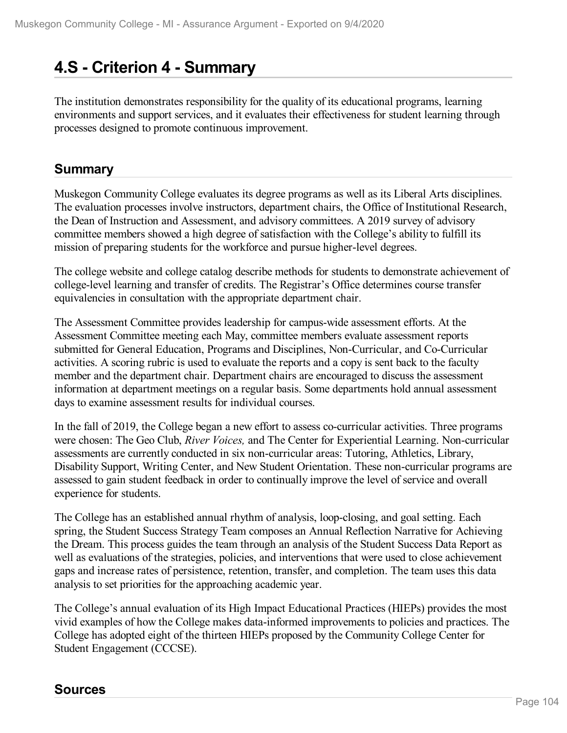# 4.S - Criterion 4 - Summary

The institution demonstrates responsibility for the quality of its educational programs, learning environments and support services, and it evaluates their effectiveness for student learning through processes designed to promote continuous improvement.

## Summary

Muskegon Community College evaluates its degree programs as well as its Liberal Arts disciplines. The evaluation processes involve instructors, department chairs, the Office of Institutional Research, the Dean of Instruction and Assessment, and advisory committees. A 2019 survey of advisory committee members showed a high degree of satisfaction with the College's ability to fulfill its mission of preparing students for the workforce and pursue higher-level degrees.

The college website and college catalog describe methods for students to demonstrate achievement of college-level learning and transfer of credits. The Registrar's Office determines course transfer equivalencies in consultation with the appropriate department chair.

The Assessment Committee provides leadership for campus-wide assessment efforts. At the Assessment Committee meeting each May, committee members evaluate assessment reports submitted for General Education, Programs and Disciplines, Non-Curricular, and Co-Curricular activities. A scoring rubric is used to evaluate the reports and a copy is sent back to the faculty member and the department chair. Department chairs are encouraged to discuss the assessment information at department meetings on a regular basis. Some departments hold annual assessment days to examine assessment results for individual courses.

In the fall of 2019, the College began a new effort to assess co-curricular activities. Three programs were chosen: The Geo Club, *River Voices,* and The Center for Experiential Learning. Non-curricular assessments are currently conducted in six non-curricular areas: Tutoring, Athletics, Library, Disability Support, Writing Center, and New Student Orientation. These non-curricular programs are assessed to gain student feedback in order to continually improve the level of service and overall experience for students.

The College has an established annual rhythm of analysis, loop-closing, and goal setting. Each spring, the Student Success Strategy Team composes an Annual Reflection Narrative for Achieving the Dream. This process guides the team through an analysis of the Student Success Data Report as well as evaluations of the strategies, policies, and interventions that were used to close achievement gaps and increase rates of persistence, retention, transfer, and completion. The team uses this data analysis to set priorities for the approaching academic year.

The College's annual evaluation of its High Impact Educational Practices (HIEPs) provides the most vivid examples of how the College makes data-informed improvements to policies and practices. The College has adopted eight of the thirteen HIEPs proposed by the Community College Center for Student Engagement (CCCSE).

## Sources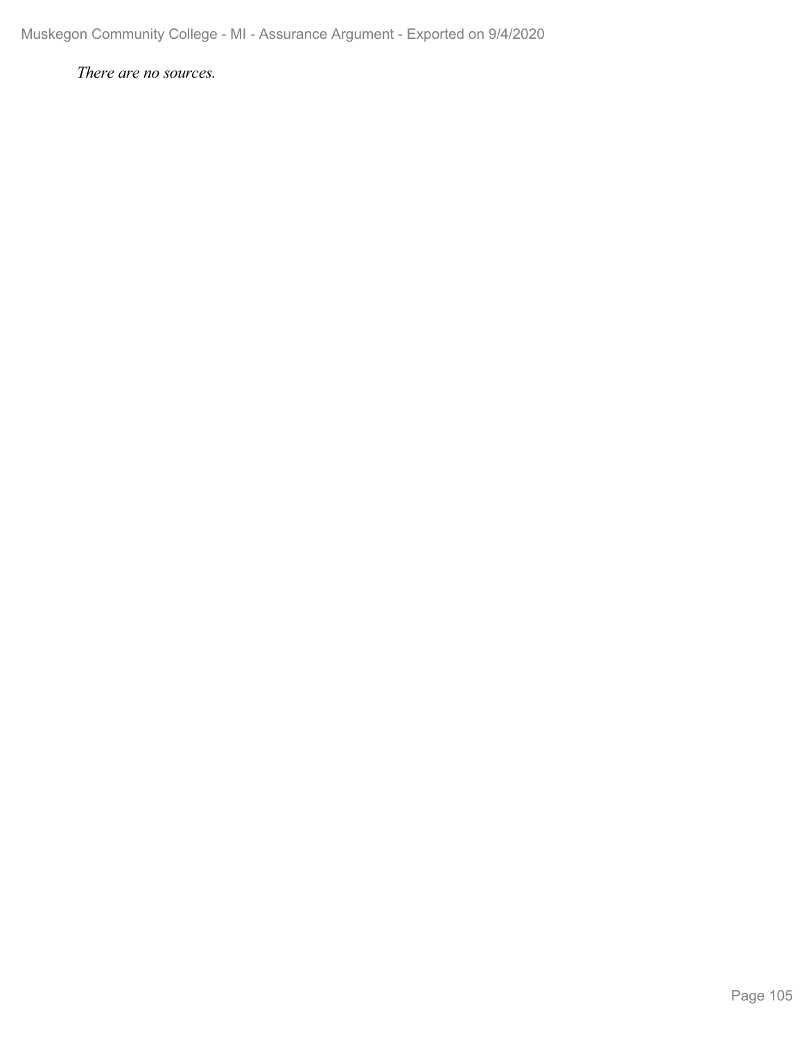*There are no sources.*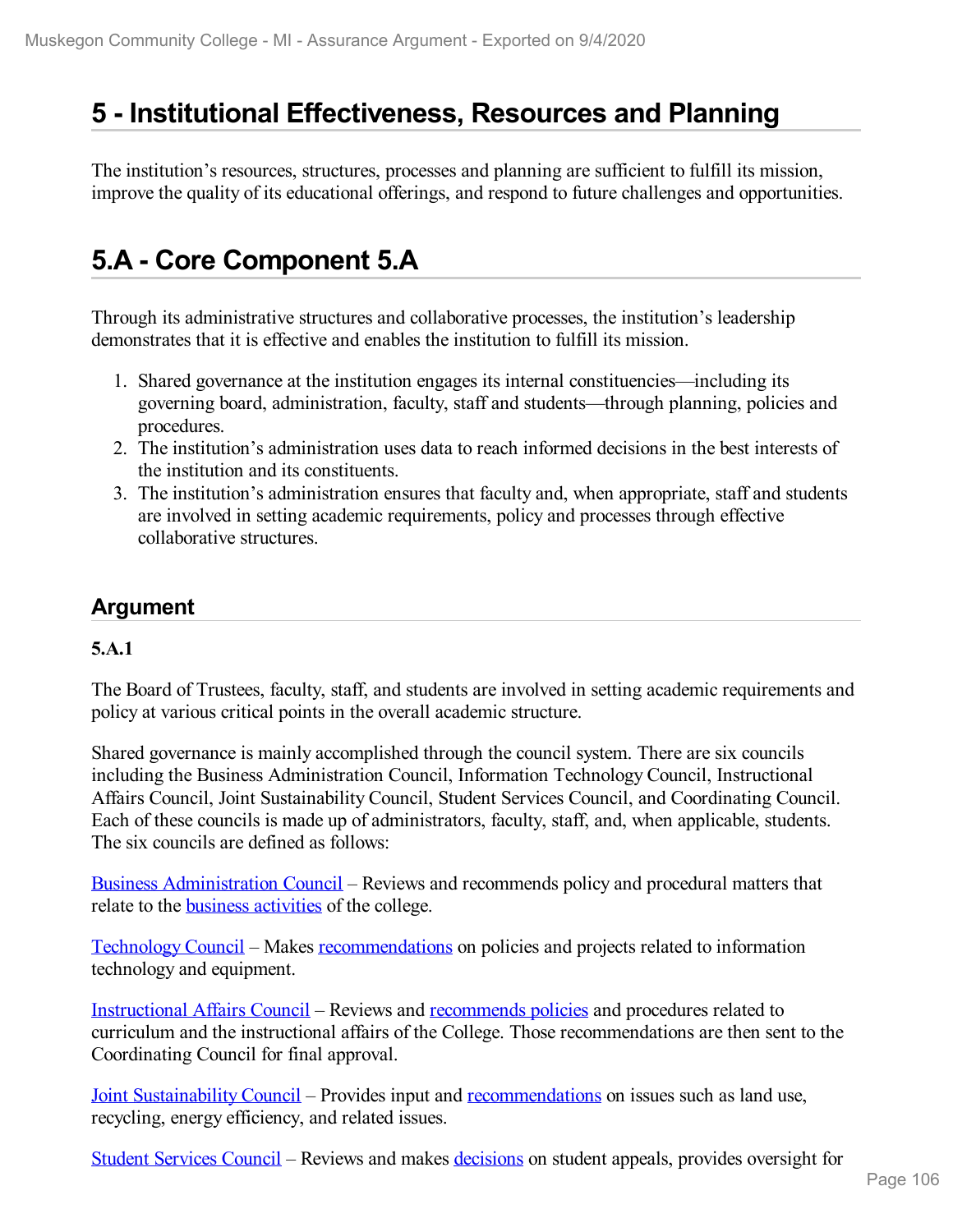# 5 - Institutional Effectiveness, Resources and Planning

The institution's resources, structures, processes and planning are sufficient to fulfill its mission, improve the quality of its educational offerings, and respond to future challenges and opportunities.

# 5.A - Core Component 5.A

Through its administrative structures and collaborative processes, the institution's leadership demonstrates that it is effective and enables the institution to fulfill its mission.

1. Shared governance at the institution engages its internal constituencies—including its governing board, administration, faculty, staff and students—through planning, policies and procedures.
2. The institution's administration uses data to reach informed decisions in the best interests of the institution and its constituents.
3. The institution's administration ensures that faculty and, when appropriate, staff and students are involved in setting academic requirements, policy and processes through effective collaborative structures.

## Argument

**5.A.1**

The Board of Trustees, faculty, staff, and students are involved in setting academic requirements and policy at various critical points in the overall academic structure.

Shared governance is mainly accomplished through the council system. There are six councils including the Business Administration Council, Information Technology Council, Instructional Affairs Council, Joint Sustainability Council, Student Services Council, and Coordinating Council. Each of these councils is made up of administrators, faculty, staff, and, when applicable, students. The six councils are defined as follows:

Business Administration Council – Reviews and recommends policy and procedural matters that relate to the business activities of the college.

Technology Council – Makes recommendations on policies and projects related to information technology and equipment.

Instructional Affairs Council – Reviews and recommends policies and procedures related to curriculum and the instructional affairs of the College. Those recommendations are then sent to the Coordinating Council for final approval.

Joint Sustainability Council – Provides input and recommendations on issues such as land use, recycling, energy efficiency, and related issues.

Student Services Council – Reviews and makes decisions on student appeals, provides oversight for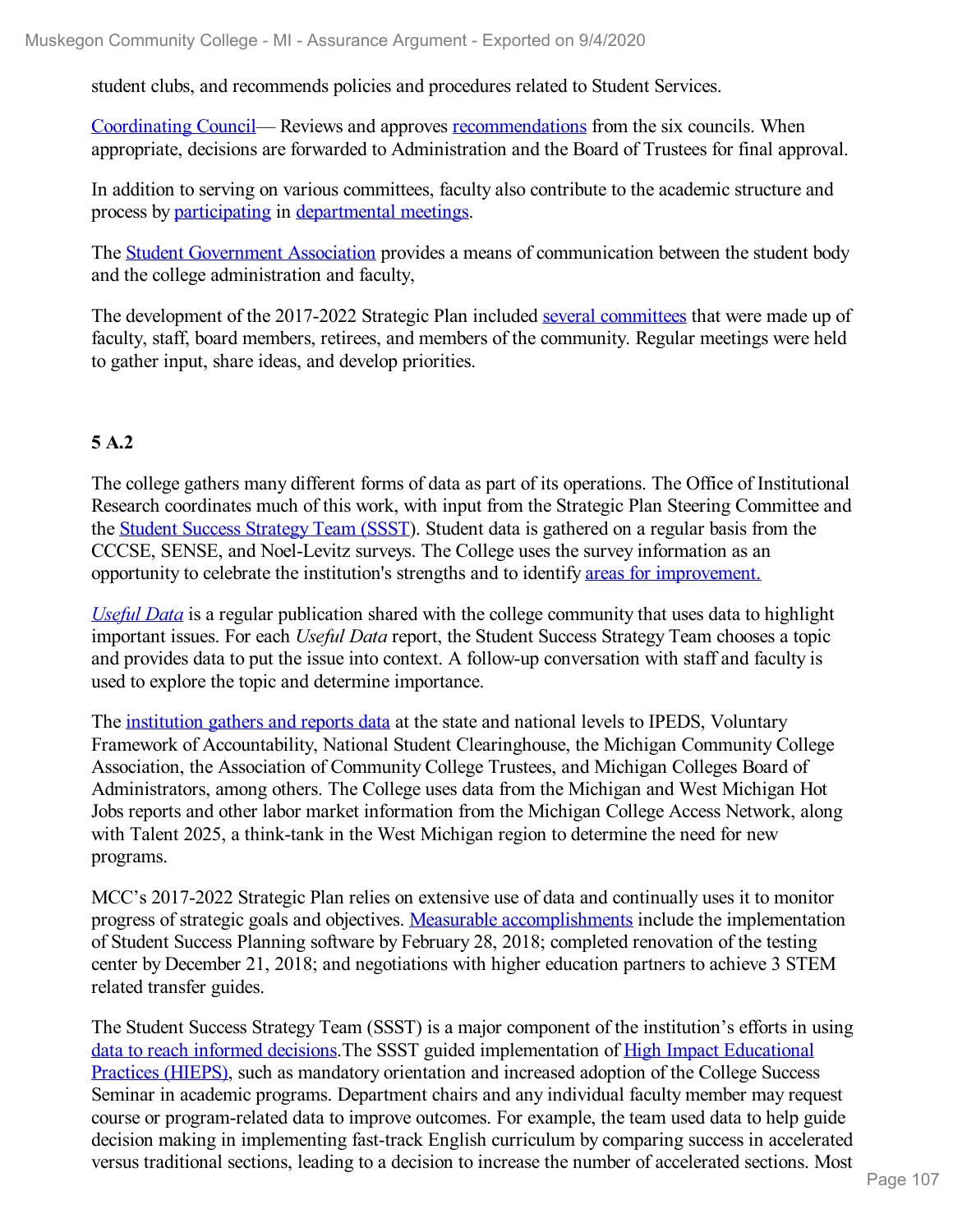student clubs, and recommends policies and procedures related to Student Services.

Coordinating Council— Reviews and approves recommendations from the six councils. When appropriate, decisions are forwarded to Administration and the Board of Trustees for final approval.

In addition to serving on various committees, faculty also contribute to the academic structure and process by participating in departmental meetings.

The Student Government Association provides a means of communication between the student body and the college administration and faculty,

The development of the 2017-2022 Strategic Plan included several committees that were made up of faculty, staff, board members, retirees, and members of the community. Regular meetings were held to gather input, share ideas, and develop priorities.

**5 A.2**

The college gathers many different forms of data as part of its operations. The Office of Institutional Research coordinates much of this work, with input from the Strategic Plan Steering Committee and the Student Success Strategy Team (SSST). Student data is gathered on a regular basis from the CCCSE, SENSE, and Noel-Levitz surveys. The College uses the survey information as an opportunity to celebrate the institution's strengths and to identify areas for improvement.

*Useful Data* is a regular publication shared with the college community that uses data to highlight important issues. For each *Useful Data* report, the Student Success Strategy Team chooses a topic and provides data to put the issue into context. A follow-up conversation with staff and faculty is used to explore the topic and determine importance.

The institution gathers and reports data at the state and national levels to IPEDS, Voluntary Framework of Accountability, National Student Clearinghouse, the Michigan Community College Association, the Association of Community College Trustees, and Michigan Colleges Board of Administrators, among others. The College uses data from the Michigan and West Michigan Hot Jobs reports and other labor market information from the Michigan College Access Network, along with Talent 2025, a think-tank in the West Michigan region to determine the need for new programs.

MCC's 2017-2022 Strategic Plan relies on extensive use of data and continually uses it to monitor progress of strategic goals and objectives. Measurable accomplishments include the implementation of Student Success Planning software by February 28, 2018; completed renovation of the testing center by December 21, 2018; and negotiations with higher education partners to achieve 3 STEM related transfer guides.

The Student Success Strategy Team (SSST) is a major component of the institution's efforts in using data to reach informed decisions.The SSST guided implementation of High Impact Educational Practices (HIEPS), such as mandatory orientation and increased adoption of the College Success Seminar in academic programs. Department chairs and any individual faculty member may request course or program-related data to improve outcomes. For example, the team used data to help guide decision making in implementing fast-track English curriculum by comparing success in accelerated versus traditional sections, leading to a decision to increase the number of accelerated sections. Most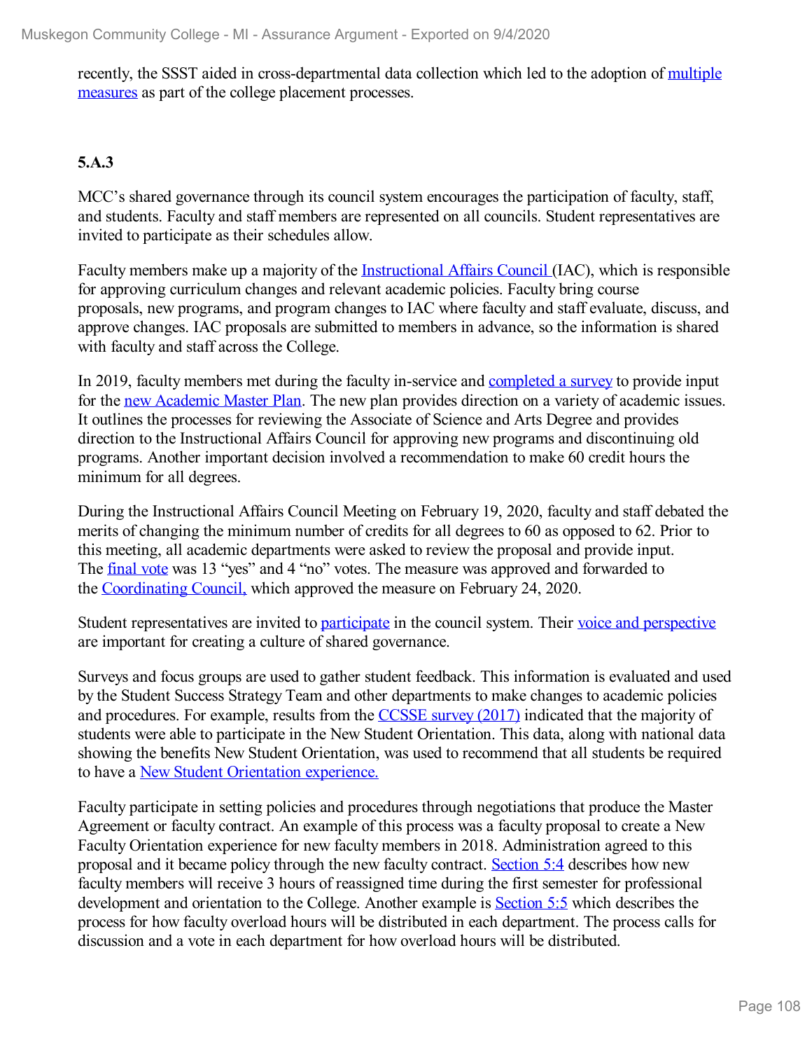recently, the SSST aided in cross-departmental data collection which led to the adoption of multiple measures as part of the college placement processes.

**5.A.3**

MCC's shared governance through its council system encourages the participation of faculty, staff, and students. Faculty and staff members are represented on all councils. Student representatives are invited to participate as their schedules allow.

Faculty members make up a majority of the Instructional Affairs Council (IAC), which is responsible for approving curriculum changes and relevant academic policies. Faculty bring course proposals, new programs, and program changes to IAC where faculty and staff evaluate, discuss, and approve changes. IAC proposals are submitted to members in advance, so the information is shared with faculty and staff across the College.

In 2019, faculty members met during the faculty in-service and completed a survey to provide input for the new Academic Master Plan. The new plan provides direction on a variety of academic issues. It outlines the processes for reviewing the Associate of Science and Arts Degree and provides direction to the Instructional Affairs Council for approving new programs and discontinuing old programs. Another important decision involved a recommendation to make 60 credit hours the minimum for all degrees.

During the Instructional Affairs Council Meeting on February 19, 2020, faculty and staff debated the merits of changing the minimum number of credits for all degrees to 60 as opposed to 62. Prior to this meeting, all academic departments were asked to review the proposal and provide input. The final vote was 13 "yes" and 4 "no" votes. The measure was approved and forwarded to the Coordinating Council, which approved the measure on February 24, 2020.

Student representatives are invited to participate in the council system. Their voice and perspective are important for creating a culture of shared governance.

Surveys and focus groups are used to gather student feedback. This information is evaluated and used by the Student Success Strategy Team and other departments to make changes to academic policies and procedures. For example, results from the CCSSE survey (2017) indicated that the majority of students were able to participate in the New Student Orientation. This data, along with national data showing the benefits New Student Orientation, was used to recommend that all students be required to have a New Student Orientation experience.

Faculty participate in setting policies and procedures through negotiations that produce the Master Agreement or faculty contract. An example of this process was a faculty proposal to create a New Faculty Orientation experience for new faculty members in 2018. Administration agreed to this proposal and it became policy through the new faculty contract. Section 5:4 describes how new faculty members will receive 3 hours of reassigned time during the first semester for professional development and orientation to the College. Another example is Section 5:5 which describes the process for how faculty overload hours will be distributed in each department. The process calls for discussion and a vote in each department for how overload hours will be distributed.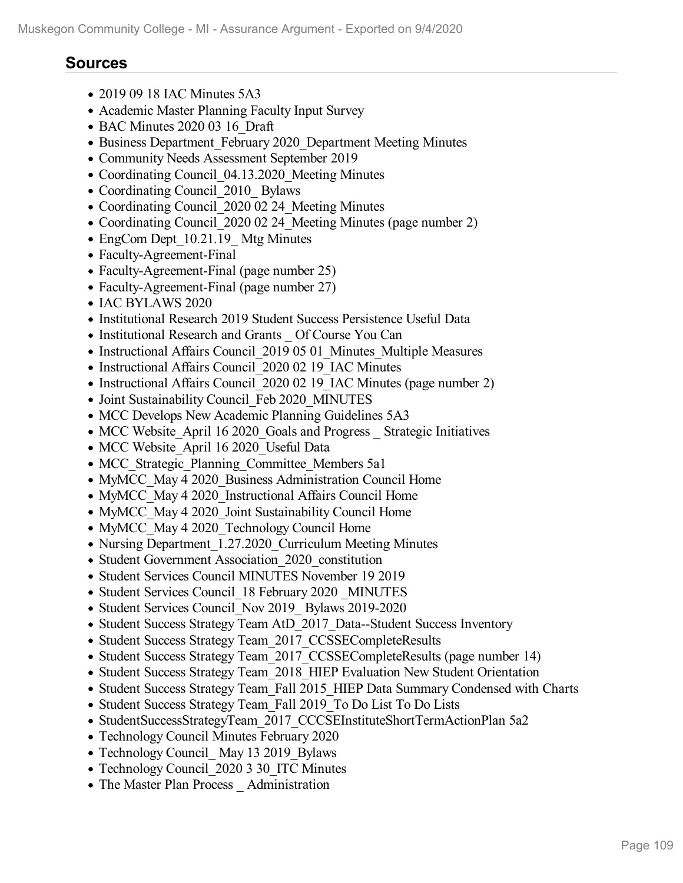## Sources

- 2019 09 18 IAC Minutes 5A3
- Academic Master Planning Faculty Input Survey
- BAC Minutes 2020 03 16_Draft
- Business Department_February 2020_Department Meeting Minutes
- Community Needs Assessment September 2019
- Coordinating Council_04.13.2020_Meeting Minutes
- Coordinating Council_2010_ Bylaws
- Coordinating Council_2020 02 24_Meeting Minutes
- Coordinating Council_2020 02 24_Meeting Minutes (page number 2)
- EngCom Dept_10.21.19_ Mtg Minutes
- Faculty-Agreement-Final
- Faculty-Agreement-Final (page number 25)
- Faculty-Agreement-Final (page number 27)
- IAC BYLAWS 2020
- Institutional Research 2019 Student Success Persistence Useful Data
- Institutional Research and Grants _ Of Course You Can
- Instructional Affairs Council_2019 05 01_Minutes_Multiple Measures
- Instructional Affairs Council_2020 02 19_IAC Minutes
- Instructional Affairs Council_2020 02 19_IAC Minutes (page number 2)
- Joint Sustainability Council_Feb 2020_MINUTES
- MCC Develops New Academic Planning Guidelines 5A3
- MCC Website_April 16 2020_Goals and Progress _ Strategic Initiatives
- MCC Website_April 16 2020_Useful Data
- MCC_Strategic_Planning_Committee_Members 5a1
- MyMCC_May 4 2020_Business Administration Council Home
- MyMCC_May 4 2020_Instructional Affairs Council Home
- MyMCC_May 4 2020_Joint Sustainability Council Home
- MyMCC_May 4 2020_Technology Council Home
- Nursing Department_1.27.2020_Curriculum Meeting Minutes
- Student Government Association_2020_constitution
- Student Services Council MINUTES November 19 2019
- Student Services Council_18 February 2020 _MINUTES
- Student Services Council_Nov 2019_ Bylaws 2019-2020
- Student Success Strategy Team AtD_2017_Data--Student Success Inventory
- Student Success Strategy Team_2017_CCSSECompleteResults
- Student Success Strategy Team_2017_CCSSECompleteResults (page number 14)
- Student Success Strategy Team_2018_HIEP Evaluation New Student Orientation
- Student Success Strategy Team_Fall 2015_HIEP Data Summary Condensed with Charts
- Student Success Strategy Team_Fall 2019_To Do List To Do Lists
- StudentSuccessStrategyTeam_2017_CCCSEInstituteShortTermActionPlan 5a2
- Technology Council Minutes February 2020
- Technology Council_ May 13 2019_Bylaws
- Technology Council_2020 3 30_ITC Minutes
- The Master Plan Process _ Administration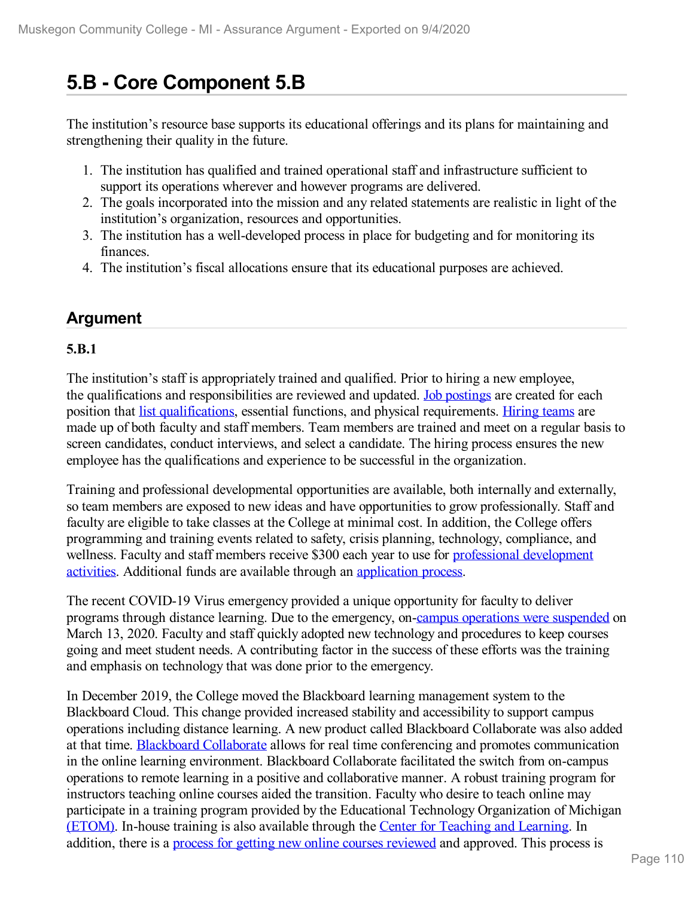# 5.B - Core Component 5.B

The institution's resource base supports its educational offerings and its plans for maintaining and strengthening their quality in the future.

1. The institution has qualified and trained operational staff and infrastructure sufficient to support its operations wherever and however programs are delivered.
2. The goals incorporated into the mission and any related statements are realistic in light of the institution's organization, resources and opportunities.
3. The institution has a well-developed process in place for budgeting and for monitoring its finances.
4. The institution's fiscal allocations ensure that its educational purposes are achieved.

## Argument

**5.B.1**

The institution's staff is appropriately trained and qualified. Prior to hiring a new employee, the qualifications and responsibilities are reviewed and updated. Job postings are created for each position that list qualifications, essential functions, and physical requirements. Hiring teams are made up of both faculty and staff members. Team members are trained and meet on a regular basis to screen candidates, conduct interviews, and select a candidate. The hiring process ensures the new employee has the qualifications and experience to be successful in the organization.

Training and professional developmental opportunities are available, both internally and externally, so team members are exposed to new ideas and have opportunities to grow professionally. Staff and faculty are eligible to take classes at the College at minimal cost. In addition, the College offers programming and training events related to safety, crisis planning, technology, compliance, and wellness. Faculty and staff members receive $300 each year to use for professional development activities. Additional funds are available through an application process.

The recent COVID-19 Virus emergency provided a unique opportunity for faculty to deliver programs through distance learning. Due to the emergency, on-campus operations were suspended on March 13, 2020. Faculty and staff quickly adopted new technology and procedures to keep courses going and meet student needs. A contributing factor in the success of these efforts was the training and emphasis on technology that was done prior to the emergency.

In December 2019, the College moved the Blackboard learning management system to the Blackboard Cloud. This change provided increased stability and accessibility to support campus operations including distance learning. A new product called Blackboard Collaborate was also added at that time. Blackboard Collaborate allows for real time conferencing and promotes communication in the online learning environment. Blackboard Collaborate facilitated the switch from on-campus operations to remote learning in a positive and collaborative manner. A robust training program for instructors teaching online courses aided the transition. Faculty who desire to teach online may participate in a training program provided by the Educational Technology Organization of Michigan (ETOM). In-house training is also available through the Center for Teaching and Learning. In addition, there is a process for getting new online courses reviewed and approved. This process is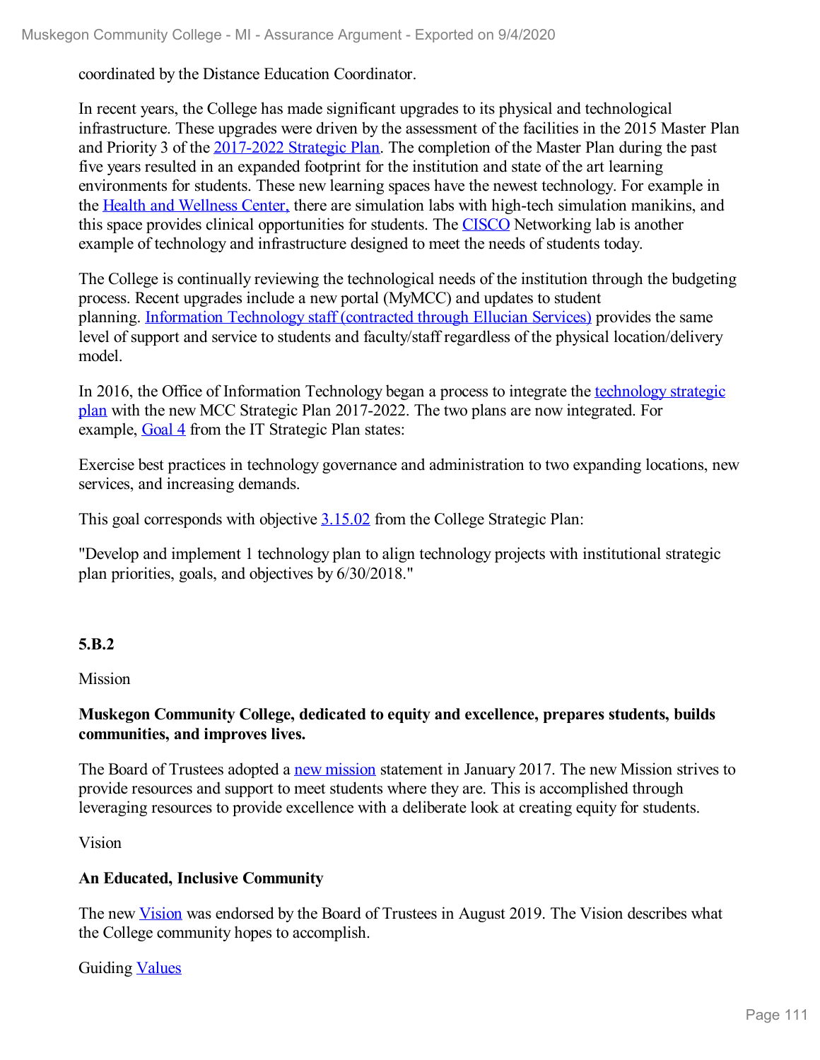coordinated by the Distance Education Coordinator.

In recent years, the College has made significant upgrades to its physical and technological infrastructure. These upgrades were driven by the assessment of the facilities in the 2015 Master Plan and Priority 3 of the 2017-2022 Strategic Plan. The completion of the Master Plan during the past five years resulted in an expanded footprint for the institution and state of the art learning environments for students. These new learning spaces have the newest technology. For example in the Health and Wellness Center, there are simulation labs with high-tech simulation manikins, and this space provides clinical opportunities for students. The CISCO Networking lab is another example of technology and infrastructure designed to meet the needs of students today.

The College is continually reviewing the technological needs of the institution through the budgeting process. Recent upgrades include a new portal (MyMCC) and updates to student planning. Information Technology staff (contracted through Ellucian Services) provides the same level of support and service to students and faculty/staff regardless of the physical location/delivery model.

In 2016, the Office of Information Technology began a process to integrate the technology strategic plan with the new MCC Strategic Plan 2017-2022. The two plans are now integrated. For example, Goal 4 from the IT Strategic Plan states:

Exercise best practices in technology governance and administration to two expanding locations, new services, and increasing demands.

This goal corresponds with objective 3.15.02 from the College Strategic Plan:

"Develop and implement 1 technology plan to align technology projects with institutional strategic plan priorities, goals, and objectives by 6/30/2018."

**5.B.2**

Mission

**Muskegon Community College, dedicated to equity and excellence, prepares students, builds communities, and improves lives.**

The Board of Trustees adopted a new mission statement in January 2017. The new Mission strives to provide resources and support to meet students where they are. This is accomplished through leveraging resources to provide excellence with a deliberate look at creating equity for students.

Vision

**An Educated, Inclusive Community**

The new Vision was endorsed by the Board of Trustees in August 2019. The Vision describes what the College community hopes to accomplish.

Guiding Values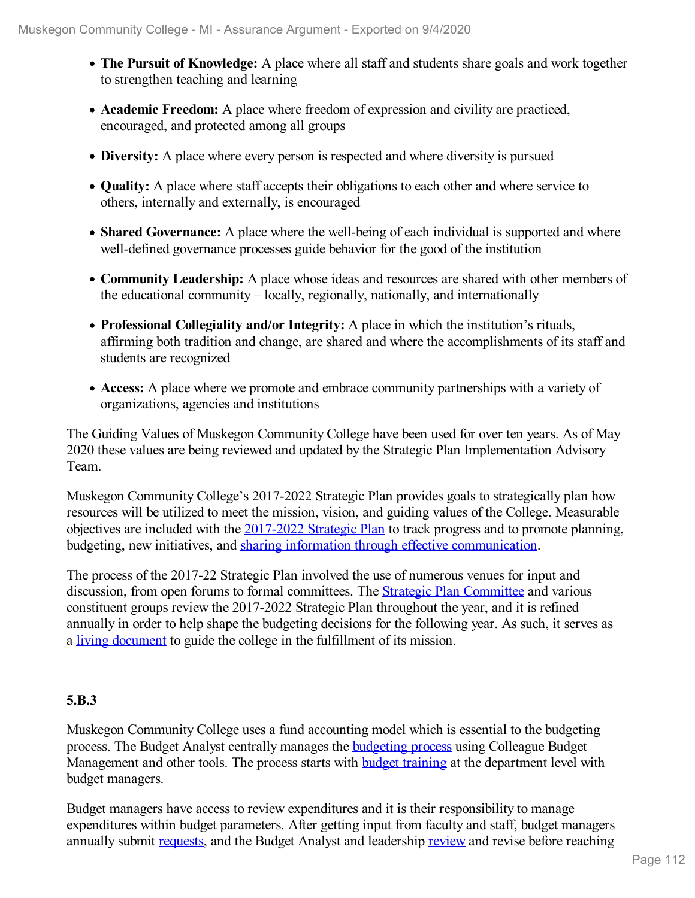- **The Pursuit of Knowledge:** A place where all staff and students share goals and work together to strengthen teaching and learning
- **Academic Freedom:** A place where freedom of expression and civility are practiced, encouraged, and protected among all groups
- **Diversity:** A place where every person is respected and where diversity is pursued
- **Quality:** A place where staff accepts their obligations to each other and where service to others, internally and externally, is encouraged
- **Shared Governance:** A place where the well-being of each individual is supported and where well-defined governance processes guide behavior for the good of the institution
- **Community Leadership:** A place whose ideas and resources are shared with other members of the educational community – locally, regionally, nationally, and internationally
- **Professional Collegiality and/or Integrity:** A place in which the institution's rituals, affirming both tradition and change, are shared and where the accomplishments of its staff and students are recognized
- **Access:** A place where we promote and embrace community partnerships with a variety of organizations, agencies and institutions

The Guiding Values of Muskegon Community College have been used for over ten years. As of May 2020 these values are being reviewed and updated by the Strategic Plan Implementation Advisory Team.

Muskegon Community College's 2017-2022 Strategic Plan provides goals to strategically plan how resources will be utilized to meet the mission, vision, and guiding values of the College. Measurable objectives are included with the 2017-2022 Strategic Plan to track progress and to promote planning, budgeting, new initiatives, and sharing information through effective communication.

The process of the 2017-22 Strategic Plan involved the use of numerous venues for input and discussion, from open forums to formal committees. The Strategic Plan Committee and various constituent groups review the 2017-2022 Strategic Plan throughout the year, and it is refined annually in order to help shape the budgeting decisions for the following year. As such, it serves as a living document to guide the college in the fulfillment of its mission.

**5.B.3**

Muskegon Community College uses a fund accounting model which is essential to the budgeting process. The Budget Analyst centrally manages the budgeting process using Colleague Budget Management and other tools. The process starts with budget training at the department level with budget managers.

Budget managers have access to review expenditures and it is their responsibility to manage expenditures within budget parameters. After getting input from faculty and staff, budget managers annually submit requests, and the Budget Analyst and leadership review and revise before reaching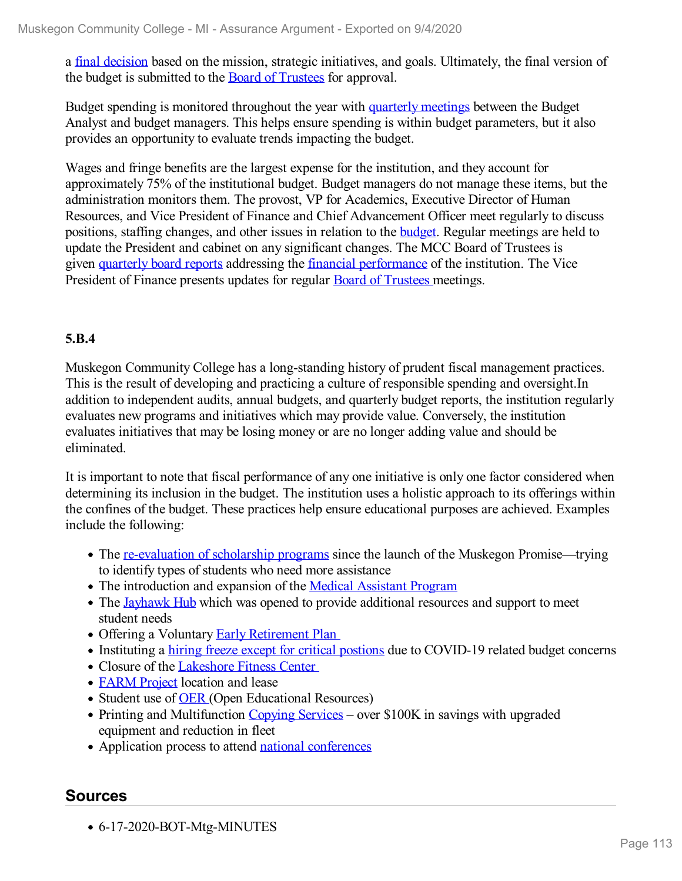a final decision based on the mission, strategic initiatives, and goals. Ultimately, the final version of the budget is submitted to the Board of Trustees for approval.

Budget spending is monitored throughout the year with quarterly meetings between the Budget Analyst and budget managers. This helps ensure spending is within budget parameters, but it also provides an opportunity to evaluate trends impacting the budget.

Wages and fringe benefits are the largest expense for the institution, and they account for approximately 75% of the institutional budget. Budget managers do not manage these items, but the administration monitors them. The provost, VP for Academics, Executive Director of Human Resources, and Vice President of Finance and Chief Advancement Officer meet regularly to discuss positions, staffing changes, and other issues in relation to the budget. Regular meetings are held to update the President and cabinet on any significant changes. The MCC Board of Trustees is given quarterly board reports addressing the financial performance of the institution. The Vice President of Finance presents updates for regular Board of Trustees meetings.

**5.B.4**

Muskegon Community College has a long-standing history of prudent fiscal management practices. This is the result of developing and practicing a culture of responsible spending and oversight.In addition to independent audits, annual budgets, and quarterly budget reports, the institution regularly evaluates new programs and initiatives which may provide value. Conversely, the institution evaluates initiatives that may be losing money or are no longer adding value and should be eliminated.

It is important to note that fiscal performance of any one initiative is only one factor considered when determining its inclusion in the budget. The institution uses a holistic approach to its offerings within the confines of the budget. These practices help ensure educational purposes are achieved. Examples include the following:

- The re-evaluation of scholarship programs since the launch of the Muskegon Promise—trying to identify types of students who need more assistance
- The introduction and expansion of the Medical Assistant Program
- The Jayhawk Hub which was opened to provide additional resources and support to meet student needs
- Offering a Voluntary Early Retirement Plan
- Instituting a hiring freeze except for critical postions due to COVID-19 related budget concerns
- Closure of the Lakeshore Fitness Center
- FARM Project location and lease
- Student use of OER (Open Educational Resources)
- Printing and Multifunction Copying Services – over $100K in savings with upgraded equipment and reduction in fleet
- Application process to attend national conferences

## Sources

- 6-17-2020-BOT-Mtg-MINUTES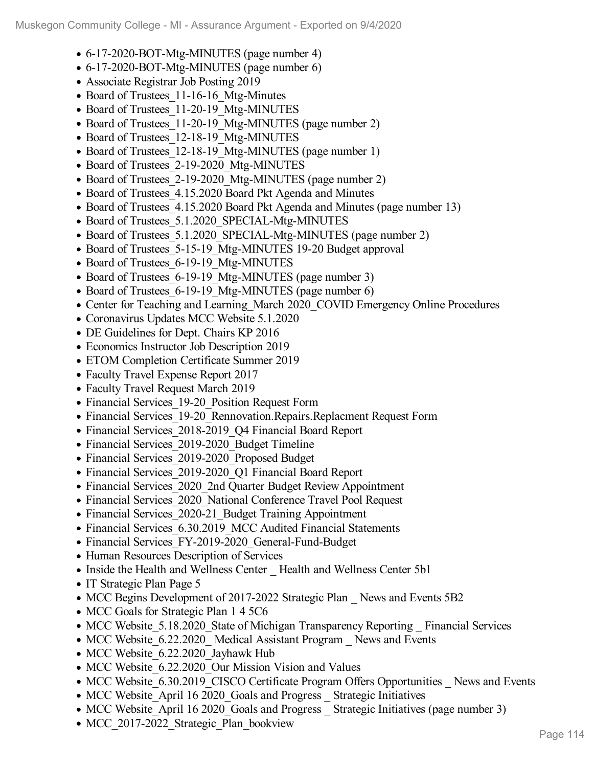- 6-17-2020-BOT-Mtg-MINUTES (page number 4)
- 6-17-2020-BOT-Mtg-MINUTES (page number 6)
- Associate Registrar Job Posting 2019
- Board of Trustees_11-16-16_Mtg-Minutes
- Board of Trustees_11-20-19_Mtg-MINUTES
- Board of Trustees_11-20-19_Mtg-MINUTES (page number 2)
- Board of Trustees_12-18-19_Mtg-MINUTES
- Board of Trustees_12-18-19_Mtg-MINUTES (page number 1)
- Board of Trustees_2-19-2020_Mtg-MINUTES
- Board of Trustees_2-19-2020_Mtg-MINUTES (page number 2)
- Board of Trustees_4.15.2020 Board Pkt Agenda and Minutes
- Board of Trustees_4.15.2020 Board Pkt Agenda and Minutes (page number 13)
- Board of Trustees_5.1.2020_SPECIAL-Mtg-MINUTES
- Board of Trustees_5.1.2020_SPECIAL-Mtg-MINUTES (page number 2)
- Board of Trustees_5-15-19_Mtg-MINUTES 19-20 Budget approval
- Board of Trustees_6-19-19_Mtg-MINUTES
- Board of Trustees_6-19-19_Mtg-MINUTES (page number 3)
- Board of Trustees_6-19-19_Mtg-MINUTES (page number 6)
- Center for Teaching and Learning_March 2020_COVID Emergency Online Procedures
- Coronavirus Updates MCC Website 5.1.2020
- DE Guidelines for Dept. Chairs KP 2016
- Economics Instructor Job Description 2019
- ETOM Completion Certificate Summer 2019
- Faculty Travel Expense Report 2017
- Faculty Travel Request March 2019
- Financial Services_19-20_Position Request Form
- Financial Services_19-20_Rennovation.Repairs.Replacment Request Form
- Financial Services_2018-2019_Q4 Financial Board Report
- Financial Services_2019-2020_Budget Timeline
- Financial Services_2019-2020_Proposed Budget
- Financial Services_2019-2020_Q1 Financial Board Report
- Financial Services_2020_2nd Quarter Budget Review Appointment
- Financial Services_2020_National Conference Travel Pool Request
- Financial Services_2020-21_Budget Training Appointment
- Financial Services_6.30.2019_MCC Audited Financial Statements
- Financial Services_FY-2019-2020_General-Fund-Budget
- Human Resources Description of Services
- Inside the Health and Wellness Center _ Health and Wellness Center 5b1
- IT Strategic Plan Page 5
- MCC Begins Development of 2017-2022 Strategic Plan _ News and Events 5B2
- MCC Goals for Strategic Plan 1 4 5C6
- MCC Website_5.18.2020_State of Michigan Transparency Reporting _ Financial Services
- MCC Website_6.22.2020_ Medical Assistant Program _ News and Events
- MCC Website_6.22.2020_Jayhawk Hub
- MCC Website_6.22.2020_Our Mission Vision and Values
- MCC Website_6.30.2019_CISCO Certificate Program Offers Opportunities _ News and Events
- MCC Website_April 16 2020_Goals and Progress _ Strategic Initiatives
- MCC Website_April 16 2020_Goals and Progress _ Strategic Initiatives (page number 3)
- MCC_2017-2022_Strategic_Plan_bookview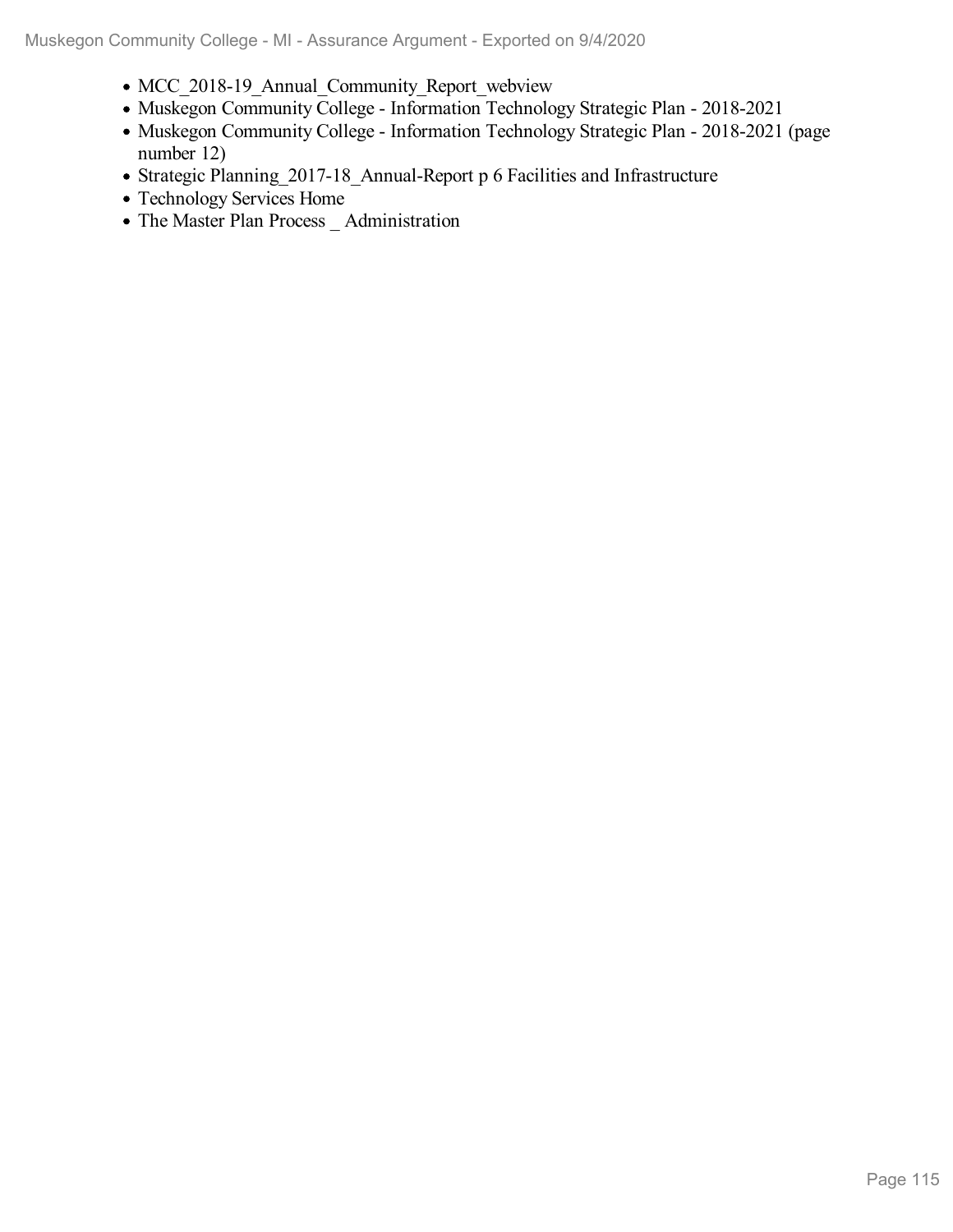- MCC_2018-19_Annual_Community_Report_webview
- Muskegon Community College - Information Technology Strategic Plan - 2018-2021
- Muskegon Community College - Information Technology Strategic Plan - 2018-2021 (page number 12)
- Strategic Planning_2017-18_Annual-Report p 6 Facilities and Infrastructure
- Technology Services Home
- The Master Plan Process _ Administration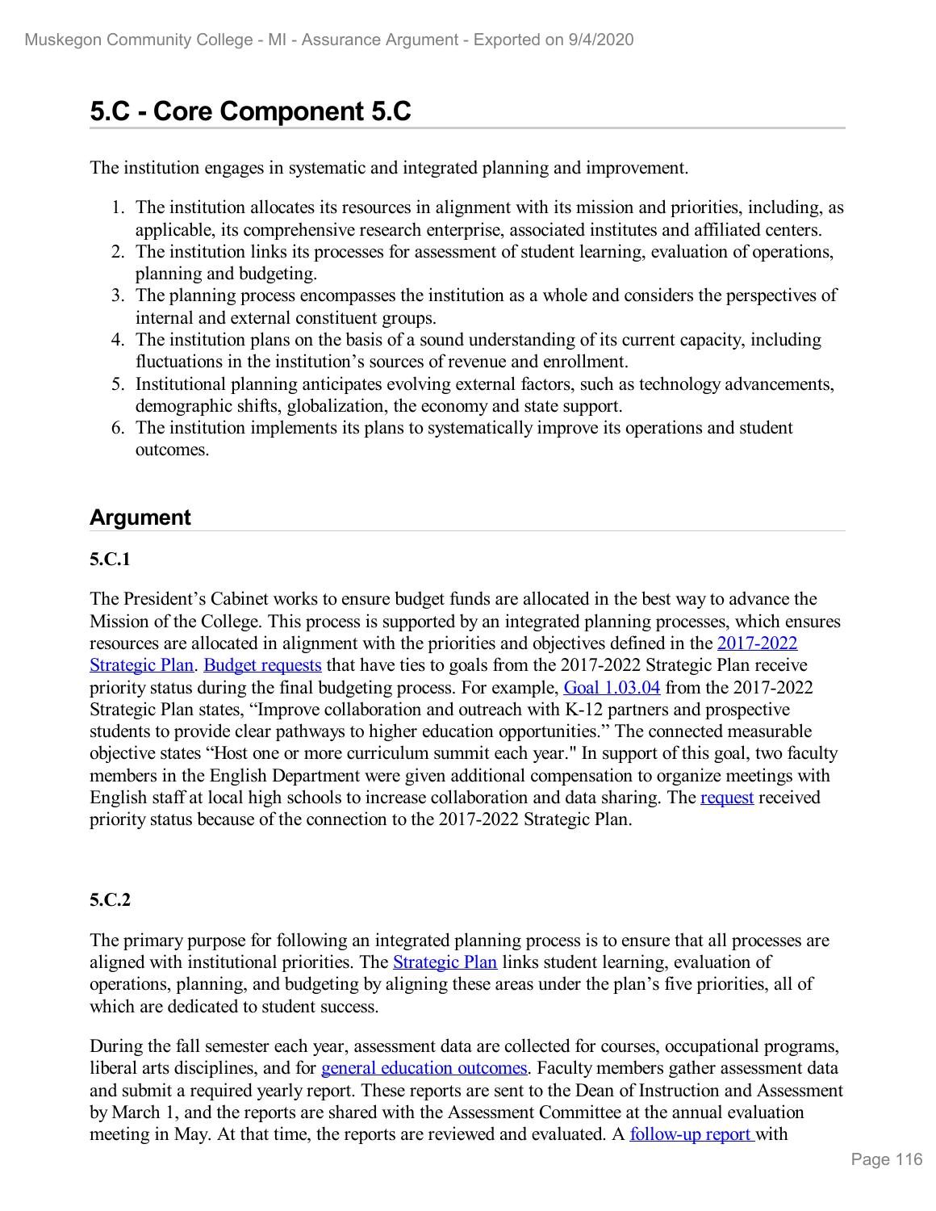# 5.C - Core Component 5.C

The institution engages in systematic and integrated planning and improvement.

1. The institution allocates its resources in alignment with its mission and priorities, including, as applicable, its comprehensive research enterprise, associated institutes and affiliated centers.
2. The institution links its processes for assessment of student learning, evaluation of operations, planning and budgeting.
3. The planning process encompasses the institution as a whole and considers the perspectives of internal and external constituent groups.
4. The institution plans on the basis of a sound understanding of its current capacity, including fluctuations in the institution's sources of revenue and enrollment.
5. Institutional planning anticipates evolving external factors, such as technology advancements, demographic shifts, globalization, the economy and state support.
6. The institution implements its plans to systematically improve its operations and student outcomes.

## Argument

**5.C.1**

The President's Cabinet works to ensure budget funds are allocated in the best way to advance the Mission of the College. This process is supported by an integrated planning processes, which ensures resources are allocated in alignment with the priorities and objectives defined in the 2017-2022 Strategic Plan. Budget requests that have ties to goals from the 2017-2022 Strategic Plan receive priority status during the final budgeting process. For example, Goal 1.03.04 from the 2017-2022 Strategic Plan states, "Improve collaboration and outreach with K-12 partners and prospective students to provide clear pathways to higher education opportunities." The connected measurable objective states "Host one or more curriculum summit each year." In support of this goal, two faculty members in the English Department were given additional compensation to organize meetings with English staff at local high schools to increase collaboration and data sharing. The request received priority status because of the connection to the 2017-2022 Strategic Plan.

**5.C.2**

The primary purpose for following an integrated planning process is to ensure that all processes are aligned with institutional priorities. The Strategic Plan links student learning, evaluation of operations, planning, and budgeting by aligning these areas under the plan's five priorities, all of which are dedicated to student success.

During the fall semester each year, assessment data are collected for courses, occupational programs, liberal arts disciplines, and for general education outcomes. Faculty members gather assessment data and submit a required yearly report. These reports are sent to the Dean of Instruction and Assessment by March 1, and the reports are shared with the Assessment Committee at the annual evaluation meeting in May. At that time, the reports are reviewed and evaluated. A follow-up report with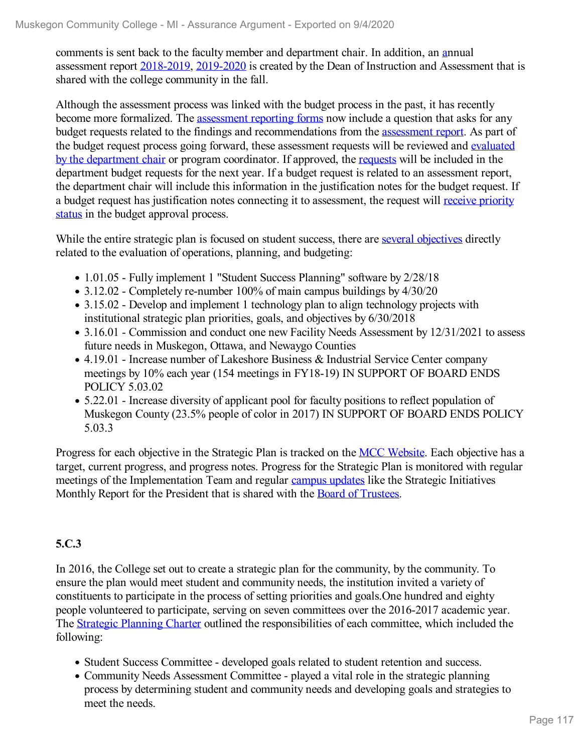comments is sent back to the faculty member and department chair. In addition, an annual assessment report 2018-2019, 2019-2020 is created by the Dean of Instruction and Assessment that is shared with the college community in the fall.

Although the assessment process was linked with the budget process in the past, it has recently become more formalized. The assessment reporting forms now include a question that asks for any budget requests related to the findings and recommendations from the assessment report. As part of the budget request process going forward, these assessment requests will be reviewed and evaluated by the department chair or program coordinator. If approved, the requests will be included in the department budget requests for the next year. If a budget request is related to an assessment report, the department chair will include this information in the justification notes for the budget request. If a budget request has justification notes connecting it to assessment, the request will receive priority status in the budget approval process.

While the entire strategic plan is focused on student success, there are several objectives directly related to the evaluation of operations, planning, and budgeting:

- 1.01.05 - Fully implement 1 "Student Success Planning" software by 2/28/18
- 3.12.02 - Completely re-number 100% of main campus buildings by 4/30/20
- 3.15.02 - Develop and implement 1 technology plan to align technology projects with institutional strategic plan priorities, goals, and objectives by 6/30/2018
- 3.16.01 - Commission and conduct one new Facility Needs Assessment by 12/31/2021 to assess future needs in Muskegon, Ottawa, and Newaygo Counties
- 4.19.01 - Increase number of Lakeshore Business & Industrial Service Center company meetings by 10% each year (154 meetings in FY18-19) IN SUPPORT OF BOARD ENDS POLICY 5.03.02
- 5.22.01 - Increase diversity of applicant pool for faculty positions to reflect population of Muskegon County (23.5% people of color in 2017) IN SUPPORT OF BOARD ENDS POLICY 5.03.3

Progress for each objective in the Strategic Plan is tracked on the MCC Website. Each objective has a target, current progress, and progress notes. Progress for the Strategic Plan is monitored with regular meetings of the Implementation Team and regular campus updates like the Strategic Initiatives Monthly Report for the President that is shared with the Board of Trustees.

### 5.C.3

In 2016, the College set out to create a strategic plan for the community, by the community. To ensure the plan would meet student and community needs, the institution invited a variety of constituents to participate in the process of setting priorities and goals.One hundred and eighty people volunteered to participate, serving on seven committees over the 2016-2017 academic year. The Strategic Planning Charter outlined the responsibilities of each committee, which included the following:

- Student Success Committee - developed goals related to student retention and success.
- Community Needs Assessment Committee - played a vital role in the strategic planning process by determining student and community needs and developing goals and strategies to meet the needs.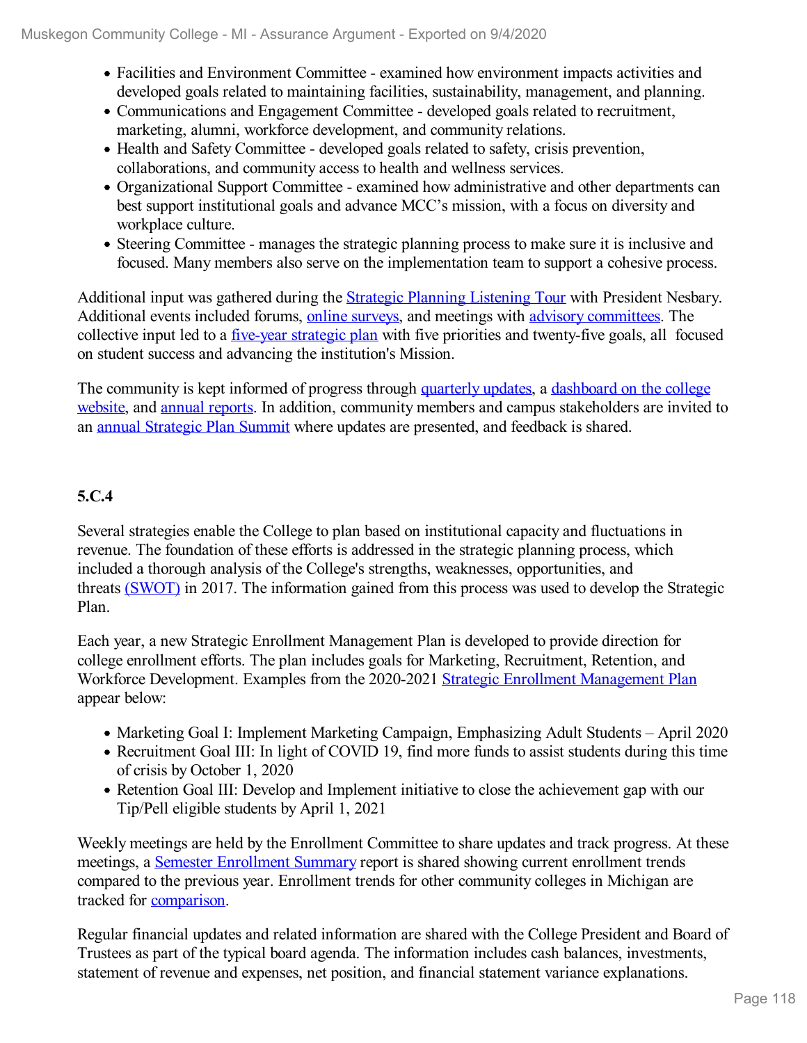- Facilities and Environment Committee - examined how environment impacts activities and developed goals related to maintaining facilities, sustainability, management, and planning.
- Communications and Engagement Committee - developed goals related to recruitment, marketing, alumni, workforce development, and community relations.
- Health and Safety Committee - developed goals related to safety, crisis prevention, collaborations, and community access to health and wellness services.
- Organizational Support Committee - examined how administrative and other departments can best support institutional goals and advance MCC's mission, with a focus on diversity and workplace culture.
- Steering Committee - manages the strategic planning process to make sure it is inclusive and focused. Many members also serve on the implementation team to support a cohesive process.

Additional input was gathered during the Strategic Planning Listening Tour with President Nesbary. Additional events included forums, online surveys, and meetings with advisory committees. The collective input led to a five-year strategic plan with five priorities and twenty-five goals, all focused on student success and advancing the institution's Mission.

The community is kept informed of progress through quarterly updates, a dashboard on the college website, and annual reports. In addition, community members and campus stakeholders are invited to an annual Strategic Plan Summit where updates are presented, and feedback is shared.

**5.C.4**

Several strategies enable the College to plan based on institutional capacity and fluctuations in revenue. The foundation of these efforts is addressed in the strategic planning process, which included a thorough analysis of the College's strengths, weaknesses, opportunities, and threats (SWOT) in 2017. The information gained from this process was used to develop the Strategic Plan.

Each year, a new Strategic Enrollment Management Plan is developed to provide direction for college enrollment efforts. The plan includes goals for Marketing, Recruitment, Retention, and Workforce Development. Examples from the 2020-2021 Strategic Enrollment Management Plan appear below:

- Marketing Goal I: Implement Marketing Campaign, Emphasizing Adult Students – April 2020
- Recruitment Goal III: In light of COVID 19, find more funds to assist students during this time of crisis by October 1, 2020
- Retention Goal III: Develop and Implement initiative to close the achievement gap with our Tip/Pell eligible students by April 1, 2021

Weekly meetings are held by the Enrollment Committee to share updates and track progress. At these meetings, a Semester Enrollment Summary report is shared showing current enrollment trends compared to the previous year. Enrollment trends for other community colleges in Michigan are tracked for comparison.

Regular financial updates and related information are shared with the College President and Board of Trustees as part of the typical board agenda. The information includes cash balances, investments, statement of revenue and expenses, net position, and financial statement variance explanations.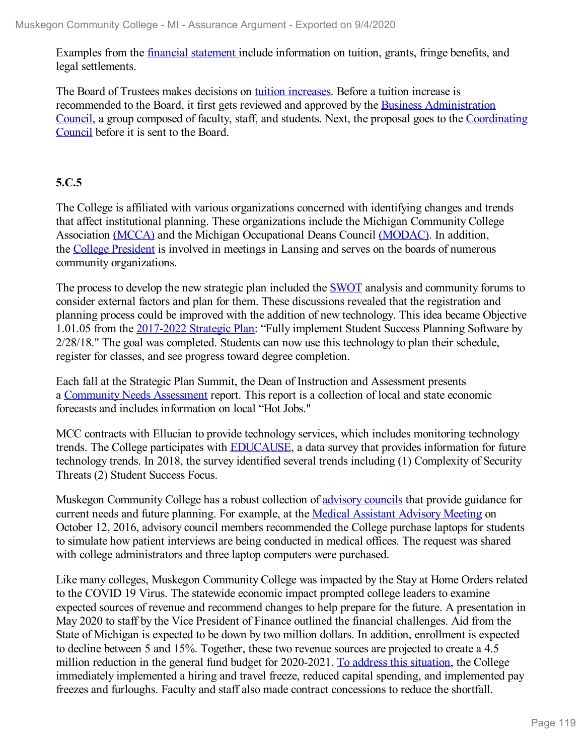Examples from the financial statement include information on tuition, grants, fringe benefits, and legal settlements.

The Board of Trustees makes decisions on tuition increases. Before a tuition increase is recommended to the Board, it first gets reviewed and approved by the Business Administration Council, a group composed of faculty, staff, and students. Next, the proposal goes to the Coordinating Council before it is sent to the Board.

**5.C.5**

The College is affiliated with various organizations concerned with identifying changes and trends that affect institutional planning. These organizations include the Michigan Community College Association (MCCA) and the Michigan Occupational Deans Council (MODAC). In addition, the College President is involved in meetings in Lansing and serves on the boards of numerous community organizations.

The process to develop the new strategic plan included the SWOT analysis and community forums to consider external factors and plan for them. These discussions revealed that the registration and planning process could be improved with the addition of new technology. This idea became Objective 1.01.05 from the 2017-2022 Strategic Plan: "Fully implement Student Success Planning Software by 2/28/18." The goal was completed. Students can now use this technology to plan their schedule, register for classes, and see progress toward degree completion.

Each fall at the Strategic Plan Summit, the Dean of Instruction and Assessment presents a Community Needs Assessment report. This report is a collection of local and state economic forecasts and includes information on local "Hot Jobs."

MCC contracts with Ellucian to provide technology services, which includes monitoring technology trends. The College participates with EDUCAUSE, a data survey that provides information for future technology trends. In 2018, the survey identified several trends including (1) Complexity of Security Threats (2) Student Success Focus.

Muskegon Community College has a robust collection of advisory councils that provide guidance for current needs and future planning. For example, at the Medical Assistant Advisory Meeting on October 12, 2016, advisory council members recommended the College purchase laptops for students to simulate how patient interviews are being conducted in medical offices. The request was shared with college administrators and three laptop computers were purchased.

Like many colleges, Muskegon Community College was impacted by the Stay at Home Orders related to the COVID 19 Virus. The statewide economic impact prompted college leaders to examine expected sources of revenue and recommend changes to help prepare for the future. A presentation in May 2020 to staff by the Vice President of Finance outlined the financial challenges. Aid from the State of Michigan is expected to be down by two million dollars. In addition, enrollment is expected to decline between 5 and 15%. Together, these two revenue sources are projected to create a 4.5 million reduction in the general fund budget for 2020-2021. To address this situation, the College immediately implemented a hiring and travel freeze, reduced capital spending, and implemented pay freezes and furloughs. Faculty and staff also made contract concessions to reduce the shortfall.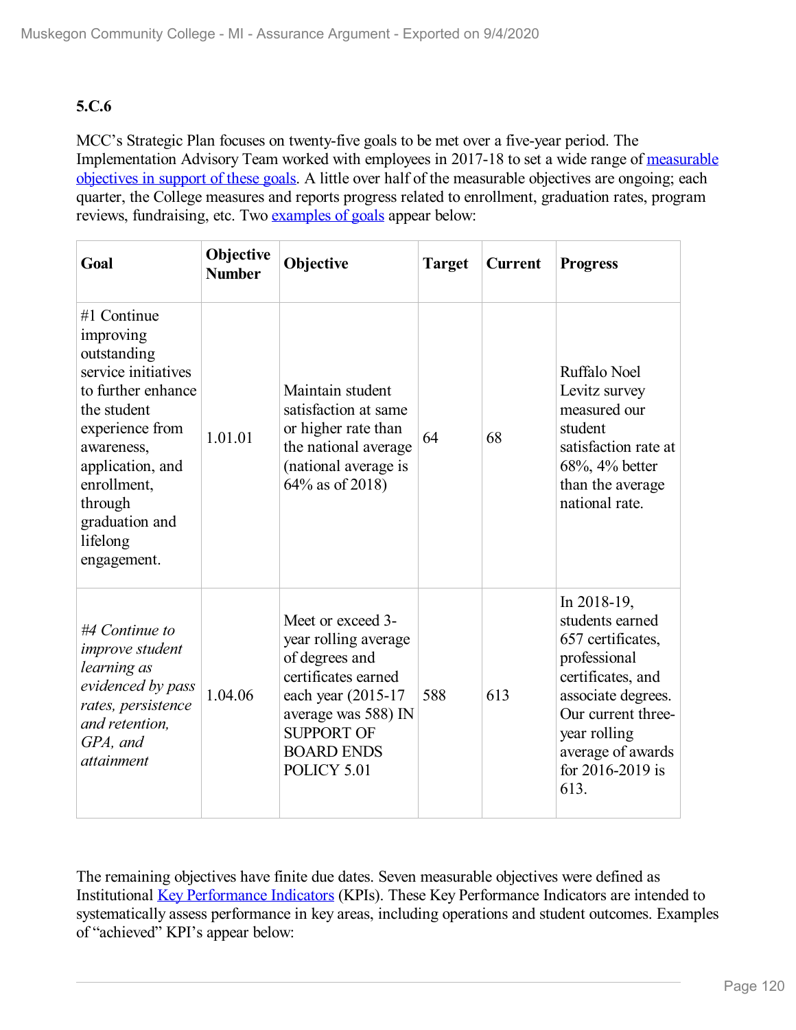### 5.C.6

MCC's Strategic Plan focuses on twenty-five goals to be met over a five-year period. The Implementation Advisory Team worked with employees in 2017-18 to set a wide range of measurable objectives in support of these goals. A little over half of the measurable objectives are ongoing; each quarter, the College measures and reports progress related to enrollment, graduation rates, program reviews, fundraising, etc. Two examples of goals appear below:

| Goal | Objective Number | Objective | Target | Current | Progress |
|---|---|---|---|---|---|
| #1 Continue improving outstanding service initiatives to further enhance the student experience from awareness, application, and enrollment, through graduation and lifelong engagement. | 1.01.01 | Maintain student satisfaction at same or higher rate than the national average (national average is 64% as of 2018) | 64 | 68 | Ruffalo Noel Levitz survey measured our student satisfaction rate at 68%, 4% better than the average national rate. |
| *#4 Continue to improve student learning as evidenced by pass rates, persistence and retention, GPA, and attainment* | 1.04.06 | Meet or exceed 3-year rolling average of degrees and certificates earned each year (2015-17 average was 588) IN SUPPORT OF BOARD ENDS POLICY 5.01 | 588 | 613 | In 2018-19, students earned 657 certificates, professional certificates, and associate degrees. Our current three-year rolling average of awards for 2016-2019 is 613. |

The remaining objectives have finite due dates. Seven measurable objectives were defined as Institutional Key Performance Indicators (KPIs). These Key Performance Indicators are intended to systematically assess performance in key areas, including operations and student outcomes. Examples of "achieved" KPI's appear below: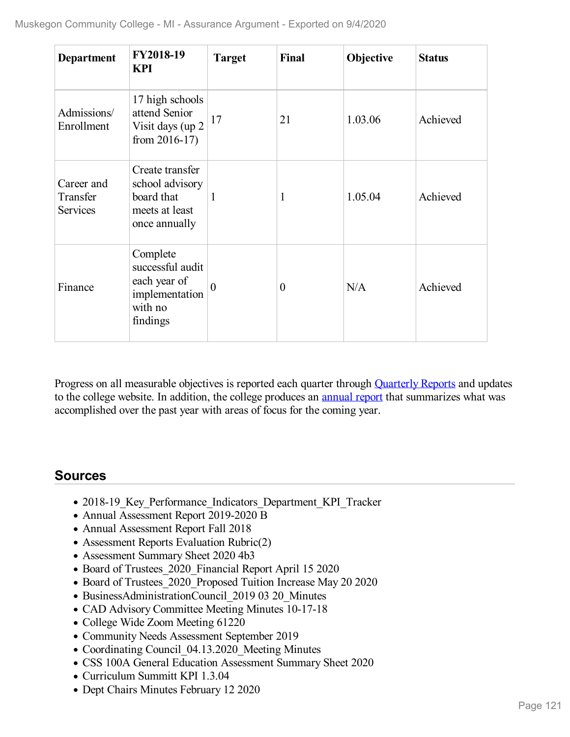| Department | FY2018-19 KPI | Target | Final | Objective | Status |
|---|---|---|---|---|---|
| Admissions/ Enrollment | 17 high schools attend Senior Visit days (up 2 from 2016-17) | 17 | 21 | 1.03.06 | Achieved |
| Career and Transfer Services | Create transfer school advisory board that meets at least once annually | 1 | 1 | 1.05.04 | Achieved |
| Finance | Complete successful audit each year of implementation with no findings | 0 | 0 | N/A | Achieved |

Progress on all measurable objectives is reported each quarter through Quarterly Reports and updates to the college website. In addition, the college produces an annual report that summarizes what was accomplished over the past year with areas of focus for the coming year.

## Sources

- 2018-19_Key_Performance_Indicators_Department_KPI_Tracker
- Annual Assessment Report 2019-2020 B
- Annual Assessment Report Fall 2018
- Assessment Reports Evaluation Rubric(2)
- Assessment Summary Sheet 2020 4b3
- Board of Trustees_2020_Financial Report April 15 2020
- Board of Trustees_2020_Proposed Tuition Increase May 20 2020
- BusinessAdministrationCouncil_2019 03 20_Minutes
- CAD Advisory Committee Meeting Minutes 10-17-18
- College Wide Zoom Meeting 61220
- Community Needs Assessment September 2019
- Coordinating Council_04.13.2020_Meeting Minutes
- CSS 100A General Education Assessment Summary Sheet 2020
- Curriculum Summitt KPI 1.3.04
- Dept Chairs Minutes February 12 2020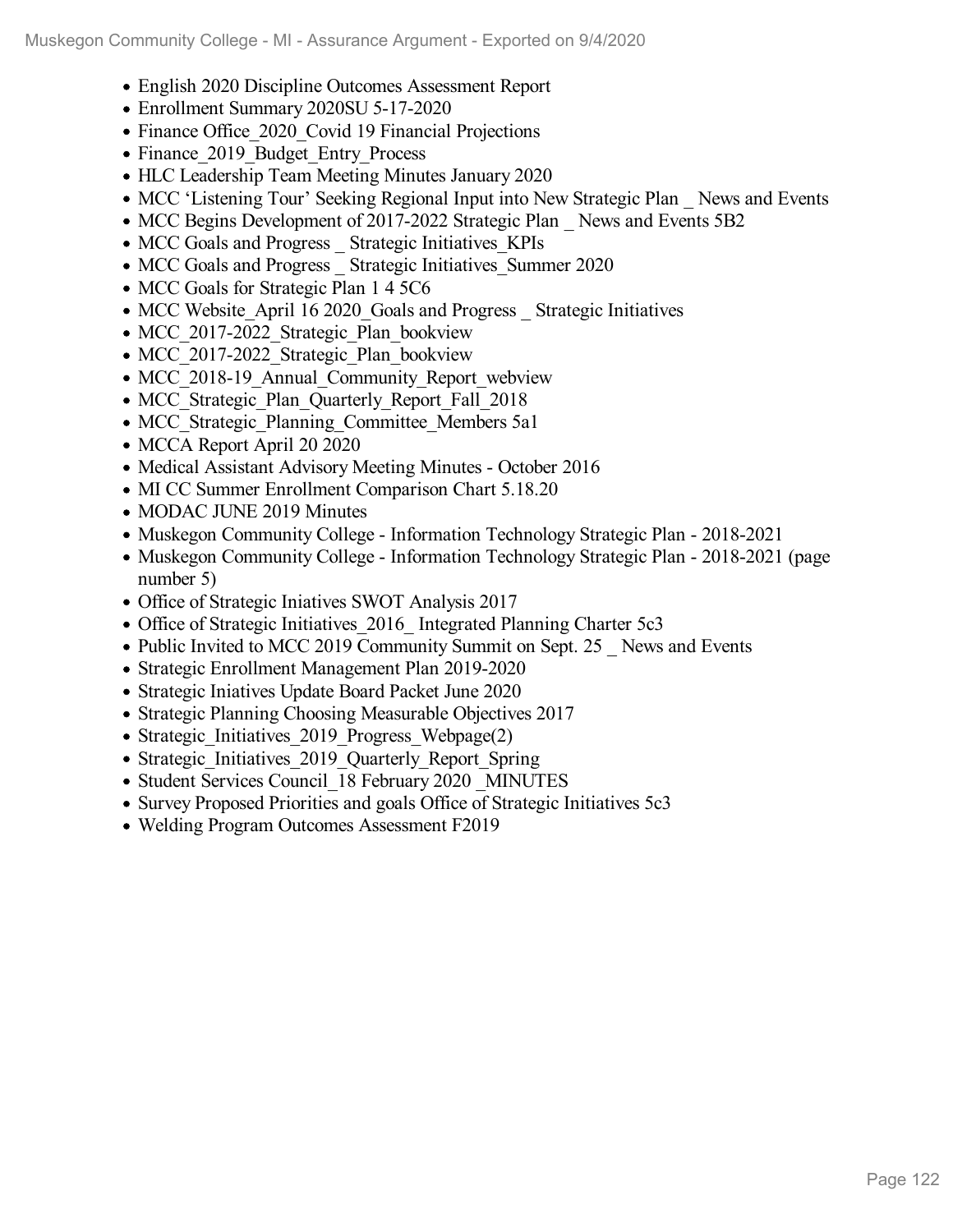- English 2020 Discipline Outcomes Assessment Report
- Enrollment Summary 2020SU 5-17-2020
- Finance Office_2020_Covid 19 Financial Projections
- Finance_2019_Budget_Entry_Process
- HLC Leadership Team Meeting Minutes January 2020
- MCC 'Listening Tour' Seeking Regional Input into New Strategic Plan _ News and Events
- MCC Begins Development of 2017-2022 Strategic Plan _ News and Events 5B2
- MCC Goals and Progress _ Strategic Initiatives_KPIs
- MCC Goals and Progress _ Strategic Initiatives_Summer 2020
- MCC Goals for Strategic Plan 1 4 5C6
- MCC Website_April 16 2020_Goals and Progress _ Strategic Initiatives
- MCC_2017-2022_Strategic_Plan_bookview
- MCC_2017-2022_Strategic_Plan_bookview
- MCC_2018-19_Annual_Community_Report_webview
- MCC_Strategic_Plan_Quarterly_Report_Fall_2018
- MCC_Strategic_Planning_Committee_Members 5a1
- MCCA Report April 20 2020
- Medical Assistant Advisory Meeting Minutes - October 2016
- MI CC Summer Enrollment Comparison Chart 5.18.20
- MODAC JUNE 2019 Minutes
- Muskegon Community College - Information Technology Strategic Plan - 2018-2021
- Muskegon Community College - Information Technology Strategic Plan - 2018-2021 (page number 5)
- Office of Strategic Iniatives SWOT Analysis 2017
- Office of Strategic Initiatives_2016_ Integrated Planning Charter 5c3
- Public Invited to MCC 2019 Community Summit on Sept. 25 _ News and Events
- Strategic Enrollment Management Plan 2019-2020
- Strategic Iniatives Update Board Packet June 2020
- Strategic Planning Choosing Measurable Objectives 2017
- Strategic_Initiatives_2019_Progress_Webpage(2)
- Strategic_Initiatives_2019_Quarterly_Report_Spring
- Student Services Council_18 February 2020 _MINUTES
- Survey Proposed Priorities and goals Office of Strategic Initiatives 5c3
- Welding Program Outcomes Assessment F2019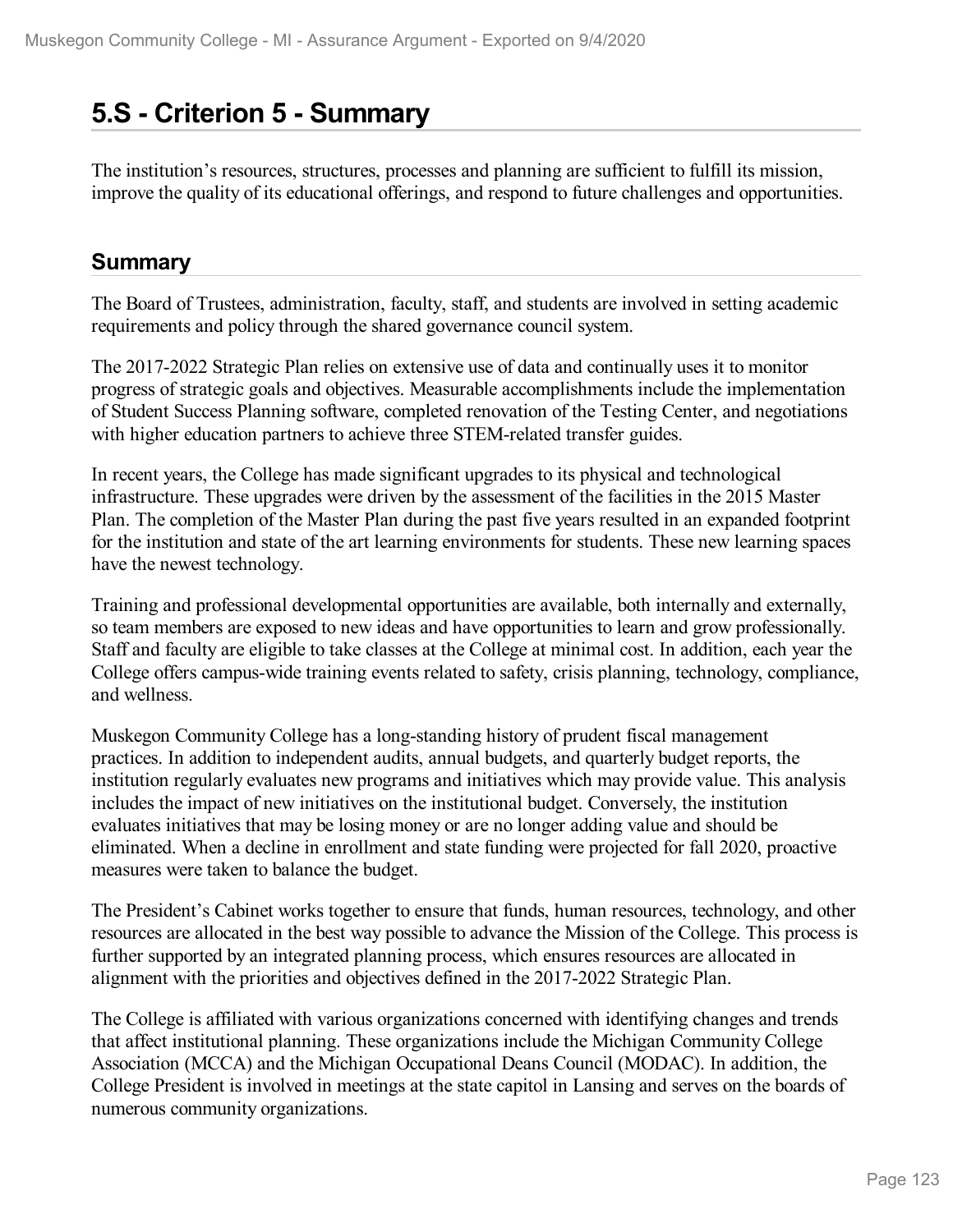# 5.S - Criterion 5 - Summary

The institution's resources, structures, processes and planning are sufficient to fulfill its mission, improve the quality of its educational offerings, and respond to future challenges and opportunities.

## Summary

The Board of Trustees, administration, faculty, staff, and students are involved in setting academic requirements and policy through the shared governance council system.

The 2017-2022 Strategic Plan relies on extensive use of data and continually uses it to monitor progress of strategic goals and objectives. Measurable accomplishments include the implementation of Student Success Planning software, completed renovation of the Testing Center, and negotiations with higher education partners to achieve three STEM-related transfer guides.

In recent years, the College has made significant upgrades to its physical and technological infrastructure. These upgrades were driven by the assessment of the facilities in the 2015 Master Plan. The completion of the Master Plan during the past five years resulted in an expanded footprint for the institution and state of the art learning environments for students. These new learning spaces have the newest technology.

Training and professional developmental opportunities are available, both internally and externally, so team members are exposed to new ideas and have opportunities to learn and grow professionally. Staff and faculty are eligible to take classes at the College at minimal cost. In addition, each year the College offers campus-wide training events related to safety, crisis planning, technology, compliance, and wellness.

Muskegon Community College has a long-standing history of prudent fiscal management practices. In addition to independent audits, annual budgets, and quarterly budget reports, the institution regularly evaluates new programs and initiatives which may provide value. This analysis includes the impact of new initiatives on the institutional budget. Conversely, the institution evaluates initiatives that may be losing money or are no longer adding value and should be eliminated. When a decline in enrollment and state funding were projected for fall 2020, proactive measures were taken to balance the budget.

The President's Cabinet works together to ensure that funds, human resources, technology, and other resources are allocated in the best way possible to advance the Mission of the College. This process is further supported by an integrated planning process, which ensures resources are allocated in alignment with the priorities and objectives defined in the 2017-2022 Strategic Plan.

The College is affiliated with various organizations concerned with identifying changes and trends that affect institutional planning. These organizations include the Michigan Community College Association (MCCA) and the Michigan Occupational Deans Council (MODAC). In addition, the College President is involved in meetings at the state capitol in Lansing and serves on the boards of numerous community organizations.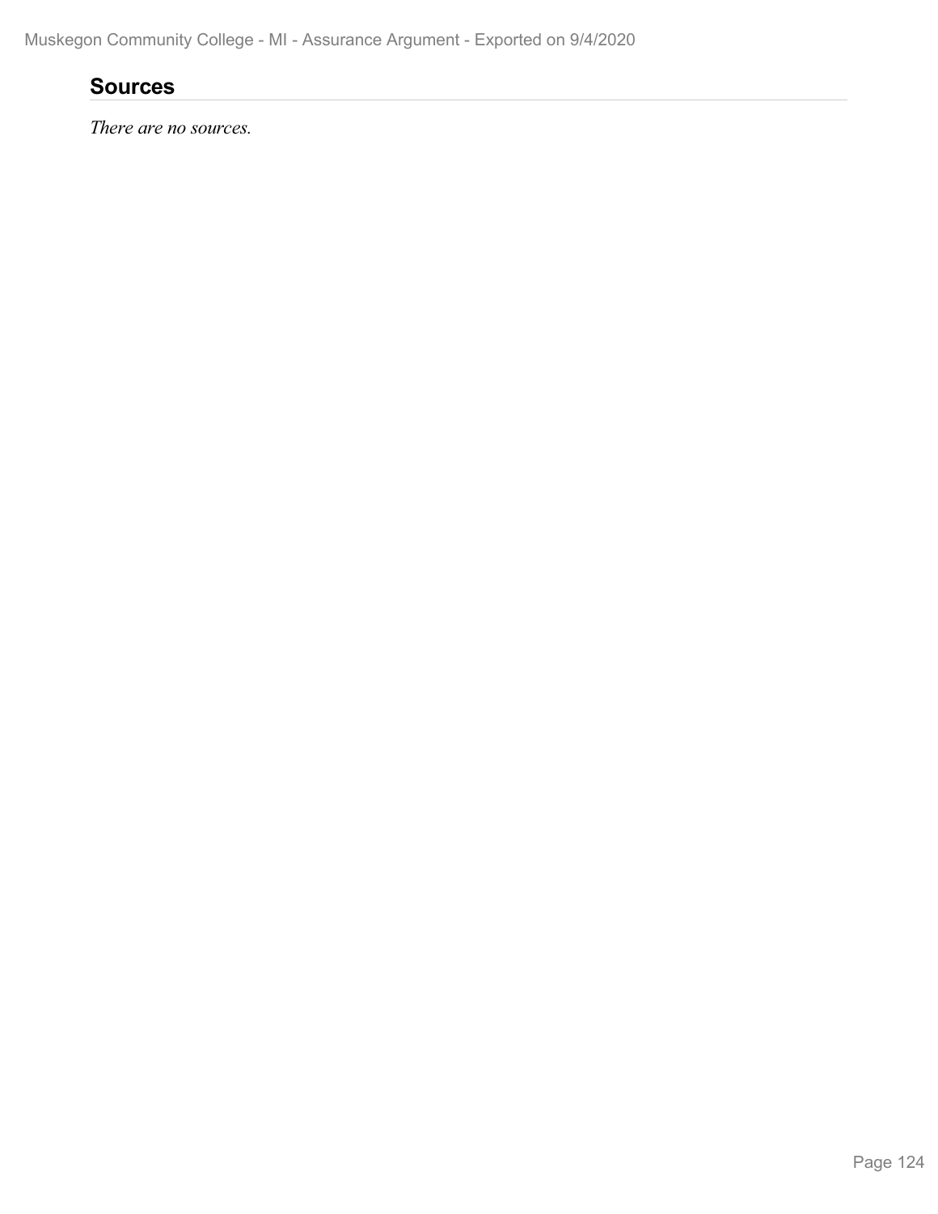## Sources

*There are no sources.*